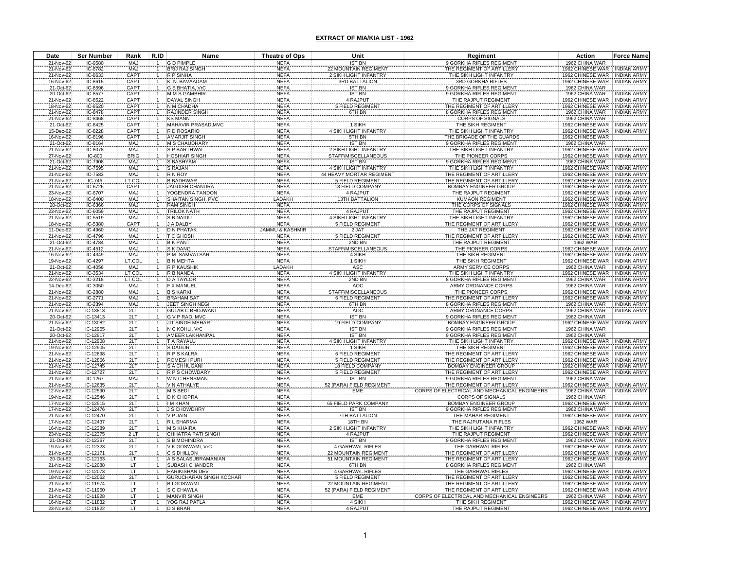## EXTRACT OF MIA/KIA LIST - 1962

| Date | Ser Number | Rank | R.ID | Name | Theatre of Ops | Unit | Regiment | Action | Force Name |
|---|---|---|---|---|---|---|---|---|---|
| 21-Nov-62 | IC-9580 | MAJ | 1 | G D PIMPLE | NEFA | IST BN | 9 GORKHA RIFLES REGIMENT | 1962 CHINA WAR | |
| 21-Nov-62 | IC-8782 | MAJ | 1 | BRIJ RAJ SINGH | NEFA | 22 MOUNTAIN REGIMENT | THE REGIMENT OF ARTILLERY | 1962 CHINESE WAR | INDIAN ARMY |
| 21-Nov-62 | IC-8633 | CAPT | 1 | R P SINHA | NEFA | 2 SIKH LIGHT INFANTRY | THE SIKH LIGHT INFANTRY | 1962 CHINESE WAR | INDIAN ARMY |
| 16-Nov-62 | IC-8615 | CAPT | 1 | K. N. BAVAADAM | NEFA | 3RD BATTALION | 3RD GORKHA RIFLES | 1962 CHINESE WAR | INDIAN ARMY |
| 21-Oct-62 | IC-8596 | CAPT | 1 | G S BHATIA, VrC | NEFA | IST BN | 9 GORKHA RIFLES REGIMENT | 1962 CHINA WAR | |
| 20-Oct-62 | IC-8577 | CAPT | 1 | M M S GAMBHIR | NEFA | IST BN | 9 GORKHA RIFLES REGIMENT | 1962 CHINA WAR | INDIAN ARMY |
| 21-Nov-62 | IC-8522 | CAPT | 1 | DAYAL SINGH | NEFA | 4 RAJPUT | THE RAJPUT REGIMENT | 1962 CHINESE WAR | INDIAN ARMY |
| 18-Nov-62 | IC-8520 | CAPT | 1 | N M CHADHA | NEFA | 5 FIELD REGIMENT | THE REGIMENT OF ARTILLERY | 1962 CHINESE WAR | INDIAN ARMY |
| 21-Nov-62 | IC-8478 | CAPT | 1 | RAJINDER SINGH | NEFA | 6TH BN | 8 GORKHA RIFLES REGIMENT | 1962 CHINA WAR | INDIAN ARMY |
| 21-Nov-62 | IC-8468 | CAPT | 1 | KS MANN | NEFA | | CORPS OF SIGNALS | 1962 CHINA WAR | |
| 21-Oct-62 | IC-8425 | CAPT | 1 | MAHAVIR PRASAD,MVC | NEFA | 1 SIKH | THE SIKH REGIMENT | 1962 CHINESE WAR | INDIAN ARMY |
| 15-Dec-62 | IC-8228 | CAPT | 1 | R D ROSARIO | NEFA | 4 SIKH LIGHT INFANTRY | THE SIKH LIGHT INFANTRY | 1962 CHINESE WAR | INDIAN ARMY |
| 16-Nov-62 | IC-8196 | CAPT | 1 | AMARJIT SINGH | NEFA | 5TH BN | THE BRIGADE OF THE GUARDS | 1962 CHINESE WAR | |
| 21-Oct-62 | IC-8164 | MAJ | 1 | M S CHAUDHARY | NEFA | IST BN | 9 GORKHA RIFLES REGIMENT | 1962 CHINA WAR | |
| 21-Nov-62 | IC-8078 | MAJ | 1 | S P BARTHWAL | NEFA | 2 SIKH LIGHT INFANTRY | THE SIKH LIGHT INFANTRY | 1962 CHINESE WAR | INDIAN ARMY |
| 27-Nov-62 | IC-800 | BRIG | 1 | HOSHIAR SINGH | NEFA | STAFF/MISCELLANEOUS | THE PIONEER CORPS | 1962 CHINESE WAR | INDIAN ARMY |
| 21-Oct-62 | IC-7908 | MAJ | 1 | S BASHYAM | NEFA | IST BN | 9 GORKHA RIFLES REGIMENT | 1962 CHINA WAR | |
| 21-Nov-62 | IC-7595 | MAJ | 1 | S RAJAN | NEFA | 4 SIKH LIGHT INFANTRY | THE SIKH LIGHT INFANTRY | 1962 CHINESE WAR | INDIAN ARMY |
| 21-Nov-62 | IC-7583 | MAJ | 1 | R N ROY | NEFA | 44 HEAVY MORTAR REGIMENT | THE REGIMENT OF ARTILLERY | 1962 CHINESE WAR | INDIAN ARMY |
| 21-Nov-62 | IC-746 | LT COL | 1 | B BADHWAR | NEFA | 5 FIELD REGIMENT | THE REGIMENT OF ARTILLERY | 1962 CHINESE WAR | INDIAN ARMY |
| 21-Nov-62 | IC-6726 | CAPT | 1 | JAGDISH CHANDRA | NEFA | 18 FIELD COMPANY | BOMBAY ENGINEER GROUP | 1962 CHINESE WAR | INDIAN ARMY |
| 23-Nov-62 | IC-6707 | MAJ | 1 | YOGENDRA TANDON | NEFA | 4 RAJPUT | THE RAJPUT REGIMENT | 1962 CHINESE WAR | INDIAN ARMY |
| 18-Nov-62 | IC-6400 | MAJ | 1 | SHAITAN SINGH, PVC | LADAKH | 13TH BATTALION | KUMAON REGIMENT | 1962 CHINESE WAR | INDIAN ARMY |
| 20-Oct-62 | IC-6366 | MAJ | 1 | RAM SINGH | NEFA | | THE CORPS OF SIGNALS | 1962 CHINESE WAR | INDIAN ARMY |
| 23-Nov-62 | IC-6059 | MAJ | 1 | TRILOK NATH | NEFA | 4 RAJPUT | THE RAJPUT REGIMENT | 1962 CHINESE WAR | INDIAN ARMY |
| 21-Nov-62 | IC-5519 | MAJ | 1 | S B NAIDU | NEFA | 4 SIKH LIGHT INFANTRY | THE SIKH LIGHT INFANTRY | 1962 CHINESE WAR | INDIAN ARMY |
| 18-Nov-62 | IC-5380 | CAPT | 1 | J A DALBY | NEFA | 5 FIELD REGIMENT | THE REGIMENT OF ARTILLERY | 1962 CHINESE WAR | INDIAN ARMY |
| 11-Dec-62 | IC-4960 | MAJ | 1 | D N PHATAK | JAMMU & KASHMIR | 2 JAT | THE JAT REGIMENT | 1962 CHINESE WAR | INDIAN ARMY |
| 21-Nov-62 | IC-4796 | MAJ | 1 | T C GHOSH | NEFA | 5 FIELD REGIMENT | THE REGIMENT OF ARTILLERY | 1962 CHINESE WAR | INDIAN ARMY |
| 21-Oct-62 | IC-4784 | MAJ | 1 | B K PANT | NEFA | 2ND BN | THE RAJPUT REGIMENT | 1962 WAR | |
| 21-Nov-62 | IC-4512 | MAJ | 1 | S K DANG | NEFA | STAFF/MISCELLANEOUS | THE PIONEER CORPS | 1962 CHINESE WAR | INDIAN ARMY |
| 16-Nov-62 | IC-4349 | MAJ | 1 | P M SAMVATSAR | NEFA | 4 SIKH | THE SIKH REGIMENT | 1962 CHINESE WAR | INDIAN ARMY |
| 19-Nov-62 | IC-4297 | LT.COL | 1 | B N MEHTA | NEFA | 1 SIKH | THE SIKH REGIMENT | 1962 CHINESE WAR | INDIAN ARMY |
| 21-Oct-62 | IC-4056 | MAJ | 1 | R P KAUSHIK | LADAKH | ASC | ARMY SERVICE CORPS | 1962 CHINA WAR | INDIAN ARMY |
| 21-Nov-62 | IC-3534 | LT COL | 1 | R B NANDA | NEFA | 4 SIKH LIGHT INFANTRY | THE SIKH LIGHT INFANTRY | 1962 CHINESE WAR | INDIAN ARMY |
| 22-Nov-62 | IC-3218 | LT COL | 1 | D A TAYLOR | NEFA | 2ND BN | 8 GORKHA RIFLES REGIMENT | 1962 CHINA WAR | INDIAN ARMY |
| 14-Dec-62 | IC-3050 | MAJ | 1 | F X MANUEL | NEFA | AOC | ARMY ORDNANCE CORPS | 1962 CHINA WAR | INDIAN ARMY |
| 21-Nov-62 | IC-2880 | MAJ | 1 | B S KARKI | NEFA | STAFF/MISCELLANEOUS | THE PIONEER CORPS | 1962 CHINESE WAR | INDIAN ARMY |
| 21-Nov-62 | IC-2771 | MAJ | 1 | BRAHAM SAT | NEFA | 6 FIELD REGIMENT | THE REGIMENT OF ARTILLERY | 1962 CHINESE WAR | INDIAN ARMY |
| 21-Nov-62 | IC-2394 | MAJ | 1 | JEET SINGH NEGI | NEFA | 6TH BN | 8 GORKHA RIFLES REGIMENT | 1962 CHINA WAR | INDIAN ARMY |
| 21-Nov-62 | IC-13813 | 2LT | 1 | GULAB C BHOJWANI | NEFA | AOC | ARMY ORDNANCE CORPS | 1962 CHINA WAR | INDIAN ARMY |
| 20-Oct-62 | IC-13413 | 2LT | 1 | G V P RAO, MVC | NEFA | IST BN | 9 GORKHA RIFLES REGIMENT | 1962 CHINA WAR | |
| 21-Nov-62 | IC-13082 | 2LT | 1 | JIT SINGH MEHAR | NEFA | 19 FIELD COMPANY | BOMBAY ENGINEER GROUP | 1962 CHINESE WAR | INDIAN ARMY |
| 21-Oct-62 | IC-12955 | 2LT | 1 | N C KOHLI, VrC | NEFA | IST BN | 9 GORKHA RIFLES REGIMENT | 1962 CHINA WAR | |
| 20-Oct-62 | IC-12917 | 2LT | 1 | AMEER LAKHANPAL | NEFA | IST BN | 9 GORKHA RIFLES REGIMENT | 1962 CHINA WAR | |
| 21-Nov-62 | IC-12908 | 2LT | 1 | T A RAYALU | NEFA | 4 SIKH LIGHT INFANTRY | THE SIKH LIGHT INFANTRY | 1962 CHINESE WAR | INDIAN ARMY |
| 19-Nov-62 | IC-12905 | 2LT | 1 | S DAGUR | NEFA | 1 SIKH | THE SIKH REGIMENT | 1962 CHINESE WAR | INDIAN ARMY |
| 21-Nov-62 | IC-12898 | 2LT | 1 | R P S KALRA | NEFA | 6 FIELD REGIMENT | THE REGIMENT OF ARTILLERY | 1962 CHINESE WAR | INDIAN ARMY |
| 21-Nov-62 | IC-12866 | 2LT | 1 | ROMESH PURI | NEFA | 5 FIELD REGIMENT | THE REGIMENT OF ARTILLERY | 1962 CHINESE WAR | INDIAN ARMY |
| 21-Nov-62 | IC-12745 | 2LT | 1 | S A CHHUGANI | NEFA | 18 FIELD COMPANY | BOMBAY ENGINEER GROUP | 1962 CHINESE WAR | INDIAN ARMY |
| 21-Nov-62 | IC-12727 | 2LT | 1 | R P S CHOWDARY | NEFA | 5 FIELD REGIMENT | THE REGIMENT OF ARTILLERY | 1962 CHINESE WAR | INDIAN ARMY |
| 21-Nov-62 | IC-1267 | MAJ | 1 | W N C HENSMAN | NEFA | IST BN | 9 GORKHA RIFLES REGIMENT | 1962 CHINA WAR | |
| 21-Nov-62 | IC-12635 | 2LT | 1 | V N ATHALYE | NEFA | 52 (PARA) FIELD REGIMENT | THE REGIMENT OF ARTILLERY | 1962 CHINESE WAR | INDIAN ARMY |
| 12-Nov-62 | IC-12590 | 2LT | 1 | M S BEDI | NEFA | EME | CORPS OF ELECTRICAL AND MECHANICAL ENGINEERS | 1962 CHINA WAR | INDIAN ARMY |
| 19-Nov-62 | IC-12546 | 2LT | 1 | D K CHOPRA | NEFA | | CORPS OF SIGNALS | 1962 CHINA WAR | |
| 17-Nov-62 | IC-12515 | 2LT | 1 | I M KHAN | NEFA | 65 FIELD PARK COMPANY | BOMBAY ENGINEER GROUP | 1962 CHINESE WAR | INDIAN ARMY |
| 17-Nov-62 | IC-12476 | 2LT | 1 | J S CHOWDHRY | NEFA | IST BN | 9 GORKHA RIFLES REGIMENT | 1962 CHINA WAR | |
| 21-Nov-62 | IC-12470 | 2LT | 1 | V P JAIN | NEFA | 7TH BATTALION | THE MAHAR REGIMENT | 1962 CHINESE WAR | INDIAN ARMY |
| 17-Nov-62 | IC-12437 | 2LT | 1 | R L SHARMA | NEFA | 18TH BN | THE RAJPUTANA RIFLES | 1962 WAR | |
| 16-Nov-62 | IC-12389 | 2LT | 1 | M S KHAIRA | NEFA | 2 SIKH LIGHT INFANTRY | THE SIKH LIGHT INFANTRY | 1962 CHINESE WAR | INDIAN ARMY |
| 23-Nov-62 | IC-12375 | 2 LT | 1 | CHHATRA PATI SINGH | NEFA | 4 RAJPUT | THE RAJPUT REGIMENT | 1962 CHINESE WAR | INDIAN ARMY |
| 21-Oct-62 | IC-12367 | 2LT | 1 | S B MOHINDRA | NEFA | IST BN | 9 GORKHA RIFLES REGIMENT | 1962 CHINA WAR | INDIAN ARMY |
| 19-Nov-62 | IC-12323 | 2LT | 1 | V K GOSWAMI, VrC | NEFA | 4 GARHWAL RIFLES | THE GARHWAL RIFLES | 1962 CHINESE WAR | INDIAN ARMY |
| 21-Nov-62 | IC-12171 | 2LT | 1 | C S DHILLON | NEFA | 22 MOUNTAIN REGIMENT | THE REGIMENT OF ARTILLERY | 1962 CHINESE WAR | INDIAN ARMY |
| 20-Oct-62 | IC-12163 | LT | 1 | A S BALASUBRAMANIAN | NEFA | 51 MOUNTAIN REGIMENT | THE REGIMENT OF ARTILLERY | 1962 CHINESE WAR | INDIAN ARMY |
| 21-Nov-62 | IC-12088 | LT | 1 | SUBASH CHANDER | NEFA | 6TH BN | 8 GORKHA RIFLES REGIMENT | 1962 CHINA WAR | |
| 19-Nov-62 | IC-12073 | LT | 1 | HARIKISHAN DEV | NEFA | 4 GARHWAL RIFLES | THE GARHWAL RIFLES | 1962 CHINESE WAR | INDIAN ARMY |
| 18-Nov-62 | IC-12062 | 2LT | 1 | GURUCHARAN SINGH KOCHAR | NEFA | 5 FIELD REGIMENT | THE REGIMENT OF ARTILLERY | 1962 CHINESE WAR | INDIAN ARMY |
| 21-Nov-62 | IC-11974 | LT | 1 | B I GOSWAMI | NEFA | 22 MOUNTAIN REGIMENT | THE REGIMENT OF ARTILLERY | 1962 CHINESE WAR | INDIAN ARMY |
| 21-Nov-62 | IC-11950 | LT | 1 | S C CHAWLA | NEFA | 52 (PARA) FIELD REGIMENT | THE REGIMENT OF ARTILLERY | 1962 CHINESE WAR | INDIAN ARMY |
| 21-Nov-62 | IC-11928 | LT | 1 | MANVIR SINGH | NEFA | EME | CORPS OF ELECTRICAL AND MECHANICAL ENGINEERS | 1962 CHINA WAR | INDIAN ARMY |
| 16-Nov-62 | IC-11832 | LT | 1 | YOG RAJ PATLA | NEFA | 4 SIKH | THE SIKH REGIMENT | 1962 CHINESE WAR | INDIAN ARMY |
| 23-Nov-62 | IC-11822 | LT | 1 | D S BRAR | NEFA | 4 RAJPUT | THE RAJPUT REGIMENT | 1962 CHINESE WAR | INDIAN ARMY |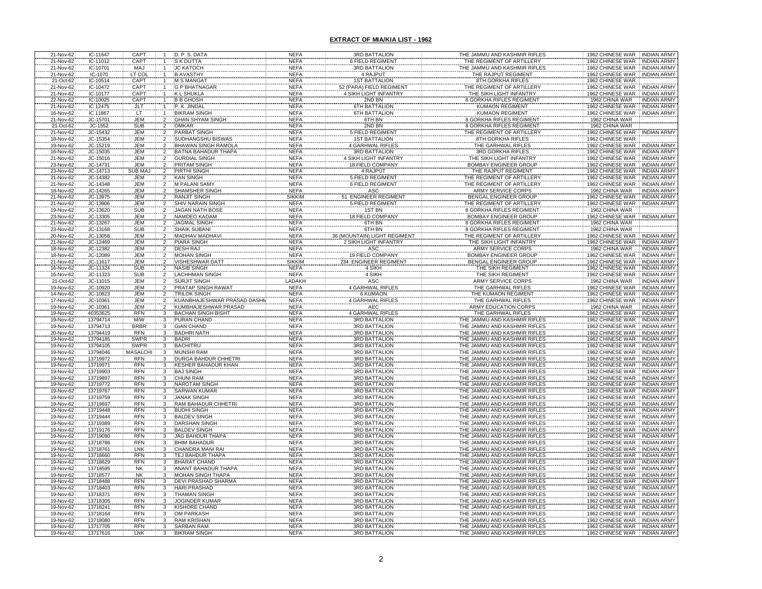## EXTRACT OF MIA/KIA LIST - 1962

| | | | | | | | | | |
|---|---|---|---|---|---|---|---|---|---|
| 21-Nov-62 | IC-11647 | CAPT | 1 | D. P. S. DATA | NEFA | 3RD BATTALION | THE JAMMU AND KASHMIR RIFLES | 1962 CHINESE WAR | INDIAN ARMY |
| 21-Nov-62 | IC-11012 | CAPT | 1 | S K DUTTA | NEFA | 6 FIELD REGIMENT | THE REGIMENT OF ARTILLERY | 1962 CHINESE WAR | INDIAN ARMY |
| 21-Nov-62 | IC-10701 | MAJ | 1 | JC KATOCH | NEFA | 3RD BATTALION | THE JAMMU AND KASHMIR RIFLES | 1962 CHINESE WAR | INDIAN ARMY |
| 21-Nov-62 | IC-1070 | LT COL | 1 | B AVASTHY | NEFA | 4 RAJPUT | THE RAJPUT REGIMENT | 1962 CHINESE WAR | INDIAN ARMY |
| 21-Oct-62 | IC-10514 | CAPT | 1 | M S MANGAT | NEFA | 1ST BATTALION | 8TH GORKHA RIFLES | 1962 CHINESE WAR | |
| 21-Nov-62 | IC-10472 | CAPT | 1 | G P BHATNAGAR | NEFA | 52 (PARA) FIELD REGIMENT | THE REGIMENT OF ARTILLERY | 1962 CHINESE WAR | INDIAN ARMY |
| 21-Nov-62 | IC-10177 | CAPT | 1 | K L SHUKLA | NEFA | 4 SIKH LIGHT INFANTRY | THE SIKH LIGHT INFANTRY | 1962 CHINESE WAR | INDIAN ARMY |
| 22-Nov-62 | IC-10025 | CAPT | 1 | B B GHOSH | NEFA | 2ND BN | 8 GORKHA RIFLES REGIMENT | 1962 CHINA WAR | INDIAN ARMY |
| 21-Nov-62 | IC 12475 | 2LT | 1 | P. K. JINDAL | NEFA | 6TH BATTALION | KUMAON REGIMENT | 1962 CHINESE WAR | INDIAN ARMY |
| 16-Nov-62 | IC 11867 | LT | 1 | BIKRAM SINGH | NEFA | 6TH BATTALION | KUMAON REGIMENT | 1962 CHINESE WAR | INDIAN ARMY |
| 21-Nov-62 | JC-15701 | JEM | 2 | GHAN SHYAM SINGH | NEFA | 6TH BN | 8 GORKHA RIFLES REGIMENT | 1962 CHINA WAR | |
| 21-Oct-62 | JC-1552 | SUB | 2 | OMKAR | NEFA | 2ND BN | 8 GORKHA RIFLES REGIMENT | 1962 CHINA WAR | |
| 21-Nov-62 | JC-15432 | JEM | 2 | PARBAT SINGH | NEFA | 5 FIELD REGIMENT | THE REGIMENT OF ARTILLERY | 1962 CHINESE WAR | INDIAN ARMY |
| 18-Nov-62 | JC-15354 | JEM | 2 | SUDHANGSHU BISWAS | NEFA | 1ST BATTALION | 8TH GORKHA RIFLES | 1962 CHINESE WAR | |
| 19-Nov-62 | JC-15219 | JEM | 2 | BHAWAN SINGH RAMOLA | NEFA | 4 GARHWAL RIFLES | THE GARHWAL RIFLES | 1962 CHINESE WAR | INDIAN ARMY |
| 16-Nov-62 | JC-15035 | JEM | 2 | BATNA BAHADUR THAPA | NEFA | 3RD BATTALION | 3RD GORKHA RIFLES | 1962 CHINESE WAR | INDIAN ARMY |
| 21-Nov-62 | JC-15016 | JEM | 2 | GURDIAL SINGH | NEFA | 4 SIKH LIGHT INFANTRY | THE SIKH LIGHT INFANTRY | 1962 CHINESE WAR | INDIAN ARMY |
| 23-Nov-62 | JC-14731 | JEM | 2 | PRITAM SINGH | NEFA | 18 FIELD COMPANY | BOMBAY ENGINEER GROUP | 1962 CHINESE WAR | INDIAN ARMY |
| 23-Nov-62 | JC-14713 | SUB MAJ | 2 | PIRTHI SINGH | NEFA | 4 RAJPUT | THE RAJPUT REGIMENT | 1962 CHINESE WAR | INDIAN ARMY |
| 21-Nov-62 | JC-14382 | JEM | 2 | KAN SINGH | NEFA | 5 FIELD REGIMENT | THE REGIMENT OF ARTILLERY | 1962 CHINESE WAR | INDIAN ARMY |
| 21-Nov-62 | JC-14348 | JEM | 2 | M PALANI SAMY | NEFA | 6 FIELD REGIMENT | THE REGIMENT OF ARTILLERY | 1962 CHINESE WAR | INDIAN ARMY |
| 18-Nov-62 | JC-14265 | JEM | 2 | SHAMSHER SINGH | NEFA | ASC | ARMY SERVICE CORPS | 1962 CHINA WAR | INDIAN ARMY |
| 21-Nov-62 | JC-13975 | JEM | 2 | RANJIT SINGH | SIKKIM | 51 ENGINEER REGIMENT | BENGAL ENGINEER GROUP | 1962 CHINESE WAR | INDIAN ARMY |
| 21-Nov-62 | JC-13906 | JEM | 2 | SHIV NARAIN SINGH | NEFA | 5 FIELD REGIMENT | THE REGIMENT OF ARTILLERY | 1962 CHINESE WAR | INDIAN ARMY |
| 19-Nov-62 | JC-13620 | SUB | 2 | JAGAN NATH BOSE | NEFA | 1ST BN | 8 GORKHA RIFLES REGIMENT | 1962 CHINA WAR | |
| 23-Nov-62 | JC-13305 | JEM | 2 | NAMDEO KADAM | NEFA | 18 FIELD COMPANY | BOMBAY ENGINEER GROUP | 1962 CHINESE WAR | INDIAN ARMY |
| 21-Nov-62 | JC-13267 | JEM | 2 | JAGMAL SINGH | NEFA | 6TH BN | 8 GORKHA RIFLES REGIMENT | 1962 CHINA WAR | |
| 23-Nov-62 | JC-13168 | SUB | 2 | SHAIK SUBANI | NEFA | 6TH BN | 8 GORKHA RIFLES REGIMENT | 1962 CHINA WAR | |
| 20-Nov-62 | JC-13058 | JEM | 2 | MADHAV MADHAVI | NEFA | 36 (MOUNTAIN) LIGHT REGIMENT | THE REGIMENT OF ARTILLERY | 1962 CHINESE WAR | INDIAN ARMY |
| 21-Nov-62 | JC-12469 | JEM | 2 | PIARA SINGH | NEFA | 2 SIKH LIGHT INFANTRY | THE SIKH LIGHT INFANTRY | 1962 CHINESE WAR | INDIAN ARMY |
| 18-Nov-62 | JC-12382 | JEM | 2 | DESH RAJ | NEFA | ASC | ARMY SERVICE CORPS | 1962 CHINA WAR | INDIAN ARMY |
| 18-Nov-62 | JC-12089 | JEM | 2 | MOHAN SINGH | NEFA | 19 FIELD COMPANY | BOMBAY ENGINEER GROUP | 1962 CHINESE WAR | INDIAN ARMY |
| 21-Nov-62 | JC-11617 | JEM | 2 | VISHESHWAR DATT | SIKKIM | 234 ENGINEER REGIMENT | BENGAL ENGINEER GROUP | 1962 CHINESE WAR | INDIAN ARMY |
| 16-Nov-62 | JC-11324 | SUB | 2 | NASIB SINGH | NEFA | 4 SIKH | THE SIKH REGIMENT | 1962 CHINESE WAR | INDIAN ARMY |
| 16-Nov-62 | JC-11323 | SUB | 2 | LACHHMAN SINGH | NEFA | 4 SIKH | THE SIKH REGIMENT | 1962 CHINESE WAR | INDIAN ARMY |
| 21-Oct-62 | JC-11015 | JEM | 2 | SURJIT SINGH | LADAKH | ASC | ARMY SERVICE CORPS | 1962 CHINA WAR | INDIAN ARMY |
| 19-Nov-62 | JC-10920 | JEM | 2 | PRATAP SINGH RAWAT | NEFA | 4 GARHWAL RIFLES | THE GARHWAL RIFLES | 1962 CHINESE WAR | INDIAN ARMY |
| 14-Nov-62 | JC-10823 | JEM | 2 | TRILOK SINGH | NEFA | 6 KUMAON | THE KUMAON REGIMENT | 1962 CHINESE WAR | INDIAN ARMY |
| 17-Nov-62 | JC-10361 | JEM | 2 | KUANBHAJESHWAR PRASAD DASHM | NEFA | 4 GARHWAL RIFLES | THE GARHWAL RIFLES | 1962 CHINESE WAR | INDIAN ARMY |
| 19-Nov-62 | JC-10361 | JEM | 2 | KUMBHAJESHWAR PRASAD | NEFA | AEC | ARMY EDUCATION CORPS | 1962 CHINA WAR | INDIAN ARMY |
| 19-Nov-62 | 40353625 | RFN | 3 | BACHAN SINGH BISHT | NEFA | 4 GARHWAL RIFLES | THE GARHWAL RIFLES | 1962 CHINESE WAR | INDIAN ARMY |
| 19-Nov-62 | 13794714 | MW | 3 | PURAN CHAND | NEFA | 3RD BATTALION | THE JAMMU AND KASHMIR RIFLES | 1962 CHINESE WAR | INDIAN ARMY |
| 19-Nov-62 | 13794713 | BRBR | 3 | GIAN CHAND | NEFA | 3RD BATTALION | THE JAMMU AND KASHMIR RIFLES | 1962 CHINESE WAR | INDIAN ARMY |
| 20-Nov-62 | 13794419 | RFN | 3 | BADHRI NATH | NEFA | 3RD BATTALION | THE JAMMU AND KASHMIR RIFLES | 1962 CHINESE WAR | INDIAN ARMY |
| 19-Nov-62 | 13794185 | SWPR | 3 | BADRI | NEFA | 3RD BATTALION | THE JAMMU AND KASHMIR RIFLES | 1962 CHINESE WAR | INDIAN ARMY |
| 19-Nov-62 | 13794105 | SWPR | 3 | BACHITRU | NEFA | 3RD BATTALION | THE JAMMU AND KASHMIR RIFLES | 1962 CHINESE WAR | INDIAN ARMY |
| 19-Nov-62 | 13794046 | MASALCHI | 3 | MUNSHI RAM | NEFA | 3RD BATTALION | THE JAMMU AND KASHMIR RIFLES | 1962 CHINESE WAR | INDIAN ARMY |
| 19-Nov-62 | 13719972 | RFN | 3 | DURGA BAHADUR CHHETRI | NEFA | 3RD BATTALION | THE JAMMU AND KASHMIR RIFLES | 1962 CHINESE WAR | INDIAN ARMY |
| 19-Nov-62 | 13719971 | RFN | 3 | KESHER BAHADUR KHAN | NEFA | 3RD BATTALION | THE JAMMU AND KASHMIR RIFLES | 1962 CHINESE WAR | INDIAN ARMY |
| 19-Nov-62 | 13719903 | RFN | 3 | BAJ SINGH | NEFA | 3RD BATTALION | THE JAMMU AND KASHMIR RIFLES | 1962 CHINESE WAR | INDIAN ARMY |
| 19-Nov-62 | 13719897 | RFN | 3 | CHUNI RAM | NEFA | 3RD BATTALION | THE JAMMU AND KASHMIR RIFLES | 1962 CHINESE WAR | INDIAN ARMY |
| 19-Nov-62 | 13719772 | RFN | 3 | NAROTAM SINGH | NEFA | 3RD BATTALION | THE JAMMU AND KASHMIR RIFLES | 1962 CHINESE WAR | INDIAN ARMY |
| 19-Nov-62 | 13719767 | RFN | 3 | SARWAN KUMAR | NEFA | 3RD BATTALION | THE JAMMU AND KASHMIR RIFLES | 1962 CHINESE WAR | INDIAN ARMY |
| 19-Nov-62 | 13719759 | RFN | 3 | JANAK SINGH | NEFA | 3RD BATTALION | THE JAMMU AND KASHMIR RIFLES | 1962 CHINESE WAR | INDIAN ARMY |
| 19-Nov-62 | 13719697 | RFN | 3 | RAM BAHADUR CHHETRI | NEFA | 3RD BATTALION | THE JAMMU AND KASHMIR RIFLES | 1962 CHINESE WAR | INDIAN ARMY |
| 19-Nov-62 | 13719448 | RFN | 3 | BUDHI SINGH | NEFA | 3RD BATTALION | THE JAMMU AND KASHMIR RIFLES | 1962 CHINESE WAR | INDIAN ARMY |
| 19-Nov-62 | 13719444 | RFN | 3 | BALDEV SINGH | NEFA | 3RD BATTALION | THE JAMMU AND KASHMIR RIFLES | 1962 CHINESE WAR | INDIAN ARMY |
| 19-Nov-62 | 13719389 | RFN | 3 | DARSHAN SINGH | NEFA | 3RD BATTALION | THE JAMMU AND KASHMIR RIFLES | 1962 CHINESE WAR | INDIAN ARMY |
| 19-Nov-62 | 13719176 | RFN | 3 | BALDEV SINGH | NEFA | 3RD BATTALION | THE JAMMU AND KASHMIR RIFLES | 1962 CHINESE WAR | INDIAN ARMY |
| 19-Nov-62 | 13719090 | RFN | 3 | JAG BAHDUR THAPA | NEFA | 3RD BATTALION | THE JAMMU AND KASHMIR RIFLES | 1962 CHINESE WAR | INDIAN ARMY |
| 19-Nov-62 | 13718786 | RFN | 3 | BHIM BAHADUR | NEFA | 3RD BATTALION | THE JAMMU AND KASHMIR RIFLES | 1962 CHINESE WAR | INDIAN ARMY |
| 19-Nov-62 | 13718761 | LNK | 3 | CHANDRA MANI RAI | NEFA | 3RD BATTALION | THE JAMMU AND KASHMIR RIFLES | 1962 CHINESE WAR | INDIAN ARMY |
| 19-Nov-62 | 13718660 | RFN | 3 | TEJ BAHDUR THAPA | NEFA | 3RD BATTALION | THE JAMMU AND KASHMIR RIFLES | 1962 CHINESE WAR | INDIAN ARMY |
| 19-Nov-62 | 13718629 | RFN | 3 | BHARAT CHAND | NEFA | 3RD BATTALION | THE JAMMU AND KASHMIR RIFLES | 1962 CHINESE WAR | INDIAN ARMY |
| 19-Nov-62 | 13718595 | NK | 3 | ANANT BAHADUR THAPA | NEFA | 3RD BATTALION | THE JAMMU AND KASHMIR RIFLES | 1962 CHINESE WAR | INDIAN ARMY |
| 19-Nov-62 | 13718577 | NK | 3 | MOHAN SINGH THAPA | NEFA | 3RD BATTALION | THE JAMMU AND KASHMIR RIFLES | 1962 CHINESE WAR | INDIAN ARMY |
| 19-Nov-62 | 13718488 | RFN | 3 | DEVI PRASHAD SHARMA | NEFA | 3RD BATTALION | THE JAMMU AND KASHMIR RIFLES | 1962 CHINESE WAR | INDIAN ARMY |
| 19-Nov-62 | 13718403 | RFN | 3 | HARI PRASHAD | NEFA | 3RD BATTALION | THE JAMMU AND KASHMIR RIFLES | 1962 CHINESE WAR | INDIAN ARMY |
| 19-Nov-62 | 13718371 | RFN | 3 | THAMAN SINGH | NEFA | 3RD BATTALION | THE JAMMU AND KASHMIR RIFLES | 1962 CHINESE WAR | INDIAN ARMY |
| 19-Nov-62 | 13718305 | RFN | 3 | JOGINDER KUMAR | NEFA | 3RD BATTALION | THE JAMMU AND KASHMIR RIFLES | 1962 CHINESE WAR | INDIAN ARMY |
| 19-Nov-62 | 13718241 | RFN | 3 | KISHORE CHAND | NEFA | 3RD BATTALION | THE JAMMU AND KASHMIR RIFLES | 1962 CHINESE WAR | INDIAN ARMY |
| 19-Nov-62 | 13718164 | RFN | 3 | OM PARKASH | NEFA | 3RD BATTALION | THE JAMMU AND KASHMIR RIFLES | 1962 CHINESE WAR | INDIAN ARMY |
| 19-Nov-62 | 13718080 | RFN | 3 | RAM KRISHAN | NEFA | 3RD BATTALION | THE JAMMU AND KASHMIR RIFLES | 1962 CHINESE WAR | INDIAN ARMY |
| 19-Nov-62 | 13717705 | RFN | 3 | SARBAN RAM | NEFA | 3RD BATTALION | THE JAMMU AND KASHMIR RIFLES | 1962 CHINESE WAR | INDIAN ARMY |
| 19-Nov-62 | 13717616 | LNK | 3 | BIKRAM SINGH | NEFA | 3RD BATTALION | THE JAMMU AND KASHMIR RIFLES | 1962 CHINESE WAR | INDIAN ARMY |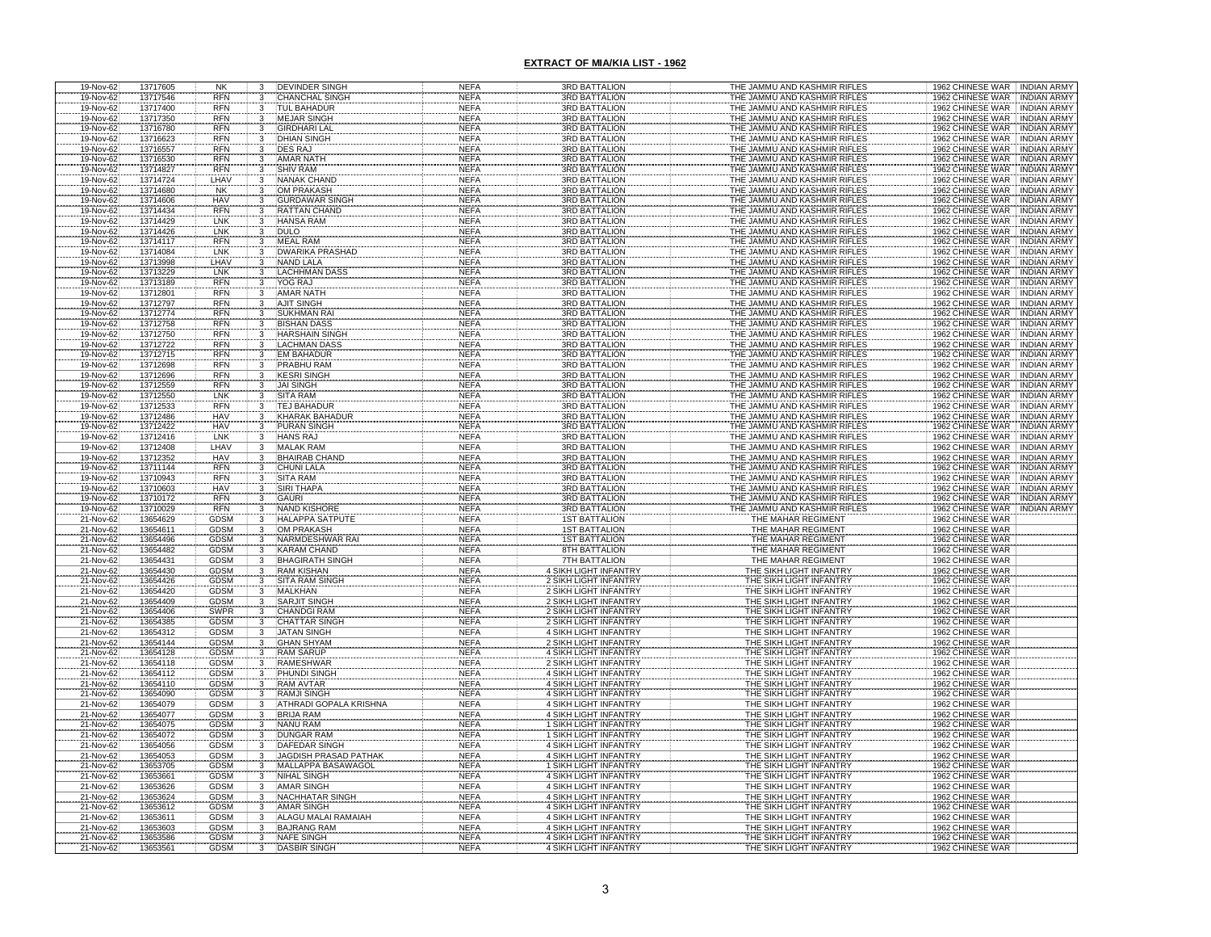## EXTRACT OF MIA/KIA LIST - 1962

| | | | | | | | | | |
|---|---|---|---|---|---|---|---|---|---|
| 19-Nov-62 | 13717605 | NK | 3 | DEVINDER SINGH | NEFA | 3RD BATTALION | THE JAMMU AND KASHMIR RIFLES | 1962 CHINESE WAR | INDIAN ARMY |
| 19-Nov-62 | 13717546 | RFN | 3 | CHANCHAL SINGH | NEFA | 3RD BATTALION | THE JAMMU AND KASHMIR RIFLES | 1962 CHINESE WAR | INDIAN ARMY |
| 19-Nov-62 | 13717400 | RFN | 3 | TUL BAHADUR | NEFA | 3RD BATTALION | THE JAMMU AND KASHMIR RIFLES | 1962 CHINESE WAR | INDIAN ARMY |
| 19-Nov-62 | 13717350 | RFN | 3 | MEJAR SINGH | NEFA | 3RD BATTALION | THE JAMMU AND KASHMIR RIFLES | 1962 CHINESE WAR | INDIAN ARMY |
| 19-Nov-62 | 13716780 | RFN | 3 | GIRDHARI LAL | NEFA | 3RD BATTALION | THE JAMMU AND KASHMIR RIFLES | 1962 CHINESE WAR | INDIAN ARMY |
| 19-Nov-62 | 13716623 | RFN | 3 | DHIAN SINGH | NEFA | 3RD BATTALION | THE JAMMU AND KASHMIR RIFLES | 1962 CHINESE WAR | INDIAN ARMY |
| 19-Nov-62 | 13716557 | RFN | 3 | DES RAJ | NEFA | 3RD BATTALION | THE JAMMU AND KASHMIR RIFLES | 1962 CHINESE WAR | INDIAN ARMY |
| 19-Nov-62 | 13716530 | RFN | 3 | AMAR NATH | NEFA | 3RD BATTALION | THE JAMMU AND KASHMIR RIFLES | 1962 CHINESE WAR | INDIAN ARMY |
| 19-Nov-62 | 13714827 | RFN | 3 | SHIV RAM | NEFA | 3RD BATTALION | THE JAMMU AND KASHMIR RIFLES | 1962 CHINESE WAR | INDIAN ARMY |
| 19-Nov-62 | 13714724 | LHAV | 3 | NANAK CHAND | NEFA | 3RD BATTALION | THE JAMMU AND KASHMIR RIFLES | 1962 CHINESE WAR | INDIAN ARMY |
| 19-Nov-62 | 13714680 | NK | 3 | OM PRAKASH | NEFA | 3RD BATTALION | THE JAMMU AND KASHMIR RIFLES | 1962 CHINESE WAR | INDIAN ARMY |
| 19-Nov-62 | 13714606 | HAV | 3 | GURDAWAR SINGH | NEFA | 3RD BATTALION | THE JAMMU AND KASHMIR RIFLES | 1962 CHINESE WAR | INDIAN ARMY |
| 19-Nov-62 | 13714434 | RFN | 3 | RATTAN CHAND | NEFA | 3RD BATTALION | THE JAMMU AND KASHMIR RIFLES | 1962 CHINESE WAR | INDIAN ARMY |
| 19-Nov-62 | 13714429 | LNK | 3 | HANSA RAM | NEFA | 3RD BATTALION | THE JAMMU AND KASHMIR RIFLES | 1962 CHINESE WAR | INDIAN ARMY |
| 19-Nov-62 | 13714426 | LNK | 3 | DULO | NEFA | 3RD BATTALION | THE JAMMU AND KASHMIR RIFLES | 1962 CHINESE WAR | INDIAN ARMY |
| 19-Nov-62 | 13714117 | RFN | 3 | MEAL RAM | NEFA | 3RD BATTALION | THE JAMMU AND KASHMIR RIFLES | 1962 CHINESE WAR | INDIAN ARMY |
| 19-Nov-62 | 13714084 | LNK | 3 | DWARIKA PRASHAD | NEFA | 3RD BATTALION | THE JAMMU AND KASHMIR RIFLES | 1962 CHINESE WAR | INDIAN ARMY |
| 19-Nov-62 | 13713998 | LHAV | 3 | NAND LALA | NEFA | 3RD BATTALION | THE JAMMU AND KASHMIR RIFLES | 1962 CHINESE WAR | INDIAN ARMY |
| 19-Nov-62 | 13713229 | LNK | 3 | LACHHMAN DASS | NEFA | 3RD BATTALION | THE JAMMU AND KASHMIR RIFLES | 1962 CHINESE WAR | INDIAN ARMY |
| 19-Nov-62 | 13713189 | RFN | 3 | YOG RAJ | NEFA | 3RD BATTALION | THE JAMMU AND KASHMIR RIFLES | 1962 CHINESE WAR | INDIAN ARMY |
| 19-Nov-62 | 13712801 | RFN | 3 | AMAR NATH | NEFA | 3RD BATTALION | THE JAMMU AND KASHMIR RIFLES | 1962 CHINESE WAR | INDIAN ARMY |
| 19-Nov-62 | 13712797 | RFN | 3 | AJIT SINGH | NEFA | 3RD BATTALION | THE JAMMU AND KASHMIR RIFLES | 1962 CHINESE WAR | INDIAN ARMY |
| 19-Nov-62 | 13712774 | RFN | 3 | SUKHMAN RAI | NEFA | 3RD BATTALION | THE JAMMU AND KASHMIR RIFLES | 1962 CHINESE WAR | INDIAN ARMY |
| 19-Nov-62 | 13712758 | RFN | 3 | BISHAN DASS | NEFA | 3RD BATTALION | THE JAMMU AND KASHMIR RIFLES | 1962 CHINESE WAR | INDIAN ARMY |
| 19-Nov-62 | 13712750 | RFN | 3 | HARSHAIN SINGH | NEFA | 3RD BATTALION | THE JAMMU AND KASHMIR RIFLES | 1962 CHINESE WAR | INDIAN ARMY |
| 19-Nov-62 | 13712722 | RFN | 3 | LACHMAN DASS | NEFA | 3RD BATTALION | THE JAMMU AND KASHMIR RIFLES | 1962 CHINESE WAR | INDIAN ARMY |
| 19-Nov-62 | 13712715 | RFN | 3 | EM BAHADUR | NEFA | 3RD BATTALION | THE JAMMU AND KASHMIR RIFLES | 1962 CHINESE WAR | INDIAN ARMY |
| 19-Nov-62 | 13712698 | RFN | 3 | PRABHU RAM | NEFA | 3RD BATTALION | THE JAMMU AND KASHMIR RIFLES | 1962 CHINESE WAR | INDIAN ARMY |
| 19-Nov-62 | 13712696 | RFN | 3 | KESRI SINGH | NEFA | 3RD BATTALION | THE JAMMU AND KASHMIR RIFLES | 1962 CHINESE WAR | INDIAN ARMY |
| 19-Nov-62 | 13712559 | RFN | 3 | JAI SINGH | NEFA | 3RD BATTALION | THE JAMMU AND KASHMIR RIFLES | 1962 CHINESE WAR | INDIAN ARMY |
| 19-Nov-62 | 13712550 | LNK | 3 | SITA RAM | NEFA | 3RD BATTALION | THE JAMMU AND KASHMIR RIFLES | 1962 CHINESE WAR | INDIAN ARMY |
| 19-Nov-62 | 13712533 | RFN | 3 | TEJ BAHADUR | NEFA | 3RD BATTALION | THE JAMMU AND KASHMIR RIFLES | 1962 CHINESE WAR | INDIAN ARMY |
| 19-Nov-62 | 13712486 | HAV | 3 | KHARAK BAHADUR | NEFA | 3RD BATTALION | THE JAMMU AND KASHMIR RIFLES | 1962 CHINESE WAR | INDIAN ARMY |
| 19-Nov-62 | 13712422 | HAV | 3 | PURAN SINGH | NEFA | 3RD BATTALION | THE JAMMU AND KASHMIR RIFLES | 1962 CHINESE WAR | INDIAN ARMY |
| 19-Nov-62 | 13712416 | LNK | 3 | HANS RAJ | NEFA | 3RD BATTALION | THE JAMMU AND KASHMIR RIFLES | 1962 CHINESE WAR | INDIAN ARMY |
| 19-Nov-62 | 13712408 | LHAV | 3 | MALAK RAM | NEFA | 3RD BATTALION | THE JAMMU AND KASHMIR RIFLES | 1962 CHINESE WAR | INDIAN ARMY |
| 19-Nov-62 | 13712352 | HAV | 3 | BHAIRAB CHAND | NEFA | 3RD BATTALION | THE JAMMU AND KASHMIR RIFLES | 1962 CHINESE WAR | INDIAN ARMY |
| 19-Nov-62 | 13711144 | RFN | 3 | CHUNI LALA | NEFA | 3RD BATTALION | THE JAMMU AND KASHMIR RIFLES | 1962 CHINESE WAR | INDIAN ARMY |
| 19-Nov-62 | 13710943 | RFN | 3 | SITA RAM | NEFA | 3RD BATTALION | THE JAMMU AND KASHMIR RIFLES | 1962 CHINESE WAR | INDIAN ARMY |
| 19-Nov-62 | 13710603 | HAV | 3 | SIRI THAPA | NEFA | 3RD BATTALION | THE JAMMU AND KASHMIR RIFLES | 1962 CHINESE WAR | INDIAN ARMY |
| 19-Nov-62 | 13710172 | RFN | 3 | GAURI | NEFA | 3RD BATTALION | THE JAMMU AND KASHMIR RIFLES | 1962 CHINESE WAR | INDIAN ARMY |
| 19-Nov-62 | 13710029 | RFN | 3 | NAND KISHORE | NEFA | 3RD BATTALION | THE JAMMU AND KASHMIR RIFLES | 1962 CHINESE WAR | INDIAN ARMY |
| 21-Nov-62 | 13654629 | GDSM | 3 | HALAPPA SATPUTE | NEFA | 1ST BATTALION | THE MAHAR REGIMENT | 1962 CHINESE WAR | |
| 21-Nov-62 | 13654611 | GDSM | 3 | OM PRAKASH | NEFA | 1ST BATTALION | THE MAHAR REGIMENT | 1962 CHINESE WAR | |
| 21-Nov-62 | 13654496 | GDSM | 3 | NARMDESHWAR RAI | NEFA | 1ST BATTALION | THE MAHAR REGIMENT | 1962 CHINESE WAR | |
| 21-Nov-62 | 13654482 | GDSM | 3 | KARAM CHAND | NEFA | 8TH BATTALION | THE MAHAR REGIMENT | 1962 CHINESE WAR | |
| 21-Nov-62 | 13654431 | GDSM | 3 | BHAGIRATH SINGH | NEFA | 7TH BATTALION | THE MAHAR REGIMENT | 1962 CHINESE WAR | |
| 21-Nov-62 | 13654430 | GDSM | 3 | RAM KISHAN | NEFA | 4 SIKH LIGHT INFANTRY | THE SIKH LIGHT INFANTRY | 1962 CHINESE WAR | |
| 21-Nov-62 | 13654426 | GDSM | 3 | SITA RAM SINGH | NEFA | 2 SIKH LIGHT INFANTRY | THE SIKH LIGHT INFANTRY | 1962 CHINESE WAR | |
| 21-Nov-62 | 13654420 | GDSM | 3 | MALKHAN | NEFA | 2 SIKH LIGHT INFANTRY | THE SIKH LIGHT INFANTRY | 1962 CHINESE WAR | |
| 21-Nov-62 | 13654409 | GDSM | 3 | SARJIT SINGH | NEFA | 2 SIKH LIGHT INFANTRY | THE SIKH LIGHT INFANTRY | 1962 CHINESE WAR | |
| 21-Nov-62 | 13654406 | SWPR | 3 | CHANDGI RAM | NEFA | 2 SIKH LIGHT INFANTRY | THE SIKH LIGHT INFANTRY | 1962 CHINESE WAR | |
| 21-Nov-62 | 13654385 | GDSM | 3 | CHATTAR SINGH | NEFA | 2 SIKH LIGHT INFANTRY | THE SIKH LIGHT INFANTRY | 1962 CHINESE WAR | |
| 21-Nov-62 | 13654312 | GDSM | 3 | JATAN SINGH | NEFA | 4 SIKH LIGHT INFANTRY | THE SIKH LIGHT INFANTRY | 1962 CHINESE WAR | |
| 21-Nov-62 | 13654144 | GDSM | 3 | GHAN SHYAM | NEFA | 2 SIKH LIGHT INFANTRY | THE SIKH LIGHT INFANTRY | 1962 CHINESE WAR | |
| 21-Nov-62 | 13654128 | GDSM | 3 | RAM SARUP | NEFA | 4 SIKH LIGHT INFANTRY | THE SIKH LIGHT INFANTRY | 1962 CHINESE WAR | |
| 21-Nov-62 | 13654118 | GDSM | 3 | RAMESHWAR | NEFA | 2 SIKH LIGHT INFANTRY | THE SIKH LIGHT INFANTRY | 1962 CHINESE WAR | |
| 21-Nov-62 | 13654112 | GDSM | 3 | PHUNDI SINGH | NEFA | 4 SIKH LIGHT INFANTRY | THE SIKH LIGHT INFANTRY | 1962 CHINESE WAR | |
| 21-Nov-62 | 13654110 | GDSM | 3 | RAM AVTAR | NEFA | 4 SIKH LIGHT INFANTRY | THE SIKH LIGHT INFANTRY | 1962 CHINESE WAR | |
| 21-Nov-62 | 13654090 | GDSM | 3 | RAMJI SINGH | NEFA | 4 SIKH LIGHT INFANTRY | THE SIKH LIGHT INFANTRY | 1962 CHINESE WAR | |
| 21-Nov-62 | 13654079 | GDSM | 3 | ATHRADI GOPALA KRISHNA | NEFA | 4 SIKH LIGHT INFANTRY | THE SIKH LIGHT INFANTRY | 1962 CHINESE WAR | |
| 21-Nov-62 | 13654077 | GDSM | 3 | BRIJA RAM | NEFA | 4 SIKH LIGHT INFANTRY | THE SIKH LIGHT INFANTRY | 1962 CHINESE WAR | |
| 21-Nov-62 | 13654075 | GDSM | 3 | NANU RAM | NEFA | 1 SIKH LIGHT INFANTRY | THE SIKH LIGHT INFANTRY | 1962 CHINESE WAR | |
| 21-Nov-62 | 13654072 | GDSM | 3 | DUNGAR RAM | NEFA | 1 SIKH LIGHT INFANTRY | THE SIKH LIGHT INFANTRY | 1962 CHINESE WAR | |
| 21-Nov-62 | 13654056 | GDSM | 3 | DAFEDAR SINGH | NEFA | 4 SIKH LIGHT INFANTRY | THE SIKH LIGHT INFANTRY | 1962 CHINESE WAR | |
| 21-Nov-62 | 13654053 | GDSM | 3 | JAGDISH PRASAD PATHAK | NEFA | 4 SIKH LIGHT INFANTRY | THE SIKH LIGHT INFANTRY | 1962 CHINESE WAR | |
| 21-Nov-62 | 13653705 | GDSM | 3 | MALLAPPA BASAWAGOL | NEFA | 1 SIKH LIGHT INFANTRY | THE SIKH LIGHT INFANTRY | 1962 CHINESE WAR | |
| 21-Nov-62 | 13653661 | GDSM | 3 | NIHAL SINGH | NEFA | 4 SIKH LIGHT INFANTRY | THE SIKH LIGHT INFANTRY | 1962 CHINESE WAR | |
| 21-Nov-62 | 13653626 | GDSM | 3 | AMAR SINGH | NEFA | 4 SIKH LIGHT INFANTRY | THE SIKH LIGHT INFANTRY | 1962 CHINESE WAR | |
| 21-Nov-62 | 13653624 | GDSM | 3 | NACHHATAR SINGH | NEFA | 4 SIKH LIGHT INFANTRY | THE SIKH LIGHT INFANTRY | 1962 CHINESE WAR | |
| 21-Nov-62 | 13653612 | GDSM | 3 | AMAR SINGH | NEFA | 4 SIKH LIGHT INFANTRY | THE SIKH LIGHT INFANTRY | 1962 CHINESE WAR | |
| 21-Nov-62 | 13653611 | GDSM | 3 | ALAGU MALAI RAMAIAH | NEFA | 4 SIKH LIGHT INFANTRY | THE SIKH LIGHT INFANTRY | 1962 CHINESE WAR | |
| 21-Nov-62 | 13653603 | GDSM | 3 | BAJRANG RAM | NEFA | 4 SIKH LIGHT INFANTRY | THE SIKH LIGHT INFANTRY | 1962 CHINESE WAR | |
| 21-Nov-62 | 13653586 | GDSM | 3 | NAFE SINGH | NEFA | 4 SIKH LIGHT INFANTRY | THE SIKH LIGHT INFANTRY | 1962 CHINESE WAR | |
| 21-Nov-62 | 13653561 | GDSM | 3 | DASBIR SINGH | NEFA | 4 SIKH LIGHT INFANTRY | THE SIKH LIGHT INFANTRY | 1962 CHINESE WAR | |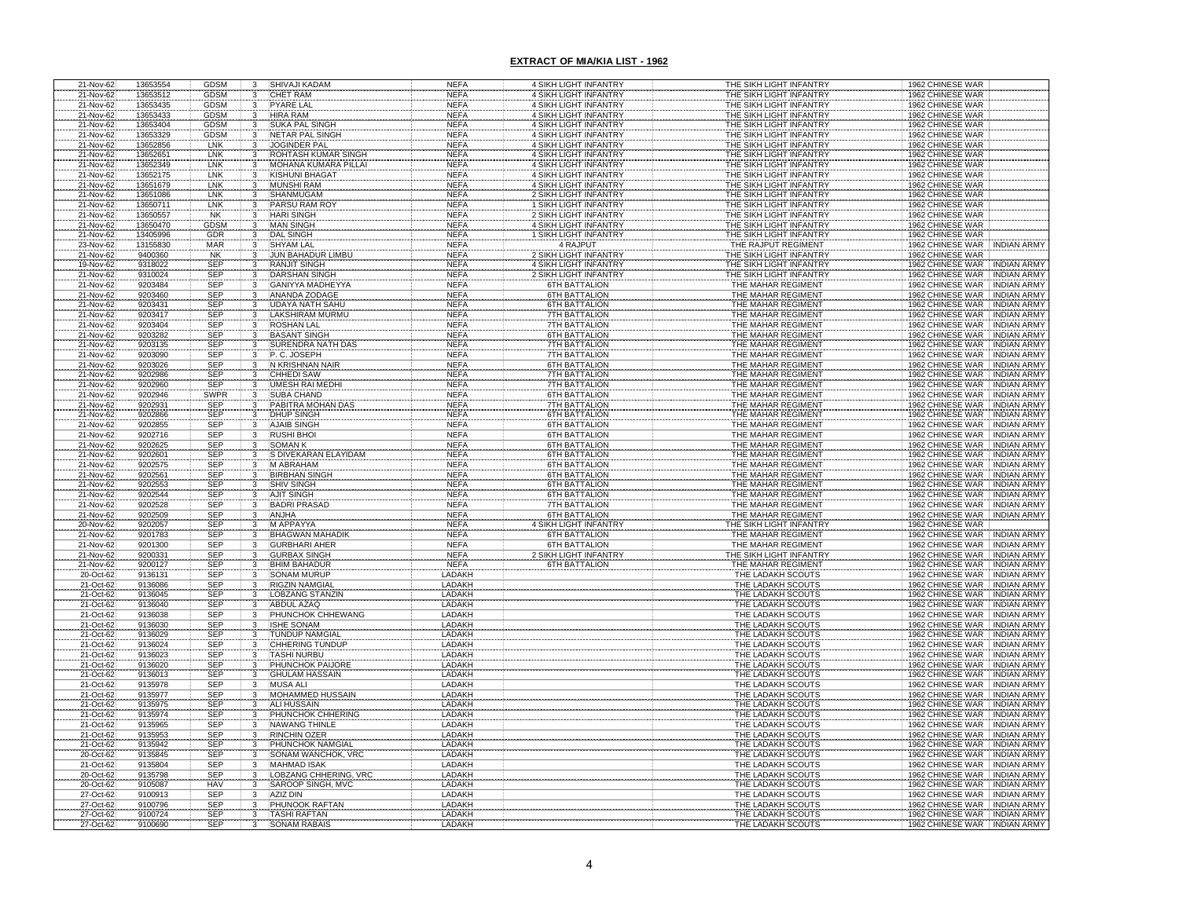## EXTRACT OF MIA/KIA LIST - 1962

| | | | | | | | | | |
|---|---|---|---|---|---|---|---|---|---|
| 21-Nov-62 | 13653554 | GDSM | 3 | SHIVAJI KADAM | NEFA | 4 SIKH LIGHT INFANTRY | THE SIKH LIGHT INFANTRY | 1962 CHINESE WAR | |
| 21-Nov-62 | 13653512 | GDSM | 3 | CHET RAM | NEFA | 4 SIKH LIGHT INFANTRY | THE SIKH LIGHT INFANTRY | 1962 CHINESE WAR | |
| 21-Nov-62 | 13653435 | GDSM | 3 | PYARE LAL | NEFA | 4 SIKH LIGHT INFANTRY | THE SIKH LIGHT INFANTRY | 1962 CHINESE WAR | |
| 21-Nov-62 | 13653433 | GDSM | 3 | HIRA RAM | NEFA | 4 SIKH LIGHT INFANTRY | THE SIKH LIGHT INFANTRY | 1962 CHINESE WAR | |
| 21-Nov-62 | 13653404 | GDSM | 3 | SUKA PAL SINGH | NEFA | 4 SIKH LIGHT INFANTRY | THE SIKH LIGHT INFANTRY | 1962 CHINESE WAR | |
| 21-Nov-62 | 13653329 | GDSM | 3 | NETAR PAL SINGH | NEFA | 4 SIKH LIGHT INFANTRY | THE SIKH LIGHT INFANTRY | 1962 CHINESE WAR | |
| 21-Nov-62 | 13652856 | LNK | 3 | JOGINDER PAL | NEFA | 4 SIKH LIGHT INFANTRY | THE SIKH LIGHT INFANTRY | 1962 CHINESE WAR | |
| 21-Nov-62 | 13652651 | LNK | 3 | ROHTASH KUMAR SINGH | NEFA | 4 SIKH LIGHT INFANTRY | THE SIKH LIGHT INFANTRY | 1962 CHINESE WAR | |
| 21-Nov-62 | 13652349 | LNK | 3 | MOHANA KUMARA PILLAI | NEFA | 4 SIKH LIGHT INFANTRY | THE SIKH LIGHT INFANTRY | 1962 CHINESE WAR | |
| 21-Nov-62 | 13652175 | LNK | 3 | KISHUNI BHAGAT | NEFA | 4 SIKH LIGHT INFANTRY | THE SIKH LIGHT INFANTRY | 1962 CHINESE WAR | |
| 21-Nov-62 | 13651679 | LNK | 3 | MUNSHI RAM | NEFA | 4 SIKH LIGHT INFANTRY | THE SIKH LIGHT INFANTRY | 1962 CHINESE WAR | |
| 21-Nov-62 | 13651086 | LNK | 3 | SHANMUGAM | NEFA | 2 SIKH LIGHT INFANTRY | THE SIKH LIGHT INFANTRY | 1962 CHINESE WAR | |
| 21-Nov-62 | 13650711 | LNK | 3 | PARSU RAM ROY | NEFA | 1 SIKH LIGHT INFANTRY | THE SIKH LIGHT INFANTRY | 1962 CHINESE WAR | |
| 21-Nov-62 | 13650557 | NK | 3 | HARI SINGH | NEFA | 2 SIKH LIGHT INFANTRY | THE SIKH LIGHT INFANTRY | 1962 CHINESE WAR | |
| 21-Nov-62 | 13650470 | GDSM | 3 | MAN SINGH | NEFA | 4 SIKH LIGHT INFANTRY | THE SIKH LIGHT INFANTRY | 1962 CHINESE WAR | |
| 21-Nov-62 | 13405996 | GDR | 3 | DAL SINGH | NEFA | 1 SIKH LIGHT INFANTRY | THE SIKH LIGHT INFANTRY | 1962 CHINESE WAR | |
| 23-Nov-62 | 13155830 | MAR | 3 | SHYAM LAL | NEFA | 4 RAJPUT | THE RAJPUT REGIMENT | 1962 CHINESE WAR | INDIAN ARMY |
| 21-Nov-62 | 9400360 | NK | 3 | JUN BAHADUR LIMBU | NEFA | 2 SIKH LIGHT INFANTRY | THE SIKH LIGHT INFANTRY | 1962 CHINESE WAR | |
| 19-Nov-62 | 9318022 | SEP | 3 | RANJIT SINGH | NEFA | 4 SIKH LIGHT INFANTRY | THE SIKH LIGHT INFANTRY | 1962 CHINESE WAR | INDIAN ARMY |
| 21-Nov-62 | 9310024 | SEP | 3 | DARSHAN SINGH | NEFA | 2 SIKH LIGHT INFANTRY | THE SIKH LIGHT INFANTRY | 1962 CHINESE WAR | INDIAN ARMY |
| 21-Nov-62 | 9203484 | SEP | 3 | GANIYYA MADHEYYA | NEFA | 6TH BATTALION | THE MAHAR REGIMENT | 1962 CHINESE WAR | INDIAN ARMY |
| 21-Nov-62 | 9203460 | SEP | 3 | ANANDA ZODAGE | NEFA | 6TH BATTALION | THE MAHAR REGIMENT | 1962 CHINESE WAR | INDIAN ARMY |
| 21-Nov-62 | 9203431 | SEP | 3 | UDAYA NATH SAHU | NEFA | 6TH BATTALION | THE MAHAR REGIMENT | 1962 CHINESE WAR | INDIAN ARMY |
| 21-Nov-62 | 9203417 | SEP | 3 | LAKSHIRAM MURMU | NEFA | 7TH BATTALION | THE MAHAR REGIMENT | 1962 CHINESE WAR | INDIAN ARMY |
| 21-Nov-62 | 9203404 | SEP | 3 | ROSHAN LAL | NEFA | 7TH BATTALION | THE MAHAR REGIMENT | 1962 CHINESE WAR | INDIAN ARMY |
| 21-Nov-62 | 9203282 | SEP | 3 | BASANT SINGH | NEFA | 6TH BATTALION | THE MAHAR REGIMENT | 1962 CHINESE WAR | INDIAN ARMY |
| 21-Nov-62 | 9203135 | SEP | 3 | SURENDRA NATH DAS | NEFA | 7TH BATTALION | THE MAHAR REGIMENT | 1962 CHINESE WAR | INDIAN ARMY |
| 21-Nov-62 | 9203090 | SEP | 3 | P. C. JOSEPH | NEFA | 7TH BATTALION | THE MAHAR REGIMENT | 1962 CHINESE WAR | INDIAN ARMY |
| 21-Nov-62 | 9203026 | SEP | 3 | N KRISHNAN NAIR | NEFA | 6TH BATTALION | THE MAHAR REGIMENT | 1962 CHINESE WAR | INDIAN ARMY |
| 21-Nov-62 | 9202986 | SEP | 3 | CHHEDI SAW | NEFA | 7TH BATTALION | THE MAHAR REGIMENT | 1962 CHINESE WAR | INDIAN ARMY |
| 21-Nov-62 | 9202960 | SEP | 3 | UMESH RAI MEDHI | NEFA | 7TH BATTALION | THE MAHAR REGIMENT | 1962 CHINESE WAR | INDIAN ARMY |
| 21-Nov-62 | 9202946 | SWPR | 3 | SUBA CHAND | NEFA | 6TH BATTALION | THE MAHAR REGIMENT | 1962 CHINESE WAR | INDIAN ARMY |
| 21-Nov-62 | 9202931 | SEP | 3 | PABITRA MOHAN DAS | NEFA | 7TH BATTALION | THE MAHAR REGIMENT | 1962 CHINESE WAR | INDIAN ARMY |
| 21-Nov-62 | 9202866 | SEP | 3 | DHUP SINGH | NEFA | 6TH BATTALION | THE MAHAR REGIMENT | 1962 CHINESE WAR | INDIAN ARMY |
| 21-Nov-62 | 9202855 | SEP | 3 | AJAIB SINGH | NEFA | 6TH BATTALION | THE MAHAR REGIMENT | 1962 CHINESE WAR | INDIAN ARMY |
| 21-Nov-62 | 9202716 | SEP | 3 | RUSHI BHOI | NEFA | 6TH BATTALION | THE MAHAR REGIMENT | 1962 CHINESE WAR | INDIAN ARMY |
| 21-Nov-62 | 9202625 | SEP | 3 | SOMAN K | NEFA | 6TH BATTALION | THE MAHAR REGIMENT | 1962 CHINESE WAR | INDIAN ARMY |
| 21-Nov-62 | 9202601 | SEP | 3 | S DIVEKARAN ELAYIDAM | NEFA | 6TH BATTALION | THE MAHAR REGIMENT | 1962 CHINESE WAR | INDIAN ARMY |
| 21-Nov-62 | 9202575 | SEP | 3 | M ABRAHAM | NEFA | 6TH BATTALION | THE MAHAR REGIMENT | 1962 CHINESE WAR | INDIAN ARMY |
| 21-Nov-62 | 9202561 | SEP | 3 | BIRBHAN SINGH | NEFA | 6TH BATTALION | THE MAHAR REGIMENT | 1962 CHINESE WAR | INDIAN ARMY |
| 21-Nov-62 | 9202553 | SEP | 3 | SHIV SINGH | NEFA | 6TH BATTALION | THE MAHAR REGIMENT | 1962 CHINESE WAR | INDIAN ARMY |
| 21-Nov-62 | 9202544 | SEP | 3 | AJIT SINGH | NEFA | 6TH BATTALION | THE MAHAR REGIMENT | 1962 CHINESE WAR | INDIAN ARMY |
| 21-Nov-62 | 9202528 | SEP | 3 | BADRI PRASAD | NEFA | 7TH BATTALION | THE MAHAR REGIMENT | 1962 CHINESE WAR | INDIAN ARMY |
| 21-Nov-62 | 9202509 | SEP | 3 | ANJHA | NEFA | 6TH BATTALION | THE MAHAR REGIMENT | 1962 CHINESE WAR | INDIAN ARMY |
| 20-Nov-62 | 9202057 | SEP | 3 | M APPAYYA | NEFA | 4 SIKH LIGHT INFANTRY | THE SIKH LIGHT INFANTRY | 1962 CHINESE WAR | |
| 21-Nov-62 | 9201783 | SEP | 3 | BHAGWAN MAHADIK | NEFA | 6TH BATTALION | THE MAHAR REGIMENT | 1962 CHINESE WAR | INDIAN ARMY |
| 21-Nov-62 | 9201300 | SEP | 3 | GURBHARI AHER | NEFA | 6TH BATTALION | THE MAHAR REGIMENT | 1962 CHINESE WAR | INDIAN ARMY |
| 21-Nov-62 | 9200331 | SEP | 3 | GURBAX SINGH | NEFA | 2 SIKH LIGHT INFANTRY | THE SIKH LIGHT INFANTRY | 1962 CHINESE WAR | INDIAN ARMY |
| 21-Nov-62 | 9200127 | SEP | 3 | BHIM BAHADUR | NEFA | 6TH BATTALION | THE MAHAR REGIMENT | 1962 CHINESE WAR | INDIAN ARMY |
| 20-Oct-62 | 9136131 | SEP | 3 | SONAM MURUP | LADAKH | | THE LADAKH SCOUTS | 1962 CHINESE WAR | INDIAN ARMY |
| 21-Oct-62 | 9136086 | SEP | 3 | RIGZIN NAMGIAL | LADAKH | | THE LADAKH SCOUTS | 1962 CHINESE WAR | INDIAN ARMY |
| 21-Oct-62 | 9136045 | SEP | 3 | LOBZANG STANZIN | LADAKH | | THE LADAKH SCOUTS | 1962 CHINESE WAR | INDIAN ARMY |
| 21-Oct-62 | 9136040 | SEP | 3 | ABDUL AZAQ | LADAKH | | THE LADAKH SCOUTS | 1962 CHINESE WAR | INDIAN ARMY |
| 21-Oct-62 | 9136038 | SEP | 3 | PHUNCHOK CHHEWANG | LADAKH | | THE LADAKH SCOUTS | 1962 CHINESE WAR | INDIAN ARMY |
| 21-Oct-62 | 9136030 | SEP | 3 | ISHE SONAM | LADAKH | | THE LADAKH SCOUTS | 1962 CHINESE WAR | INDIAN ARMY |
| 21-Oct-62 | 9136029 | SEP | 3 | TUNDUP NAMGIAL | LADAKH | | THE LADAKH SCOUTS | 1962 CHINESE WAR | INDIAN ARMY |
| 21-Oct-62 | 9136024 | SEP | 3 | CHHERING TUNDUP | LADAKH | | THE LADAKH SCOUTS | 1962 CHINESE WAR | INDIAN ARMY |
| 21-Oct-62 | 9136023 | SEP | 3 | TASHI NURBU | LADAKH | | THE LADAKH SCOUTS | 1962 CHINESE WAR | INDIAN ARMY |
| 21-Oct-62 | 9136020 | SEP | 3 | PHUNCHOK PAIJORE | LADAKH | | THE LADAKH SCOUTS | 1962 CHINESE WAR | INDIAN ARMY |
| 21-Oct-62 | 9136013 | SEP | 3 | GHULAM HASSAIN | LADAKH | | THE LADAKH SCOUTS | 1962 CHINESE WAR | INDIAN ARMY |
| 21-Oct-62 | 9135978 | SEP | 3 | MUSA ALI | LADAKH | | THE LADAKH SCOUTS | 1962 CHINESE WAR | INDIAN ARMY |
| 21-Oct-62 | 9135977 | SEP | 3 | MOHAMMED HUSSAIN | LADAKH | | THE LADAKH SCOUTS | 1962 CHINESE WAR | INDIAN ARMY |
| 21-Oct-62 | 9135975 | SEP | 3 | ALI HUSSAIN | LADAKH | | THE LADAKH SCOUTS | 1962 CHINESE WAR | INDIAN ARMY |
| 21-Oct-62 | 9135974 | SEP | 3 | PHUNCHOK CHHERING | LADAKH | | THE LADAKH SCOUTS | 1962 CHINESE WAR | INDIAN ARMY |
| 21-Oct-62 | 9135965 | SEP | 3 | NAWANG THINLE | LADAKH | | THE LADAKH SCOUTS | 1962 CHINESE WAR | INDIAN ARMY |
| 21-Oct-62 | 9135953 | SEP | 3 | RINCHIN OZER | LADAKH | | THE LADAKH SCOUTS | 1962 CHINESE WAR | INDIAN ARMY |
| 21-Oct-62 | 9135942 | SEP | 3 | PHUNCHOK NAMGIAL | LADAKH | | THE LADAKH SCOUTS | 1962 CHINESE WAR | INDIAN ARMY |
| 20-Oct-62 | 9135845 | SEP | 3 | SONAM WANCHOK, VRC | LADAKH | | THE LADAKH SCOUTS | 1962 CHINESE WAR | INDIAN ARMY |
| 21-Oct-62 | 9135804 | SEP | 3 | MAHMAD ISAK | LADAKH | | THE LADAKH SCOUTS | 1962 CHINESE WAR | INDIAN ARMY |
| 20-Oct-62 | 9135798 | SEP | 3 | LOBZANG CHHERING, VRC | LADAKH | | THE LADAKH SCOUTS | 1962 CHINESE WAR | INDIAN ARMY |
| 20-Oct-62 | 9105087 | HAV | 3 | SAROOP SINGH, MVC | LADAKH | | THE LADAKH SCOUTS | 1962 CHINESE WAR | INDIAN ARMY |
| 27-Oct-62 | 9100913 | SEP | 3 | AZIZ DIN | LADAKH | | THE LADAKH SCOUTS | 1962 CHINESE WAR | INDIAN ARMY |
| 27-Oct-62 | 9100796 | SEP | 3 | PHUNOOK RAFTAN | LADAKH | | THE LADAKH SCOUTS | 1962 CHINESE WAR | INDIAN ARMY |
| 27-Oct-62 | 9100724 | SEP | 3 | TASHI RAFTAN | LADAKH | | THE LADAKH SCOUTS | 1962 CHINESE WAR | INDIAN ARMY |
| 27-Oct-62 | 9100690 | SEP | 3 | SONAM RABAIS | LADAKH | | THE LADAKH SCOUTS | 1962 CHINESE WAR | INDIAN ARMY |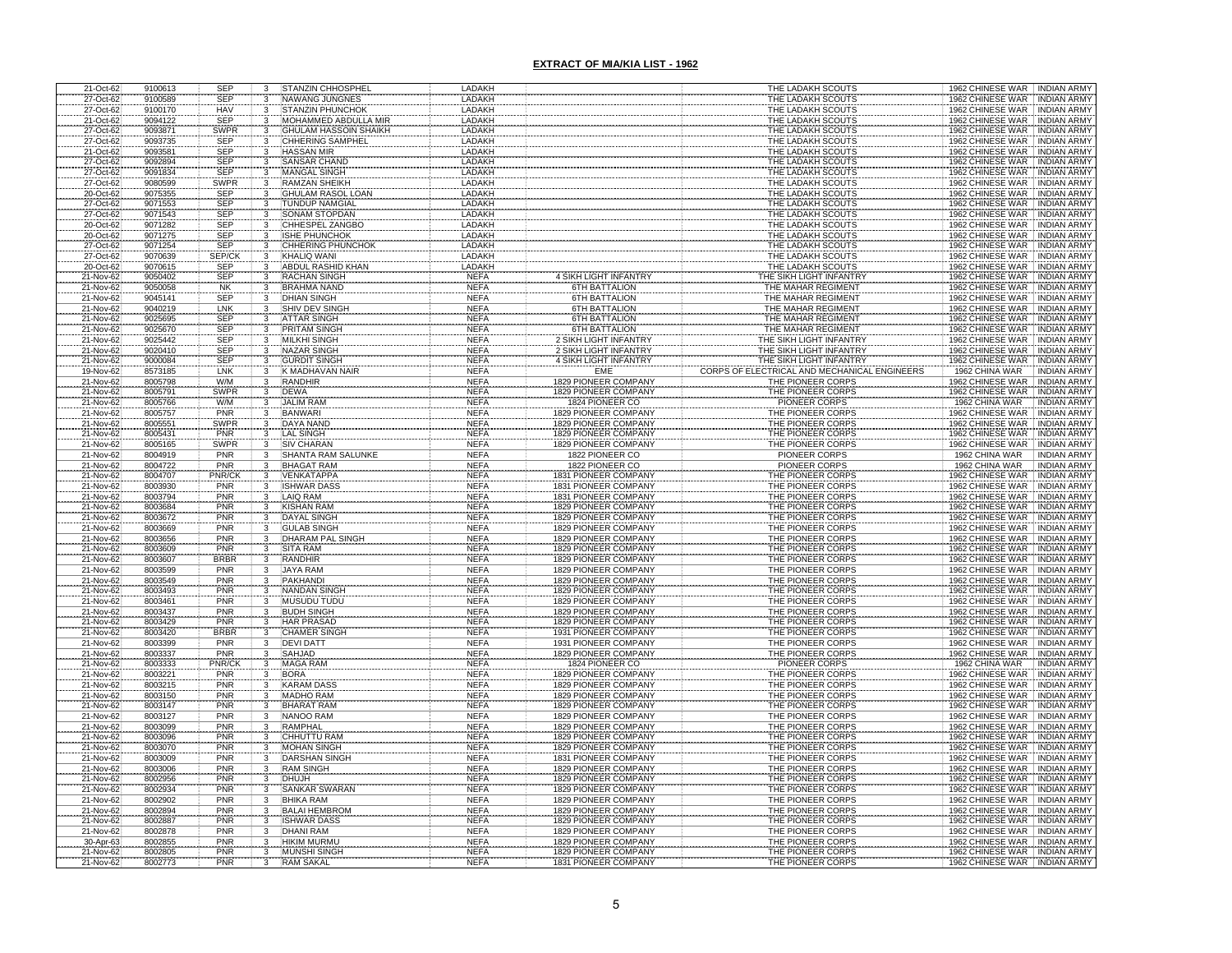## EXTRACT OF MIA/KIA LIST - 1962

| | | | | | | | | | |
|---|---|---|---|---|---|---|---|---|---|
| 21-Oct-62 | 9100613 | SEP | 3 | STANZIN CHHOSPHEL | LADAKH | | THE LADAKH SCOUTS | 1962 CHINESE WAR | INDIAN ARMY |
| 27-Oct-62 | 9100589 | SEP | 3 | NAWANG JUNGNES | LADAKH | | THE LADAKH SCOUTS | 1962 CHINESE WAR | INDIAN ARMY |
| 27-Oct-62 | 9100170 | HAV | 3 | STANZIN PHUNCHOK | LADAKH | | THE LADAKH SCOUTS | 1962 CHINESE WAR | INDIAN ARMY |
| 21-Oct-62 | 9094122 | SEP | 3 | MOHAMMED ABDULLA MIR | LADAKH | | THE LADAKH SCOUTS | 1962 CHINESE WAR | INDIAN ARMY |
| 27-Oct-62 | 9093871 | SWPR | 3 | GHULAM HASSOIN SHAIKH | LADAKH | | THE LADAKH SCOUTS | 1962 CHINESE WAR | INDIAN ARMY |
| 27-Oct-62 | 9093735 | SEP | 3 | CHHERING SAMPHEL | LADAKH | | THE LADAKH SCOUTS | 1962 CHINESE WAR | INDIAN ARMY |
| 21-Oct-62 | 9093581 | SEP | 3 | HASSAN MIR | LADAKH | | THE LADAKH SCOUTS | 1962 CHINESE WAR | INDIAN ARMY |
| 27-Oct-62 | 9092894 | SEP | 3 | SANSAR CHAND | LADAKH | | THE LADAKH SCOUTS | 1962 CHINESE WAR | INDIAN ARMY |
| 27-Oct-62 | 9091834 | SEP | 3 | MANGAL SINGH | LADAKH | | THE LADAKH SCOUTS | 1962 CHINESE WAR | INDIAN ARMY |
| 27-Oct-62 | 9080599 | SWPR | 3 | RAMZAN SHEIKH | LADAKH | | THE LADAKH SCOUTS | 1962 CHINESE WAR | INDIAN ARMY |
| 20-Oct-62 | 9075355 | SEP | 3 | GHULAM RASOL LOAN | LADAKH | | THE LADAKH SCOUTS | 1962 CHINESE WAR | INDIAN ARMY |
| 27-Oct-62 | 9071553 | SEP | 3 | TUNDUP NAMGIAL | LADAKH | | THE LADAKH SCOUTS | 1962 CHINESE WAR | INDIAN ARMY |
| 27-Oct-62 | 9071543 | SEP | 3 | SONAM STOPDAN | LADAKH | | THE LADAKH SCOUTS | 1962 CHINESE WAR | INDIAN ARMY |
| 20-Oct-62 | 9071282 | SEP | 3 | CHHESPEL ZANGBO | LADAKH | | THE LADAKH SCOUTS | 1962 CHINESE WAR | INDIAN ARMY |
| 20-Oct-62 | 9071275 | SEP | 3 | ISHE PHUNCHOK | LADAKH | | THE LADAKH SCOUTS | 1962 CHINESE WAR | INDIAN ARMY |
| 27-Oct-62 | 9071254 | SEP | 3 | CHHERING PHUNCHOK | LADAKH | | THE LADAKH SCOUTS | 1962 CHINESE WAR | INDIAN ARMY |
| 27-Oct-62 | 9070639 | SEP/CK | 3 | KHALIQ WANI | LADAKH | | THE LADAKH SCOUTS | 1962 CHINESE WAR | INDIAN ARMY |
| 20-Oct-62 | 9070615 | SEP | 3 | ABDUL RASHID KHAN | LADAKH | | THE LADAKH SCOUTS | 1962 CHINESE WAR | INDIAN ARMY |
| 21-Nov-62 | 9050402 | SEP | 3 | RACHAN SINGH | NEFA | 4 SIKH LIGHT INFANTRY | THE SIKH LIGHT INFANTRY | 1962 CHINESE WAR | INDIAN ARMY |
| 21-Nov-62 | 9050058 | NK | 3 | BRAHMA NAND | NEFA | 6TH BATTALION | THE MAHAR REGIMENT | 1962 CHINESE WAR | INDIAN ARMY |
| 21-Nov-62 | 9045141 | SEP | 3 | DHIAN SINGH | NEFA | 6TH BATTALION | THE MAHAR REGIMENT | 1962 CHINESE WAR | INDIAN ARMY |
| 21-Nov-62 | 9040219 | LNK | 3 | SHIV DEV SINGH | NEFA | 6TH BATTALION | THE MAHAR REGIMENT | 1962 CHINESE WAR | INDIAN ARMY |
| 21-Nov-62 | 9025695 | SEP | 3 | ATTAR SINGH | NEFA | 6TH BATTALION | THE MAHAR REGIMENT | 1962 CHINESE WAR | INDIAN ARMY |
| 21-Nov-62 | 9025670 | SEP | 3 | PRITAM SINGH | NEFA | 6TH BATTALION | THE MAHAR REGIMENT | 1962 CHINESE WAR | INDIAN ARMY |
| 21-Nov-62 | 9025442 | SEP | 3 | MILKHI SINGH | NEFA | 2 SIKH LIGHT INFANTRY | THE SIKH LIGHT INFANTRY | 1962 CHINESE WAR | INDIAN ARMY |
| 21-Nov-62 | 9020410 | SEP | 3 | NAZAR SINGH | NEFA | 2 SIKH LIGHT INFANTRY | THE SIKH LIGHT INFANTRY | 1962 CHINESE WAR | INDIAN ARMY |
| 21-Nov-62 | 9000084 | SEP | 3 | GURDIT SINGH | NEFA | 4 SIKH LIGHT INFANTRY | THE SIKH LIGHT INFANTRY | 1962 CHINESE WAR | INDIAN ARMY |
| 19-Nov-62 | 8573185 | LNK | 3 | K MADHAVAN NAIR | NEFA | EME | CORPS OF ELECTRICAL AND MECHANICAL ENGINEERS | 1962 CHINA WAR | INDIAN ARMY |
| 21-Nov-62 | 8005798 | W/M | 3 | RANDHIR | NEFA | 1829 PIONEER COMPANY | THE PIONEER CORPS | 1962 CHINESE WAR | INDIAN ARMY |
| 21-Nov-62 | 8005791 | SWPR | 3 | DEWA | NEFA | 1829 PIONEER COMPANY | THE PIONEER CORPS | 1962 CHINESE WAR | INDIAN ARMY |
| 21-Nov-62 | 8005766 | W/M | 3 | JALIM RAM | NEFA | 1824 PIONEER CO | PIONEER CORPS | 1962 CHINA WAR | INDIAN ARMY |
| 21-Nov-62 | 8005757 | PNR | 3 | BANWARI | NEFA | 1829 PIONEER COMPANY | THE PIONEER CORPS | 1962 CHINESE WAR | INDIAN ARMY |
| 21-Nov-62 | 8005551 | SWPR | 3 | DAYA NAND | NEFA | 1829 PIONEER COMPANY | THE PIONEER CORPS | 1962 CHINESE WAR | INDIAN ARMY |
| 21-Nov-62 | 8005431 | PNR | 3 | LAL SINGH | NEFA | 1829 PIONEER COMPANY | THE PIONEER CORPS | 1962 CHINESE WAR | INDIAN ARMY |
| 21-Nov-62 | 8005165 | SWPR | 3 | SIV CHARAN | NEFA | 1829 PIONEER COMPANY | THE PIONEER CORPS | 1962 CHINESE WAR | INDIAN ARMY |
| 21-Nov-62 | 8004919 | PNR | 3 | SHANTA RAM SALUNKE | NEFA | 1822 PIONEER CO | PIONEER CORPS | 1962 CHINA WAR | INDIAN ARMY |
| 21-Nov-62 | 8004722 | PNR | 3 | BHAGAT RAM | NEFA | 1822 PIONEER CO | PIONEER CORPS | 1962 CHINA WAR | INDIAN ARMY |
| 21-Nov-62 | 8004707 | PNR/CK | 3 | VENKATAPPA | NEFA | 1831 PIONEER COMPANY | THE PIONEER CORPS | 1962 CHINESE WAR | INDIAN ARMY |
| 21-Nov-62 | 8003930 | PNR | 3 | ISHWAR DASS | NEFA | 1831 PIONEER COMPANY | THE PIONEER CORPS | 1962 CHINESE WAR | INDIAN ARMY |
| 21-Nov-62 | 8003794 | PNR | 3 | LAIQ RAM | NEFA | 1831 PIONEER COMPANY | THE PIONEER CORPS | 1962 CHINESE WAR | INDIAN ARMY |
| 21-Nov-62 | 8003684 | PNR | 3 | KISHAN RAM | NEFA | 1829 PIONEER COMPANY | THE PIONEER CORPS | 1962 CHINESE WAR | INDIAN ARMY |
| 21-Nov-62 | 8003672 | PNR | 3 | DAYAL SINGH | NEFA | 1829 PIONEER COMPANY | THE PIONEER CORPS | 1962 CHINESE WAR | INDIAN ARMY |
| 21-Nov-62 | 8003669 | PNR | 3 | GULAB SINGH | NEFA | 1829 PIONEER COMPANY | THE PIONEER CORPS | 1962 CHINESE WAR | INDIAN ARMY |
| 21-Nov-62 | 8003656 | PNR | 3 | DHARAM PAL SINGH | NEFA | 1829 PIONEER COMPANY | THE PIONEER CORPS | 1962 CHINESE WAR | INDIAN ARMY |
| 21-Nov-62 | 8003609 | PNR | 3 | SITA RAM | NEFA | 1829 PIONEER COMPANY | THE PIONEER CORPS | 1962 CHINESE WAR | INDIAN ARMY |
| 21-Nov-62 | 8003607 | BRBR | 3 | RANDHIR | NEFA | 1829 PIONEER COMPANY | THE PIONEER CORPS | 1962 CHINESE WAR | INDIAN ARMY |
| 21-Nov-62 | 8003599 | PNR | 3 | JAYA RAM | NEFA | 1829 PIONEER COMPANY | THE PIONEER CORPS | 1962 CHINESE WAR | INDIAN ARMY |
| 21-Nov-62 | 8003549 | PNR | 3 | PAKHANDI | NEFA | 1829 PIONEER COMPANY | THE PIONEER CORPS | 1962 CHINESE WAR | INDIAN ARMY |
| 21-Nov-62 | 8003493 | PNR | 3 | NANDAN SINGH | NEFA | 1829 PIONEER COMPANY | THE PIONEER CORPS | 1962 CHINESE WAR | INDIAN ARMY |
| 21-Nov-62 | 8003461 | PNR | 3 | MUSUDU TUDU | NEFA | 1829 PIONEER COMPANY | THE PIONEER CORPS | 1962 CHINESE WAR | INDIAN ARMY |
| 21-Nov-62 | 8003437 | PNR | 3 | BUDH SINGH | NEFA | 1829 PIONEER COMPANY | THE PIONEER CORPS | 1962 CHINESE WAR | INDIAN ARMY |
| 21-Nov-62 | 8003429 | PNR | 3 | HAR PRASAD | NEFA | 1829 PIONEER COMPANY | THE PIONEER CORPS | 1962 CHINESE WAR | INDIAN ARMY |
| 21-Nov-62 | 8003420 | BRBR | 3 | CHAMER SINGH | NEFA | 1931 PIONEER COMPANY | THE PIONEER CORPS | 1962 CHINESE WAR | INDIAN ARMY |
| 21-Nov-62 | 8003399 | PNR | 3 | DEVI DATT | NEFA | 1931 PIONEER COMPANY | THE PIONEER CORPS | 1962 CHINESE WAR | INDIAN ARMY |
| 21-Nov-62 | 8003337 | PNR | 3 | SAHJAD | NEFA | 1829 PIONEER COMPANY | THE PIONEER CORPS | 1962 CHINESE WAR | INDIAN ARMY |
| 21-Nov-62 | 8003333 | PNR/CK | 3 | MAGA RAM | NEFA | 1824 PIONEER CO | PIONEER CORPS | 1962 CHINA WAR | INDIAN ARMY |
| 21-Nov-62 | 8003221 | PNR | 3 | BORA | NEFA | 1829 PIONEER COMPANY | THE PIONEER CORPS | 1962 CHINESE WAR | INDIAN ARMY |
| 21-Nov-62 | 8003215 | PNR | 3 | KARAM DASS | NEFA | 1829 PIONEER COMPANY | THE PIONEER CORPS | 1962 CHINESE WAR | INDIAN ARMY |
| 21-Nov-62 | 8003150 | PNR | 3 | MADHO RAM | NEFA | 1829 PIONEER COMPANY | THE PIONEER CORPS | 1962 CHINESE WAR | INDIAN ARMY |
| 21-Nov-62 | 8003147 | PNR | 3 | BHARAT RAM | NEFA | 1829 PIONEER COMPANY | THE PIONEER CORPS | 1962 CHINESE WAR | INDIAN ARMY |
| 21-Nov-62 | 8003127 | PNR | 3 | NANOO RAM | NEFA | 1829 PIONEER COMPANY | THE PIONEER CORPS | 1962 CHINESE WAR | INDIAN ARMY |
| 21-Nov-62 | 8003099 | PNR | 3 | RAMPHAL | NEFA | 1829 PIONEER COMPANY | THE PIONEER CORPS | 1962 CHINESE WAR | INDIAN ARMY |
| 21-Nov-62 | 8003096 | PNR | 3 | CHHUTTU RAM | NEFA | 1829 PIONEER COMPANY | THE PIONEER CORPS | 1962 CHINESE WAR | INDIAN ARMY |
| 21-Nov-62 | 8003070 | PNR | 3 | MOHAN SINGH | NEFA | 1829 PIONEER COMPANY | THE PIONEER CORPS | 1962 CHINESE WAR | INDIAN ARMY |
| 21-Nov-62 | 8003009 | PNR | 3 | DARSHAN SINGH | NEFA | 1831 PIONEER COMPANY | THE PIONEER CORPS | 1962 CHINESE WAR | INDIAN ARMY |
| 21-Nov-62 | 8003006 | PNR | 3 | RAM SINGH | NEFA | 1829 PIONEER COMPANY | THE PIONEER CORPS | 1962 CHINESE WAR | INDIAN ARMY |
| 21-Nov-62 | 8002956 | PNR | 3 | DHUJH | NEFA | 1829 PIONEER COMPANY | THE PIONEER CORPS | 1962 CHINESE WAR | INDIAN ARMY |
| 21-Nov-62 | 8002934 | PNR | 3 | SANKAR SWARAN | NEFA | 1829 PIONEER COMPANY | THE PIONEER CORPS | 1962 CHINESE WAR | INDIAN ARMY |
| 21-Nov-62 | 8002902 | PNR | 3 | BHIKA RAM | NEFA | 1829 PIONEER COMPANY | THE PIONEER CORPS | 1962 CHINESE WAR | INDIAN ARMY |
| 21-Nov-62 | 8002894 | PNR | 3 | BALAI HEMBROM | NEFA | 1829 PIONEER COMPANY | THE PIONEER CORPS | 1962 CHINESE WAR | INDIAN ARMY |
| 21-Nov-62 | 8002887 | PNR | 3 | ISHWAR DASS | NEFA | 1829 PIONEER COMPANY | THE PIONEER CORPS | 1962 CHINESE WAR | INDIAN ARMY |
| 21-Nov-62 | 8002878 | PNR | 3 | DHANI RAM | NEFA | 1829 PIONEER COMPANY | THE PIONEER CORPS | 1962 CHINESE WAR | INDIAN ARMY |
| 30-Apr-63 | 8002855 | PNR | 3 | HIKIM MURMU | NEFA | 1829 PIONEER COMPANY | THE PIONEER CORPS | 1962 CHINESE WAR | INDIAN ARMY |
| 21-Nov-62 | 8002805 | PNR | 3 | MUNSHI SINGH | NEFA | 1829 PIONEER COMPANY | THE PIONEER CORPS | 1962 CHINESE WAR | INDIAN ARMY |
| 21-Nov-62 | 8002773 | PNR | 3 | RAM SAKAL | NEFA | 1831 PIONEER COMPANY | THE PIONEER CORPS | 1962 CHINESE WAR | INDIAN ARMY |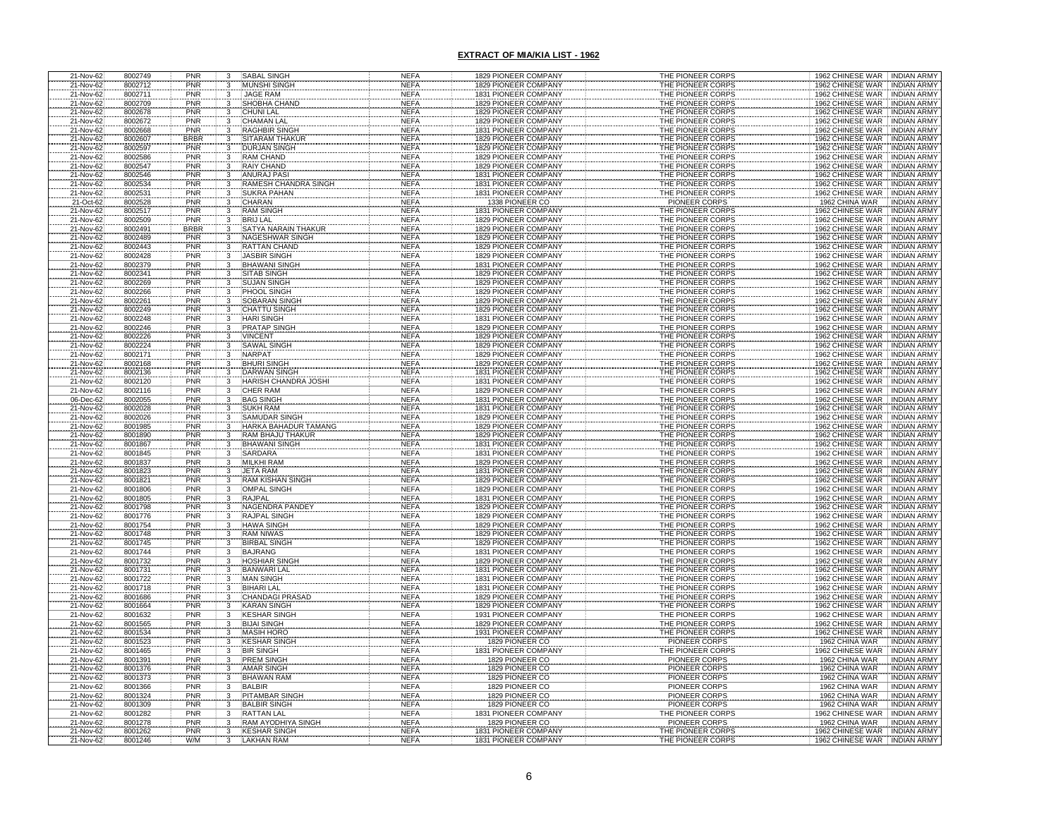## EXTRACT OF MIA/KIA LIST - 1962

| | | | | | | | | | |
|---|---|---|---|---|---|---|---|---|---|
| 21-Nov-62 | 8002749 | PNR | 3 | SABAL SINGH | NEFA | 1829 PIONEER COMPANY | THE PIONEER CORPS | 1962 CHINESE WAR | INDIAN ARMY |
| 21-Nov-62 | 8002712 | PNR | 3 | MUNSHI SINGH | NEFA | 1829 PIONEER COMPANY | THE PIONEER CORPS | 1962 CHINESE WAR | INDIAN ARMY |
| 21-Nov-62 | 8002711 | PNR | 3 | JAGE RAM | NEFA | 1831 PIONEER COMPANY | THE PIONEER CORPS | 1962 CHINESE WAR | INDIAN ARMY |
| 21-Nov-62 | 8002709 | PNR | 3 | SHOBHA CHAND | NEFA | 1829 PIONEER COMPANY | THE PIONEER CORPS | 1962 CHINESE WAR | INDIAN ARMY |
| 21-Nov-62 | 8002678 | PNR | 3 | CHUNI LAL | NEFA | 1829 PIONEER COMPANY | THE PIONEER CORPS | 1962 CHINESE WAR | INDIAN ARMY |
| 21-Nov-62 | 8002672 | PNR | 3 | CHAMAN LAL | NEFA | 1829 PIONEER COMPANY | THE PIONEER CORPS | 1962 CHINESE WAR | INDIAN ARMY |
| 21-Nov-62 | 8002668 | PNR | 3 | RAGHBIR SINGH | NEFA | 1831 PIONEER COMPANY | THE PIONEER CORPS | 1962 CHINESE WAR | INDIAN ARMY |
| 21-Nov-62 | 8002607 | BRBR | 3 | SITARAM THAKUR | NEFA | 1829 PIONEER COMPANY | THE PIONEER CORPS | 1962 CHINESE WAR | INDIAN ARMY |
| 21-Nov-62 | 8002597 | PNR | 3 | DURJAN SINGH | NEFA | 1829 PIONEER COMPANY | THE PIONEER CORPS | 1962 CHINESE WAR | INDIAN ARMY |
| 21-Nov-62 | 8002586 | PNR | 3 | RAM CHAND | NEFA | 1829 PIONEER COMPANY | THE PIONEER CORPS | 1962 CHINESE WAR | INDIAN ARMY |
| 21-Nov-62 | 8002547 | PNR | 3 | RAIY CHAND | NEFA | 1829 PIONEER COMPANY | THE PIONEER CORPS | 1962 CHINESE WAR | INDIAN ARMY |
| 21-Nov-62 | 8002546 | PNR | 3 | ANURAJ PASI | NEFA | 1831 PIONEER COMPANY | THE PIONEER CORPS | 1962 CHINESE WAR | INDIAN ARMY |
| 21-Nov-62 | 8002534 | PNR | 3 | RAMESH CHANDRA SINGH | NEFA | 1831 PIONEER COMPANY | THE PIONEER CORPS | 1962 CHINESE WAR | INDIAN ARMY |
| 21-Nov-62 | 8002531 | PNR | 3 | SUKRA PAHAN | NEFA | 1831 PIONEER COMPANY | THE PIONEER CORPS | 1962 CHINESE WAR | INDIAN ARMY |
| 21-Oct-62 | 8002528 | PNR | 3 | CHARAN | NEFA | 1338 PIONEER CO | PIONEER CORPS | 1962 CHINA WAR | INDIAN ARMY |
| 21-Nov-62 | 8002517 | PNR | 3 | RAM SINGH | NEFA | 1831 PIONEER COMPANY | THE PIONEER CORPS | 1962 CHINESE WAR | INDIAN ARMY |
| 21-Nov-62 | 8002509 | PNR | 3 | BRIJ LAL | NEFA | 1829 PIONEER COMPANY | THE PIONEER CORPS | 1962 CHINESE WAR | INDIAN ARMY |
| 21-Nov-62 | 8002491 | BRBR | 3 | SATYA NARAIN THAKUR | NEFA | 1829 PIONEER COMPANY | THE PIONEER CORPS | 1962 CHINESE WAR | INDIAN ARMY |
| 21-Nov-62 | 8002489 | PNR | 3 | NAGESHWAR SINGH | NEFA | 1829 PIONEER COMPANY | THE PIONEER CORPS | 1962 CHINESE WAR | INDIAN ARMY |
| 21-Nov-62 | 8002443 | PNR | 3 | RATTAN CHAND | NEFA | 1829 PIONEER COMPANY | THE PIONEER CORPS | 1962 CHINESE WAR | INDIAN ARMY |
| 21-Nov-62 | 8002428 | PNR | 3 | JASBIR SINGH | NEFA | 1829 PIONEER COMPANY | THE PIONEER CORPS | 1962 CHINESE WAR | INDIAN ARMY |
| 21-Nov-62 | 8002379 | PNR | 3 | BHAWANI SINGH | NEFA | 1831 PIONEER COMPANY | THE PIONEER CORPS | 1962 CHINESE WAR | INDIAN ARMY |
| 21-Nov-62 | 8002341 | PNR | 3 | SITAB SINGH | NEFA | 1829 PIONEER COMPANY | THE PIONEER CORPS | 1962 CHINESE WAR | INDIAN ARMY |
| 21-Nov-62 | 8002269 | PNR | 3 | SUJAN SINGH | NEFA | 1829 PIONEER COMPANY | THE PIONEER CORPS | 1962 CHINESE WAR | INDIAN ARMY |
| 21-Nov-62 | 8002266 | PNR | 3 | PHOOL SINGH | NEFA | 1829 PIONEER COMPANY | THE PIONEER CORPS | 1962 CHINESE WAR | INDIAN ARMY |
| 21-Nov-62 | 8002261 | PNR | 3 | SOBARAN SINGH | NEFA | 1829 PIONEER COMPANY | THE PIONEER CORPS | 1962 CHINESE WAR | INDIAN ARMY |
| 21-Nov-62 | 8002249 | PNR | 3 | CHATTU SINGH | NEFA | 1829 PIONEER COMPANY | THE PIONEER CORPS | 1962 CHINESE WAR | INDIAN ARMY |
| 21-Nov-62 | 8002248 | PNR | 3 | HARI SINGH | NEFA | 1831 PIONEER COMPANY | THE PIONEER CORPS | 1962 CHINESE WAR | INDIAN ARMY |
| 21-Nov-62 | 8002246 | PNR | 3 | PRATAP SINGH | NEFA | 1829 PIONEER COMPANY | THE PIONEER CORPS | 1962 CHINESE WAR | INDIAN ARMY |
| 21-Nov-62 | 8002226 | PNR | 3 | VINCENT | NEFA | 1829 PIONEER COMPANY | THE PIONEER CORPS | 1962 CHINESE WAR | INDIAN ARMY |
| 21-Nov-62 | 8002224 | PNR | 3 | SAWAL SINGH | NEFA | 1829 PIONEER COMPANY | THE PIONEER CORPS | 1962 CHINESE WAR | INDIAN ARMY |
| 21-Nov-62 | 8002171 | PNR | 3 | NARPAT | NEFA | 1829 PIONEER COMPANY | THE PIONEER CORPS | 1962 CHINESE WAR | INDIAN ARMY |
| 21-Nov-62 | 8002168 | PNR | 3 | BHURI SINGH | NEFA | 1829 PIONEER COMPANY | THE PIONEER CORPS | 1962 CHINESE WAR | INDIAN ARMY |
| 21-Nov-62 | 8002136 | PNR | 3 | DARWAN SINGH | NEFA | 1831 PIONEER COMPANY | THE PIONEER CORPS | 1962 CHINESE WAR | INDIAN ARMY |
| 21-Nov-62 | 8002120 | PNR | 3 | HARISH CHANDRA JOSHI | NEFA | 1831 PIONEER COMPANY | THE PIONEER CORPS | 1962 CHINESE WAR | INDIAN ARMY |
| 21-Nov-62 | 8002116 | PNR | 3 | CHER RAM | NEFA | 1829 PIONEER COMPANY | THE PIONEER CORPS | 1962 CHINESE WAR | INDIAN ARMY |
| 06-Dec-62 | 8002055 | PNR | 3 | BAG SINGH | NEFA | 1831 PIONEER COMPANY | THE PIONEER CORPS | 1962 CHINESE WAR | INDIAN ARMY |
| 21-Nov-62 | 8002028 | PNR | 3 | SUKH RAM | NEFA | 1831 PIONEER COMPANY | THE PIONEER CORPS | 1962 CHINESE WAR | INDIAN ARMY |
| 21-Nov-62 | 8002026 | PNR | 3 | SAMUDAR SINGH | NEFA | 1829 PIONEER COMPANY | THE PIONEER CORPS | 1962 CHINESE WAR | INDIAN ARMY |
| 21-Nov-62 | 8001985 | PNR | 3 | HARKA BAHADUR TAMANG | NEFA | 1829 PIONEER COMPANY | THE PIONEER CORPS | 1962 CHINESE WAR | INDIAN ARMY |
| 21-Nov-62 | 8001890 | PNR | 3 | RAM BHAJU THAKUR | NEFA | 1829 PIONEER COMPANY | THE PIONEER CORPS | 1962 CHINESE WAR | INDIAN ARMY |
| 21-Nov-62 | 8001867 | PNR | 3 | BHAWANI SINGH | NEFA | 1831 PIONEER COMPANY | THE PIONEER CORPS | 1962 CHINESE WAR | INDIAN ARMY |
| 21-Nov-62 | 8001845 | PNR | 3 | SARDARA | NEFA | 1831 PIONEER COMPANY | THE PIONEER CORPS | 1962 CHINESE WAR | INDIAN ARMY |
| 21-Nov-62 | 8001837 | PNR | 3 | MILKHI RAM | NEFA | 1829 PIONEER COMPANY | THE PIONEER CORPS | 1962 CHINESE WAR | INDIAN ARMY |
| 21-Nov-62 | 8001823 | PNR | 3 | JETA RAM | NEFA | 1831 PIONEER COMPANY | THE PIONEER CORPS | 1962 CHINESE WAR | INDIAN ARMY |
| 21-Nov-62 | 8001821 | PNR | 3 | RAM KISHAN SINGH | NEFA | 1829 PIONEER COMPANY | THE PIONEER CORPS | 1962 CHINESE WAR | INDIAN ARMY |
| 21-Nov-62 | 8001806 | PNR | 3 | OMPAL SINGH | NEFA | 1829 PIONEER COMPANY | THE PIONEER CORPS | 1962 CHINESE WAR | INDIAN ARMY |
| 21-Nov-62 | 8001805 | PNR | 3 | RAJPAL | NEFA | 1831 PIONEER COMPANY | THE PIONEER CORPS | 1962 CHINESE WAR | INDIAN ARMY |
| 21-Nov-62 | 8001798 | PNR | 3 | NAGENDRA PANDEY | NEFA | 1829 PIONEER COMPANY | THE PIONEER CORPS | 1962 CHINESE WAR | INDIAN ARMY |
| 21-Nov-62 | 8001776 | PNR | 3 | RAJPAL SINGH | NEFA | 1829 PIONEER COMPANY | THE PIONEER CORPS | 1962 CHINESE WAR | INDIAN ARMY |
| 21-Nov-62 | 8001754 | PNR | 3 | HAWA SINGH | NEFA | 1829 PIONEER COMPANY | THE PIONEER CORPS | 1962 CHINESE WAR | INDIAN ARMY |
| 21-Nov-62 | 8001748 | PNR | 3 | RAM NIWAS | NEFA | 1829 PIONEER COMPANY | THE PIONEER CORPS | 1962 CHINESE WAR | INDIAN ARMY |
| 21-Nov-62 | 8001745 | PNR | 3 | BIRBAL SINGH | NEFA | 1829 PIONEER COMPANY | THE PIONEER CORPS | 1962 CHINESE WAR | INDIAN ARMY |
| 21-Nov-62 | 8001744 | PNR | 3 | BAJRANG | NEFA | 1831 PIONEER COMPANY | THE PIONEER CORPS | 1962 CHINESE WAR | INDIAN ARMY |
| 21-Nov-62 | 8001732 | PNR | 3 | HOSHIAR SINGH | NEFA | 1829 PIONEER COMPANY | THE PIONEER CORPS | 1962 CHINESE WAR | INDIAN ARMY |
| 21-Nov-62 | 8001731 | PNR | 3 | BANWARI LAL | NEFA | 1831 PIONEER COMPANY | THE PIONEER CORPS | 1962 CHINESE WAR | INDIAN ARMY |
| 21-Nov-62 | 8001722 | PNR | 3 | MAN SINGH | NEFA | 1831 PIONEER COMPANY | THE PIONEER CORPS | 1962 CHINESE WAR | INDIAN ARMY |
| 21-Nov-62 | 8001718 | PNR | 3 | BIHARI LAL | NEFA | 1831 PIONEER COMPANY | THE PIONEER CORPS | 1962 CHINESE WAR | INDIAN ARMY |
| 21-Nov-62 | 8001686 | PNR | 3 | CHANDAGI PRASAD | NEFA | 1829 PIONEER COMPANY | THE PIONEER CORPS | 1962 CHINESE WAR | INDIAN ARMY |
| 21-Nov-62 | 8001664 | PNR | 3 | KARAN SINGH | NEFA | 1829 PIONEER COMPANY | THE PIONEER CORPS | 1962 CHINESE WAR | INDIAN ARMY |
| 21-Nov-62 | 8001632 | PNR | 3 | KESHAR SINGH | NEFA | 1931 PIONEER COMPANY | THE PIONEER CORPS | 1962 CHINESE WAR | INDIAN ARMY |
| 21-Nov-62 | 8001565 | PNR | 3 | BIJAI SINGH | NEFA | 1829 PIONEER COMPANY | THE PIONEER CORPS | 1962 CHINESE WAR | INDIAN ARMY |
| 21-Nov-62 | 8001534 | PNR | 3 | MASIH HORO | NEFA | 1931 PIONEER COMPANY | THE PIONEER CORPS | 1962 CHINESE WAR | INDIAN ARMY |
| 21-Nov-62 | 8001523 | PNR | 3 | KESHAR SINGH | NEFA | 1829 PIONEER CO | PIONEER CORPS | 1962 CHINA WAR | INDIAN ARMY |
| 21-Nov-62 | 8001465 | PNR | 3 | BIR SINGH | NEFA | 1831 PIONEER COMPANY | THE PIONEER CORPS | 1962 CHINESE WAR | INDIAN ARMY |
| 21-Nov-62 | 8001391 | PNR | 3 | PREM SINGH | NEFA | 1829 PIONEER CO | PIONEER CORPS | 1962 CHINA WAR | INDIAN ARMY |
| 21-Nov-62 | 8001376 | PNR | 3 | AMAR SINGH | NEFA | 1829 PIONEER CO | PIONEER CORPS | 1962 CHINA WAR | INDIAN ARMY |
| 21-Nov-62 | 8001373 | PNR | 3 | BHAWAN RAM | NEFA | 1829 PIONEER CO | PIONEER CORPS | 1962 CHINA WAR | INDIAN ARMY |
| 21-Nov-62 | 8001366 | PNR | 3 | BALBIR | NEFA | 1829 PIONEER CO | PIONEER CORPS | 1962 CHINA WAR | INDIAN ARMY |
| 21-Nov-62 | 8001324 | PNR | 3 | PITAMBAR SINGH | NEFA | 1829 PIONEER CO | PIONEER CORPS | 1962 CHINA WAR | INDIAN ARMY |
| 21-Nov-62 | 8001309 | PNR | 3 | BALBIR SINGH | NEFA | 1829 PIONEER CO | PIONEER CORPS | 1962 CHINA WAR | INDIAN ARMY |
| 21-Nov-62 | 8001282 | PNR | 3 | RATTAN LAL | NEFA | 1831 PIONEER COMPANY | THE PIONEER CORPS | 1962 CHINESE WAR | INDIAN ARMY |
| 21-Nov-62 | 8001278 | PNR | 3 | RAM AYODHIYA SINGH | NEFA | 1829 PIONEER CO | PIONEER CORPS | 1962 CHINA WAR | INDIAN ARMY |
| 21-Nov-62 | 8001262 | PNR | 3 | KESHAR SINGH | NEFA | 1831 PIONEER COMPANY | THE PIONEER CORPS | 1962 CHINESE WAR | INDIAN ARMY |
| 21-Nov-62 | 8001246 | W/M | 3 | LAKHAN RAM | NEFA | 1831 PIONEER COMPANY | THE PIONEER CORPS | 1962 CHINESE WAR | INDIAN ARMY |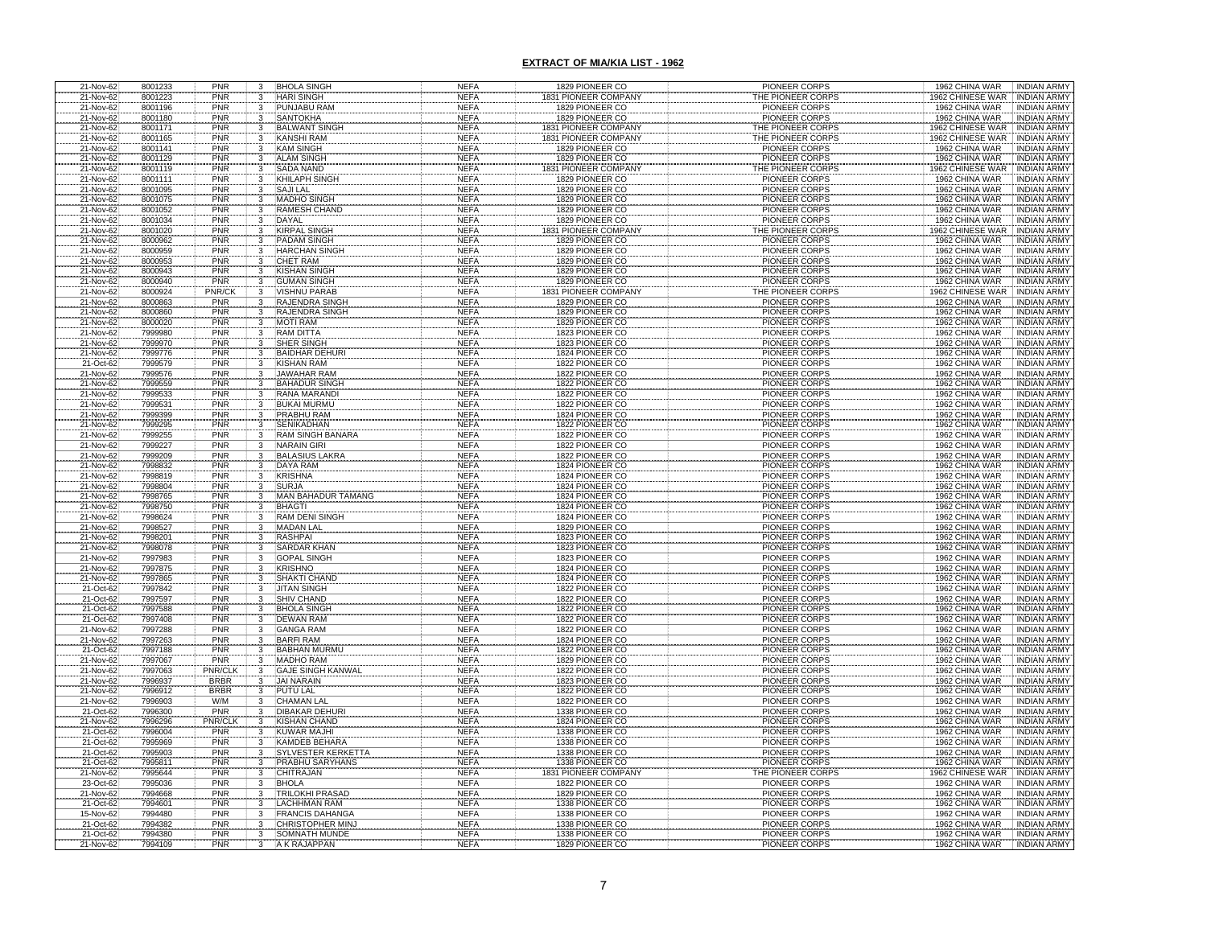## EXTRACT OF MIA/KIA LIST - 1962

| | | | | | | | | | |
|---|---|---|---|---|---|---|---|---|---|
| 21-Nov-62 | 8001233 | PNR | 3 | BHOLA SINGH | NEFA | 1829 PIONEER CO | PIONEER CORPS | 1962 CHINA WAR | INDIAN ARMY |
| 21-Nov-62 | 8001223 | PNR | 3 | HARI SINGH | NEFA | 1831 PIONEER COMPANY | THE PIONEER CORPS | 1962 CHINESE WAR | INDIAN ARMY |
| 21-Nov-62 | 8001196 | PNR | 3 | PUNJABU RAM | NEFA | 1829 PIONEER CO | PIONEER CORPS | 1962 CHINA WAR | INDIAN ARMY |
| 21-Nov-62 | 8001180 | PNR | 3 | SANTOKHA | NEFA | 1829 PIONEER CO | PIONEER CORPS | 1962 CHINA WAR | INDIAN ARMY |
| 21-Nov-62 | 8001171 | PNR | 3 | BALWANT SINGH | NEFA | 1831 PIONEER COMPANY | THE PIONEER CORPS | 1962 CHINESE WAR | INDIAN ARMY |
| 21-Nov-62 | 8001165 | PNR | 3 | KANSHI RAM | NEFA | 1831 PIONEER COMPANY | THE PIONEER CORPS | 1962 CHINESE WAR | INDIAN ARMY |
| 21-Nov-62 | 8001141 | PNR | 3 | KAM SINGH | NEFA | 1829 PIONEER CO | PIONEER CORPS | 1962 CHINA WAR | INDIAN ARMY |
| 21-Nov-62 | 8001129 | PNR | 3 | ALAM SINGH | NEFA | 1829 PIONEER CO | PIONEER CORPS | 1962 CHINA WAR | INDIAN ARMY |
| 21-Nov-62 | 8001119 | PNR | 3 | SADA NAND | NEFA | 1831 PIONEER COMPANY | THE PIONEER CORPS | 1962 CHINESE WAR | INDIAN ARMY |
| 21-Nov-62 | 8001111 | PNR | 3 | KHILAPH SINGH | NEFA | 1829 PIONEER CO | PIONEER CORPS | 1962 CHINA WAR | INDIAN ARMY |
| 21-Nov-62 | 8001095 | PNR | 3 | SAJI LAL | NEFA | 1829 PIONEER CO | PIONEER CORPS | 1962 CHINA WAR | INDIAN ARMY |
| 21-Nov-62 | 8001075 | PNR | 3 | MADHO SINGH | NEFA | 1829 PIONEER CO | PIONEER CORPS | 1962 CHINA WAR | INDIAN ARMY |
| 21-Nov-62 | 8001052 | PNR | 3 | RAMESH CHAND | NEFA | 1829 PIONEER CO | PIONEER CORPS | 1962 CHINA WAR | INDIAN ARMY |
| 21-Nov-62 | 8001034 | PNR | 3 | DAYAL | NEFA | 1829 PIONEER CO | PIONEER CORPS | 1962 CHINA WAR | INDIAN ARMY |
| 21-Nov-62 | 8001020 | PNR | 3 | KIRPAL SINGH | NEFA | 1831 PIONEER COMPANY | THE PIONEER CORPS | 1962 CHINESE WAR | INDIAN ARMY |
| 21-Nov-62 | 8000962 | PNR | 3 | PADAM SINGH | NEFA | 1829 PIONEER CO | PIONEER CORPS | 1962 CHINA WAR | INDIAN ARMY |
| 21-Nov-62 | 8000959 | PNR | 3 | HARCHAN SINGH | NEFA | 1829 PIONEER CO | PIONEER CORPS | 1962 CHINA WAR | INDIAN ARMY |
| 21-Nov-62 | 8000953 | PNR | 3 | CHET RAM | NEFA | 1829 PIONEER CO | PIONEER CORPS | 1962 CHINA WAR | INDIAN ARMY |
| 21-Nov-62 | 8000943 | PNR | 3 | KISHAN SINGH | NEFA | 1829 PIONEER CO | PIONEER CORPS | 1962 CHINA WAR | INDIAN ARMY |
| 21-Nov-62 | 8000940 | PNR | 3 | GUMAN SINGH | NEFA | 1829 PIONEER CO | PIONEER CORPS | 1962 CHINA WAR | INDIAN ARMY |
| 21-Nov-62 | 8000924 | PNR/CK | 3 | VISHNU PARAB | NEFA | 1831 PIONEER COMPANY | THE PIONEER CORPS | 1962 CHINESE WAR | INDIAN ARMY |
| 21-Nov-62 | 8000863 | PNR | 3 | RAJENDRA SINGH | NEFA | 1829 PIONEER CO | PIONEER CORPS | 1962 CHINA WAR | INDIAN ARMY |
| 21-Nov-62 | 8000860 | PNR | 3 | RAJENDRA SINGH | NEFA | 1829 PIONEER CO | PIONEER CORPS | 1962 CHINA WAR | INDIAN ARMY |
| 21-Nov-62 | 8000020 | PNR | 3 | MOTI RAM | NEFA | 1829 PIONEER CO | PIONEER CORPS | 1962 CHINA WAR | INDIAN ARMY |
| 21-Nov-62 | 7999980 | PNR | 3 | RAM DITTA | NEFA | 1823 PIONEER CO | PIONEER CORPS | 1962 CHINA WAR | INDIAN ARMY |
| 21-Nov-62 | 7999970 | PNR | 3 | SHER SINGH | NEFA | 1823 PIONEER CO | PIONEER CORPS | 1962 CHINA WAR | INDIAN ARMY |
| 21-Nov-62 | 7999776 | PNR | 3 | BAIDHAR DEHURI | NEFA | 1824 PIONEER CO | PIONEER CORPS | 1962 CHINA WAR | INDIAN ARMY |
| 21-Oct-62 | 7999579 | PNR | 3 | KISHAN RAM | NEFA | 1822 PIONEER CO | PIONEER CORPS | 1962 CHINA WAR | INDIAN ARMY |
| 21-Nov-62 | 7999576 | PNR | 3 | JAWAHAR RAM | NEFA | 1822 PIONEER CO | PIONEER CORPS | 1962 CHINA WAR | INDIAN ARMY |
| 21-Nov-62 | 7999559 | PNR | 3 | BAHADUR SINGH | NEFA | 1822 PIONEER CO | PIONEER CORPS | 1962 CHINA WAR | INDIAN ARMY |
| 21-Nov-62 | 7999533 | PNR | 3 | RANA MARANDI | NEFA | 1822 PIONEER CO | PIONEER CORPS | 1962 CHINA WAR | INDIAN ARMY |
| 21-Nov-62 | 7999531 | PNR | 3 | BUKAI MURMU | NEFA | 1822 PIONEER CO | PIONEER CORPS | 1962 CHINA WAR | INDIAN ARMY |
| 21-Nov-62 | 7999399 | PNR | 3 | PRABHU RAM | NEFA | 1824 PIONEER CO | PIONEER CORPS | 1962 CHINA WAR | INDIAN ARMY |
| 21-Nov-62 | 7999295 | PNR | 3 | SENIKADHAN | NEFA | 1822 PIONEER CO | PIONEER CORPS | 1962 CHINA WAR | INDIAN ARMY |
| 21-Nov-62 | 7999255 | PNR | 3 | RAM SINGH BANARA | NEFA | 1822 PIONEER CO | PIONEER CORPS | 1962 CHINA WAR | INDIAN ARMY |
| 21-Nov-62 | 7999227 | PNR | 3 | NARAIN GIRI | NEFA | 1822 PIONEER CO | PIONEER CORPS | 1962 CHINA WAR | INDIAN ARMY |
| 21-Nov-62 | 7999209 | PNR | 3 | BALASIUS LAKRA | NEFA | 1822 PIONEER CO | PIONEER CORPS | 1962 CHINA WAR | INDIAN ARMY |
| 21-Nov-62 | 7998832 | PNR | 3 | DAYA RAM | NEFA | 1824 PIONEER CO | PIONEER CORPS | 1962 CHINA WAR | INDIAN ARMY |
| 21-Nov-62 | 7998819 | PNR | 3 | KRISHNA | NEFA | 1824 PIONEER CO | PIONEER CORPS | 1962 CHINA WAR | INDIAN ARMY |
| 21-Nov-62 | 7998804 | PNR | 3 | SURJA | NEFA | 1824 PIONEER CO | PIONEER CORPS | 1962 CHINA WAR | INDIAN ARMY |
| 21-Nov-62 | 7998765 | PNR | 3 | MAN BAHADUR TAMANG | NEFA | 1824 PIONEER CO | PIONEER CORPS | 1962 CHINA WAR | INDIAN ARMY |
| 21-Nov-62 | 7998750 | PNR | 3 | BHAGTI | NEFA | 1824 PIONEER CO | PIONEER CORPS | 1962 CHINA WAR | INDIAN ARMY |
| 21-Nov-62 | 7998624 | PNR | 3 | RAM DENI SINGH | NEFA | 1824 PIONEER CO | PIONEER CORPS | 1962 CHINA WAR | INDIAN ARMY |
| 21-Nov-62 | 7998527 | PNR | 3 | MADAN LAL | NEFA | 1829 PIONEER CO | PIONEER CORPS | 1962 CHINA WAR | INDIAN ARMY |
| 21-Nov-62 | 7998201 | PNR | 3 | RASHPAI | NEFA | 1823 PIONEER CO | PIONEER CORPS | 1962 CHINA WAR | INDIAN ARMY |
| 21-Nov-62 | 7998078 | PNR | 3 | SARDAR KHAN | NEFA | 1823 PIONEER CO | PIONEER CORPS | 1962 CHINA WAR | INDIAN ARMY |
| 21-Nov-62 | 7997983 | PNR | 3 | GOPAL SINGH | NEFA | 1823 PIONEER CO | PIONEER CORPS | 1962 CHINA WAR | INDIAN ARMY |
| 21-Nov-62 | 7997875 | PNR | 3 | KRISHNO | NEFA | 1824 PIONEER CO | PIONEER CORPS | 1962 CHINA WAR | INDIAN ARMY |
| 21-Nov-62 | 7997865 | PNR | 3 | SHAKTI CHAND | NEFA | 1824 PIONEER CO | PIONEER CORPS | 1962 CHINA WAR | INDIAN ARMY |
| 21-Oct-62 | 7997842 | PNR | 3 | JITAN SINGH | NEFA | 1822 PIONEER CO | PIONEER CORPS | 1962 CHINA WAR | INDIAN ARMY |
| 21-Oct-62 | 7997597 | PNR | 3 | SHIV CHAND | NEFA | 1822 PIONEER CO | PIONEER CORPS | 1962 CHINA WAR | INDIAN ARMY |
| 21-Oct-62 | 7997588 | PNR | 3 | BHOLA SINGH | NEFA | 1822 PIONEER CO | PIONEER CORPS | 1962 CHINA WAR | INDIAN ARMY |
| 21-Oct-62 | 7997408 | PNR | 3 | DEWAN RAM | NEFA | 1822 PIONEER CO | PIONEER CORPS | 1962 CHINA WAR | INDIAN ARMY |
| 21-Nov-62 | 7997288 | PNR | 3 | GANGA RAM | NEFA | 1822 PIONEER CO | PIONEER CORPS | 1962 CHINA WAR | INDIAN ARMY |
| 21-Nov-62 | 7997263 | PNR | 3 | BARFI RAM | NEFA | 1824 PIONEER CO | PIONEER CORPS | 1962 CHINA WAR | INDIAN ARMY |
| 21-Oct-62 | 7997188 | PNR | 3 | BABHAN MURMU | NEFA | 1822 PIONEER CO | PIONEER CORPS | 1962 CHINA WAR | INDIAN ARMY |
| 21-Nov-62 | 7997067 | PNR | 3 | MADHO RAM | NEFA | 1829 PIONEER CO | PIONEER CORPS | 1962 CHINA WAR | INDIAN ARMY |
| 21-Nov-62 | 7997063 | PNR/CLK | 3 | GAJE SINGH KANWAL | NEFA | 1822 PIONEER CO | PIONEER CORPS | 1962 CHINA WAR | INDIAN ARMY |
| 21-Nov-62 | 7996937 | BRBR | 3 | JAI NARAIN | NEFA | 1823 PIONEER CO | PIONEER CORPS | 1962 CHINA WAR | INDIAN ARMY |
| 21-Nov-62 | 7996912 | BRBR | 3 | PUTU LAL | NEFA | 1822 PIONEER CO | PIONEER CORPS | 1962 CHINA WAR | INDIAN ARMY |
| 21-Nov-62 | 7996903 | W/M | 3 | CHAMAN LAL | NEFA | 1822 PIONEER CO | PIONEER CORPS | 1962 CHINA WAR | INDIAN ARMY |
| 21-Oct-62 | 7996300 | PNR | 3 | DIBAKAR DEHURI | NEFA | 1338 PIONEER CO | PIONEER CORPS | 1962 CHINA WAR | INDIAN ARMY |
| 21-Nov-62 | 7996296 | PNR/CLK | 3 | KISHAN CHAND | NEFA | 1824 PIONEER CO | PIONEER CORPS | 1962 CHINA WAR | INDIAN ARMY |
| 21-Oct-62 | 7996004 | PNR | 3 | KUWAR MAJHI | NEFA | 1338 PIONEER CO | PIONEER CORPS | 1962 CHINA WAR | INDIAN ARMY |
| 21-Oct-62 | 7995969 | PNR | 3 | KAMDEB BEHARA | NEFA | 1338 PIONEER CO | PIONEER CORPS | 1962 CHINA WAR | INDIAN ARMY |
| 21-Oct-62 | 7995903 | PNR | 3 | SYLVESTER KERKETTA | NEFA | 1338 PIONEER CO | PIONEER CORPS | 1962 CHINA WAR | INDIAN ARMY |
| 21-Oct-62 | 7995811 | PNR | 3 | PRABHU SARYHANS | NEFA | 1338 PIONEER CO | PIONEER CORPS | 1962 CHINA WAR | INDIAN ARMY |
| 21-Nov-62 | 7995644 | PNR | 3 | CHITRAJAN | NEFA | 1831 PIONEER COMPANY | THE PIONEER CORPS | 1962 CHINESE WAR | INDIAN ARMY |
| 23-Oct-62 | 7995036 | PNR | 3 | BHOLA | NEFA | 1822 PIONEER CO | PIONEER CORPS | 1962 CHINA WAR | INDIAN ARMY |
| 21-Nov-62 | 7994668 | PNR | 3 | TRILOKHI PRASAD | NEFA | 1829 PIONEER CO | PIONEER CORPS | 1962 CHINA WAR | INDIAN ARMY |
| 21-Oct-62 | 7994601 | PNR | 3 | LACHHMAN RAM | NEFA | 1338 PIONEER CO | PIONEER CORPS | 1962 CHINA WAR | INDIAN ARMY |
| 15-Nov-62 | 7994480 | PNR | 3 | FRANCIS DAHANGA | NEFA | 1338 PIONEER CO | PIONEER CORPS | 1962 CHINA WAR | INDIAN ARMY |
| 21-Oct-62 | 7994382 | PNR | 3 | CHRISTOPHER MINJ | NEFA | 1338 PIONEER CO | PIONEER CORPS | 1962 CHINA WAR | INDIAN ARMY |
| 21-Oct-62 | 7994380 | PNR | 3 | SOMNATH MUNDE | NEFA | 1338 PIONEER CO | PIONEER CORPS | 1962 CHINA WAR | INDIAN ARMY |
| 21-Nov-62 | 7994109 | PNR | 3 | A K RAJAPPAN | NEFA | 1829 PIONEER CO | PIONEER CORPS | 1962 CHINA WAR | INDIAN ARMY |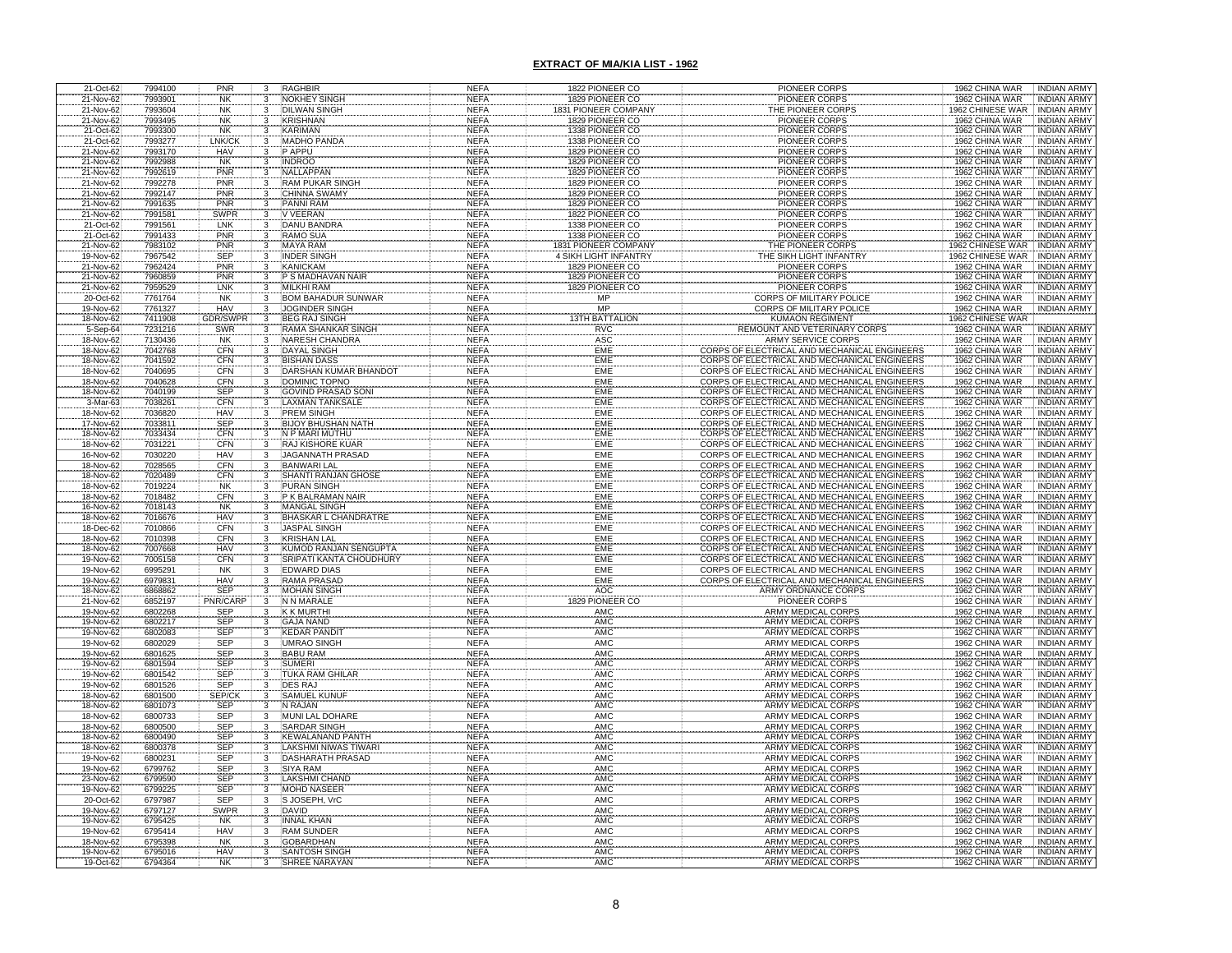## EXTRACT OF MIA/KIA LIST - 1962

| | | | | | | | | | |
|---|---|---|---|---|---|---|---|---|---|
| 21-Oct-62 | 7994100 | PNR | 3 | RAGHBIR | NEFA | 1822 PIONEER CO | PIONEER CORPS | 1962 CHINA WAR | INDIAN ARMY |
| 21-Nov-62 | 7993901 | NK | 3 | NOKHEY SINGH | NEFA | 1829 PIONEER CO | PIONEER CORPS | 1962 CHINA WAR | INDIAN ARMY |
| 21-Nov-62 | 7993604 | NK | 3 | DILWAN SINGH | NEFA | 1831 PIONEER COMPANY | THE PIONEER CORPS | 1962 CHINESE WAR | INDIAN ARMY |
| 21-Nov-62 | 7993495 | NK | 3 | KRISHNAN | NEFA | 1829 PIONEER CO | PIONEER CORPS | 1962 CHINA WAR | INDIAN ARMY |
| 21-Oct-62 | 7993300 | NK | 3 | KARIMAN | NEFA | 1338 PIONEER CO | PIONEER CORPS | 1962 CHINA WAR | INDIAN ARMY |
| 21-Oct-62 | 7993277 | LNK/CK | 3 | MADHO PANDA | NEFA | 1338 PIONEER CO | PIONEER CORPS | 1962 CHINA WAR | INDIAN ARMY |
| 21-Nov-62 | 7993170 | HAV | 3 | P APPU | NEFA | 1829 PIONEER CO | PIONEER CORPS | 1962 CHINA WAR | INDIAN ARMY |
| 21-Nov-62 | 7992988 | NK | 3 | INDROO | NEFA | 1829 PIONEER CO | PIONEER CORPS | 1962 CHINA WAR | INDIAN ARMY |
| 21-Nov-62 | 7992619 | PNR | 3 | NALLAPPAN | NEFA | 1829 PIONEER CO | PIONEER CORPS | 1962 CHINA WAR | INDIAN ARMY |
| 21-Nov-62 | 7992278 | PNR | 3 | RAM PUKAR SINGH | NEFA | 1829 PIONEER CO | PIONEER CORPS | 1962 CHINA WAR | INDIAN ARMY |
| 21-Nov-62 | 7992147 | PNR | 3 | CHINNA SWAMY | NEFA | 1829 PIONEER CO | PIONEER CORPS | 1962 CHINA WAR | INDIAN ARMY |
| 21-Nov-62 | 7991635 | PNR | 3 | PANNI RAM | NEFA | 1829 PIONEER CO | PIONEER CORPS | 1962 CHINA WAR | INDIAN ARMY |
| 21-Nov-62 | 7991581 | SWPR | 3 | V VEERAN | NEFA | 1822 PIONEER CO | PIONEER CORPS | 1962 CHINA WAR | INDIAN ARMY |
| 21-Oct-62 | 7991561 | LNK | 3 | DANU BANDRA | NEFA | 1338 PIONEER CO | PIONEER CORPS | 1962 CHINA WAR | INDIAN ARMY |
| 21-Oct-62 | 7991433 | PNR | 3 | RAMO SUA | NEFA | 1338 PIONEER CO | PIONEER CORPS | 1962 CHINA WAR | INDIAN ARMY |
| 21-Nov-62 | 7983102 | PNR | 3 | MAYA RAM | NEFA | 1831 PIONEER COMPANY | THE PIONEER CORPS | 1962 CHINESE WAR | INDIAN ARMY |
| 19-Nov-62 | 7967542 | SEP | 3 | INDER SINGH | NEFA | 4 SIKH LIGHT INFANTRY | THE SIKH LIGHT INFANTRY | 1962 CHINESE WAR | INDIAN ARMY |
| 21-Nov-62 | 7962424 | PNR | 3 | KANICKAM | NEFA | 1829 PIONEER CO | PIONEER CORPS | 1962 CHINA WAR | INDIAN ARMY |
| 21-Nov-62 | 7960859 | PNR | 3 | P S MADHAVAN NAIR | NEFA | 1829 PIONEER CO | PIONEER CORPS | 1962 CHINA WAR | INDIAN ARMY |
| 21-Nov-62 | 7959529 | LNK | 3 | MILKHI RAM | NEFA | 1829 PIONEER CO | PIONEER CORPS | 1962 CHINA WAR | INDIAN ARMY |
| 20-Oct-62 | 7761764 | NK | 3 | BOM BAHADUR SUNWAR | NEFA | MP | CORPS OF MILITARY POLICE | 1962 CHINA WAR | INDIAN ARMY |
| 19-Nov-62 | 7761327 | HAV | 3 | JOGINDER SINGH | NEFA | MP | CORPS OF MILITARY POLICE | 1962 CHINA WAR | INDIAN ARMY |
| 18-Nov-62 | 7411908 | GDR/SWPR | 3 | BEG RAJ SINGH | NEFA | 13TH BATTALION | KUMAON REGIMENT | 1962 CHINESE WAR | |
| 5-Sep-64 | 7231216 | SWR | 3 | RAMA SHANKAR SINGH | NEFA | RVC | REMOUNT AND VETERINARY CORPS | 1962 CHINA WAR | INDIAN ARMY |
| 18-Nov-62 | 7130436 | NK | 3 | NARESH CHANDRA | NEFA | ASC | ARMY SERVICE CORPS | 1962 CHINA WAR | INDIAN ARMY |
| 18-Nov-62 | 7042768 | CFN | 3 | DAYAL SINGH | NEFA | EME | CORPS OF ELECTRICAL AND MECHANICAL ENGINEERS | 1962 CHINA WAR | INDIAN ARMY |
| 18-Nov-62 | 7041592 | CFN | 3 | BISHAN DASS | NEFA | EME | CORPS OF ELECTRICAL AND MECHANICAL ENGINEERS | 1962 CHINA WAR | INDIAN ARMY |
| 18-Nov-62 | 7040695 | CFN | 3 | DARSHAN KUMAR BHANDOT | NEFA | EME | CORPS OF ELECTRICAL AND MECHANICAL ENGINEERS | 1962 CHINA WAR | INDIAN ARMY |
| 18-Nov-62 | 7040628 | CFN | 3 | DOMINIC TOPNO | NEFA | EME | CORPS OF ELECTRICAL AND MECHANICAL ENGINEERS | 1962 CHINA WAR | INDIAN ARMY |
| 18-Nov-62 | 7040199 | SEP | 3 | GOVIND PRASAD SONI | NEFA | EME | CORPS OF ELECTRICAL AND MECHANICAL ENGINEERS | 1962 CHINA WAR | INDIAN ARMY |
| 3-Mar-63 | 7038261 | CFN | 3 | LAXMAN TANKSALE | NEFA | EME | CORPS OF ELECTRICAL AND MECHANICAL ENGINEERS | 1962 CHINA WAR | INDIAN ARMY |
| 18-Nov-62 | 7036820 | HAV | 3 | PREM SINGH | NEFA | EME | CORPS OF ELECTRICAL AND MECHANICAL ENGINEERS | 1962 CHINA WAR | INDIAN ARMY |
| 17-Nov-62 | 7033811 | SEP | 3 | BIJOY BHUSHAN NATH | NEFA | EME | CORPS OF ELECTRICAL AND MECHANICAL ENGINEERS | 1962 CHINA WAR | INDIAN ARMY |
| 18-Nov-62 | 7033434 | CFN | 3 | N P MARI MUTHU | NEFA | EME | CORPS OF ELECTRICAL AND MECHANICAL ENGINEERS | 1962 CHINA WAR | INDIAN ARMY |
| 18-Nov-62 | 7031221 | CFN | 3 | RAJ KISHORE KUAR | NEFA | EME | CORPS OF ELECTRICAL AND MECHANICAL ENGINEERS | 1962 CHINA WAR | INDIAN ARMY |
| 16-Nov-62 | 7030220 | HAV | 3 | JAGANNATH PRASAD | NEFA | EME | CORPS OF ELECTRICAL AND MECHANICAL ENGINEERS | 1962 CHINA WAR | INDIAN ARMY |
| 18-Nov-62 | 7028565 | CFN | 3 | BANWARI LAL | NEFA | EME | CORPS OF ELECTRICAL AND MECHANICAL ENGINEERS | 1962 CHINA WAR | INDIAN ARMY |
| 18-Nov-62 | 7020489 | CFN | 3 | SHANTI RANJAN GHOSE | NEFA | EME | CORPS OF ELECTRICAL AND MECHANICAL ENGINEERS | 1962 CHINA WAR | INDIAN ARMY |
| 18-Nov-62 | 7019224 | NK | 3 | PURAN SINGH | NEFA | EME | CORPS OF ELECTRICAL AND MECHANICAL ENGINEERS | 1962 CHINA WAR | INDIAN ARMY |
| 18-Nov-62 | 7018482 | CFN | 3 | P K BALRAMAN NAIR | NEFA | EME | CORPS OF ELECTRICAL AND MECHANICAL ENGINEERS | 1962 CHINA WAR | INDIAN ARMY |
| 16-Nov-62 | 7018143 | NK | 3 | MANGAL SINGH | NEFA | EME | CORPS OF ELECTRICAL AND MECHANICAL ENGINEERS | 1962 CHINA WAR | INDIAN ARMY |
| 18-Nov-62 | 7016676 | HAV | 3 | BHASKAR L CHANDRATRE | NEFA | EME | CORPS OF ELECTRICAL AND MECHANICAL ENGINEERS | 1962 CHINA WAR | INDIAN ARMY |
| 18-Dec-62 | 7010866 | CFN | 3 | JASPAL SINGH | NEFA | EME | CORPS OF ELECTRICAL AND MECHANICAL ENGINEERS | 1962 CHINA WAR | INDIAN ARMY |
| 18-Nov-62 | 7010398 | CFN | 3 | KRISHAN LAL | NEFA | EME | CORPS OF ELECTRICAL AND MECHANICAL ENGINEERS | 1962 CHINA WAR | INDIAN ARMY |
| 18-Nov-62 | 7007668 | HAV | 3 | KUMOD RANJAN SENGUPTA | NEFA | EME | CORPS OF ELECTRICAL AND MECHANICAL ENGINEERS | 1962 CHINA WAR | INDIAN ARMY |
| 19-Nov-62 | 7005158 | CFN | 3 | SRIPATI KANTA CHOUDHURY | NEFA | EME | CORPS OF ELECTRICAL AND MECHANICAL ENGINEERS | 1962 CHINA WAR | INDIAN ARMY |
| 19-Nov-62 | 6995291 | NK | 3 | EDWARD DIAS | NEFA | EME | CORPS OF ELECTRICAL AND MECHANICAL ENGINEERS | 1962 CHINA WAR | INDIAN ARMY |
| 19-Nov-62 | 6979831 | HAV | 3 | RAMA PRASAD | NEFA | EME | CORPS OF ELECTRICAL AND MECHANICAL ENGINEERS | 1962 CHINA WAR | INDIAN ARMY |
| 18-Nov-62 | 6868862 | SEP | 3 | MOHAN SINGH | NEFA | AOC | ARMY ORDNANCE CORPS | 1962 CHINA WAR | INDIAN ARMY |
| 21-Nov-62 | 6852197 | PNR/CARP | 3 | N N MARALE | NEFA | 1829 PIONEER CO | PIONEER CORPS | 1962 CHINA WAR | INDIAN ARMY |
| 19-Nov-62 | 6802268 | SEP | 3 | K K MURTHI | NEFA | AMC | ARMY MEDICAL CORPS | 1962 CHINA WAR | INDIAN ARMY |
| 19-Nov-62 | 6802217 | SEP | 3 | GAJA NAND | NEFA | AMC | ARMY MEDICAL CORPS | 1962 CHINA WAR | INDIAN ARMY |
| 19-Nov-62 | 6802083 | SEP | 3 | KEDAR PANDIT | NEFA | AMC | ARMY MEDICAL CORPS | 1962 CHINA WAR | INDIAN ARMY |
| 19-Nov-62 | 6802029 | SEP | 3 | UMRAO SINGH | NEFA | AMC | ARMY MEDICAL CORPS | 1962 CHINA WAR | INDIAN ARMY |
| 19-Nov-62 | 6801625 | SEP | 3 | BABU RAM | NEFA | AMC | ARMY MEDICAL CORPS | 1962 CHINA WAR | INDIAN ARMY |
| 19-Nov-62 | 6801594 | SEP | 3 | SUMERI | NEFA | AMC | ARMY MEDICAL CORPS | 1962 CHINA WAR | INDIAN ARMY |
| 19-Nov-62 | 6801542 | SEP | 3 | TUKA RAM GHILAR | NEFA | AMC | ARMY MEDICAL CORPS | 1962 CHINA WAR | INDIAN ARMY |
| 19-Nov-62 | 6801526 | SEP | 3 | DES RAJ | NEFA | AMC | ARMY MEDICAL CORPS | 1962 CHINA WAR | INDIAN ARMY |
| 18-Nov-62 | 6801500 | SEP/CK | 3 | SAMUEL KUNUF | NEFA | AMC | ARMY MEDICAL CORPS | 1962 CHINA WAR | INDIAN ARMY |
| 18-Nov-62 | 6801073 | SEP | 3 | N RAJAN | NEFA | AMC | ARMY MEDICAL CORPS | 1962 CHINA WAR | INDIAN ARMY |
| 18-Nov-62 | 6800733 | SEP | 3 | MUNI LAL DOHARE | NEFA | AMC | ARMY MEDICAL CORPS | 1962 CHINA WAR | INDIAN ARMY |
| 18-Nov-62 | 6800500 | SEP | 3 | SARDAR SINGH | NEFA | AMC | ARMY MEDICAL CORPS | 1962 CHINA WAR | INDIAN ARMY |
| 18-Nov-62 | 6800490 | SEP | 3 | KEWALANAND PANTH | NEFA | AMC | ARMY MEDICAL CORPS | 1962 CHINA WAR | INDIAN ARMY |
| 18-Nov-62 | 6800378 | SEP | 3 | LAKSHMI NIWAS TIWARI | NEFA | AMC | ARMY MEDICAL CORPS | 1962 CHINA WAR | INDIAN ARMY |
| 19-Nov-62 | 6800231 | SEP | 3 | DASHARATH PRASAD | NEFA | AMC | ARMY MEDICAL CORPS | 1962 CHINA WAR | INDIAN ARMY |
| 19-Nov-62 | 6799762 | SEP | 3 | SIYA RAM | NEFA | AMC | ARMY MEDICAL CORPS | 1962 CHINA WAR | INDIAN ARMY |
| 23-Nov-62 | 6799590 | SEP | 3 | LAKSHMI CHAND | NEFA | AMC | ARMY MEDICAL CORPS | 1962 CHINA WAR | INDIAN ARMY |
| 19-Nov-62 | 6799225 | SEP | 3 | MOHD NASEER | NEFA | AMC | ARMY MEDICAL CORPS | 1962 CHINA WAR | INDIAN ARMY |
| 20-Oct-62 | 6797987 | SEP | 3 | S JOSEPH, VrC | NEFA | AMC | ARMY MEDICAL CORPS | 1962 CHINA WAR | INDIAN ARMY |
| 19-Nov-62 | 6797127 | SWPR | 3 | DAVID | NEFA | AMC | ARMY MEDICAL CORPS | 1962 CHINA WAR | INDIAN ARMY |
| 19-Nov-62 | 6795425 | NK | 3 | INNAL KHAN | NEFA | AMC | ARMY MEDICAL CORPS | 1962 CHINA WAR | INDIAN ARMY |
| 19-Nov-62 | 6795414 | HAV | 3 | RAM SUNDER | NEFA | AMC | ARMY MEDICAL CORPS | 1962 CHINA WAR | INDIAN ARMY |
| 18-Nov-62 | 6795398 | NK | 3 | GOBARDHAN | NEFA | AMC | ARMY MEDICAL CORPS | 1962 CHINA WAR | INDIAN ARMY |
| 19-Nov-62 | 6795016 | HAV | 3 | SANTOSH SINGH | NEFA | AMC | ARMY MEDICAL CORPS | 1962 CHINA WAR | INDIAN ARMY |
| 19-Oct-62 | 6794364 | NK | 3 | SHREE NARAYAN | NEFA | AMC | ARMY MEDICAL CORPS | 1962 CHINA WAR | INDIAN ARMY |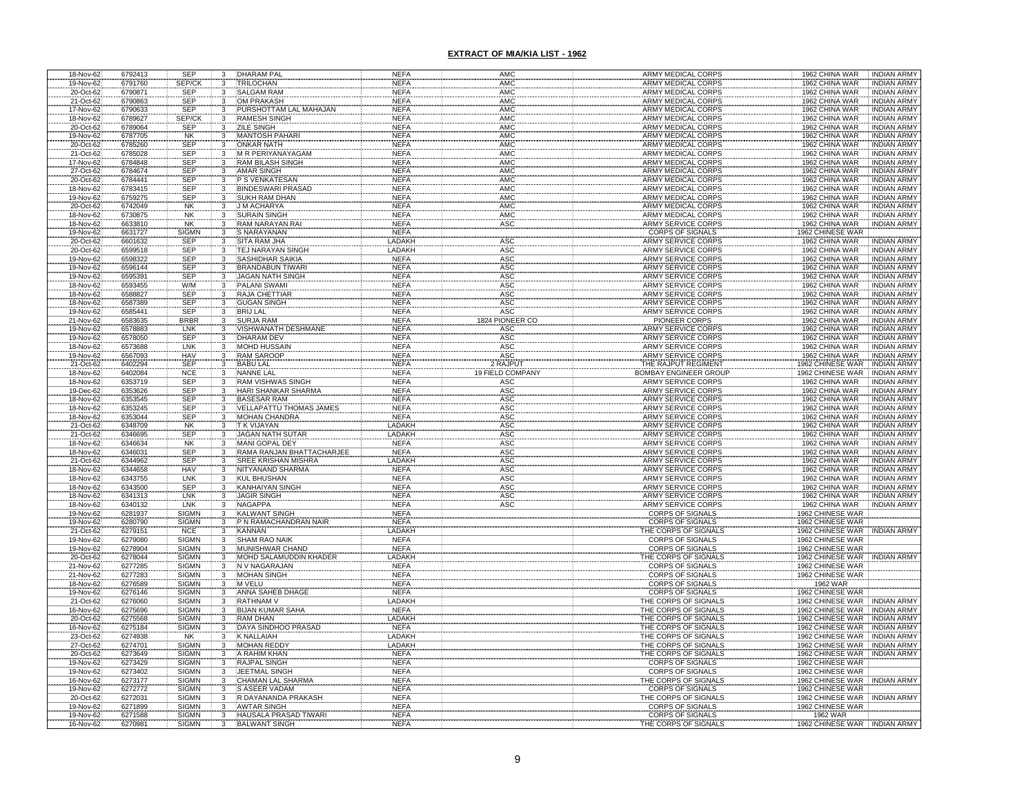## EXTRACT OF MIA/KIA LIST - 1962

| | | | | | | | | | |
|---|---|---|---|---|---|---|---|---|---|
| 18-Nov-62 | 6792413 | SEP | 3 | DHARAM PAL | NEFA | AMC | ARMY MEDICAL CORPS | 1962 CHINA WAR | INDIAN ARMY |
| 19-Nov-62 | 6791760 | SEP/CK | 3 | TRILOCHAN | NEFA | AMC | ARMY MEDICAL CORPS | 1962 CHINA WAR | INDIAN ARMY |
| 20-Oct-62 | 6790871 | SEP | 3 | SALGAM RAM | NEFA | AMC | ARMY MEDICAL CORPS | 1962 CHINA WAR | INDIAN ARMY |
| 21-Oct-62 | 6790863 | SEP | 3 | OM PRAKASH | NEFA | AMC | ARMY MEDICAL CORPS | 1962 CHINA WAR | INDIAN ARMY |
| 17-Nov-62 | 6790633 | SEP | 3 | PURSHOTTAM LAL MAHAJAN | NEFA | AMC | ARMY MEDICAL CORPS | 1962 CHINA WAR | INDIAN ARMY |
| 18-Nov-62 | 6789627 | SEP/CK | 3 | RAMESH SINGH | NEFA | AMC | ARMY MEDICAL CORPS | 1962 CHINA WAR | INDIAN ARMY |
| 20-Oct-62 | 6789064 | SEP | 3 | ZILE SINGH | NEFA | AMC | ARMY MEDICAL CORPS | 1962 CHINA WAR | INDIAN ARMY |
| 19-Nov-62 | 6787705 | NK | 3 | MANTOSH PAHARI | NEFA | AMC | ARMY MEDICAL CORPS | 1962 CHINA WAR | INDIAN ARMY |
| 20-Oct-62 | 6785260 | SEP | 3 | ONKAR NATH | NEFA | AMC | ARMY MEDICAL CORPS | 1962 CHINA WAR | INDIAN ARMY |
| 21-Oct-62 | 6785028 | SEP | 3 | M R PERIYANAYAGAM | NEFA | AMC | ARMY MEDICAL CORPS | 1962 CHINA WAR | INDIAN ARMY |
| 17-Nov-62 | 6784848 | SEP | 3 | RAM BILASH SINGH | NEFA | AMC | ARMY MEDICAL CORPS | 1962 CHINA WAR | INDIAN ARMY |
| 27-Oct-62 | 6784674 | SEP | 3 | AMAR SINGH | NEFA | AMC | ARMY MEDICAL CORPS | 1962 CHINA WAR | INDIAN ARMY |
| 20-Oct-62 | 6784441 | SEP | 3 | P S VENKATESAN | NEFA | AMC | ARMY MEDICAL CORPS | 1962 CHINA WAR | INDIAN ARMY |
| 18-Nov-62 | 6783415 | SEP | 3 | BINDESWARI PRASAD | NEFA | AMC | ARMY MEDICAL CORPS | 1962 CHINA WAR | INDIAN ARMY |
| 19-Nov-62 | 6759275 | SEP | 3 | SUKH RAM DHAN | NEFA | AMC | ARMY MEDICAL CORPS | 1962 CHINA WAR | INDIAN ARMY |
| 20-Oct-62 | 6742049 | NK | 3 | J M ACHARYA | NEFA | AMC | ARMY MEDICAL CORPS | 1962 CHINA WAR | INDIAN ARMY |
| 18-Nov-62 | 6730875 | NK | 3 | SURAIN SINGH | NEFA | AMC | ARMY MEDICAL CORPS | 1962 CHINA WAR | INDIAN ARMY |
| 18-Nov-62 | 6633810 | NK | 3 | RAM NARAYAN RAI | NEFA | ASC | ARMY SERVICE CORPS | 1962 CHINA WAR | INDIAN ARMY |
| 19-Nov-62 | 6631727 | SIGMN | 3 | S NARAYANAN | NEFA | | CORPS OF SIGNALS | 1962 CHINESE WAR | |
| 20-Oct-62 | 6601632 | SEP | 3 | SITA RAM JHA | LADAKH | ASC | ARMY SERVICE CORPS | 1962 CHINA WAR | INDIAN ARMY |
| 20-Oct-62 | 6599518 | SEP | 3 | TEJ NARAYAN SINGH | LADAKH | ASC | ARMY SERVICE CORPS | 1962 CHINA WAR | INDIAN ARMY |
| 19-Nov-62 | 6598322 | SEP | 3 | SASHIDHAR SAIKIA | NEFA | ASC | ARMY SERVICE CORPS | 1962 CHINA WAR | INDIAN ARMY |
| 19-Nov-62 | 6596144 | SEP | 3 | BRANDABUN TIWARI | NEFA | ASC | ARMY SERVICE CORPS | 1962 CHINA WAR | INDIAN ARMY |
| 19-Nov-62 | 6595391 | SEP | 3 | JAGAN NATH SINGH | NEFA | ASC | ARMY SERVICE CORPS | 1962 CHINA WAR | INDIAN ARMY |
| 18-Nov-62 | 6593455 | W/M | 3 | PALANI SWAMI | NEFA | ASC | ARMY SERVICE CORPS | 1962 CHINA WAR | INDIAN ARMY |
| 18-Nov-62 | 6588827 | SEP | 3 | RAJA CHETTIAR | NEFA | ASC | ARMY SERVICE CORPS | 1962 CHINA WAR | INDIAN ARMY |
| 18-Nov-62 | 6587389 | SEP | 3 | GUGAN SINGH | NEFA | ASC | ARMY SERVICE CORPS | 1962 CHINA WAR | INDIAN ARMY |
| 19-Nov-62 | 6585441 | SEP | 3 | BRIJ LAL | NEFA | ASC | ARMY SERVICE CORPS | 1962 CHINA WAR | INDIAN ARMY |
| 21-Nov-62 | 6583635 | BRBR | 3 | SURJA RAM | NEFA | 1824 PIONEER CO | PIONEER CORPS | 1962 CHINA WAR | INDIAN ARMY |
| 19-Nov-62 | 6578883 | LNK | 3 | VISHWANATH DESHMANE | NEFA | ASC | ARMY SERVICE CORPS | 1962 CHINA WAR | INDIAN ARMY |
| 19-Nov-62 | 6578050 | SEP | 3 | DHARAM DEV | NEFA | ASC | ARMY SERVICE CORPS | 1962 CHINA WAR | INDIAN ARMY |
| 18-Nov-62 | 6573688 | LNK | 3 | MOHD HUSSAIN | NEFA | ASC | ARMY SERVICE CORPS | 1962 CHINA WAR | INDIAN ARMY |
| 19-Nov-62 | 6567093 | HAV | 3 | RAM SAROOP | NEFA | ASC | ARMY SERVICE CORPS | 1962 CHINA WAR | INDIAN ARMY |
| 21-Oct-62 | 6402294 | SEP | 3 | BABU LAL | NEFA | 2 RAJPUT | THE RAJPUT REGIMENT | 1962 CHINESE WAR | INDIAN ARMY |
| 18-Nov-62 | 6402084 | NCE | 3 | NANNE LAL | NEFA | 19 FIELD COMPANY | BOMBAY ENGINEER GROUP | 1962 CHINESE WAR | INDIAN ARMY |
| 18-Nov-62 | 6353719 | SEP | 3 | RAM VISHWAS SINGH | NEFA | ASC | ARMY SERVICE CORPS | 1962 CHINA WAR | INDIAN ARMY |
| 19-Dec-62 | 6353626 | SEP | 3 | HARI SHANKAR SHARMA | NEFA | ASC | ARMY SERVICE CORPS | 1962 CHINA WAR | INDIAN ARMY |
| 18-Nov-62 | 6353545 | SEP | 3 | BASESAR RAM | NEFA | ASC | ARMY SERVICE CORPS | 1962 CHINA WAR | INDIAN ARMY |
| 18-Nov-62 | 6353245 | SEP | 3 | VELLAPATTU THOMAS JAMES | NEFA | ASC | ARMY SERVICE CORPS | 1962 CHINA WAR | INDIAN ARMY |
| 18-Nov-62 | 6353044 | SEP | 3 | MOHAN CHANDRA | NEFA | ASC | ARMY SERVICE CORPS | 1962 CHINA WAR | INDIAN ARMY |
| 21-Oct-62 | 6348709 | NK | 3 | T K VIJAYAN | LADAKH | ASC | ARMY SERVICE CORPS | 1962 CHINA WAR | INDIAN ARMY |
| 21-Oct-62 | 6346695 | SEP | 3 | JAGAN NATH SUTAR | LADAKH | ASC | ARMY SERVICE CORPS | 1962 CHINA WAR | INDIAN ARMY |
| 18-Nov-62 | 6346634 | NK | 3 | MANI GOPAL DEY | NEFA | ASC | ARMY SERVICE CORPS | 1962 CHINA WAR | INDIAN ARMY |
| 18-Nov-62 | 6346031 | SEP | 3 | RAMA RANJAN BHATTACHARJEE | NEFA | ASC | ARMY SERVICE CORPS | 1962 CHINA WAR | INDIAN ARMY |
| 21-Oct-62 | 6344962 | SEP | 3 | SREE KRISHAN MISHRA | LADAKH | ASC | ARMY SERVICE CORPS | 1962 CHINA WAR | INDIAN ARMY |
| 18-Nov-62 | 6344658 | HAV | 3 | NITYANAND SHARMA | NEFA | ASC | ARMY SERVICE CORPS | 1962 CHINA WAR | INDIAN ARMY |
| 18-Nov-62 | 6343755 | LNK | 3 | KUL BHUSHAN | NEFA | ASC | ARMY SERVICE CORPS | 1962 CHINA WAR | INDIAN ARMY |
| 18-Nov-62 | 6343500 | SEP | 3 | KANHAIYAN SINGH | NEFA | ASC | ARMY SERVICE CORPS | 1962 CHINA WAR | INDIAN ARMY |
| 18-Nov-62 | 6341313 | LNK | 3 | JAGIR SINGH | NEFA | ASC | ARMY SERVICE CORPS | 1962 CHINA WAR | INDIAN ARMY |
| 18-Nov-62 | 6340132 | LNK | 3 | NAGAPPA | NEFA | ASC | ARMY SERVICE CORPS | 1962 CHINA WAR | INDIAN ARMY |
| 19-Nov-62 | 6281937 | SIGMN | 3 | KALWANT SINGH | NEFA | | CORPS OF SIGNALS | 1962 CHINESE WAR | |
| 19-Nov-62 | 6280790 | SIGMN | 3 | P N RAMACHANDRAN NAIR | NEFA | | CORPS OF SIGNALS | 1962 CHINESE WAR | |
| 21-Oct-62 | 6279151 | NCE | 3 | KANNAN | LADAKH | | THE CORPS OF SIGNALS | 1962 CHINESE WAR | INDIAN ARMY |
| 19-Nov-62 | 6279080 | SIGMN | 3 | SHAM RAO NAIK | NEFA | | CORPS OF SIGNALS | 1962 CHINESE WAR | |
| 19-Nov-62 | 6278904 | SIGMN | 3 | MUNISHWAR CHAND | NEFA | | CORPS OF SIGNALS | 1962 CHINESE WAR | |
| 20-Oct-62 | 6278044 | SIGMN | 3 | MOHD SALAMUDDIN KHADER | LADAKH | | THE CORPS OF SIGNALS | 1962 CHINESE WAR | INDIAN ARMY |
| 21-Nov-62 | 6277285 | SIGMN | 3 | N V NAGARAJAN | NEFA | | CORPS OF SIGNALS | 1962 CHINESE WAR | |
| 21-Nov-62 | 6277283 | SIGMN | 3 | MOHAN SINGH | NEFA | | CORPS OF SIGNALS | 1962 CHINESE WAR | |
| 18-Nov-62 | 6276589 | SIGMN | 3 | M VELU | NEFA | | CORPS OF SIGNALS | 1962 WAR | |
| 19-Nov-62 | 6276146 | SIGMN | 3 | ANNA SAHEB DHAGE | NEFA | | CORPS OF SIGNALS | 1962 CHINESE WAR | |
| 21-Oct-62 | 6276060 | SIGMN | 3 | RATHNAM V | LADAKH | | THE CORPS OF SIGNALS | 1962 CHINESE WAR | INDIAN ARMY |
| 16-Nov-62 | 6275696 | SIGMN | 3 | BIJAN KUMAR SAHA | NEFA | | THE CORPS OF SIGNALS | 1962 CHINESE WAR | INDIAN ARMY |
| 20-Oct-62 | 6275568 | SIGMN | 3 | RAM DHAN | LADAKH | | THE CORPS OF SIGNALS | 1962 CHINESE WAR | INDIAN ARMY |
| 16-Nov-62 | 6275184 | SIGMN | 3 | DAYA SINDHOO PRASAD | NEFA | | THE CORPS OF SIGNALS | 1962 CHINESE WAR | INDIAN ARMY |
| 23-Oct-62 | 6274938 | NK | 3 | K NALLAIAH | LADAKH | | THE CORPS OF SIGNALS | 1962 CHINESE WAR | INDIAN ARMY |
| 27-Oct-62 | 6274701 | SIGMN | 3 | MOHAN REDDY | LADAKH | | THE CORPS OF SIGNALS | 1962 CHINESE WAR | INDIAN ARMY |
| 20-Oct-62 | 6273649 | SIGMN | 3 | A RAHIM KHAN | NEFA | | THE CORPS OF SIGNALS | 1962 CHINESE WAR | INDIAN ARMY |
| 19-Nov-62 | 6273429 | SIGMN | 3 | RAJPAL SINGH | NEFA | | CORPS OF SIGNALS | 1962 CHINESE WAR | |
| 19-Nov-62 | 6273402 | SIGMN | 3 | JEETMAL SINGH | NEFA | | CORPS OF SIGNALS | 1962 CHINESE WAR | |
| 16-Nov-62 | 6273177 | SIGMN | 3 | CHAMAN LAL SHARMA | NEFA | | THE CORPS OF SIGNALS | 1962 CHINESE WAR | INDIAN ARMY |
| 19-Nov-62 | 6272772 | SIGMN | 3 | S ASEER VADAM | NEFA | | CORPS OF SIGNALS | 1962 CHINESE WAR | |
| 20-Oct-62 | 6272031 | SIGMN | 3 | R DAYANANDA PRAKASH | NEFA | | THE CORPS OF SIGNALS | 1962 CHINESE WAR | INDIAN ARMY |
| 19-Nov-62 | 6271899 | SIGMN | 3 | AWTAR SINGH | NEFA | | CORPS OF SIGNALS | 1962 CHINESE WAR | |
| 19-Nov-62 | 6271588 | SIGMN | 3 | HAUSALA PRASAD TIWARI | NEFA | | CORPS OF SIGNALS | 1962 WAR | |
| 16-Nov-62 | 6270981 | SIGMN | 3 | BALWANT SINGH | NEFA | | THE CORPS OF SIGNALS | 1962 CHINESE WAR | INDIAN ARMY |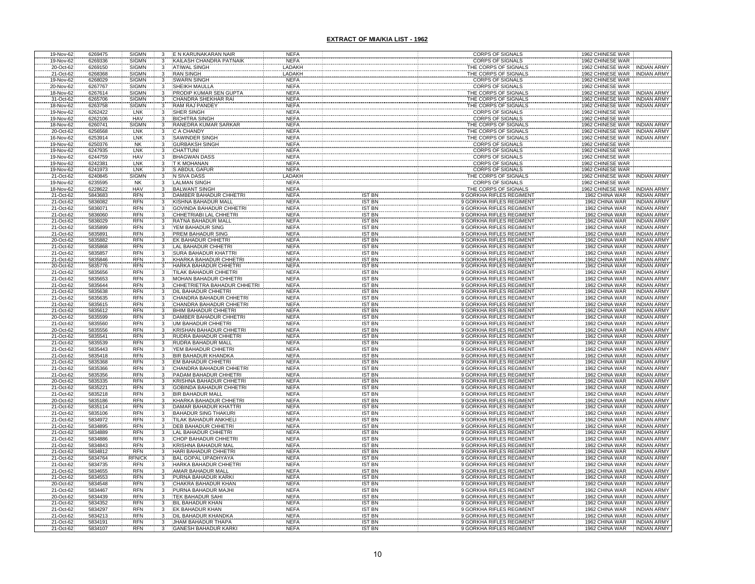## EXTRACT OF MIA/KIA LIST - 1962

| | | | | | | | | | |
|---|---|---|---|---|---|---|---|---|---|
| 19-Nov-62 | 6269475 | SIGMN | 3 | E N KARUNAKARAN NAIR | NEFA | | CORPS OF SIGNALS | 1962 CHINESE WAR | |
| 19-Nov-62 | 6269336 | SIGMN | 3 | KAILASH CHANDRA PATNAIK | NEFA | | CORPS OF SIGNALS | 1962 CHINESE WAR | |
| 20-Oct-62 | 6269150 | SIGMN | 3 | ATIWAL SINGH | LADAKH | | THE CORPS OF SIGNALS | 1962 CHINESE WAR | INDIAN ARMY |
| 21-Oct-62 | 6268368 | SIGMN | 3 | RAN SINGH | LADAKH | | THE CORPS OF SIGNALS | 1962 CHINESE WAR | INDIAN ARMY |
| 19-Nov-62 | 6268029 | SIGMN | 3 | SWARN SINGH | NEFA | | CORPS OF SIGNALS | 1962 CHINESE WAR | |
| 20-Nov-62 | 6267767 | SIGMN | 3 | SHEIKH MAULLA | NEFA | | CORPS OF SIGNALS | 1962 CHINESE WAR | |
| 18-Nov-62 | 6267614 | SIGMN | 3 | PRODIP KUMAR SEN GUPTA | NEFA | | THE CORPS OF SIGNALS | 1962 CHINESE WAR | INDIAN ARMY |
| 31-Oct-62 | 6265706 | SIGMN | 3 | CHANDRA SHEKHAR RAI | NEFA | | THE CORPS OF SIGNALS | 1962 CHINESE WAR | INDIAN ARMY |
| 18-Nov-62 | 6263758 | SIGMN | 3 | RAM RAJ PANDEY | NEFA | | THE CORPS OF SIGNALS | 1962 CHINESE WAR | INDIAN ARMY |
| 19-Nov-62 | 6262422 | LNK | 3 | SHER SINGH | NEFA | | CORPS OF SIGNALS | 1962 CHINESE WAR | |
| 19-Nov-62 | 6262106 | HAV | 3 | BICHITRA SINGH | NEFA | | CORPS OF SIGNALS | 1962 CHINESE WAR | |
| 18-Nov-62 | 6260741 | SIGMN | 3 | RANEDRA KUMAR SARKAR | NEFA | | THE CORPS OF SIGNALS | 1962 CHINESE WAR | INDIAN ARMY |
| 20-Oct-62 | 6256568 | LNK | 3 | C A CHANDY | NEFA | | THE CORPS OF SIGNALS | 1962 CHINESE WAR | INDIAN ARMY |
| 16-Nov-62 | 6253914 | LNK | 3 | SAWINDER SINGH | NEFA | | THE CORPS OF SIGNALS | 1962 CHINESE WAR | INDIAN ARMY |
| 19-Nov-62 | 6250376 | NK | 3 | GURBAKSH SINGH | NEFA | | CORPS OF SIGNALS | 1962 CHINESE WAR | |
| 19-Nov-62 | 6247935 | LNK | 3 | CHATTUNI | NEFA | | CORPS OF SIGNALS | 1962 CHINESE WAR | |
| 19-Nov-62 | 6244759 | HAV | 3 | BHAGWAN DASS | NEFA | | CORPS OF SIGNALS | 1962 CHINESE WAR | |
| 19-Nov-62 | 6242381 | LNK | 3 | T K MOHANAN | NEFA | | CORPS OF SIGNALS | 1962 CHINESE WAR | |
| 19-Nov-62 | 6241973 | LNK | 3 | S ABDUL GAFUR | NEFA | | CORPS OF SIGNALS | 1962 CHINESE WAR | |
| 21-Oct-62 | 6240845 | SIGMN | 3 | N SIVA DASS | LADAKH | | THE CORPS OF SIGNALS | 1962 CHINESE WAR | INDIAN ARMY |
| 19-Nov-62 | 6235595 | NK | 3 | LALMAN SINGH | NEFA | | CORPS OF SIGNALS | 1962 CHINESE WAR | |
| 18-Nov-62 | 6228622 | HAV | 3 | BALWANT SINGH | NEFA | | THE CORPS OF SIGNALS | 1962 CHINESE WAR | INDIAN ARMY |
| 21-Oct-62 | 5843683 | RFN | 3 | DAMBER BAHADUR CHHETRI | NEFA | IST BN | 9 GORKHA RIFLES REGIMENT | 1962 CHINA WAR | INDIAN ARMY |
| 21-Oct-62 | 5836082 | RFN | 3 | KISHNA BAHADUR MALL | NEFA | IST BN | 9 GORKHA RIFLES REGIMENT | 1962 CHINA WAR | INDIAN ARMY |
| 21-Oct-62 | 5836071 | RFN | 3 | GOVINDA BAHADUR CHHETRI | NEFA | IST BN | 9 GORKHA RIFLES REGIMENT | 1962 CHINA WAR | INDIAN ARMY |
| 21-Oct-62 | 5836060 | RFN | 3 | CHHETRIABI LAL CHHETRI | NEFA | IST BN | 9 GORKHA RIFLES REGIMENT | 1962 CHINA WAR | INDIAN ARMY |
| 21-Oct-62 | 5836029 | RFN | 3 | RATNA BAHADUR MALL | NEFA | IST BN | 9 GORKHA RIFLES REGIMENT | 1962 CHINA WAR | INDIAN ARMY |
| 21-Oct-62 | 5835899 | RFN | 3 | YEM BAHADUR SING | NEFA | IST BN | 9 GORKHA RIFLES REGIMENT | 1962 CHINA WAR | INDIAN ARMY |
| 21-Oct-62 | 5835891 | RFN | 3 | PREM BAHADUR SING | NEFA | IST BN | 9 GORKHA RIFLES REGIMENT | 1962 CHINA WAR | INDIAN ARMY |
| 20-Oct-62 | 5835882 | RFN | 3 | EK BAHADUR CHHETRI | NEFA | IST BN | 9 GORKHA RIFLES REGIMENT | 1962 CHINA WAR | INDIAN ARMY |
| 21-Oct-62 | 5835868 | RFN | 3 | LAL BAHADUR CHHETRI | NEFA | IST BN | 9 GORKHA RIFLES REGIMENT | 1962 CHINA WAR | INDIAN ARMY |
| 21-Oct-62 | 5835857 | RFN | 3 | SURA BAHADUR KHATTRI | NEFA | IST BN | 9 GORKHA RIFLES REGIMENT | 1962 CHINA WAR | INDIAN ARMY |
| 21-Oct-62 | 5835846 | RFN | 3 | KHARKA BAHADUR CHHETRI | NEFA | IST BN | 9 GORKHA RIFLES REGIMENT | 1962 CHINA WAR | INDIAN ARMY |
| 20-Oct-62 | 5835776 | RFN | 3 | HARKA BAHADUR CHHETRI | NEFA | IST BN | 9 GORKHA RIFLES REGIMENT | 1962 CHINA WAR | INDIAN ARMY |
| 21-Oct-62 | 5835656 | RFN | 3 | TILAK BAHADUR CHHETRI | NEFA | IST BN | 9 GORKHA RIFLES REGIMENT | 1962 CHINA WAR | INDIAN ARMY |
| 21-Oct-62 | 5835653 | RFN | 3 | MOHAN BAHADUR CHHETRI | NEFA | IST BN | 9 GORKHA RIFLES REGIMENT | 1962 CHINA WAR | INDIAN ARMY |
| 21-Oct-62 | 5835644 | RFN | 3 | CHHETRIETRA BAHADUR CHHETRI | NEFA | IST BN | 9 GORKHA RIFLES REGIMENT | 1962 CHINA WAR | INDIAN ARMY |
| 21-Oct-62 | 5835638 | RFN | 3 | DIL BAHADUR CHHETRI | NEFA | IST BN | 9 GORKHA RIFLES REGIMENT | 1962 CHINA WAR | INDIAN ARMY |
| 21-Oct-62 | 5835635 | RFN | 3 | CHANDRA BAHADUR CHHETRI | NEFA | IST BN | 9 GORKHA RIFLES REGIMENT | 1962 CHINA WAR | INDIAN ARMY |
| 21-Oct-62 | 5835615 | RFN | 3 | CHANDRA BAHADUR CHHETRI | NEFA | IST BN | 9 GORKHA RIFLES REGIMENT | 1962 CHINA WAR | INDIAN ARMY |
| 21-Oct-62 | 5835612 | RFN | 3 | BHIM BAHADUR CHHETRI | NEFA | IST BN | 9 GORKHA RIFLES REGIMENT | 1962 CHINA WAR | INDIAN ARMY |
| 20-Oct-62 | 5835599 | RFN | 3 | DAMBER BAHADUR CHHETRI | NEFA | IST BN | 9 GORKHA RIFLES REGIMENT | 1962 CHINA WAR | INDIAN ARMY |
| 21-Oct-62 | 5835560 | RFN | 3 | UM BAHADUR CHHETRI | NEFA | IST BN | 9 GORKHA RIFLES REGIMENT | 1962 CHINA WAR | INDIAN ARMY |
| 20-Oct-62 | 5835556 | RFN | 3 | KRISHAN BAHADUR CHHETRI | NEFA | IST BN | 9 GORKHA RIFLES REGIMENT | 1962 CHINA WAR | INDIAN ARMY |
| 21-Oct-62 | 5835541 | RFN | 3 | RUDRA BAHADUR CHHETRI | NEFA | IST BN | 9 GORKHA RIFLES REGIMENT | 1962 CHINA WAR | INDIAN ARMY |
| 21-Oct-62 | 5835539 | RFN | 3 | RUDRA BAHADUR MALL | NEFA | IST BN | 9 GORKHA RIFLES REGIMENT | 1962 CHINA WAR | INDIAN ARMY |
| 21-Oct-62 | 5835443 | RFN | 3 | YEM BAHADUR CHHETRI | NEFA | IST BN | 9 GORKHA RIFLES REGIMENT | 1962 CHINA WAR | INDIAN ARMY |
| 21-Oct-62 | 5835418 | RFN | 3 | BIR BAHADUR KHANDKA | NEFA | IST BN | 9 GORKHA RIFLES REGIMENT | 1962 CHINA WAR | INDIAN ARMY |
| 21-Oct-62 | 5835368 | RFN | 3 | EM BAHADUR CHHETRI | NEFA | IST BN | 9 GORKHA RIFLES REGIMENT | 1962 CHINA WAR | INDIAN ARMY |
| 21-Oct-62 | 5835366 | RFN | 3 | CHANDRA BAHADUR CHHETRI | NEFA | IST BN | 9 GORKHA RIFLES REGIMENT | 1962 CHINA WAR | INDIAN ARMY |
| 21-Oct-62 | 5835356 | RFN | 3 | PADAM BAHADUR CHHETRI | NEFA | IST BN | 9 GORKHA RIFLES REGIMENT | 1962 CHINA WAR | INDIAN ARMY |
| 20-Oct-62 | 5835335 | RFN | 3 | KRISHNA BAHADUR CHHETRI | NEFA | IST BN | 9 GORKHA RIFLES REGIMENT | 1962 CHINA WAR | INDIAN ARMY |
| 21-Oct-62 | 5835221 | RFN | 3 | GOBINDA BAHADUR CHHETRI | NEFA | IST BN | 9 GORKHA RIFLES REGIMENT | 1962 CHINA WAR | INDIAN ARMY |
| 21-Oct-62 | 5835218 | RFN | 3 | BIR BAHADUR MALL | NEFA | IST BN | 9 GORKHA RIFLES REGIMENT | 1962 CHINA WAR | INDIAN ARMY |
| 20-Oct-62 | 5835186 | RFN | 3 | KHARKA BAHADUR CHHETRI | NEFA | IST BN | 9 GORKHA RIFLES REGIMENT | 1962 CHINA WAR | INDIAN ARMY |
| 21-Oct-62 | 5835114 | RFN | 3 | DAMAR BAHADUR KHATTRI | NEFA | IST BN | 9 GORKHA RIFLES REGIMENT | 1962 CHINA WAR | INDIAN ARMY |
| 21-Oct-62 | 5835106 | RFN | 3 | BAHADUR SING THAKURI | NEFA | IST BN | 9 GORKHA RIFLES REGIMENT | 1962 CHINA WAR | INDIAN ARMY |
| 21-Oct-62 | 5834972 | RFN | 3 | TILAK BAHADUR ANKHELI | NEFA | IST BN | 9 GORKHA RIFLES REGIMENT | 1962 CHINA WAR | INDIAN ARMY |
| 21-Oct-62 | 5834895 | RFN | 3 | DEB BAHADUR CHHETRI | NEFA | IST BN | 9 GORKHA RIFLES REGIMENT | 1962 CHINA WAR | INDIAN ARMY |
| 21-Oct-62 | 5834889 | RFN | 3 | LAL BAHADUR CHHETRI | NEFA | IST BN | 9 GORKHA RIFLES REGIMENT | 1962 CHINA WAR | INDIAN ARMY |
| 21-Oct-62 | 5834886 | RFN | 3 | CHOP BAHADUR CHHETRI | NEFA | IST BN | 9 GORKHA RIFLES REGIMENT | 1962 CHINA WAR | INDIAN ARMY |
| 21-Oct-62 | 5834843 | RFN | 3 | KRISHNA BAHADUR MAL | NEFA | IST BN | 9 GORKHA RIFLES REGIMENT | 1962 CHINA WAR | INDIAN ARMY |
| 21-Oct-62 | 5834812 | RFN | 3 | HARI BAHADUR CHHETRI | NEFA | IST BN | 9 GORKHA RIFLES REGIMENT | 1962 CHINA WAR | INDIAN ARMY |
| 21-Oct-62 | 5834764 | RFN/CK | 3 | BAL GOPAL UPADHYAYA | NEFA | IST BN | 9 GORKHA RIFLES REGIMENT | 1962 CHINA WAR | INDIAN ARMY |
| 21-Oct-62 | 5834735 | RFN | 3 | HARKA BAHADUR CHHETRI | NEFA | IST BN | 9 GORKHA RIFLES REGIMENT | 1962 CHINA WAR | INDIAN ARMY |
| 21-Oct-62 | 5834655 | RFN | 3 | AMAR BAHADUR MALL | NEFA | IST BN | 9 GORKHA RIFLES REGIMENT | 1962 CHINA WAR | INDIAN ARMY |
| 21-Oct-62 | 5834553 | RFN | 3 | PURNA BAHADUR KARKI | NEFA | IST BN | 9 GORKHA RIFLES REGIMENT | 1962 CHINA WAR | INDIAN ARMY |
| 20-Oct-62 | 5834548 | RFN | 3 | CHAKRA BAHADUR KHAN | NEFA | IST BN | 9 GORKHA RIFLES REGIMENT | 1962 CHINA WAR | INDIAN ARMY |
| 21-Oct-62 | 5834467 | RFN | 3 | PURNA BAHADUR MAJHI | NEFA | IST BN | 9 GORKHA RIFLES REGIMENT | 1962 CHINA WAR | INDIAN ARMY |
| 20-Oct-62 | 5834439 | RFN | 3 | TEK BAHADUR SAHI | NEFA | IST BN | 9 GORKHA RIFLES REGIMENT | 1962 CHINA WAR | INDIAN ARMY |
| 21-Oct-62 | 5834352 | RFN | 3 | BIL BAHADUR KHAN | NEFA | IST BN | 9 GORKHA RIFLES REGIMENT | 1962 CHINA WAR | INDIAN ARMY |
| 21-Oct-62 | 5834297 | RFN | 3 | EK BAHADUR KHAN | NEFA | IST BN | 9 GORKHA RIFLES REGIMENT | 1962 CHINA WAR | INDIAN ARMY |
| 21-Oct-62 | 5834213 | RFN | 3 | DIL BAHADUR KHANDKA | NEFA | IST BN | 9 GORKHA RIFLES REGIMENT | 1962 CHINA WAR | INDIAN ARMY |
| 21-Oct-62 | 5834191 | RFN | 3 | JHAM BAHADUR THAPA | NEFA | IST BN | 9 GORKHA RIFLES REGIMENT | 1962 CHINA WAR | INDIAN ARMY |
| 21-Oct-62 | 5834107 | RFN | 3 | GANESH BAHADUR KARKI | NEFA | IST BN | 9 GORKHA RIFLES REGIMENT | 1962 CHINA WAR | INDIAN ARMY |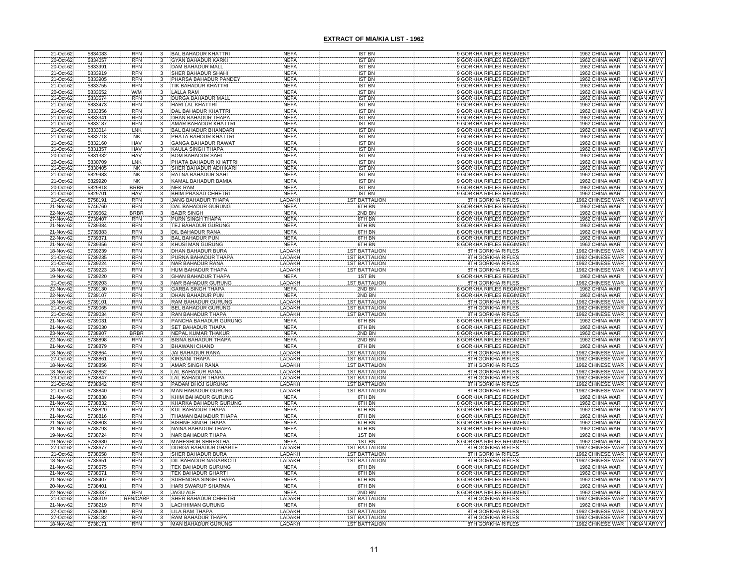## EXTRACT OF MIA/KIA LIST - 1962

| | | | | | | | | | |
|---|---|---|---|---|---|---|---|---|---|
| 21-Oct-62 | 5834083 | RFN | 3 | BAL BAHADUR KHATTRI | NEFA | IST BN | 9 GORKHA RIFLES REGIMENT | 1962 CHINA WAR | INDIAN ARMY |
| 20-Oct-62 | 5834057 | RFN | 3 | GYAN BAHADUR KARKI | NEFA | IST BN | 9 GORKHA RIFLES REGIMENT | 1962 CHINA WAR | INDIAN ARMY |
| 20-Oct-62 | 5833991 | RFN | 3 | DAM BAHADUR MALL | NEFA | IST BN | 9 GORKHA RIFLES REGIMENT | 1962 CHINA WAR | INDIAN ARMY |
| 21-Oct-62 | 5833919 | RFN | 3 | SHER BAHADUR SHAHI | NEFA | IST BN | 9 GORKHA RIFLES REGIMENT | 1962 CHINA WAR | INDIAN ARMY |
| 21-Oct-62 | 5833905 | RFN | 3 | PHARSA BAHADUR PANDEY | NEFA | IST BN | 9 GORKHA RIFLES REGIMENT | 1962 CHINA WAR | INDIAN ARMY |
| 21-Oct-62 | 5833755 | RFN | 3 | TIK BAHADUR KHATTRI | NEFA | IST BN | 9 GORKHA RIFLES REGIMENT | 1962 CHINA WAR | INDIAN ARMY |
| 20-Oct-62 | 5833652 | W/M | 3 | LALLA RAM | NEFA | IST BN | 9 GORKHA RIFLES REGIMENT | 1962 CHINA WAR | INDIAN ARMY |
| 21-Oct-62 | 5833574 | RFN | 3 | DURGA BAHADUR MALL | NEFA | IST BN | 9 GORKHA RIFLES REGIMENT | 1962 CHINA WAR | INDIAN ARMY |
| 21-Oct-62 | 5833473 | RFN | 3 | HARI LAL KHATTRI | NEFA | IST BN | 9 GORKHA RIFLES REGIMENT | 1962 CHINA WAR | INDIAN ARMY |
| 21-Oct-62 | 5833356 | RFN | 3 | DAL BAHADUR KHATTRI | NEFA | IST BN | 9 GORKHA RIFLES REGIMENT | 1962 CHINA WAR | INDIAN ARMY |
| 21-Oct-62 | 5833341 | RFN | 3 | DHAN BAHADUR THAPA | NEFA | IST BN | 9 GORKHA RIFLES REGIMENT | 1962 CHINA WAR | INDIAN ARMY |
| 21-Oct-62 | 5833187 | RFN | 3 | AMAR BAHADUR KHATTRI | NEFA | IST BN | 9 GORKHA RIFLES REGIMENT | 1962 CHINA WAR | INDIAN ARMY |
| 21-Oct-62 | 5833014 | LNK | 3 | BAL BAHADUR BHANDARI | NEFA | IST BN | 9 GORKHA RIFLES REGIMENT | 1962 CHINA WAR | INDIAN ARMY |
| 21-Oct-62 | 5832718 | NK | 3 | PHATA BAHDUR KHATTRI | NEFA | IST BN | 9 GORKHA RIFLES REGIMENT | 1962 CHINA WAR | INDIAN ARMY |
| 21-Oct-62 | 5832160 | HAV | 3 | GANGA BAHADUR RAWAT | NEFA | IST BN | 9 GORKHA RIFLES REGIMENT | 1962 CHINA WAR | INDIAN ARMY |
| 21-Oct-62 | 5831357 | HAV | 3 | KAULA SINGH THAPA | NEFA | IST BN | 9 GORKHA RIFLES REGIMENT | 1962 CHINA WAR | INDIAN ARMY |
| 20-Oct-62 | 5831332 | HAV | 3 | BOM BAHADUR SAHI | NEFA | IST BN | 9 GORKHA RIFLES REGIMENT | 1962 CHINA WAR | INDIAN ARMY |
| 20-Oct-62 | 5830709 | LNK | 3 | PHATA BAHADUR KHATTRI | NEFA | IST BN | 9 GORKHA RIFLES REGIMENT | 1962 CHINA WAR | INDIAN ARMY |
| 21-Oct-62 | 5830405 | NK | 3 | SHER BAHADUR ADHIKARI | NEFA | IST BN | 9 GORKHA RIFLES REGIMENT | 1962 CHINA WAR | INDIAN ARMY |
| 21-Oct-62 | 5829983 | NK | 3 | RATNA BAHADUR SAHI | NEFA | IST BN | 9 GORKHA RIFLES REGIMENT | 1962 CHINA WAR | INDIAN ARMY |
| 21-Oct-62 | 5829920 | NK | 3 | KAMAL BAHADUR BAMIA | NEFA | IST BN | 9 GORKHA RIFLES REGIMENT | 1962 CHINA WAR | INDIAN ARMY |
| 20-Oct-62 | 5829818 | BRBR | 3 | NEK RAM | NEFA | IST BN | 9 GORKHA RIFLES REGIMENT | 1962 CHINA WAR | INDIAN ARMY |
| 21-Oct-62 | 5829701 | HAV | 3 | BHIM PRASAD CHHETRI | NEFA | IST BN | 9 GORKHA RIFLES REGIMENT | 1962 CHINA WAR | INDIAN ARMY |
| 21-Oct-62 | 5758191 | RFN | 3 | JANG BAHADUR THAPA | LADAKH | 1ST BATTALION | 8TH GORKHA RIFLES | 1962 CHINESE WAR | INDIAN ARMY |
| 21-Nov-62 | 5746760 | RFN | 3 | DAL BAHADUR GURUNG | NEFA | 6TH BN | 8 GORKHA RIFLES REGIMENT | 1962 CHINA WAR | INDIAN ARMY |
| 22-Nov-62 | 5739662 | BRBR | 3 | BAZIR SINGH | NEFA | 2ND BN | 8 GORKHA RIFLES REGIMENT | 1962 CHINA WAR | INDIAN ARMY |
| 27-Nov-62 | 5739407 | RFN | 3 | PURN SINGH THAPA | NEFA | 6TH BN | 8 GORKHA RIFLES REGIMENT | 1962 CHINA WAR | INDIAN ARMY |
| 21-Nov-62 | 5739384 | RFN | 3 | TEJ BAHADUR GURUNG | NEFA | 6TH BN | 8 GORKHA RIFLES REGIMENT | 1962 CHINA WAR | INDIAN ARMY |
| 21-Nov-62 | 5739383 | RFN | 3 | DIL BAHADUR RANA | NEFA | 6TH BN | 8 GORKHA RIFLES REGIMENT | 1962 CHINA WAR | INDIAN ARMY |
| 22-Nov-62 | 5739371 | RFN | 3 | BAL BAHADUR PUN | NEFA | 6TH BN | 8 GORKHA RIFLES REGIMENT | 1962 CHINA WAR | INDIAN ARMY |
| 21-Nov-62 | 5739356 | RFN | 3 | KHUSI MAN GURUNG | NEFA | 6TH BN | 8 GORKHA RIFLES REGIMENT | 1962 CHINA WAR | INDIAN ARMY |
| 18-Nov-62 | 5739239 | RFN | 3 | DHAN BAHADUR BURA | LADAKH | 1ST BATTALION | 8TH GORKHA RIFLES | 1962 CHINESE WAR | INDIAN ARMY |
| 21-Oct-62 | 5739235 | RFN | 3 | PURNA BAHADUR THAPA | LADAKH | 1ST BATTALION | 8TH GORKHA RIFLES | 1962 CHINESE WAR | INDIAN ARMY |
| 21-Oct-62 | 5739224 | RFN | 3 | NAR BAHADUR RANA | LADAKH | 1ST BATTALION | 8TH GORKHA RIFLES | 1962 CHINESE WAR | INDIAN ARMY |
| 18-Nov-62 | 5739223 | RFN | 3 | HUM BAHADUR THAPA | LADAKH | 1ST BATTALION | 8TH GORKHA RIFLES | 1962 CHINESE WAR | INDIAN ARMY |
| 19-Nov-62 | 5739220 | RFN | 3 | GHAN BAHADUR THAPA | NEFA | 1ST BN | 8 GORKHA RIFLES REGIMENT | 1962 CHINA WAR | INDIAN ARMY |
| 21-Oct-62 | 5739203 | RFN | 3 | NAR BAHADUR GURUNG | LADAKH | 1ST BATTALION | 8TH GORKHA RIFLES | 1962 CHINESE WAR | INDIAN ARMY |
| 22-Nov-62 | 5739130 | RFN | 3 | GARBA SINGH THAPA | NEFA | 2ND BN | 8 GORKHA RIFLES REGIMENT | 1962 CHINA WAR | INDIAN ARMY |
| 22-Nov-62 | 5739107 | RFN | 3 | DHAN BAHADUR PUN | NEFA | 2ND BN | 8 GORKHA RIFLES REGIMENT | 1962 CHINA WAR | INDIAN ARMY |
| 18-Nov-62 | 5739101 | RFN | 3 | RAM BAHADUR GURUNG | LADAKH | 1ST BATTALION | 8TH GORKHA RIFLES | 1962 CHINESE WAR | INDIAN ARMY |
| 21-Oct-62 | 5739065 | RFN | 3 | BEL BAHADUR GURUNG | LADAKH | 1ST BATTALION | 8TH GORKHA RIFLES | 1962 CHINESE WAR | INDIAN ARMY |
| 21-Oct-62 | 5739034 | RFN | 3 | RAN BAHADUR THAPA | LADAKH | 1ST BATTALION | 8TH GORKHA RIFLES | 1962 CHINESE WAR | INDIAN ARMY |
| 21-Nov-62 | 5739031 | RFN | 3 | PANCHA BAHADUR GURUNG | NEFA | 6TH BN | 8 GORKHA RIFLES REGIMENT | 1962 CHINA WAR | INDIAN ARMY |
| 21-Nov-62 | 5739030 | RFN | 3 | SET BAHADUR THAPA | NEFA | 6TH BN | 8 GORKHA RIFLES REGIMENT | 1962 CHINA WAR | INDIAN ARMY |
| 23-Nov-62 | 5738907 | BRBR | 3 | NEPAL KUMAR THAKUR | NEFA | 2ND BN | 8 GORKHA RIFLES REGIMENT | 1962 CHINA WAR | INDIAN ARMY |
| 22-Nov-62 | 5738898 | RFN | 3 | BISNA BAHADUR THAPA | NEFA | 2ND BN | 8 GORKHA RIFLES REGIMENT | 1962 CHINA WAR | INDIAN ARMY |
| 21-Nov-62 | 5738879 | RFN | 3 | BHAWANI CHAND | NEFA | 6TH BN | 8 GORKHA RIFLES REGIMENT | 1962 CHINA WAR | INDIAN ARMY |
| 18-Nov-62 | 5738864 | RFN | 3 | JAI BAHADUR RANA | LADAKH | 1ST BATTALION | 8TH GORKHA RIFLES | 1962 CHINESE WAR | INDIAN ARMY |
| 27-Oct-62 | 5738861 | RFN | 3 | KIRSANI THAPA | LADAKH | 1ST BATTALION | 8TH GORKHA RIFLES | 1962 CHINESE WAR | INDIAN ARMY |
| 18-Nov-62 | 5738856 | RFN | 3 | AMAR SINGH RANA | LADAKH | 1ST BATTALION | 8TH GORKHA RIFLES | 1962 CHINESE WAR | INDIAN ARMY |
| 18-Nov-62 | 5738852 | RFN | 3 | LAL BAHADUR RANA | LADAKH | 1ST BATTALION | 8TH GORKHA RIFLES | 1962 CHINESE WAR | INDIAN ARMY |
| 23-Oct-62 | 5738847 | RFN | 3 | LAL BAHADUR THAPA | LADAKH | 1ST BATTALION | 8TH GORKHA RIFLES | 1962 CHINESE WAR | INDIAN ARMY |
| 21-Oct-62 | 5738842 | RFN | 3 | PADAM DHOJ GURUNG | LADAKH | 1ST BATTALION | 8TH GORKHA RIFLES | 1962 CHINESE WAR | INDIAN ARMY |
| 21-Oct-62 | 5738840 | RFN | 3 | MAN HABADUR GURUNG | LADAKH | 1ST BATTALION | 8TH GORKHA RIFLES | 1962 CHINESE WAR | INDIAN ARMY |
| 21-Nov-62 | 5738838 | RFN | 3 | KHIM BAHADUR GURUNG | NEFA | 6TH BN | 8 GORKHA RIFLES REGIMENT | 1962 CHINA WAR | INDIAN ARMY |
| 21-Nov-62 | 5738832 | RFN | 3 | KHARKA BAHADUR GURUNG | NEFA | 6TH BN | 8 GORKHA RIFLES REGIMENT | 1962 CHINA WAR | INDIAN ARMY |
| 21-Nov-62 | 5738820 | RFN | 3 | KUL BAHADUR THAPA | NEFA | 6TH BN | 8 GORKHA RIFLES REGIMENT | 1962 CHINA WAR | INDIAN ARMY |
| 21-Nov-62 | 5738816 | RFN | 3 | THAMAN BAHADUR THAPA | NEFA | 6TH BN | 8 GORKHA RIFLES REGIMENT | 1962 CHINA WAR | INDIAN ARMY |
| 21-Nov-62 | 5738803 | RFN | 3 | BISHNE SINGH THAPA | NEFA | 6TH BN | 8 GORKHA RIFLES REGIMENT | 1962 CHINA WAR | INDIAN ARMY |
| 21-Nov-62 | 5738793 | RFN | 3 | NAINA BAHADUR THAPA | NEFA | 6TH BN | 8 GORKHA RIFLES REGIMENT | 1962 CHINA WAR | INDIAN ARMY |
| 19-Nov-62 | 5738724 | RFN | 3 | NAR BAHADUR THAPA | NEFA | 1ST BN | 8 GORKHA RIFLES REGIMENT | 1962 CHINA WAR | INDIAN ARMY |
| 19-Nov-62 | 5738680 | RFN | 3 | MAHESHOR SHRESTHA | NEFA | 1ST BN | 8 GORKHA RIFLES REGIMENT | 1962 CHINA WAR | INDIAN ARMY |
| 27-Oct-62 | 5738677 | RFN | 3 | DURGA BAHADUR GHARTE | LADAKH | 1ST BATTALION | 8TH GORKHA RIFLES | 1962 CHINESE WAR | INDIAN ARMY |
| 21-Oct-62 | 5738658 | RFN | 3 | SHER BAHADUR BURA | LADAKH | 1ST BATTALION | 8TH GORKHA RIFLES | 1962 CHINESE WAR | INDIAN ARMY |
| 18-Nov-62 | 5738651 | RFN | 3 | DIL BAHADUR NAGARKOTI | LADAKH | 1ST BATTALION | 8TH GORKHA RIFLES | 1962 CHINESE WAR | INDIAN ARMY |
| 21-Nov-62 | 5738575 | RFN | 3 | TEK BAHADUR GURUNG | NEFA | 6TH BN | 8 GORKHA RIFLES REGIMENT | 1962 CHINA WAR | INDIAN ARMY |
| 21-Nov-62 | 5738571 | RFN | 3 | TEK BAHADUR GHARTI | NEFA | 6TH BN | 8 GORKHA RIFLES REGIMENT | 1962 CHINA WAR | INDIAN ARMY |
| 21-Nov-62 | 5738407 | RFN | 3 | SURENDRA SINGH THAPA | NEFA | 6TH BN | 8 GORKHA RIFLES REGIMENT | 1962 CHINA WAR | INDIAN ARMY |
| 20-Nov-62 | 5738401 | RFN | 3 | HARI SWARUP SHARMA | NEFA | 6TH BN | 8 GORKHA RIFLES REGIMENT | 1962 CHINA WAR | INDIAN ARMY |
| 22-Nov-62 | 5738387 | RFN | 3 | JAGU ALE | NEFA | 2ND BN | 8 GORKHA RIFLES REGIMENT | 1962 CHINA WAR | INDIAN ARMY |
| 21-Oct-62 | 5738319 | RFN/CARP | 3 | SHER BAHADUR CHHETRI | LADAKH | 1ST BATTALION | 8TH GORKHA RIFLES | 1962 CHINESE WAR | INDIAN ARMY |
| 21-Nov-62 | 5738219 | RFN | 3 | LACHHIMAN GURUNG | NEFA | 6TH BN | 8 GORKHA RIFLES REGIMENT | 1962 CHINA WAR | INDIAN ARMY |
| 27-Oct-62 | 5738200 | RFN | 3 | LILA RAM THAPA | LADAKH | 1ST BATTALION | 8TH GORKHA RIFLES | 1962 CHINESE WAR | INDIAN ARMY |
| 27-Oct-62 | 5738182 | RFN | 3 | RAM BAHADUR THAPA | LADAKH | 1ST BATTALION | 8TH GORKHA RIFLES | 1962 CHINESE WAR | INDIAN ARMY |
| 18-Nov-62 | 5738171 | RFN | 3 | MAN BAHADUR GURUNG | LADAKH | 1ST BATTALION | 8TH GORKHA RIFLES | 1962 CHINESE WAR | INDIAN ARMY |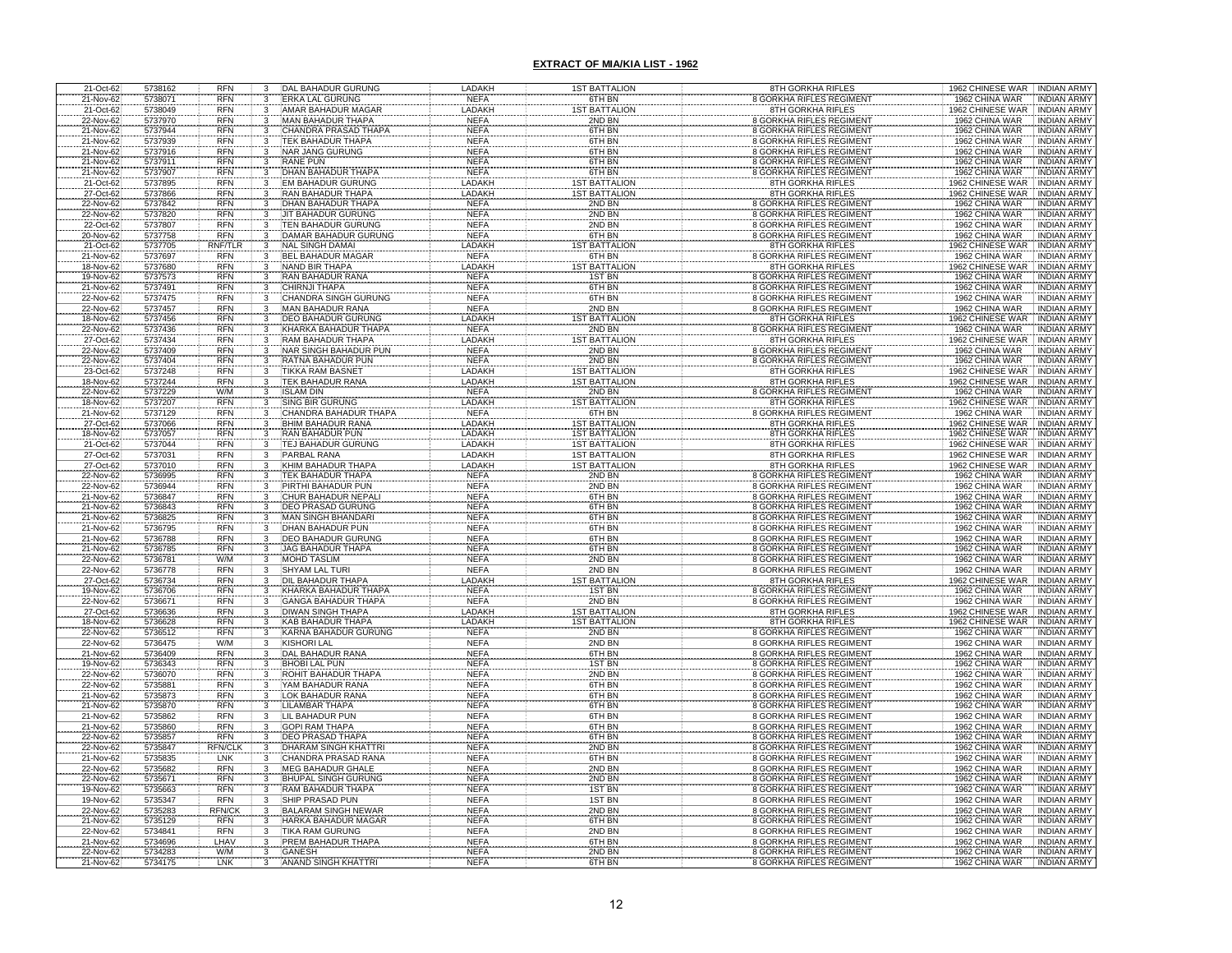**EXTRACT OF MIA/KIA LIST - 1962**

| | | | | | | | | | |
|---|---|---|---|---|---|---|---|---|---|
| 21-Oct-62 | 5738162 | RFN | 3 | DAL BAHADUR GURUNG | LADAKH | 1ST BATTALION | 8TH GORKHA RIFLES | 1962 CHINESE WAR | INDIAN ARMY |
| 21-Nov-62 | 5738071 | RFN | 3 | ERKA LAL GURUNG | NEFA | 6TH BN | 8 GORKHA RIFLES REGIMENT | 1962 CHINA WAR | INDIAN ARMY |
| 21-Oct-62 | 5738049 | RFN | 3 | AMAR BAHADUR MAGAR | LADAKH | 1ST BATTALION | 8TH GORKHA RIFLES | 1962 CHINESE WAR | INDIAN ARMY |
| 22-Nov-62 | 5737970 | RFN | 3 | MAN BAHADUR THAPA | NEFA | 2ND BN | 8 GORKHA RIFLES REGIMENT | 1962 CHINA WAR | INDIAN ARMY |
| 21-Nov-62 | 5737944 | RFN | 3 | CHANDRA PRASAD THAPA | NEFA | 6TH BN | 8 GORKHA RIFLES REGIMENT | 1962 CHINA WAR | INDIAN ARMY |
| 21-Nov-62 | 5737939 | RFN | 3 | TEK BAHADUR THAPA | NEFA | 6TH BN | 8 GORKHA RIFLES REGIMENT | 1962 CHINA WAR | INDIAN ARMY |
| 21-Nov-62 | 5737916 | RFN | 3 | NAR JANG GURUNG | NEFA | 6TH BN | 8 GORKHA RIFLES REGIMENT | 1962 CHINA WAR | INDIAN ARMY |
| 21-Nov-62 | 5737911 | RFN | 3 | RANE PUN | NEFA | 6TH BN | 8 GORKHA RIFLES REGIMENT | 1962 CHINA WAR | INDIAN ARMY |
| 21-Nov-62 | 5737907 | RFN | 3 | DHAN BAHADUR THAPA | NEFA | 6TH BN | 8 GORKHA RIFLES REGIMENT | 1962 CHINA WAR | INDIAN ARMY |
| 21-Oct-62 | 5737895 | RFN | 3 | EM BAHADUR GURUNG | LADAKH | 1ST BATTALION | 8TH GORKHA RIFLES | 1962 CHINESE WAR | INDIAN ARMY |
| 27-Oct-62 | 5737866 | RFN | 3 | RAN BAHADUR THAPA | LADAKH | 1ST BATTALION | 8TH GORKHA RIFLES | 1962 CHINESE WAR | INDIAN ARMY |
| 22-Nov-62 | 5737842 | RFN | 3 | DHAN BAHADUR THAPA | NEFA | 2ND BN | 8 GORKHA RIFLES REGIMENT | 1962 CHINA WAR | INDIAN ARMY |
| 22-Nov-62 | 5737820 | RFN | 3 | JIT BAHADUR GURUNG | NEFA | 2ND BN | 8 GORKHA RIFLES REGIMENT | 1962 CHINA WAR | INDIAN ARMY |
| 22-Oct-62 | 5737807 | RFN | 3 | TEN BAHADUR GURUNG | NEFA | 2ND BN | 8 GORKHA RIFLES REGIMENT | 1962 CHINA WAR | INDIAN ARMY |
| 20-Nov-62 | 5737758 | RFN | 3 | DAMAR BAHADUR GURUNG | NEFA | 6TH BN | 8 GORKHA RIFLES REGIMENT | 1962 CHINA WAR | INDIAN ARMY |
| 21-Oct-62 | 5737705 | RNF/TLR | 3 | NAL SINGH DAMAI | LADAKH | 1ST BATTALION | 8TH GORKHA RIFLES | 1962 CHINESE WAR | INDIAN ARMY |
| 21-Nov-62 | 5737697 | RFN | 3 | BEL BAHADUR MAGAR | NEFA | 6TH BN | 8 GORKHA RIFLES REGIMENT | 1962 CHINA WAR | INDIAN ARMY |
| 18-Nov-62 | 5737680 | RFN | 3 | NAND BIR THAPA | LADAKH | 1ST BATTALION | 8TH GORKHA RIFLES | 1962 CHINESE WAR | INDIAN ARMY |
| 19-Nov-62 | 5737573 | RFN | 3 | RAN BAHADUR RANA | NEFA | 1ST BN | 8 GORKHA RIFLES REGIMENT | 1962 CHINA WAR | INDIAN ARMY |
| 21-Nov-62 | 5737491 | RFN | 3 | CHIRNJI THAPA | NEFA | 6TH BN | 8 GORKHA RIFLES REGIMENT | 1962 CHINA WAR | INDIAN ARMY |
| 22-Nov-62 | 5737475 | RFN | 3 | CHANDRA SINGH GURUNG | NEFA | 6TH BN | 8 GORKHA RIFLES REGIMENT | 1962 CHINA WAR | INDIAN ARMY |
| 22-Nov-62 | 5737457 | RFN | 3 | MAN BAHADUR RANA | NEFA | 2ND BN | 8 GORKHA RIFLES REGIMENT | 1962 CHINA WAR | INDIAN ARMY |
| 18-Nov-62 | 5737456 | RFN | 3 | DEO BAHADUR GURUNG | LADAKH | 1ST BATTALION | 8TH GORKHA RIFLES | 1962 CHINESE WAR | INDIAN ARMY |
| 22-Nov-62 | 5737436 | RFN | 3 | KHARKA BAHADUR THAPA | NEFA | 2ND BN | 8 GORKHA RIFLES REGIMENT | 1962 CHINA WAR | INDIAN ARMY |
| 27-Oct-62 | 5737434 | RFN | 3 | RAM BAHADUR THAPA | LADAKH | 1ST BATTALION | 8TH GORKHA RIFLES | 1962 CHINESE WAR | INDIAN ARMY |
| 22-Nov-62 | 5737409 | RFN | 3 | NAR SINGH BAHADUR PUN | NEFA | 2ND BN | 8 GORKHA RIFLES REGIMENT | 1962 CHINA WAR | INDIAN ARMY |
| 22-Nov-62 | 5737404 | RFN | 3 | RATNA BAHADUR PUN | NEFA | 2ND BN | 8 GORKHA RIFLES REGIMENT | 1962 CHINA WAR | INDIAN ARMY |
| 23-Oct-62 | 5737248 | RFN | 3 | TIKKA RAM BASNET | LADAKH | 1ST BATTALION | 8TH GORKHA RIFLES | 1962 CHINESE WAR | INDIAN ARMY |
| 18-Nov-62 | 5737244 | RFN | 3 | TEK BAHADUR RANA | LADAKH | 1ST BATTALION | 8TH GORKHA RIFLES | 1962 CHINESE WAR | INDIAN ARMY |
| 22-Nov-62 | 5737229 | W/M | 3 | ISLAM DIN | NEFA | 2ND BN | 8 GORKHA RIFLES REGIMENT | 1962 CHINA WAR | INDIAN ARMY |
| 18-Nov-62 | 5737207 | RFN | 3 | SING BIR GURUNG | LADAKH | 1ST BATTALION | 8TH GORKHA RIFLES | 1962 CHINESE WAR | INDIAN ARMY |
| 21-Nov-62 | 5737129 | RFN | 3 | CHANDRA BAHADUR THAPA | NEFA | 6TH BN | 8 GORKHA RIFLES REGIMENT | 1962 CHINA WAR | INDIAN ARMY |
| 27-Oct-62 | 5737066 | RFN | 3 | BHIM BAHADUR RANA | LADAKH | 1ST BATTALION | 8TH GORKHA RIFLES | 1962 CHINESE WAR | INDIAN ARMY |
| 18-Nov-62 | 5737057 | RFN | 3 | RAN BAHADUR PUN | LADAKH | 1ST BATTALION | 8TH GORKHA RIFLES | 1962 CHINESE WAR | INDIAN ARMY |
| 21-Oct-62 | 5737044 | RFN | 3 | TEJ BAHADUR GURUNG | LADAKH | 1ST BATTALION | 8TH GORKHA RIFLES | 1962 CHINESE WAR | INDIAN ARMY |
| 27-Oct-62 | 5737031 | RFN | 3 | PARBAL RANA | LADAKH | 1ST BATTALION | 8TH GORKHA RIFLES | 1962 CHINESE WAR | INDIAN ARMY |
| 27-Oct-62 | 5737010 | RFN | 3 | KHIM BAHADUR THAPA | LADAKH | 1ST BATTALION | 8TH GORKHA RIFLES | 1962 CHINESE WAR | INDIAN ARMY |
| 22-Nov-62 | 5736995 | RFN | 3 | TEK BAHADUR THAPA | NEFA | 2ND BN | 8 GORKHA RIFLES REGIMENT | 1962 CHINA WAR | INDIAN ARMY |
| 22-Nov-62 | 5736944 | RFN | 3 | PIRTHI BAHADUR PUN | NEFA | 2ND BN | 8 GORKHA RIFLES REGIMENT | 1962 CHINA WAR | INDIAN ARMY |
| 21-Nov-62 | 5736847 | RFN | 3 | CHUR BAHADUR NEPALI | NEFA | 6TH BN | 8 GORKHA RIFLES REGIMENT | 1962 CHINA WAR | INDIAN ARMY |
| 21-Nov-62 | 5736843 | RFN | 3 | DEO PRASAD GURUNG | NEFA | 6TH BN | 8 GORKHA RIFLES REGIMENT | 1962 CHINA WAR | INDIAN ARMY |
| 21-Nov-62 | 5736825 | RFN | 3 | MAN SINGH BHANDARI | NEFA | 6TH BN | 8 GORKHA RIFLES REGIMENT | 1962 CHINA WAR | INDIAN ARMY |
| 21-Nov-62 | 5736795 | RFN | 3 | DHAN BAHADUR PUN | NEFA | 6TH BN | 8 GORKHA RIFLES REGIMENT | 1962 CHINA WAR | INDIAN ARMY |
| 21-Nov-62 | 5736788 | RFN | 3 | DEO BAHADUR GURUNG | NEFA | 6TH BN | 8 GORKHA RIFLES REGIMENT | 1962 CHINA WAR | INDIAN ARMY |
| 21-Nov-62 | 5736785 | RFN | 3 | JAG BAHADUR THAPA | NEFA | 6TH BN | 8 GORKHA RIFLES REGIMENT | 1962 CHINA WAR | INDIAN ARMY |
| 22-Nov-62 | 5736781 | W/M | 3 | MOHD TASLIM | NEFA | 2ND BN | 8 GORKHA RIFLES REGIMENT | 1962 CHINA WAR | INDIAN ARMY |
| 22-Nov-62 | 5736778 | RFN | 3 | SHYAM LAL TURI | NEFA | 2ND BN | 8 GORKHA RIFLES REGIMENT | 1962 CHINA WAR | INDIAN ARMY |
| 27-Oct-62 | 5736734 | RFN | 3 | DIL BAHADUR THAPA | LADAKH | 1ST BATTALION | 8TH GORKHA RIFLES | 1962 CHINESE WAR | INDIAN ARMY |
| 19-Nov-62 | 5736706 | RFN | 3 | KHARKA BAHADUR THAPA | NEFA | 1ST BN | 8 GORKHA RIFLES REGIMENT | 1962 CHINA WAR | INDIAN ARMY |
| 22-Nov-62 | 5736671 | RFN | 3 | GANGA BAHADUR THAPA | NEFA | 2ND BN | 8 GORKHA RIFLES REGIMENT | 1962 CHINA WAR | INDIAN ARMY |
| 27-Oct-62 | 5736636 | RFN | 3 | DIWAN SINGH THAPA | LADAKH | 1ST BATTALION | 8TH GORKHA RIFLES | 1962 CHINESE WAR | INDIAN ARMY |
| 18-Nov-62 | 5736628 | RFN | 3 | KAB BAHADUR THAPA | LADAKH | 1ST BATTALION | 8TH GORKHA RIFLES | 1962 CHINESE WAR | INDIAN ARMY |
| 22-Nov-62 | 5736512 | RFN | 3 | KARNA BAHADUR GURUNG | NEFA | 2ND BN | 8 GORKHA RIFLES REGIMENT | 1962 CHINA WAR | INDIAN ARMY |
| 22-Nov-62 | 5736475 | W/M | 3 | KISHORI LAL | NEFA | 2ND BN | 8 GORKHA RIFLES REGIMENT | 1962 CHINA WAR | INDIAN ARMY |
| 21-Nov-62 | 5736409 | RFN | 3 | DAL BAHADUR RANA | NEFA | 6TH BN | 8 GORKHA RIFLES REGIMENT | 1962 CHINA WAR | INDIAN ARMY |
| 19-Nov-62 | 5736343 | RFN | 3 | BHOBI LAL PUN | NEFA | 1ST BN | 8 GORKHA RIFLES REGIMENT | 1962 CHINA WAR | INDIAN ARMY |
| 22-Nov-62 | 5736070 | RFN | 3 | ROHIT BAHADUR THAPA | NEFA | 2ND BN | 8 GORKHA RIFLES REGIMENT | 1962 CHINA WAR | INDIAN ARMY |
| 22-Nov-62 | 5735881 | RFN | 3 | YAM BAHADUR RANA | NEFA | 6TH BN | 8 GORKHA RIFLES REGIMENT | 1962 CHINA WAR | INDIAN ARMY |
| 21-Nov-62 | 5735873 | RFN | 3 | LOK BAHADUR RANA | NEFA | 6TH BN | 8 GORKHA RIFLES REGIMENT | 1962 CHINA WAR | INDIAN ARMY |
| 21-Nov-62 | 5735870 | RFN | 3 | LILAMBAR THAPA | NEFA | 6TH BN | 8 GORKHA RIFLES REGIMENT | 1962 CHINA WAR | INDIAN ARMY |
| 21-Nov-62 | 5735862 | RFN | 3 | LIL BAHADUR PUN | NEFA | 6TH BN | 8 GORKHA RIFLES REGIMENT | 1962 CHINA WAR | INDIAN ARMY |
| 21-Nov-62 | 5735860 | RFN | 3 | GOPI RAM THAPA | NEFA | 6TH BN | 8 GORKHA RIFLES REGIMENT | 1962 CHINA WAR | INDIAN ARMY |
| 22-Nov-62 | 5735857 | RFN | 3 | DEO PRASAD THAPA | NEFA | 6TH BN | 8 GORKHA RIFLES REGIMENT | 1962 CHINA WAR | INDIAN ARMY |
| 22-Nov-62 | 5735847 | RFN/CLK | 3 | DHARAM SINGH KHATTRI | NEFA | 2ND BN | 8 GORKHA RIFLES REGIMENT | 1962 CHINA WAR | INDIAN ARMY |
| 21-Nov-62 | 5735835 | LNK | 3 | CHANDRA PRASAD RANA | NEFA | 6TH BN | 8 GORKHA RIFLES REGIMENT | 1962 CHINA WAR | INDIAN ARMY |
| 22-Nov-62 | 5735682 | RFN | 3 | MEG BAHADUR GHALE | NEFA | 2ND BN | 8 GORKHA RIFLES REGIMENT | 1962 CHINA WAR | INDIAN ARMY |
| 22-Nov-62 | 5735671 | RFN | 3 | BHUPAL SINGH GURUNG | NEFA | 2ND BN | 8 GORKHA RIFLES REGIMENT | 1962 CHINA WAR | INDIAN ARMY |
| 19-Nov-62 | 5735663 | RFN | 3 | RAM BAHADUR THAPA | NEFA | 1ST BN | 8 GORKHA RIFLES REGIMENT | 1962 CHINA WAR | INDIAN ARMY |
| 19-Nov-62 | 5735347 | RFN | 3 | SHIP PRASAD PUN | NEFA | 1ST BN | 8 GORKHA RIFLES REGIMENT | 1962 CHINA WAR | INDIAN ARMY |
| 22-Nov-62 | 5735283 | RFN/CK | 3 | BALARAM SINGH NEWAR | NEFA | 2ND BN | 8 GORKHA RIFLES REGIMENT | 1962 CHINA WAR | INDIAN ARMY |
| 21-Nov-62 | 5735129 | RFN | 3 | HARKA BAHADUR MAGAR | NEFA | 6TH BN | 8 GORKHA RIFLES REGIMENT | 1962 CHINA WAR | INDIAN ARMY |
| 22-Nov-62 | 5734841 | RFN | 3 | TIKA RAM GURUNG | NEFA | 2ND BN | 8 GORKHA RIFLES REGIMENT | 1962 CHINA WAR | INDIAN ARMY |
| 21-Nov-62 | 5734696 | LHAV | 3 | PREM BAHADUR THAPA | NEFA | 6TH BN | 8 GORKHA RIFLES REGIMENT | 1962 CHINA WAR | INDIAN ARMY |
| 22-Nov-62 | 5734283 | W/M | 3 | GANESH | NEFA | 2ND BN | 8 GORKHA RIFLES REGIMENT | 1962 CHINA WAR | INDIAN ARMY |
| 21-Nov-62 | 5734175 | LNK | 3 | ANAND SINGH KHATTRI | NEFA | 6TH BN | 8 GORKHA RIFLES REGIMENT | 1962 CHINA WAR | INDIAN ARMY |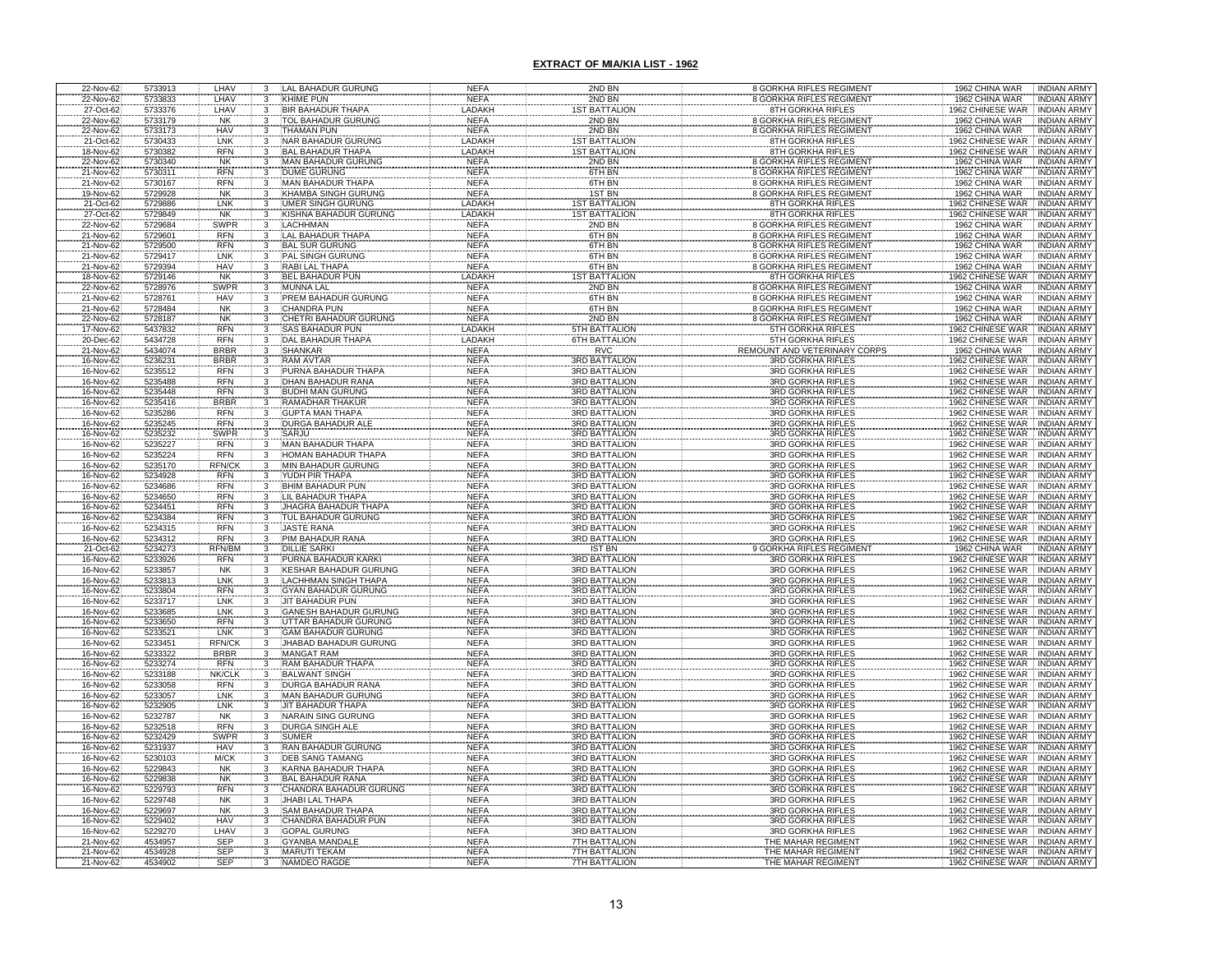## EXTRACT OF MIA/KIA LIST - 1962

| 22-Nov-62 | 5733913 | LHAV | 3 | LAL BAHADUR GURUNG | NEFA | 2ND BN | 8 GORKHA RIFLES REGIMENT | 1962 CHINA WAR | INDIAN ARMY |
|---|---|---|---|---|---|---|---|---|---|
| 22-Nov-62 | 5733833 | LHAV | 3 | KHIME PUN | NEFA | 2ND BN | 8 GORKHA RIFLES REGIMENT | 1962 CHINA WAR | INDIAN ARMY |
| 27-Oct-62 | 5733376 | LHAV | 3 | BIR BAHADUR THAPA | LADAKH | 1ST BATTALION | 8TH GORKHA RIFLES | 1962 CHINESE WAR | INDIAN ARMY |
| 22-Nov-62 | 5733179 | NK | 3 | TOL BAHADUR GURUNG | NEFA | 2ND BN | 8 GORKHA RIFLES REGIMENT | 1962 CHINA WAR | INDIAN ARMY |
| 22-Nov-62 | 5733173 | HAV | 3 | THAMAN PUN | NEFA | 2ND BN | 8 GORKHA RIFLES REGIMENT | 1962 CHINA WAR | INDIAN ARMY |
| 21-Oct-62 | 5730433 | LNK | 3 | NAR BAHADUR GURUNG | LADAKH | 1ST BATTALION | 8TH GORKHA RIFLES | 1962 CHINESE WAR | INDIAN ARMY |
| 18-Nov-62 | 5730382 | RFN | 3 | BAL BAHADUR THAPA | LADAKH | 1ST BATTALION | 8TH GORKHA RIFLES | 1962 CHINESE WAR | INDIAN ARMY |
| 22-Nov-62 | 5730340 | NK | 3 | MAN BAHADUR GURUNG | NEFA | 2ND BN | 8 GORKHA RIFLES REGIMENT | 1962 CHINA WAR | INDIAN ARMY |
| 21-Nov-62 | 5730311 | RFN | 3 | DUME GURUNG | NEFA | 6TH BN | 8 GORKHA RIFLES REGIMENT | 1962 CHINA WAR | INDIAN ARMY |
| 21-Nov-62 | 5730167 | RFN | 3 | MAN BAHADUR THAPA | NEFA | 6TH BN | 8 GORKHA RIFLES REGIMENT | 1962 CHINA WAR | INDIAN ARMY |
| 19-Nov-62 | 5729928 | NK | 3 | KHAMBA SINGH GURUNG | NEFA | 1ST BN | 8 GORKHA RIFLES REGIMENT | 1962 CHINA WAR | INDIAN ARMY |
| 21-Oct-62 | 5729886 | LNK | 3 | UMER SINGH GURUNG | LADAKH | 1ST BATTALION | 8TH GORKHA RIFLES | 1962 CHINESE WAR | INDIAN ARMY |
| 27-Oct-62 | 5729849 | NK | 3 | KISHNA BAHADUR GURUNG | LADAKH | 1ST BATTALION | 8TH GORKHA RIFLES | 1962 CHINESE WAR | INDIAN ARMY |
| 22-Nov-62 | 5729684 | SWPR | 3 | LACHHMAN | NEFA | 2ND BN | 8 GORKHA RIFLES REGIMENT | 1962 CHINA WAR | INDIAN ARMY |
| 21-Nov-62 | 5729601 | RFN | 3 | LAL BAHADUR THAPA | NEFA | 6TH BN | 8 GORKHA RIFLES REGIMENT | 1962 CHINA WAR | INDIAN ARMY |
| 21-Nov-62 | 5729500 | RFN | 3 | BAL SUR GURUNG | NEFA | 6TH BN | 8 GORKHA RIFLES REGIMENT | 1962 CHINA WAR | INDIAN ARMY |
| 21-Nov-62 | 5729417 | LNK | 3 | PAL SINGH GURUNG | NEFA | 6TH BN | 8 GORKHA RIFLES REGIMENT | 1962 CHINA WAR | INDIAN ARMY |
| 21-Nov-62 | 5729394 | HAV | 3 | RABI LAL THAPA | NEFA | 6TH BN | 8 GORKHA RIFLES REGIMENT | 1962 CHINA WAR | INDIAN ARMY |
| 18-Nov-62 | 5729146 | NK | 3 | BEL BAHADUR PUN | LADAKH | 1ST BATTALION | 8TH GORKHA RIFLES | 1962 CHINESE WAR | INDIAN ARMY |
| 22-Nov-62 | 5728976 | SWPR | 3 | MUNNA LAL | NEFA | 2ND BN | 8 GORKHA RIFLES REGIMENT | 1962 CHINA WAR | INDIAN ARMY |
| 21-Nov-62 | 5728761 | HAV | 3 | PREM BAHADUR GURUNG | NEFA | 6TH BN | 8 GORKHA RIFLES REGIMENT | 1962 CHINA WAR | INDIAN ARMY |
| 21-Nov-62 | 5728484 | NK | 3 | CHANDRA PUN | NEFA | 6TH BN | 8 GORKHA RIFLES REGIMENT | 1962 CHINA WAR | INDIAN ARMY |
| 22-Nov-62 | 5728187 | NK | 3 | CHETRI BAHADUR GURUNG | NEFA | 2ND BN | 8 GORKHA RIFLES REGIMENT | 1962 CHINA WAR | INDIAN ARMY |
| 17-Nov-62 | 5437832 | RFN | 3 | SAS BAHADUR PUN | LADAKH | 5TH BATTALION | 5TH GORKHA RIFLES | 1962 CHINESE WAR | INDIAN ARMY |
| 20-Dec-62 | 5434728 | RFN | 3 | DAL BAHADUR THAPA | LADAKH | 6TH BATTALION | 5TH GORKHA RIFLES | 1962 CHINESE WAR | INDIAN ARMY |
| 21-Nov-62 | 5434074 | BRBR | 3 | SHANKAR | NEFA | RVC | REMOUNT AND VETERINARY CORPS | 1962 CHINA WAR | INDIAN ARMY |
| 16-Nov-62 | 5236231 | BRBR | 3 | RAM AVTAR | NEFA | 3RD BATTALION | 3RD GORKHA RIFLES | 1962 CHINESE WAR | INDIAN ARMY |
| 16-Nov-62 | 5235512 | RFN | 3 | PURNA BAHADUR THAPA | NEFA | 3RD BATTALION | 3RD GORKHA RIFLES | 1962 CHINESE WAR | INDIAN ARMY |
| 16-Nov-62 | 5235488 | RFN | 3 | DHAN BAHADUR RANA | NEFA | 3RD BATTALION | 3RD GORKHA RIFLES | 1962 CHINESE WAR | INDIAN ARMY |
| 16-Nov-62 | 5235448 | RFN | 3 | BUDHI MAN GURUNG | NEFA | 3RD BATTALION | 3RD GORKHA RIFLES | 1962 CHINESE WAR | INDIAN ARMY |
| 16-Nov-62 | 5235416 | BRBR | 3 | RAMADHAR THAKUR | NEFA | 3RD BATTALION | 3RD GORKHA RIFLES | 1962 CHINESE WAR | INDIAN ARMY |
| 16-Nov-62 | 5235286 | RFN | 3 | GUPTA MAN THAPA | NEFA | 3RD BATTALION | 3RD GORKHA RIFLES | 1962 CHINESE WAR | INDIAN ARMY |
| 16-Nov-62 | 5235245 | RFN | 3 | DURGA BAHADUR ALE | NEFA | 3RD BATTALION | 3RD GORKHA RIFLES | 1962 CHINESE WAR | INDIAN ARMY |
| 16-Nov-62 | 5235232 | SWPR | 3 | SARJU | NEFA | 3RD BATTALION | 3RD GORKHA RIFLES | 1962 CHINESE WAR | INDIAN ARMY |
| 16-Nov-62 | 5235227 | RFN | 3 | MAN BAHADUR THAPA | NEFA | 3RD BATTALION | 3RD GORKHA RIFLES | 1962 CHINESE WAR | INDIAN ARMY |
| 16-Nov-62 | 5235224 | RFN | 3 | HOMAN BAHADUR THAPA | NEFA | 3RD BATTALION | 3RD GORKHA RIFLES | 1962 CHINESE WAR | INDIAN ARMY |
| 16-Nov-62 | 5235170 | RFN/CK | 3 | MIN BAHADUR GURUNG | NEFA | 3RD BATTALION | 3RD GORKHA RIFLES | 1962 CHINESE WAR | INDIAN ARMY |
| 16-Nov-62 | 5234928 | RFN | 3 | YUDH PIR THAPA | NEFA | 3RD BATTALION | 3RD GORKHA RIFLES | 1962 CHINESE WAR | INDIAN ARMY |
| 16-Nov-62 | 5234686 | RFN | 3 | BHIM BAHADUR PUN | NEFA | 3RD BATTALION | 3RD GORKHA RIFLES | 1962 CHINESE WAR | INDIAN ARMY |
| 16-Nov-62 | 5234650 | RFN | 3 | LIL BAHADUR THAPA | NEFA | 3RD BATTALION | 3RD GORKHA RIFLES | 1962 CHINESE WAR | INDIAN ARMY |
| 16-Nov-62 | 5234451 | RFN | 3 | JHAGRA BAHADUR THAPA | NEFA | 3RD BATTALION | 3RD GORKHA RIFLES | 1962 CHINESE WAR | INDIAN ARMY |
| 16-Nov-62 | 5234384 | RFN | 3 | TUL BAHADUR GURUNG | NEFA | 3RD BATTALION | 3RD GORKHA RIFLES | 1962 CHINESE WAR | INDIAN ARMY |
| 16-Nov-62 | 5234315 | RFN | 3 | JASTE RANA | NEFA | 3RD BATTALION | 3RD GORKHA RIFLES | 1962 CHINESE WAR | INDIAN ARMY |
| 16-Nov-62 | 5234312 | RFN | 3 | PIM BAHADUR RANA | NEFA | 3RD BATTALION | 3RD GORKHA RIFLES | 1962 CHINESE WAR | INDIAN ARMY |
| 21-Oct-62 | 5234273 | RFN/BM | 3 | DILLIE SARKI | NEFA | IST BN | 9 GORKHA RIFLES REGIMENT | 1962 CHINA WAR | INDIAN ARMY |
| 16-Nov-62 | 5233926 | RFN | 3 | PURNA BAHADUR KARKI | NEFA | 3RD BATTALION | 3RD GORKHA RIFLES | 1962 CHINESE WAR | INDIAN ARMY |
| 16-Nov-62 | 5233857 | NK | 3 | KESHAR BAHADUR GURUNG | NEFA | 3RD BATTALION | 3RD GORKHA RIFLES | 1962 CHINESE WAR | INDIAN ARMY |
| 16-Nov-62 | 5233813 | LNK | 3 | LACHHMAN SINGH THAPA | NEFA | 3RD BATTALION | 3RD GORKHA RIFLES | 1962 CHINESE WAR | INDIAN ARMY |
| 16-Nov-62 | 5233804 | RFN | 3 | GYAN BAHADUR GURUNG | NEFA | 3RD BATTALION | 3RD GORKHA RIFLES | 1962 CHINESE WAR | INDIAN ARMY |
| 16-Nov-62 | 5233717 | LNK | 3 | JIT BAHADUR PUN | NEFA | 3RD BATTALION | 3RD GORKHA RIFLES | 1962 CHINESE WAR | INDIAN ARMY |
| 16-Nov-62 | 5233685 | LNK | 3 | GANESH BAHADUR GURUNG | NEFA | 3RD BATTALION | 3RD GORKHA RIFLES | 1962 CHINESE WAR | INDIAN ARMY |
| 16-Nov-62 | 5233650 | RFN | 3 | UTTAR BAHADUR GURUNG | NEFA | 3RD BATTALION | 3RD GORKHA RIFLES | 1962 CHINESE WAR | INDIAN ARMY |
| 16-Nov-62 | 5233521 | LNK | 3 | GAM BAHADUR GURUNG | NEFA | 3RD BATTALION | 3RD GORKHA RIFLES | 1962 CHINESE WAR | INDIAN ARMY |
| 16-Nov-62 | 5233451 | RFN/CK | 3 | JHABAD BAHADUR GURUNG | NEFA | 3RD BATTALION | 3RD GORKHA RIFLES | 1962 CHINESE WAR | INDIAN ARMY |
| 16-Nov-62 | 5233322 | BRBR | 3 | MANGAT RAM | NEFA | 3RD BATTALION | 3RD GORKHA RIFLES | 1962 CHINESE WAR | INDIAN ARMY |
| 16-Nov-62 | 5233274 | RFN | 3 | RAM BAHADUR THAPA | NEFA | 3RD BATTALION | 3RD GORKHA RIFLES | 1962 CHINESE WAR | INDIAN ARMY |
| 16-Nov-62 | 5233188 | NK/CLK | 3 | BALWANT SINGH | NEFA | 3RD BATTALION | 3RD GORKHA RIFLES | 1962 CHINESE WAR | INDIAN ARMY |
| 16-Nov-62 | 5233058 | RFN | 3 | DURGA BAHADUR RANA | NEFA | 3RD BATTALION | 3RD GORKHA RIFLES | 1962 CHINESE WAR | INDIAN ARMY |
| 16-Nov-62 | 5233057 | LNK | 3 | MAN BAHADUR GURUNG | NEFA | 3RD BATTALION | 3RD GORKHA RIFLES | 1962 CHINESE WAR | INDIAN ARMY |
| 16-Nov-62 | 5232905 | LNK | 3 | JIT BAHADUR THAPA | NEFA | 3RD BATTALION | 3RD GORKHA RIFLES | 1962 CHINESE WAR | INDIAN ARMY |
| 16-Nov-62 | 5232787 | NK | 3 | NARAIN SING GURUNG | NEFA | 3RD BATTALION | 3RD GORKHA RIFLES | 1962 CHINESE WAR | INDIAN ARMY |
| 16-Nov-62 | 5232518 | RFN | 3 | DURGA SINGH ALE | NEFA | 3RD BATTALION | 3RD GORKHA RIFLES | 1962 CHINESE WAR | INDIAN ARMY |
| 16-Nov-62 | 5232429 | SWPR | 3 | SUMER | NEFA | 3RD BATTALION | 3RD GORKHA RIFLES | 1962 CHINESE WAR | INDIAN ARMY |
| 16-Nov-62 | 5231937 | HAV | 3 | RAN BAHADUR GURUNG | NEFA | 3RD BATTALION | 3RD GORKHA RIFLES | 1962 CHINESE WAR | INDIAN ARMY |
| 16-Nov-62 | 5230103 | M/CK | 3 | DEB SANG TAMANG | NEFA | 3RD BATTALION | 3RD GORKHA RIFLES | 1962 CHINESE WAR | INDIAN ARMY |
| 16-Nov-62 | 5229843 | NK | 3 | KARNA BAHADUR THAPA | NEFA | 3RD BATTALION | 3RD GORKHA RIFLES | 1962 CHINESE WAR | INDIAN ARMY |
| 16-Nov-62 | 5229838 | NK | 3 | BAL BAHADUR RANA | NEFA | 3RD BATTALION | 3RD GORKHA RIFLES | 1962 CHINESE WAR | INDIAN ARMY |
| 16-Nov-62 | 5229793 | RFN | 3 | CHANDRA BAHADUR GURUNG | NEFA | 3RD BATTALION | 3RD GORKHA RIFLES | 1962 CHINESE WAR | INDIAN ARMY |
| 16-Nov-62 | 5229748 | NK | 3 | JHABI LAL THAPA | NEFA | 3RD BATTALION | 3RD GORKHA RIFLES | 1962 CHINESE WAR | INDIAN ARMY |
| 16-Nov-62 | 5229697 | NK | 3 | SAM BAHADUR THAPA | NEFA | 3RD BATTALION | 3RD GORKHA RIFLES | 1962 CHINESE WAR | INDIAN ARMY |
| 16-Nov-62 | 5229402 | HAV | 3 | CHANDRA BAHADUR PUN | NEFA | 3RD BATTALION | 3RD GORKHA RIFLES | 1962 CHINESE WAR | INDIAN ARMY |
| 16-Nov-62 | 5229270 | LHAV | 3 | GOPAL GURUNG | NEFA | 3RD BATTALION | 3RD GORKHA RIFLES | 1962 CHINESE WAR | INDIAN ARMY |
| 21-Nov-62 | 4534957 | SEP | 3 | GYANBA MANDALE | NEFA | 7TH BATTALION | THE MAHAR REGIMENT | 1962 CHINESE WAR | INDIAN ARMY |
| 21-Nov-62 | 4534928 | SEP | 3 | MARUTI TEKAM | NEFA | 7TH BATTALION | THE MAHAR REGIMENT | 1962 CHINESE WAR | INDIAN ARMY |
| 21-Nov-62 | 4534902 | SEP | 3 | NAMDEO RAGDE | NEFA | 7TH BATTALION | THE MAHAR REGIMENT | 1962 CHINESE WAR | INDIAN ARMY |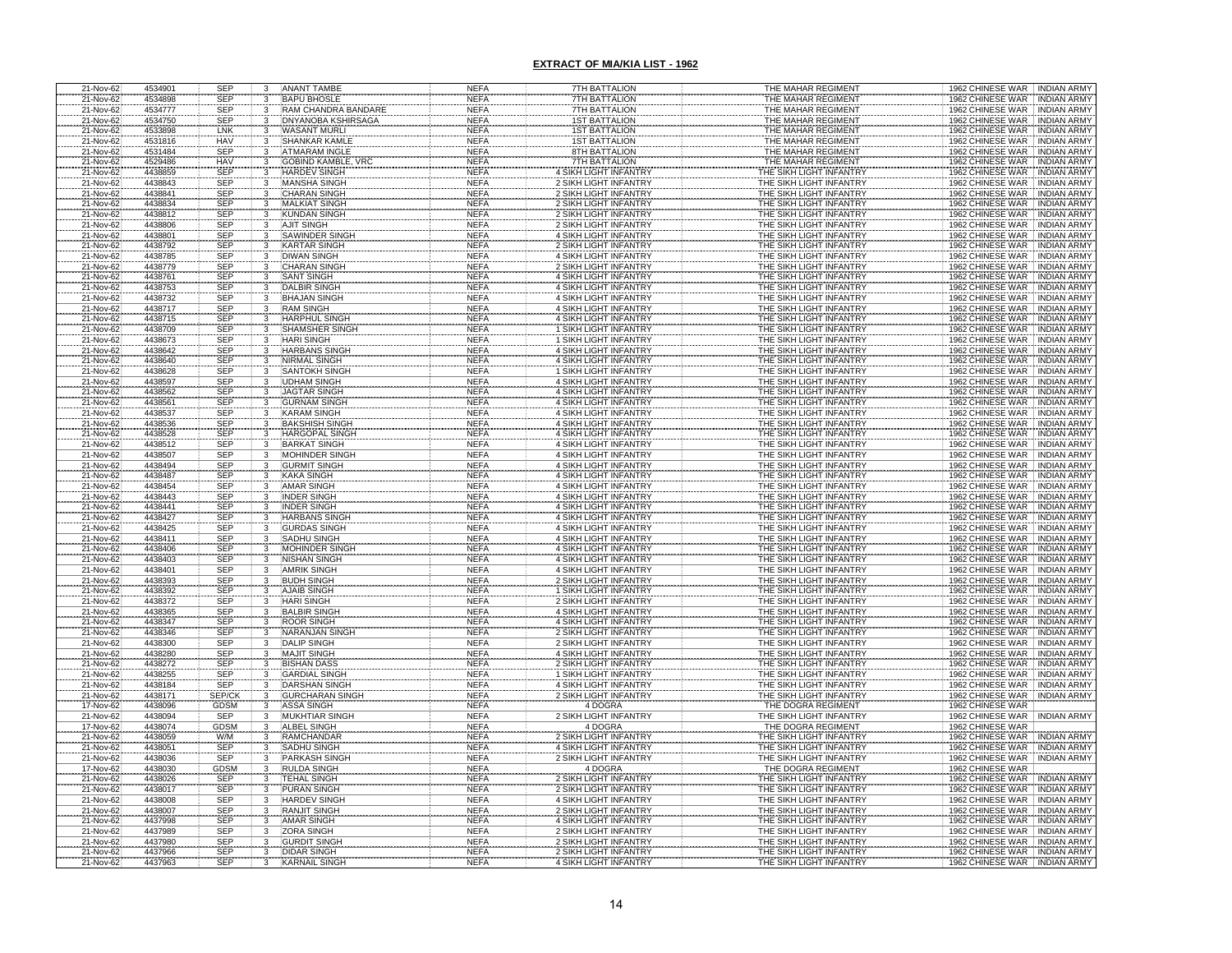# EXTRACT OF MIA/KIA LIST - 1962

| | | | | | | | | | |
|---|---|---|---|---|---|---|---|---|---|
| 21-Nov-62 | 4534901 | SEP | 3 | ANANT TAMBE | NEFA | 7TH BATTALION | THE MAHAR REGIMENT | 1962 CHINESE WAR | INDIAN ARMY |
| 21-Nov-62 | 4534898 | SEP | 3 | BAPU BHOSLE | NEFA | 7TH BATTALION | THE MAHAR REGIMENT | 1962 CHINESE WAR | INDIAN ARMY |
| 21-Nov-62 | 4534777 | SEP | 3 | RAM CHANDRA BANDARE | NEFA | 7TH BATTALION | THE MAHAR REGIMENT | 1962 CHINESE WAR | INDIAN ARMY |
| 21-Nov-62 | 4534750 | SEP | 3 | DNYANOBA KSHIRSAGA | NEFA | 1ST BATTALION | THE MAHAR REGIMENT | 1962 CHINESE WAR | INDIAN ARMY |
| 21-Nov-62 | 4533898 | LNK | 3 | WASANT MURLI | NEFA | 1ST BATTALION | THE MAHAR REGIMENT | 1962 CHINESE WAR | INDIAN ARMY |
| 21-Nov-62 | 4531816 | HAV | 3 | SHANKAR KAMLE | NEFA | 1ST BATTALION | THE MAHAR REGIMENT | 1962 CHINESE WAR | INDIAN ARMY |
| 21-Nov-62 | 4531484 | SEP | 3 | ATMARAM INGLE | NEFA | 8TH BATTALION | THE MAHAR REGIMENT | 1962 CHINESE WAR | INDIAN ARMY |
| 21-Nov-62 | 4529486 | HAV | 3 | GOBIND KAMBLE, VRC | NEFA | 7TH BATTALION | THE MAHAR REGIMENT | 1962 CHINESE WAR | INDIAN ARMY |
| 21-Nov-62 | 4438859 | SEP | 3 | HARDEV SINGH | NEFA | 4 SIKH LIGHT INFANTRY | THE SIKH LIGHT INFANTRY | 1962 CHINESE WAR | INDIAN ARMY |
| 21-Nov-62 | 4438843 | SEP | 3 | MANSHA SINGH | NEFA | 2 SIKH LIGHT INFANTRY | THE SIKH LIGHT INFANTRY | 1962 CHINESE WAR | INDIAN ARMY |
| 21-Nov-62 | 4438841 | SEP | 3 | CHARAN SINGH | NEFA | 2 SIKH LIGHT INFANTRY | THE SIKH LIGHT INFANTRY | 1962 CHINESE WAR | INDIAN ARMY |
| 21-Nov-62 | 4438834 | SEP | 3 | MALKIAT SINGH | NEFA | 2 SIKH LIGHT INFANTRY | THE SIKH LIGHT INFANTRY | 1962 CHINESE WAR | INDIAN ARMY |
| 21-Nov-62 | 4438812 | SEP | 3 | KUNDAN SINGH | NEFA | 2 SIKH LIGHT INFANTRY | THE SIKH LIGHT INFANTRY | 1962 CHINESE WAR | INDIAN ARMY |
| 21-Nov-62 | 4438806 | SEP | 3 | AJIT SINGH | NEFA | 2 SIKH LIGHT INFANTRY | THE SIKH LIGHT INFANTRY | 1962 CHINESE WAR | INDIAN ARMY |
| 21-Nov-62 | 4438801 | SEP | 3 | SAWINDER SINGH | NEFA | 4 SIKH LIGHT INFANTRY | THE SIKH LIGHT INFANTRY | 1962 CHINESE WAR | INDIAN ARMY |
| 21-Nov-62 | 4438792 | SEP | 3 | KARTAR SINGH | NEFA | 2 SIKH LIGHT INFANTRY | THE SIKH LIGHT INFANTRY | 1962 CHINESE WAR | INDIAN ARMY |
| 21-Nov-62 | 4438785 | SEP | 3 | DIWAN SINGH | NEFA | 4 SIKH LIGHT INFANTRY | THE SIKH LIGHT INFANTRY | 1962 CHINESE WAR | INDIAN ARMY |
| 21-Nov-62 | 4438779 | SEP | 3 | CHARAN SINGH | NEFA | 2 SIKH LIGHT INFANTRY | THE SIKH LIGHT INFANTRY | 1962 CHINESE WAR | INDIAN ARMY |
| 21-Nov-62 | 4438761 | SEP | 3 | SANT SINGH | NEFA | 4 SIKH LIGHT INFANTRY | THE SIKH LIGHT INFANTRY | 1962 CHINESE WAR | INDIAN ARMY |
| 21-Nov-62 | 4438753 | SEP | 3 | DALBIR SINGH | NEFA | 4 SIKH LIGHT INFANTRY | THE SIKH LIGHT INFANTRY | 1962 CHINESE WAR | INDIAN ARMY |
| 21-Nov-62 | 4438732 | SEP | 3 | BHAJAN SINGH | NEFA | 4 SIKH LIGHT INFANTRY | THE SIKH LIGHT INFANTRY | 1962 CHINESE WAR | INDIAN ARMY |
| 21-Nov-62 | 4438717 | SEP | 3 | RAM SINGH | NEFA | 4 SIKH LIGHT INFANTRY | THE SIKH LIGHT INFANTRY | 1962 CHINESE WAR | INDIAN ARMY |
| 21-Nov-62 | 4438715 | SEP | 3 | HARPHUL SINGH | NEFA | 4 SIKH LIGHT INFANTRY | THE SIKH LIGHT INFANTRY | 1962 CHINESE WAR | INDIAN ARMY |
| 21-Nov-62 | 4438709 | SEP | 3 | SHAMSHER SINGH | NEFA | 1 SIKH LIGHT INFANTRY | THE SIKH LIGHT INFANTRY | 1962 CHINESE WAR | INDIAN ARMY |
| 21-Nov-62 | 4438673 | SEP | 3 | HARI SINGH | NEFA | 1 SIKH LIGHT INFANTRY | THE SIKH LIGHT INFANTRY | 1962 CHINESE WAR | INDIAN ARMY |
| 21-Nov-62 | 4438642 | SEP | 3 | HARBANS SINGH | NEFA | 4 SIKH LIGHT INFANTRY | THE SIKH LIGHT INFANTRY | 1962 CHINESE WAR | INDIAN ARMY |
| 21-Nov-62 | 4438640 | SEP | 3 | NIRMAL SINGH | NEFA | 4 SIKH LIGHT INFANTRY | THE SIKH LIGHT INFANTRY | 1962 CHINESE WAR | INDIAN ARMY |
| 21-Nov-62 | 4438628 | SEP | 3 | SANTOKH SINGH | NEFA | 1 SIKH LIGHT INFANTRY | THE SIKH LIGHT INFANTRY | 1962 CHINESE WAR | INDIAN ARMY |
| 21-Nov-62 | 4438597 | SEP | 3 | UDHAM SINGH | NEFA | 4 SIKH LIGHT INFANTRY | THE SIKH LIGHT INFANTRY | 1962 CHINESE WAR | INDIAN ARMY |
| 21-Nov-62 | 4438562 | SEP | 3 | JAGTAR SINGH | NEFA | 4 SIKH LIGHT INFANTRY | THE SIKH LIGHT INFANTRY | 1962 CHINESE WAR | INDIAN ARMY |
| 21-Nov-62 | 4438561 | SEP | 3 | GURNAM SINGH | NEFA | 4 SIKH LIGHT INFANTRY | THE SIKH LIGHT INFANTRY | 1962 CHINESE WAR | INDIAN ARMY |
| 21-Nov-62 | 4438537 | SEP | 3 | KARAM SINGH | NEFA | 4 SIKH LIGHT INFANTRY | THE SIKH LIGHT INFANTRY | 1962 CHINESE WAR | INDIAN ARMY |
| 21-Nov-62 | 4438536 | SEP | 3 | BAKSHISH SINGH | NEFA | 4 SIKH LIGHT INFANTRY | THE SIKH LIGHT INFANTRY | 1962 CHINESE WAR | INDIAN ARMY |
| 21-Nov-62 | 4438528 | SEP | 3 | HARGOPAL SINGH | NEFA | 4 SIKH LIGHT INFANTRY | THE SIKH LIGHT INFANTRY | 1962 CHINESE WAR | INDIAN ARMY |
| 21-Nov-62 | 4438512 | SEP | 3 | BARKAT SINGH | NEFA | 4 SIKH LIGHT INFANTRY | THE SIKH LIGHT INFANTRY | 1962 CHINESE WAR | INDIAN ARMY |
| 21-Nov-62 | 4438507 | SEP | 3 | MOHINDER SINGH | NEFA | 4 SIKH LIGHT INFANTRY | THE SIKH LIGHT INFANTRY | 1962 CHINESE WAR | INDIAN ARMY |
| 21-Nov-62 | 4438494 | SEP | 3 | GURMIT SINGH | NEFA | 4 SIKH LIGHT INFANTRY | THE SIKH LIGHT INFANTRY | 1962 CHINESE WAR | INDIAN ARMY |
| 21-Nov-62 | 4438487 | SEP | 3 | KAKA SINGH | NEFA | 4 SIKH LIGHT INFANTRY | THE SIKH LIGHT INFANTRY | 1962 CHINESE WAR | INDIAN ARMY |
| 21-Nov-62 | 4438454 | SEP | 3 | AMAR SINGH | NEFA | 4 SIKH LIGHT INFANTRY | THE SIKH LIGHT INFANTRY | 1962 CHINESE WAR | INDIAN ARMY |
| 21-Nov-62 | 4438443 | SEP | 3 | INDER SINGH | NEFA | 4 SIKH LIGHT INFANTRY | THE SIKH LIGHT INFANTRY | 1962 CHINESE WAR | INDIAN ARMY |
| 21-Nov-62 | 4438441 | SEP | 3 | INDER SINGH | NEFA | 4 SIKH LIGHT INFANTRY | THE SIKH LIGHT INFANTRY | 1962 CHINESE WAR | INDIAN ARMY |
| 21-Nov-62 | 4438427 | SEP | 3 | HARBANS SINGH | NEFA | 4 SIKH LIGHT INFANTRY | THE SIKH LIGHT INFANTRY | 1962 CHINESE WAR | INDIAN ARMY |
| 21-Nov-62 | 4438425 | SEP | 3 | GURDAS SINGH | NEFA | 4 SIKH LIGHT INFANTRY | THE SIKH LIGHT INFANTRY | 1962 CHINESE WAR | INDIAN ARMY |
| 21-Nov-62 | 4438411 | SEP | 3 | SADHU SINGH | NEFA | 4 SIKH LIGHT INFANTRY | THE SIKH LIGHT INFANTRY | 1962 CHINESE WAR | INDIAN ARMY |
| 21-Nov-62 | 4438406 | SEP | 3 | MOHINDER SINGH | NEFA | 4 SIKH LIGHT INFANTRY | THE SIKH LIGHT INFANTRY | 1962 CHINESE WAR | INDIAN ARMY |
| 21-Nov-62 | 4438403 | SEP | 3 | NISHAN SINGH | NEFA | 4 SIKH LIGHT INFANTRY | THE SIKH LIGHT INFANTRY | 1962 CHINESE WAR | INDIAN ARMY |
| 21-Nov-62 | 4438401 | SEP | 3 | AMRIK SINGH | NEFA | 4 SIKH LIGHT INFANTRY | THE SIKH LIGHT INFANTRY | 1962 CHINESE WAR | INDIAN ARMY |
| 21-Nov-62 | 4438393 | SEP | 3 | BUDH SINGH | NEFA | 2 SIKH LIGHT INFANTRY | THE SIKH LIGHT INFANTRY | 1962 CHINESE WAR | INDIAN ARMY |
| 21-Nov-62 | 4438392 | SEP | 3 | AJAIB SINGH | NEFA | 1 SIKH LIGHT INFANTRY | THE SIKH LIGHT INFANTRY | 1962 CHINESE WAR | INDIAN ARMY |
| 21-Nov-62 | 4438372 | SEP | 3 | HARI SINGH | NEFA | 2 SIKH LIGHT INFANTRY | THE SIKH LIGHT INFANTRY | 1962 CHINESE WAR | INDIAN ARMY |
| 21-Nov-62 | 4438365 | SEP | 3 | BALBIR SINGH | NEFA | 4 SIKH LIGHT INFANTRY | THE SIKH LIGHT INFANTRY | 1962 CHINESE WAR | INDIAN ARMY |
| 21-Nov-62 | 4438347 | SEP | 3 | ROOR SINGH | NEFA | 4 SIKH LIGHT INFANTRY | THE SIKH LIGHT INFANTRY | 1962 CHINESE WAR | INDIAN ARMY |
| 21-Nov-62 | 4438346 | SEP | 3 | NARANJAN SINGH | NEFA | 2 SIKH LIGHT INFANTRY | THE SIKH LIGHT INFANTRY | 1962 CHINESE WAR | INDIAN ARMY |
| 21-Nov-62 | 4438300 | SEP | 3 | DALIP SINGH | NEFA | 2 SIKH LIGHT INFANTRY | THE SIKH LIGHT INFANTRY | 1962 CHINESE WAR | INDIAN ARMY |
| 21-Nov-62 | 4438280 | SEP | 3 | MAJIT SINGH | NEFA | 4 SIKH LIGHT INFANTRY | THE SIKH LIGHT INFANTRY | 1962 CHINESE WAR | INDIAN ARMY |
| 21-Nov-62 | 4438272 | SEP | 3 | BISHAN DASS | NEFA | 2 SIKH LIGHT INFANTRY | THE SIKH LIGHT INFANTRY | 1962 CHINESE WAR | INDIAN ARMY |
| 21-Nov-62 | 4438255 | SEP | 3 | GARDIAL SINGH | NEFA | 1 SIKH LIGHT INFANTRY | THE SIKH LIGHT INFANTRY | 1962 CHINESE WAR | INDIAN ARMY |
| 21-Nov-62 | 4438184 | SEP | 3 | DARSHAN SINGH | NEFA | 4 SIKH LIGHT INFANTRY | THE SIKH LIGHT INFANTRY | 1962 CHINESE WAR | INDIAN ARMY |
| 21-Nov-62 | 4438171 | SEP/CK | 3 | GURCHARAN SINGH | NEFA | 2 SIKH LIGHT INFANTRY | THE SIKH LIGHT INFANTRY | 1962 CHINESE WAR | INDIAN ARMY |
| 17-Nov-62 | 4438096 | GDSM | 3 | ASSA SINGH | NEFA | 4 DOGRA | THE DOGRA REGIMENT | 1962 CHINESE WAR | |
| 21-Nov-62 | 4438094 | SEP | 3 | MUKHTIAR SINGH | NEFA | 2 SIKH LIGHT INFANTRY | THE SIKH LIGHT INFANTRY | 1962 CHINESE WAR | INDIAN ARMY |
| 17-Nov-62 | 4438074 | GDSM | 3 | ALBEL SINGH | NEFA | 4 DOGRA | THE DOGRA REGIMENT | 1962 CHINESE WAR | |
| 21-Nov-62 | 4438059 | W/M | 3 | RAMCHANDAR | NEFA | 2 SIKH LIGHT INFANTRY | THE SIKH LIGHT INFANTRY | 1962 CHINESE WAR | INDIAN ARMY |
| 21-Nov-62 | 4438051 | SEP | 3 | SADHU SINGH | NEFA | 4 SIKH LIGHT INFANTRY | THE SIKH LIGHT INFANTRY | 1962 CHINESE WAR | INDIAN ARMY |
| 21-Nov-62 | 4438036 | SEP | 3 | PARKASH SINGH | NEFA | 2 SIKH LIGHT INFANTRY | THE SIKH LIGHT INFANTRY | 1962 CHINESE WAR | INDIAN ARMY |
| 17-Nov-62 | 4438030 | GDSM | 3 | RULDA SINGH | NEFA | 4 DOGRA | THE DOGRA REGIMENT | 1962 CHINESE WAR | |
| 21-Nov-62 | 4438026 | SEP | 3 | TEHAL SINGH | NEFA | 2 SIKH LIGHT INFANTRY | THE SIKH LIGHT INFANTRY | 1962 CHINESE WAR | INDIAN ARMY |
| 21-Nov-62 | 4438017 | SEP | 3 | PURAN SINGH | NEFA | 2 SIKH LIGHT INFANTRY | THE SIKH LIGHT INFANTRY | 1962 CHINESE WAR | INDIAN ARMY |
| 21-Nov-62 | 4438008 | SEP | 3 | HARDEV SINGH | NEFA | 4 SIKH LIGHT INFANTRY | THE SIKH LIGHT INFANTRY | 1962 CHINESE WAR | INDIAN ARMY |
| 21-Nov-62 | 4438007 | SEP | 3 | RANJIT SINGH | NEFA | 2 SIKH LIGHT INFANTRY | THE SIKH LIGHT INFANTRY | 1962 CHINESE WAR | INDIAN ARMY |
| 21-Nov-62 | 4437998 | SEP | 3 | AMAR SINGH | NEFA | 4 SIKH LIGHT INFANTRY | THE SIKH LIGHT INFANTRY | 1962 CHINESE WAR | INDIAN ARMY |
| 21-Nov-62 | 4437989 | SEP | 3 | ZORA SINGH | NEFA | 2 SIKH LIGHT INFANTRY | THE SIKH LIGHT INFANTRY | 1962 CHINESE WAR | INDIAN ARMY |
| 21-Nov-62 | 4437980 | SEP | 3 | GURDIT SINGH | NEFA | 2 SIKH LIGHT INFANTRY | THE SIKH LIGHT INFANTRY | 1962 CHINESE WAR | INDIAN ARMY |
| 21-Nov-62 | 4437966 | SEP | 3 | DIDAR SINGH | NEFA | 2 SIKH LIGHT INFANTRY | THE SIKH LIGHT INFANTRY | 1962 CHINESE WAR | INDIAN ARMY |
| 21-Nov-62 | 4437963 | SEP | 3 | KARNAIL SINGH | NEFA | 4 SIKH LIGHT INFANTRY | THE SIKH LIGHT INFANTRY | 1962 CHINESE WAR | INDIAN ARMY |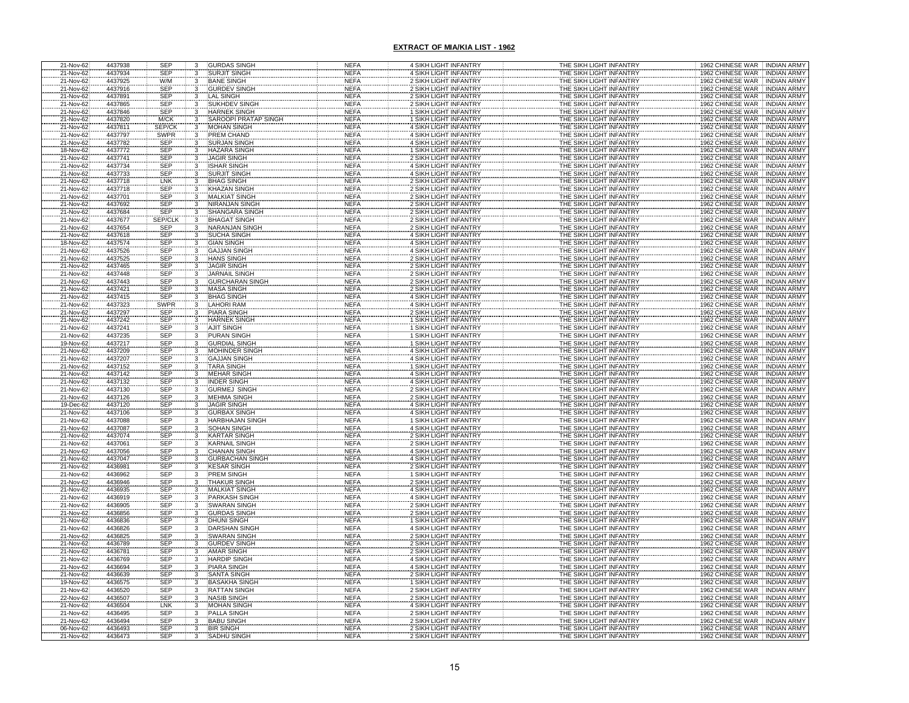## EXTRACT OF MIA/KIA LIST - 1962

| | | | | | | | | | |
|---|---|---|---|---|---|---|---|---|---|
| 21-Nov-62 | 4437938 | SEP | 3 | GURDAS SINGH | NEFA | 4 SIKH LIGHT INFANTRY | THE SIKH LIGHT INFANTRY | 1962 CHINESE WAR | INDIAN ARMY |
| 21-Nov-62 | 4437934 | SEP | 3 | SURJIT SINGH | NEFA | 4 SIKH LIGHT INFANTRY | THE SIKH LIGHT INFANTRY | 1962 CHINESE WAR | INDIAN ARMY |
| 21-Nov-62 | 4437925 | W/M | 3 | BANE SINGH | NEFA | 2 SIKH LIGHT INFANTRY | THE SIKH LIGHT INFANTRY | 1962 CHINESE WAR | INDIAN ARMY |
| 21-Nov-62 | 4437916 | SEP | 3 | GURDEV SINGH | NEFA | 2 SIKH LIGHT INFANTRY | THE SIKH LIGHT INFANTRY | 1962 CHINESE WAR | INDIAN ARMY |
| 21-Nov-62 | 4437891 | SEP | 3 | LAL SINGH | NEFA | 2 SIKH LIGHT INFANTRY | THE SIKH LIGHT INFANTRY | 1962 CHINESE WAR | INDIAN ARMY |
| 21-Nov-62 | 4437865 | SEP | 3 | SUKHDEV SINGH | NEFA | 2 SIKH LIGHT INFANTRY | THE SIKH LIGHT INFANTRY | 1962 CHINESE WAR | INDIAN ARMY |
| 21-Nov-62 | 4437846 | SEP | 3 | HARNEK SINGH | NEFA | 1 SIKH LIGHT INFANTRY | THE SIKH LIGHT INFANTRY | 1962 CHINESE WAR | INDIAN ARMY |
| 21-Nov-62 | 4437820 | M/CK | 3 | SAROOPI PRATAP SINGH | NEFA | 1 SIKH LIGHT INFANTRY | THE SIKH LIGHT INFANTRY | 1962 CHINESE WAR | INDIAN ARMY |
| 21-Nov-62 | 4437811 | SEP/CK | 3 | MOHAN SINGH | NEFA | 4 SIKH LIGHT INFANTRY | THE SIKH LIGHT INFANTRY | 1962 CHINESE WAR | INDIAN ARMY |
| 21-Nov-62 | 4437797 | SWPR | 3 | PREM CHAND | NEFA | 4 SIKH LIGHT INFANTRY | THE SIKH LIGHT INFANTRY | 1962 CHINESE WAR | INDIAN ARMY |
| 21-Nov-62 | 4437782 | SEP | 3 | SURJAN SINGH | NEFA | 4 SIKH LIGHT INFANTRY | THE SIKH LIGHT INFANTRY | 1962 CHINESE WAR | INDIAN ARMY |
| 18-Nov-62 | 4437772 | SEP | 3 | HAZARA SINGH | NEFA | 1 SIKH LIGHT INFANTRY | THE SIKH LIGHT INFANTRY | 1962 CHINESE WAR | INDIAN ARMY |
| 21-Nov-62 | 4437741 | SEP | 3 | JAGIR SINGH | NEFA | 2 SIKH LIGHT INFANTRY | THE SIKH LIGHT INFANTRY | 1962 CHINESE WAR | INDIAN ARMY |
| 21-Nov-62 | 4437734 | SEP | 3 | ISHAR SINGH | NEFA | 4 SIKH LIGHT INFANTRY | THE SIKH LIGHT INFANTRY | 1962 CHINESE WAR | INDIAN ARMY |
| 21-Nov-62 | 4437733 | SEP | 3 | SURJIT SINGH | NEFA | 4 SIKH LIGHT INFANTRY | THE SIKH LIGHT INFANTRY | 1962 CHINESE WAR | INDIAN ARMY |
| 21-Nov-62 | 4437718 | LNK | 3 | BHAG SINGH | NEFA | 2 SIKH LIGHT INFANTRY | THE SIKH LIGHT INFANTRY | 1962 CHINESE WAR | INDIAN ARMY |
| 21-Nov-62 | 4437718 | SEP | 3 | KHAZAN SINGH | NEFA | 2 SIKH LIGHT INFANTRY | THE SIKH LIGHT INFANTRY | 1962 CHINESE WAR | INDIAN ARMY |
| 21-Nov-62 | 4437701 | SEP | 3 | MALKIAT SINGH | NEFA | 2 SIKH LIGHT INFANTRY | THE SIKH LIGHT INFANTRY | 1962 CHINESE WAR | INDIAN ARMY |
| 21-Nov-62 | 4437692 | SEP | 3 | NIRANJAN SINGH | NEFA | 2 SIKH LIGHT INFANTRY | THE SIKH LIGHT INFANTRY | 1962 CHINESE WAR | INDIAN ARMY |
| 21-Nov-62 | 4437684 | SEP | 3 | SHANGARA SINGH | NEFA | 2 SIKH LIGHT INFANTRY | THE SIKH LIGHT INFANTRY | 1962 CHINESE WAR | INDIAN ARMY |
| 21-Nov-62 | 4437677 | SEP/CLK | 3 | BHAGAT SINGH | NEFA | 2 SIKH LIGHT INFANTRY | THE SIKH LIGHT INFANTRY | 1962 CHINESE WAR | INDIAN ARMY |
| 21-Nov-62 | 4437654 | SEP | 3 | NARANJAN SINGH | NEFA | 2 SIKH LIGHT INFANTRY | THE SIKH LIGHT INFANTRY | 1962 CHINESE WAR | INDIAN ARMY |
| 21-Nov-62 | 4437618 | SEP | 3 | SUCHA SINGH | NEFA | 4 SIKH LIGHT INFANTRY | THE SIKH LIGHT INFANTRY | 1962 CHINESE WAR | INDIAN ARMY |
| 18-Nov-62 | 4437574 | SEP | 3 | GIAN SINGH | NEFA | 4 SIKH LIGHT INFANTRY | THE SIKH LIGHT INFANTRY | 1962 CHINESE WAR | INDIAN ARMY |
| 21-Nov-62 | 4437526 | SEP | 3 | GAJJAN SINGH | NEFA | 4 SIKH LIGHT INFANTRY | THE SIKH LIGHT INFANTRY | 1962 CHINESE WAR | INDIAN ARMY |
| 21-Nov-62 | 4437525 | SEP | 3 | HANS SINGH | NEFA | 2 SIKH LIGHT INFANTRY | THE SIKH LIGHT INFANTRY | 1962 CHINESE WAR | INDIAN ARMY |
| 21-Nov-62 | 4437465 | SEP | 3 | JAGIR SINGH | NEFA | 2 SIKH LIGHT INFANTRY | THE SIKH LIGHT INFANTRY | 1962 CHINESE WAR | INDIAN ARMY |
| 21-Nov-62 | 4437448 | SEP | 3 | JARNAIL SINGH | NEFA | 2 SIKH LIGHT INFANTRY | THE SIKH LIGHT INFANTRY | 1962 CHINESE WAR | INDIAN ARMY |
| 21-Nov-62 | 4437443 | SEP | 3 | GURCHARAN SINGH | NEFA | 2 SIKH LIGHT INFANTRY | THE SIKH LIGHT INFANTRY | 1962 CHINESE WAR | INDIAN ARMY |
| 21-Nov-62 | 4437421 | SEP | 3 | MASA SINGH | NEFA | 2 SIKH LIGHT INFANTRY | THE SIKH LIGHT INFANTRY | 1962 CHINESE WAR | INDIAN ARMY |
| 21-Nov-62 | 4437415 | SEP | 3 | BHAG SINGH | NEFA | 4 SIKH LIGHT INFANTRY | THE SIKH LIGHT INFANTRY | 1962 CHINESE WAR | INDIAN ARMY |
| 21-Nov-62 | 4437323 | SWPR | 3 | LAHORI RAM | NEFA | 4 SIKH LIGHT INFANTRY | THE SIKH LIGHT INFANTRY | 1962 CHINESE WAR | INDIAN ARMY |
| 21-Nov-62 | 4437297 | SEP | 3 | PIARA SINGH | NEFA | 2 SIKH LIGHT INFANTRY | THE SIKH LIGHT INFANTRY | 1962 CHINESE WAR | INDIAN ARMY |
| 21-Nov-62 | 4437242 | SEP | 3 | HARNEK SINGH | NEFA | 1 SIKH LIGHT INFANTRY | THE SIKH LIGHT INFANTRY | 1962 CHINESE WAR | INDIAN ARMY |
| 21-Nov-62 | 4437241 | SEP | 3 | AJIT SINGH | NEFA | 1 SIKH LIGHT INFANTRY | THE SIKH LIGHT INFANTRY | 1962 CHINESE WAR | INDIAN ARMY |
| 21-Nov-62 | 4437235 | SEP | 3 | PURAN SINGH | NEFA | 1 SIKH LIGHT INFANTRY | THE SIKH LIGHT INFANTRY | 1962 CHINESE WAR | INDIAN ARMY |
| 19-Nov-62 | 4437217 | SEP | 3 | GURDIAL SINGH | NEFA | 1 SIKH LIGHT INFANTRY | THE SIKH LIGHT INFANTRY | 1962 CHINESE WAR | INDIAN ARMY |
| 21-Nov-62 | 4437209 | SEP | 3 | MOHINDER SINGH | NEFA | 4 SIKH LIGHT INFANTRY | THE SIKH LIGHT INFANTRY | 1962 CHINESE WAR | INDIAN ARMY |
| 21-Nov-62 | 4437207 | SEP | 3 | GAJJAN SINGH | NEFA | 4 SIKH LIGHT INFANTRY | THE SIKH LIGHT INFANTRY | 1962 CHINESE WAR | INDIAN ARMY |
| 21-Nov-62 | 4437152 | SEP | 3 | TARA SINGH | NEFA | 1 SIKH LIGHT INFANTRY | THE SIKH LIGHT INFANTRY | 1962 CHINESE WAR | INDIAN ARMY |
| 21-Nov-62 | 4437142 | SEP | 3 | MEHAR SINGH | NEFA | 4 SIKH LIGHT INFANTRY | THE SIKH LIGHT INFANTRY | 1962 CHINESE WAR | INDIAN ARMY |
| 21-Nov-62 | 4437132 | SEP | 3 | INDER SINGH | NEFA | 4 SIKH LIGHT INFANTRY | THE SIKH LIGHT INFANTRY | 1962 CHINESE WAR | INDIAN ARMY |
| 21-Nov-62 | 4437130 | SEP | 3 | GURMEJ SINGH | NEFA | 2 SIKH LIGHT INFANTRY | THE SIKH LIGHT INFANTRY | 1962 CHINESE WAR | INDIAN ARMY |
| 21-Nov-62 | 4437126 | SEP | 3 | MEHMA SINGH | NEFA | 2 SIKH LIGHT INFANTRY | THE SIKH LIGHT INFANTRY | 1962 CHINESE WAR | INDIAN ARMY |
| 19-Dec-62 | 4437120 | SEP | 3 | JAGIR SINGH | NEFA | 4 SIKH LIGHT INFANTRY | THE SIKH LIGHT INFANTRY | 1962 CHINESE WAR | INDIAN ARMY |
| 21-Nov-62 | 4437106 | SEP | 3 | GURBAX SINGH | NEFA | 4 SIKH LIGHT INFANTRY | THE SIKH LIGHT INFANTRY | 1962 CHINESE WAR | INDIAN ARMY |
| 21-Nov-62 | 4437088 | SEP | 3 | HARBHAJAN SINGH | NEFA | 1 SIKH LIGHT INFANTRY | THE SIKH LIGHT INFANTRY | 1962 CHINESE WAR | INDIAN ARMY |
| 21-Nov-62 | 4437087 | SEP | 3 | SOHAN SINGH | NEFA | 4 SIKH LIGHT INFANTRY | THE SIKH LIGHT INFANTRY | 1962 CHINESE WAR | INDIAN ARMY |
| 21-Nov-62 | 4437074 | SEP | 3 | KARTAR SINGH | NEFA | 2 SIKH LIGHT INFANTRY | THE SIKH LIGHT INFANTRY | 1962 CHINESE WAR | INDIAN ARMY |
| 21-Nov-62 | 4437061 | SEP | 3 | KARNAIL SINGH | NEFA | 2 SIKH LIGHT INFANTRY | THE SIKH LIGHT INFANTRY | 1962 CHINESE WAR | INDIAN ARMY |
| 21-Nov-62 | 4437056 | SEP | 3 | CHANAN SINGH | NEFA | 4 SIKH LIGHT INFANTRY | THE SIKH LIGHT INFANTRY | 1962 CHINESE WAR | INDIAN ARMY |
| 21-Nov-62 | 4437047 | SEP | 3 | GURBACHAN SINGH | NEFA | 4 SIKH LIGHT INFANTRY | THE SIKH LIGHT INFANTRY | 1962 CHINESE WAR | INDIAN ARMY |
| 21-Nov-62 | 4436981 | SEP | 3 | KESAR SINGH | NEFA | 2 SIKH LIGHT INFANTRY | THE SIKH LIGHT INFANTRY | 1962 CHINESE WAR | INDIAN ARMY |
| 21-Nov-62 | 4436962 | SEP | 3 | PREM SINGH | NEFA | 1 SIKH LIGHT INFANTRY | THE SIKH LIGHT INFANTRY | 1962 CHINESE WAR | INDIAN ARMY |
| 21-Nov-62 | 4436946 | SEP | 3 | THAKUR SINGH | NEFA | 2 SIKH LIGHT INFANTRY | THE SIKH LIGHT INFANTRY | 1962 CHINESE WAR | INDIAN ARMY |
| 21-Nov-62 | 4436935 | SEP | 3 | MALKIAT SINGH | NEFA | 4 SIKH LIGHT INFANTRY | THE SIKH LIGHT INFANTRY | 1962 CHINESE WAR | INDIAN ARMY |
| 21-Nov-62 | 4436919 | SEP | 3 | PARKASH SINGH | NEFA | 4 SIKH LIGHT INFANTRY | THE SIKH LIGHT INFANTRY | 1962 CHINESE WAR | INDIAN ARMY |
| 21-Nov-62 | 4436905 | SEP | 3 | SWARAN SINGH | NEFA | 2 SIKH LIGHT INFANTRY | THE SIKH LIGHT INFANTRY | 1962 CHINESE WAR | INDIAN ARMY |
| 21-Nov-62 | 4436856 | SEP | 3 | GURDAS SINGH | NEFA | 2 SIKH LIGHT INFANTRY | THE SIKH LIGHT INFANTRY | 1962 CHINESE WAR | INDIAN ARMY |
| 21-Nov-62 | 4436836 | SEP | 3 | DHUNI SINGH | NEFA | 1 SIKH LIGHT INFANTRY | THE SIKH LIGHT INFANTRY | 1962 CHINESE WAR | INDIAN ARMY |
| 21-Nov-62 | 4436826 | SEP | 3 | DARSHAN SINGH | NEFA | 4 SIKH LIGHT INFANTRY | THE SIKH LIGHT INFANTRY | 1962 CHINESE WAR | INDIAN ARMY |
| 21-Nov-62 | 4436825 | SEP | 3 | SWARAN SINGH | NEFA | 2 SIKH LIGHT INFANTRY | THE SIKH LIGHT INFANTRY | 1962 CHINESE WAR | INDIAN ARMY |
| 21-Nov-62 | 4436789 | SEP | 3 | GURDEV SINGH | NEFA | 2 SIKH LIGHT INFANTRY | THE SIKH LIGHT INFANTRY | 1962 CHINESE WAR | INDIAN ARMY |
| 21-Nov-62 | 4436781 | SEP | 3 | AMAR SINGH | NEFA | 2 SIKH LIGHT INFANTRY | THE SIKH LIGHT INFANTRY | 1962 CHINESE WAR | INDIAN ARMY |
| 21-Nov-62 | 4436769 | SEP | 3 | HARDIP SINGH | NEFA | 4 SIKH LIGHT INFANTRY | THE SIKH LIGHT INFANTRY | 1962 CHINESE WAR | INDIAN ARMY |
| 21-Nov-62 | 4436694 | SEP | 3 | PIARA SINGH | NEFA | 4 SIKH LIGHT INFANTRY | THE SIKH LIGHT INFANTRY | 1962 CHINESE WAR | INDIAN ARMY |
| 21-Nov-62 | 4436639 | SEP | 3 | SANTA SINGH | NEFA | 2 SIKH LIGHT INFANTRY | THE SIKH LIGHT INFANTRY | 1962 CHINESE WAR | INDIAN ARMY |
| 19-Nov-62 | 4436575 | SEP | 3 | BASAKHA SINGH | NEFA | 1 SIKH LIGHT INFANTRY | THE SIKH LIGHT INFANTRY | 1962 CHINESE WAR | INDIAN ARMY |
| 21-Nov-62 | 4436520 | SEP | 3 | RATTAN SINGH | NEFA | 2 SIKH LIGHT INFANTRY | THE SIKH LIGHT INFANTRY | 1962 CHINESE WAR | INDIAN ARMY |
| 22-Nov-62 | 4436507 | SEP | 3 | NASIB SINGH | NEFA | 2 SIKH LIGHT INFANTRY | THE SIKH LIGHT INFANTRY | 1962 CHINESE WAR | INDIAN ARMY |
| 21-Nov-62 | 4436504 | LNK | 3 | MOHAN SINGH | NEFA | 4 SIKH LIGHT INFANTRY | THE SIKH LIGHT INFANTRY | 1962 CHINESE WAR | INDIAN ARMY |
| 21-Nov-62 | 4436495 | SEP | 3 | PALLA SINGH | NEFA | 2 SIKH LIGHT INFANTRY | THE SIKH LIGHT INFANTRY | 1962 CHINESE WAR | INDIAN ARMY |
| 21-Nov-62 | 4436494 | SEP | 3 | BABU SINGH | NEFA | 2 SIKH LIGHT INFANTRY | THE SIKH LIGHT INFANTRY | 1962 CHINESE WAR | INDIAN ARMY |
| 06-Nov-62 | 4436493 | SEP | 3 | BIR SINGH | NEFA | 2 SIKH LIGHT INFANTRY | THE SIKH LIGHT INFANTRY | 1962 CHINESE WAR | INDIAN ARMY |
| 21-Nov-62 | 4436473 | SEP | 3 | SADHU SINGH | NEFA | 2 SIKH LIGHT INFANTRY | THE SIKH LIGHT INFANTRY | 1962 CHINESE WAR | INDIAN ARMY |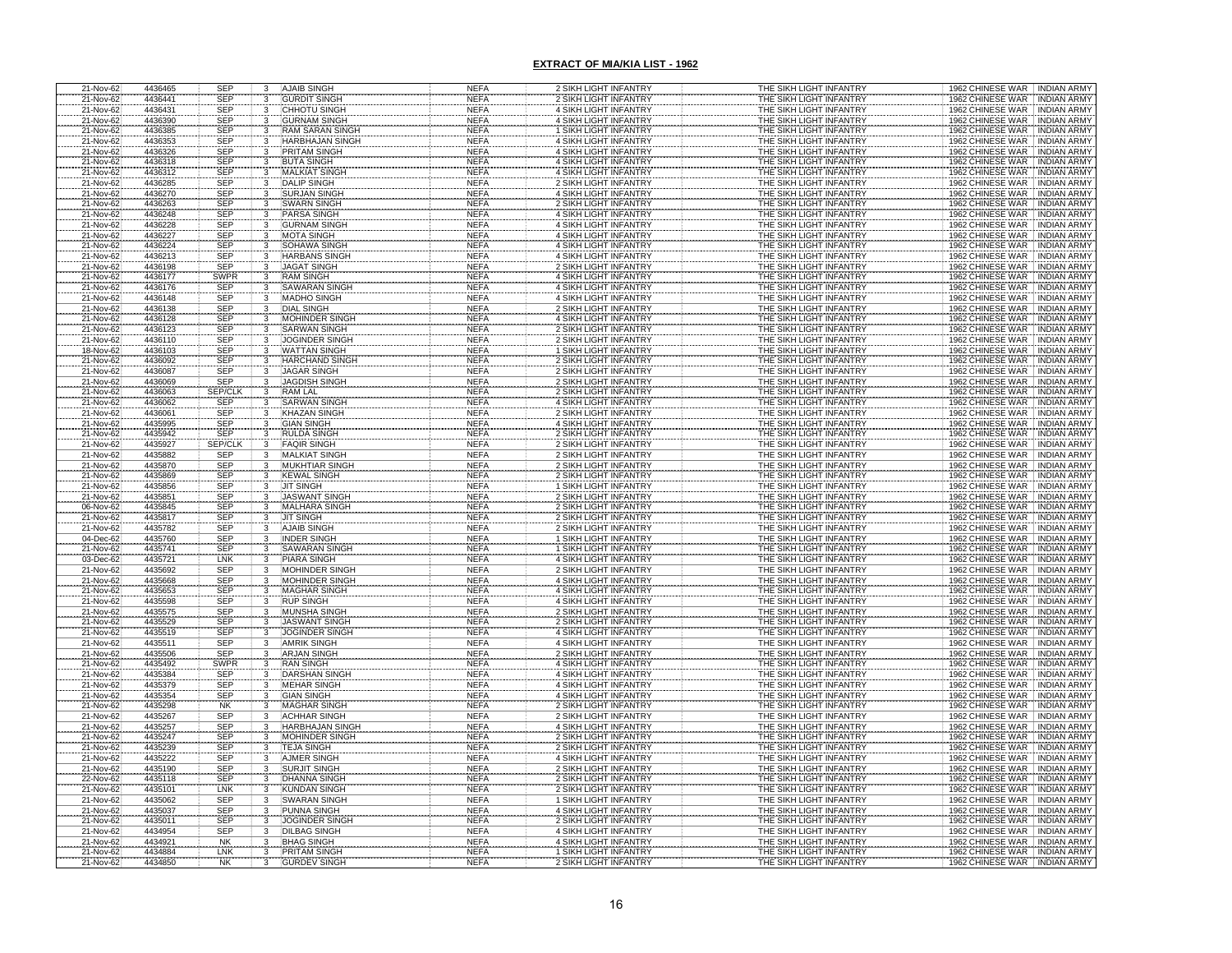**EXTRACT OF MIA/KIA LIST - 1962**

| | | | | | | | | | |
|---|---|---|---|---|---|---|---|---|---|
| 21-Nov-62 | 4436465 | SEP | 3 | AJAIB SINGH | NEFA | 2 SIKH LIGHT INFANTRY | THE SIKH LIGHT INFANTRY | 1962 CHINESE WAR | INDIAN ARMY |
| 21-Nov-62 | 4436441 | SEP | 3 | GURDIT SINGH | NEFA | 2 SIKH LIGHT INFANTRY | THE SIKH LIGHT INFANTRY | 1962 CHINESE WAR | INDIAN ARMY |
| 21-Nov-62 | 4436431 | SEP | 3 | CHHOTU SINGH | NEFA | 4 SIKH LIGHT INFANTRY | THE SIKH LIGHT INFANTRY | 1962 CHINESE WAR | INDIAN ARMY |
| 21-Nov-62 | 4436390 | SEP | 3 | GURNAM SINGH | NEFA | 4 SIKH LIGHT INFANTRY | THE SIKH LIGHT INFANTRY | 1962 CHINESE WAR | INDIAN ARMY |
| 21-Nov-62 | 4436385 | SEP | 3 | RAM SARAN SINGH | NEFA | 1 SIKH LIGHT INFANTRY | THE SIKH LIGHT INFANTRY | 1962 CHINESE WAR | INDIAN ARMY |
| 21-Nov-62 | 4436353 | SEP | 3 | HARBHAJAN SINGH | NEFA | 4 SIKH LIGHT INFANTRY | THE SIKH LIGHT INFANTRY | 1962 CHINESE WAR | INDIAN ARMY |
| 21-Nov-62 | 4436326 | SEP | 3 | PRITAM SINGH | NEFA | 4 SIKH LIGHT INFANTRY | THE SIKH LIGHT INFANTRY | 1962 CHINESE WAR | INDIAN ARMY |
| 21-Nov-62 | 4436318 | SEP | 3 | BUTA SINGH | NEFA | 4 SIKH LIGHT INFANTRY | THE SIKH LIGHT INFANTRY | 1962 CHINESE WAR | INDIAN ARMY |
| 21-Nov-62 | 4436312 | SEP | 3 | MALKIAT SINGH | NEFA | 4 SIKH LIGHT INFANTRY | THE SIKH LIGHT INFANTRY | 1962 CHINESE WAR | INDIAN ARMY |
| 21-Nov-62 | 4436285 | SEP | 3 | DALIP SINGH | NEFA | 2 SIKH LIGHT INFANTRY | THE SIKH LIGHT INFANTRY | 1962 CHINESE WAR | INDIAN ARMY |
| 21-Nov-62 | 4436270 | SEP | 3 | SURJAN SINGH | NEFA | 4 SIKH LIGHT INFANTRY | THE SIKH LIGHT INFANTRY | 1962 CHINESE WAR | INDIAN ARMY |
| 21-Nov-62 | 4436263 | SEP | 3 | SWARN SINGH | NEFA | 2 SIKH LIGHT INFANTRY | THE SIKH LIGHT INFANTRY | 1962 CHINESE WAR | INDIAN ARMY |
| 21-Nov-62 | 4436248 | SEP | 3 | PARSA SINGH | NEFA | 4 SIKH LIGHT INFANTRY | THE SIKH LIGHT INFANTRY | 1962 CHINESE WAR | INDIAN ARMY |
| 21-Nov-62 | 4436228 | SEP | 3 | GURNAM SINGH | NEFA | 4 SIKH LIGHT INFANTRY | THE SIKH LIGHT INFANTRY | 1962 CHINESE WAR | INDIAN ARMY |
| 21-Nov-62 | 4436227 | SEP | 3 | MOTA SINGH | NEFA | 4 SIKH LIGHT INFANTRY | THE SIKH LIGHT INFANTRY | 1962 CHINESE WAR | INDIAN ARMY |
| 21-Nov-62 | 4436224 | SEP | 3 | SOHAWA SINGH | NEFA | 4 SIKH LIGHT INFANTRY | THE SIKH LIGHT INFANTRY | 1962 CHINESE WAR | INDIAN ARMY |
| 21-Nov-62 | 4436213 | SEP | 3 | HARBANS SINGH | NEFA | 4 SIKH LIGHT INFANTRY | THE SIKH LIGHT INFANTRY | 1962 CHINESE WAR | INDIAN ARMY |
| 21-Nov-62 | 4436198 | SEP | 3 | JAGAT SINGH | NEFA | 2 SIKH LIGHT INFANTRY | THE SIKH LIGHT INFANTRY | 1962 CHINESE WAR | INDIAN ARMY |
| 21-Nov-62 | 4436177 | SWPR | 3 | RAM SINGH | NEFA | 4 SIKH LIGHT INFANTRY | THE SIKH LIGHT INFANTRY | 1962 CHINESE WAR | INDIAN ARMY |
| 21-Nov-62 | 4436176 | SEP | 3 | SAWARAN SINGH | NEFA | 4 SIKH LIGHT INFANTRY | THE SIKH LIGHT INFANTRY | 1962 CHINESE WAR | INDIAN ARMY |
| 21-Nov-62 | 4436148 | SEP | 3 | MADHO SINGH | NEFA | 4 SIKH LIGHT INFANTRY | THE SIKH LIGHT INFANTRY | 1962 CHINESE WAR | INDIAN ARMY |
| 21-Nov-62 | 4436138 | SEP | 3 | DIAL SINGH | NEFA | 2 SIKH LIGHT INFANTRY | THE SIKH LIGHT INFANTRY | 1962 CHINESE WAR | INDIAN ARMY |
| 21-Nov-62 | 4436128 | SEP | 3 | MOHINDER SINGH | NEFA | 4 SIKH LIGHT INFANTRY | THE SIKH LIGHT INFANTRY | 1962 CHINESE WAR | INDIAN ARMY |
| 21-Nov-62 | 4436123 | SEP | 3 | SARWAN SINGH | NEFA | 2 SIKH LIGHT INFANTRY | THE SIKH LIGHT INFANTRY | 1962 CHINESE WAR | INDIAN ARMY |
| 21-Nov-62 | 4436110 | SEP | 3 | JOGINDER SINGH | NEFA | 2 SIKH LIGHT INFANTRY | THE SIKH LIGHT INFANTRY | 1962 CHINESE WAR | INDIAN ARMY |
| 18-Nov-62 | 4436103 | SEP | 3 | WATTAN SINGH | NEFA | 1 SIKH LIGHT INFANTRY | THE SIKH LIGHT INFANTRY | 1962 CHINESE WAR | INDIAN ARMY |
| 21-Nov-62 | 4436092 | SEP | 3 | HARCHAND SINGH | NEFA | 2 SIKH LIGHT INFANTRY | THE SIKH LIGHT INFANTRY | 1962 CHINESE WAR | INDIAN ARMY |
| 21-Nov-62 | 4436087 | SEP | 3 | JAGAR SINGH | NEFA | 2 SIKH LIGHT INFANTRY | THE SIKH LIGHT INFANTRY | 1962 CHINESE WAR | INDIAN ARMY |
| 21-Nov-62 | 4436069 | SEP | 3 | JAGDISH SINGH | NEFA | 2 SIKH LIGHT INFANTRY | THE SIKH LIGHT INFANTRY | 1962 CHINESE WAR | INDIAN ARMY |
| 21-Nov-62 | 4436063 | SEP/CLK | 3 | RAM LAL | NEFA | 2 SIKH LIGHT INFANTRY | THE SIKH LIGHT INFANTRY | 1962 CHINESE WAR | INDIAN ARMY |
| 21-Nov-62 | 4436062 | SEP | 3 | SARWAN SINGH | NEFA | 4 SIKH LIGHT INFANTRY | THE SIKH LIGHT INFANTRY | 1962 CHINESE WAR | INDIAN ARMY |
| 21-Nov-62 | 4436061 | SEP | 3 | KHAZAN SINGH | NEFA | 2 SIKH LIGHT INFANTRY | THE SIKH LIGHT INFANTRY | 1962 CHINESE WAR | INDIAN ARMY |
| 21-Nov-62 | 4435995 | SEP | 3 | GIAN SINGH | NEFA | 4 SIKH LIGHT INFANTRY | THE SIKH LIGHT INFANTRY | 1962 CHINESE WAR | INDIAN ARMY |
| 21-Nov-62 | 4435942 | SEP | 3 | RULDA SINGH | NEFA | 2 SIKH LIGHT INFANTRY | THE SIKH LIGHT INFANTRY | 1962 CHINESE WAR | INDIAN ARMY |
| 21-Nov-62 | 4435927 | SEP/CLK | 3 | FAQIR SINGH | NEFA | 2 SIKH LIGHT INFANTRY | THE SIKH LIGHT INFANTRY | 1962 CHINESE WAR | INDIAN ARMY |
| 21-Nov-62 | 4435882 | SEP | 3 | MALKIAT SINGH | NEFA | 2 SIKH LIGHT INFANTRY | THE SIKH LIGHT INFANTRY | 1962 CHINESE WAR | INDIAN ARMY |
| 21-Nov-62 | 4435870 | SEP | 3 | MUKHTIAR SINGH | NEFA | 2 SIKH LIGHT INFANTRY | THE SIKH LIGHT INFANTRY | 1962 CHINESE WAR | INDIAN ARMY |
| 21-Nov-62 | 4435869 | SEP | 3 | KEWAL SINGH | NEFA | 2 SIKH LIGHT INFANTRY | THE SIKH LIGHT INFANTRY | 1962 CHINESE WAR | INDIAN ARMY |
| 21-Nov-62 | 4435856 | SEP | 3 | JIT SINGH | NEFA | 1 SIKH LIGHT INFANTRY | THE SIKH LIGHT INFANTRY | 1962 CHINESE WAR | INDIAN ARMY |
| 21-Nov-62 | 4435851 | SEP | 3 | JASWANT SINGH | NEFA | 2 SIKH LIGHT INFANTRY | THE SIKH LIGHT INFANTRY | 1962 CHINESE WAR | INDIAN ARMY |
| 06-Nov-62 | 4435845 | SEP | 3 | MALHARA SINGH | NEFA | 2 SIKH LIGHT INFANTRY | THE SIKH LIGHT INFANTRY | 1962 CHINESE WAR | INDIAN ARMY |
| 21-Nov-62 | 4435817 | SEP | 3 | JIT SINGH | NEFA | 2 SIKH LIGHT INFANTRY | THE SIKH LIGHT INFANTRY | 1962 CHINESE WAR | INDIAN ARMY |
| 21-Nov-62 | 4435782 | SEP | 3 | AJAIB SINGH | NEFA | 2 SIKH LIGHT INFANTRY | THE SIKH LIGHT INFANTRY | 1962 CHINESE WAR | INDIAN ARMY |
| 04-Dec-62 | 4435760 | SEP | 3 | INDER SINGH | NEFA | 1 SIKH LIGHT INFANTRY | THE SIKH LIGHT INFANTRY | 1962 CHINESE WAR | INDIAN ARMY |
| 21-Nov-62 | 4435741 | SEP | 3 | SAWARAN SINGH | NEFA | 1 SIKH LIGHT INFANTRY | THE SIKH LIGHT INFANTRY | 1962 CHINESE WAR | INDIAN ARMY |
| 03-Dec-62 | 4435721 | LNK | 3 | PIARA SINGH | NEFA | 4 SIKH LIGHT INFANTRY | THE SIKH LIGHT INFANTRY | 1962 CHINESE WAR | INDIAN ARMY |
| 21-Nov-62 | 4435692 | SEP | 3 | MOHINDER SINGH | NEFA | 2 SIKH LIGHT INFANTRY | THE SIKH LIGHT INFANTRY | 1962 CHINESE WAR | INDIAN ARMY |
| 21-Nov-62 | 4435668 | SEP | 3 | MOHINDER SINGH | NEFA | 4 SIKH LIGHT INFANTRY | THE SIKH LIGHT INFANTRY | 1962 CHINESE WAR | INDIAN ARMY |
| 21-Nov-62 | 4435653 | SEP | 3 | MAGHAR SINGH | NEFA | 4 SIKH LIGHT INFANTRY | THE SIKH LIGHT INFANTRY | 1962 CHINESE WAR | INDIAN ARMY |
| 21-Nov-62 | 4435598 | SEP | 3 | RUP SINGH | NEFA | 4 SIKH LIGHT INFANTRY | THE SIKH LIGHT INFANTRY | 1962 CHINESE WAR | INDIAN ARMY |
| 21-Nov-62 | 4435575 | SEP | 3 | MUNSHA SINGH | NEFA | 2 SIKH LIGHT INFANTRY | THE SIKH LIGHT INFANTRY | 1962 CHINESE WAR | INDIAN ARMY |
| 21-Nov-62 | 4435529 | SEP | 3 | JASWANT SINGH | NEFA | 2 SIKH LIGHT INFANTRY | THE SIKH LIGHT INFANTRY | 1962 CHINESE WAR | INDIAN ARMY |
| 21-Nov-62 | 4435519 | SEP | 3 | JOGINDER SINGH | NEFA | 4 SIKH LIGHT INFANTRY | THE SIKH LIGHT INFANTRY | 1962 CHINESE WAR | INDIAN ARMY |
| 21-Nov-62 | 4435511 | SEP | 3 | AMRIK SINGH | NEFA | 4 SIKH LIGHT INFANTRY | THE SIKH LIGHT INFANTRY | 1962 CHINESE WAR | INDIAN ARMY |
| 21-Nov-62 | 4435506 | SEP | 3 | ARJAN SINGH | NEFA | 2 SIKH LIGHT INFANTRY | THE SIKH LIGHT INFANTRY | 1962 CHINESE WAR | INDIAN ARMY |
| 21-Nov-62 | 4435492 | SWPR | 3 | RAN SINGH | NEFA | 4 SIKH LIGHT INFANTRY | THE SIKH LIGHT INFANTRY | 1962 CHINESE WAR | INDIAN ARMY |
| 21-Nov-62 | 4435384 | SEP | 3 | DARSHAN SINGH | NEFA | 4 SIKH LIGHT INFANTRY | THE SIKH LIGHT INFANTRY | 1962 CHINESE WAR | INDIAN ARMY |
| 21-Nov-62 | 4435379 | SEP | 3 | MEHAR SINGH | NEFA | 4 SIKH LIGHT INFANTRY | THE SIKH LIGHT INFANTRY | 1962 CHINESE WAR | INDIAN ARMY |
| 21-Nov-62 | 4435354 | SEP | 3 | GIAN SINGH | NEFA | 4 SIKH LIGHT INFANTRY | THE SIKH LIGHT INFANTRY | 1962 CHINESE WAR | INDIAN ARMY |
| 21-Nov-62 | 4435298 | NK | 3 | MAGHAR SINGH | NEFA | 2 SIKH LIGHT INFANTRY | THE SIKH LIGHT INFANTRY | 1962 CHINESE WAR | INDIAN ARMY |
| 21-Nov-62 | 4435267 | SEP | 3 | ACHHAR SINGH | NEFA | 2 SIKH LIGHT INFANTRY | THE SIKH LIGHT INFANTRY | 1962 CHINESE WAR | INDIAN ARMY |
| 21-Nov-62 | 4435257 | SEP | 3 | HARBHAJAN SINGH | NEFA | 4 SIKH LIGHT INFANTRY | THE SIKH LIGHT INFANTRY | 1962 CHINESE WAR | INDIAN ARMY |
| 21-Nov-62 | 4435247 | SEP | 3 | MOHINDER SINGH | NEFA | 2 SIKH LIGHT INFANTRY | THE SIKH LIGHT INFANTRY | 1962 CHINESE WAR | INDIAN ARMY |
| 21-Nov-62 | 4435239 | SEP | 3 | TEJA SINGH | NEFA | 2 SIKH LIGHT INFANTRY | THE SIKH LIGHT INFANTRY | 1962 CHINESE WAR | INDIAN ARMY |
| 21-Nov-62 | 4435222 | SEP | 3 | AJMER SINGH | NEFA | 4 SIKH LIGHT INFANTRY | THE SIKH LIGHT INFANTRY | 1962 CHINESE WAR | INDIAN ARMY |
| 21-Nov-62 | 4435190 | SEP | 3 | SURJIT SINGH | NEFA | 2 SIKH LIGHT INFANTRY | THE SIKH LIGHT INFANTRY | 1962 CHINESE WAR | INDIAN ARMY |
| 22-Nov-62 | 4435118 | SEP | 3 | DHANNA SINGH | NEFA | 2 SIKH LIGHT INFANTRY | THE SIKH LIGHT INFANTRY | 1962 CHINESE WAR | INDIAN ARMY |
| 21-Nov-62 | 4435101 | LNK | 3 | KUNDAN SINGH | NEFA | 2 SIKH LIGHT INFANTRY | THE SIKH LIGHT INFANTRY | 1962 CHINESE WAR | INDIAN ARMY |
| 21-Nov-62 | 4435062 | SEP | 3 | SWARAN SINGH | NEFA | 1 SIKH LIGHT INFANTRY | THE SIKH LIGHT INFANTRY | 1962 CHINESE WAR | INDIAN ARMY |
| 21-Nov-62 | 4435037 | SEP | 3 | PUNNA SINGH | NEFA | 4 SIKH LIGHT INFANTRY | THE SIKH LIGHT INFANTRY | 1962 CHINESE WAR | INDIAN ARMY |
| 21-Nov-62 | 4435011 | SEP | 3 | JOGINDER SINGH | NEFA | 2 SIKH LIGHT INFANTRY | THE SIKH LIGHT INFANTRY | 1962 CHINESE WAR | INDIAN ARMY |
| 21-Nov-62 | 4434954 | SEP | 3 | DILBAG SINGH | NEFA | 4 SIKH LIGHT INFANTRY | THE SIKH LIGHT INFANTRY | 1962 CHINESE WAR | INDIAN ARMY |
| 21-Nov-62 | 4434921 | NK | 3 | BHAG SINGH | NEFA | 4 SIKH LIGHT INFANTRY | THE SIKH LIGHT INFANTRY | 1962 CHINESE WAR | INDIAN ARMY |
| 21-Nov-62 | 4434884 | LNK | 3 | PRITAM SINGH | NEFA | 1 SIKH LIGHT INFANTRY | THE SIKH LIGHT INFANTRY | 1962 CHINESE WAR | INDIAN ARMY |
| 21-Nov-62 | 4434850 | NK | 3 | GURDEV SINGH | NEFA | 2 SIKH LIGHT INFANTRY | THE SIKH LIGHT INFANTRY | 1962 CHINESE WAR | INDIAN ARMY |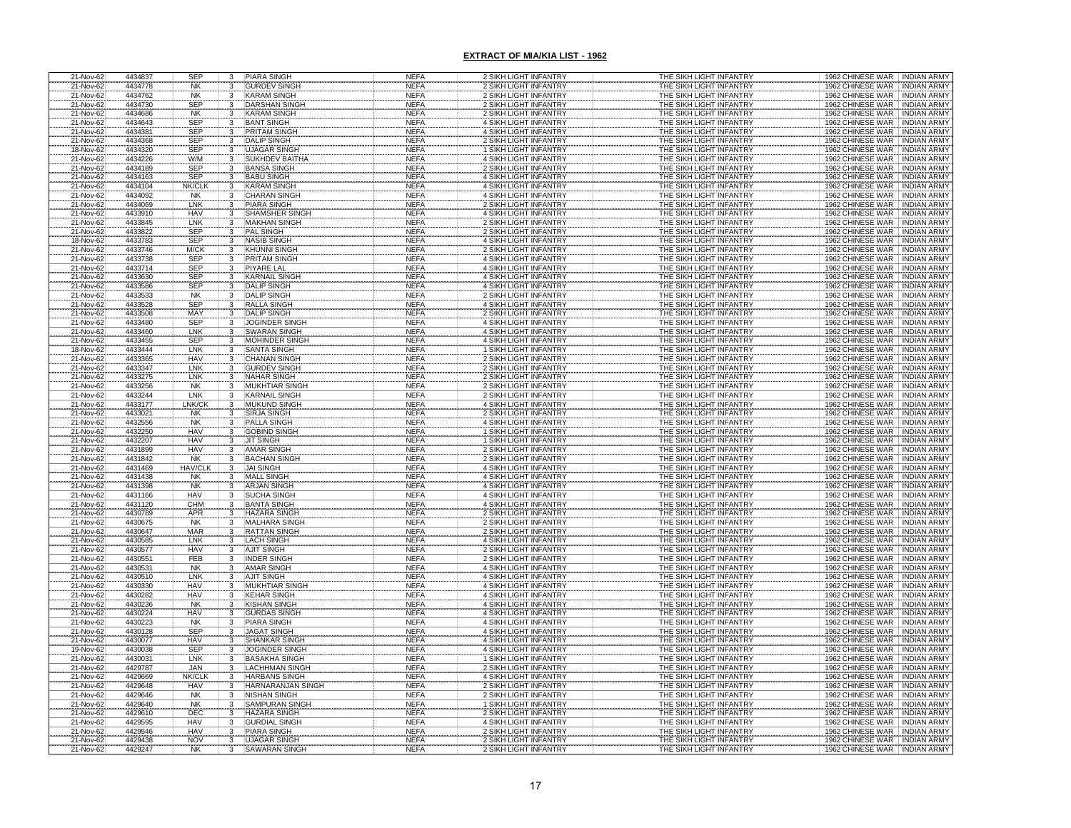## EXTRACT OF MIA/KIA LIST - 1962

| | | | | | | | | | |
|---|---|---|---|---|---|---|---|---|---|
| 21-Nov-62 | 4434837 | SEP | 3 | PIARA SINGH | NEFA | 2 SIKH LIGHT INFANTRY | THE SIKH LIGHT INFANTRY | 1962 CHINESE WAR | INDIAN ARMY |
| 21-Nov-62 | 4434778 | NK | 3 | GURDEV SINGH | NEFA | 2 SIKH LIGHT INFANTRY | THE SIKH LIGHT INFANTRY | 1962 CHINESE WAR | INDIAN ARMY |
| 21-Nov-62 | 4434762 | NK | 3 | KARAM SINGH | NEFA | 2 SIKH LIGHT INFANTRY | THE SIKH LIGHT INFANTRY | 1962 CHINESE WAR | INDIAN ARMY |
| 21-Nov-62 | 4434730 | SEP | 3 | DARSHAN SINGH | NEFA | 2 SIKH LIGHT INFANTRY | THE SIKH LIGHT INFANTRY | 1962 CHINESE WAR | INDIAN ARMY |
| 21-Nov-62 | 4434686 | NK | 3 | KARAM SINGH | NEFA | 2 SIKH LIGHT INFANTRY | THE SIKH LIGHT INFANTRY | 1962 CHINESE WAR | INDIAN ARMY |
| 21-Nov-62 | 4434643 | SEP | 3 | BANT SINGH | NEFA | 4 SIKH LIGHT INFANTRY | THE SIKH LIGHT INFANTRY | 1962 CHINESE WAR | INDIAN ARMY |
| 21-Nov-62 | 4434381 | SEP | 3 | PRITAM SINGH | NEFA | 4 SIKH LIGHT INFANTRY | THE SIKH LIGHT INFANTRY | 1962 CHINESE WAR | INDIAN ARMY |
| 21-Nov-62 | 4434368 | SEP | 3 | DALIP SINGH | NEFA | 2 SIKH LIGHT INFANTRY | THE SIKH LIGHT INFANTRY | 1962 CHINESE WAR | INDIAN ARMY |
| 18-Nov-62 | 4434320 | SEP | 3 | UJAGAR SINGH | NEFA | 1 SIKH LIGHT INFANTRY | THE SIKH LIGHT INFANTRY | 1962 CHINESE WAR | INDIAN ARMY |
| 21-Nov-62 | 4434226 | W/M | 3 | SUKHDEV BAITHA | NEFA | 4 SIKH LIGHT INFANTRY | THE SIKH LIGHT INFANTRY | 1962 CHINESE WAR | INDIAN ARMY |
| 21-Nov-62 | 4434189 | SEP | 3 | BANSA SINGH | NEFA | 2 SIKH LIGHT INFANTRY | THE SIKH LIGHT INFANTRY | 1962 CHINESE WAR | INDIAN ARMY |
| 21-Nov-62 | 4434163 | SEP | 3 | BABU SINGH | NEFA | 4 SIKH LIGHT INFANTRY | THE SIKH LIGHT INFANTRY | 1962 CHINESE WAR | INDIAN ARMY |
| 21-Nov-62 | 4434104 | NK/CLK | 3 | KARAM SINGH | NEFA | 4 SIKH LIGHT INFANTRY | THE SIKH LIGHT INFANTRY | 1962 CHINESE WAR | INDIAN ARMY |
| 21-Nov-62 | 4434092 | NK | 3 | CHARAN SINGH | NEFA | 4 SIKH LIGHT INFANTRY | THE SIKH LIGHT INFANTRY | 1962 CHINESE WAR | INDIAN ARMY |
| 21-Nov-62 | 4434069 | LNK | 3 | PIARA SINGH | NEFA | 2 SIKH LIGHT INFANTRY | THE SIKH LIGHT INFANTRY | 1962 CHINESE WAR | INDIAN ARMY |
| 21-Nov-62 | 4433910 | HAV | 3 | SHAMSHER SINGH | NEFA | 4 SIKH LIGHT INFANTRY | THE SIKH LIGHT INFANTRY | 1962 CHINESE WAR | INDIAN ARMY |
| 21-Nov-62 | 4433845 | LNK | 3 | MAKHAN SINGH | NEFA | 2 SIKH LIGHT INFANTRY | THE SIKH LIGHT INFANTRY | 1962 CHINESE WAR | INDIAN ARMY |
| 21-Nov-62 | 4433822 | SEP | 3 | PAL SINGH | NEFA | 2 SIKH LIGHT INFANTRY | THE SIKH LIGHT INFANTRY | 1962 CHINESE WAR | INDIAN ARMY |
| 18-Nov-62 | 4433783 | SEP | 3 | NASIB SINGH | NEFA | 4 SIKH LIGHT INFANTRY | THE SIKH LIGHT INFANTRY | 1962 CHINESE WAR | INDIAN ARMY |
| 21-Nov-62 | 4433746 | M/CK | 3 | KHUNNI SINGH | NEFA | 2 SIKH LIGHT INFANTRY | THE SIKH LIGHT INFANTRY | 1962 CHINESE WAR | INDIAN ARMY |
| 21-Nov-62 | 4433738 | SEP | 3 | PRITAM SINGH | NEFA | 4 SIKH LIGHT INFANTRY | THE SIKH LIGHT INFANTRY | 1962 CHINESE WAR | INDIAN ARMY |
| 21-Nov-62 | 4433714 | SEP | 3 | PIYARE LAL | NEFA | 4 SIKH LIGHT INFANTRY | THE SIKH LIGHT INFANTRY | 1962 CHINESE WAR | INDIAN ARMY |
| 21-Nov-62 | 4433630 | SEP | 3 | KARNAIL SINGH | NEFA | 4 SIKH LIGHT INFANTRY | THE SIKH LIGHT INFANTRY | 1962 CHINESE WAR | INDIAN ARMY |
| 21-Nov-62 | 4433586 | SEP | 3 | DALIP SINGH | NEFA | 4 SIKH LIGHT INFANTRY | THE SIKH LIGHT INFANTRY | 1962 CHINESE WAR | INDIAN ARMY |
| 21-Nov-62 | 4433533 | NK | 3 | DALIP SINGH | NEFA | 2 SIKH LIGHT INFANTRY | THE SIKH LIGHT INFANTRY | 1962 CHINESE WAR | INDIAN ARMY |
| 21-Nov-62 | 4433528 | SEP | 3 | RALLA SINGH | NEFA | 4 SIKH LIGHT INFANTRY | THE SIKH LIGHT INFANTRY | 1962 CHINESE WAR | INDIAN ARMY |
| 21-Nov-62 | 4433508 | MAY | 3 | DALIP SINGH | NEFA | 2 SIKH LIGHT INFANTRY | THE SIKH LIGHT INFANTRY | 1962 CHINESE WAR | INDIAN ARMY |
| 21-Nov-62 | 4433480 | SEP | 3 | JOGINDER SINGH | NEFA | 4 SIKH LIGHT INFANTRY | THE SIKH LIGHT INFANTRY | 1962 CHINESE WAR | INDIAN ARMY |
| 21-Nov-62 | 4433460 | LNK | 3 | SWARAN SINGH | NEFA | 4 SIKH LIGHT INFANTRY | THE SIKH LIGHT INFANTRY | 1962 CHINESE WAR | INDIAN ARMY |
| 21-Nov-62 | 4433455 | SEP | 3 | MOHINDER SINGH | NEFA | 4 SIKH LIGHT INFANTRY | THE SIKH LIGHT INFANTRY | 1962 CHINESE WAR | INDIAN ARMY |
| 18-Nov-62 | 4433444 | LNK | 3 | SANTA SINGH | NEFA | 1 SIKH LIGHT INFANTRY | THE SIKH LIGHT INFANTRY | 1962 CHINESE WAR | INDIAN ARMY |
| 21-Nov-62 | 4433365 | HAV | 3 | CHANAN SINGH | NEFA | 2 SIKH LIGHT INFANTRY | THE SIKH LIGHT INFANTRY | 1962 CHINESE WAR | INDIAN ARMY |
| 21-Nov-62 | 4433347 | LNK | 3 | GURDEV SINGH | NEFA | 2 SIKH LIGHT INFANTRY | THE SIKH LIGHT INFANTRY | 1962 CHINESE WAR | INDIAN ARMY |
| 21-Nov-62 | 4433275 | LNK | 3 | NAHAR SINGH | NEFA | 2 SIKH LIGHT INFANTRY | THE SIKH LIGHT INFANTRY | 1962 CHINESE WAR | INDIAN ARMY |
| 21-Nov-62 | 4433256 | NK | 3 | MUKHTIAR SINGH | NEFA | 2 SIKH LIGHT INFANTRY | THE SIKH LIGHT INFANTRY | 1962 CHINESE WAR | INDIAN ARMY |
| 21-Nov-62 | 4433244 | LNK | 3 | KARNAIL SINGH | NEFA | 2 SIKH LIGHT INFANTRY | THE SIKH LIGHT INFANTRY | 1962 CHINESE WAR | INDIAN ARMY |
| 21-Nov-62 | 4433177 | LNK/CK | 3 | MUKUND SINGH | NEFA | 4 SIKH LIGHT INFANTRY | THE SIKH LIGHT INFANTRY | 1962 CHINESE WAR | INDIAN ARMY |
| 21-Nov-62 | 4433021 | NK | 3 | SIRJA SINGH | NEFA | 2 SIKH LIGHT INFANTRY | THE SIKH LIGHT INFANTRY | 1962 CHINESE WAR | INDIAN ARMY |
| 21-Nov-62 | 4432556 | NK | 3 | PALLA SINGH | NEFA | 4 SIKH LIGHT INFANTRY | THE SIKH LIGHT INFANTRY | 1962 CHINESE WAR | INDIAN ARMY |
| 21-Nov-62 | 4432250 | HAV | 3 | GOBIND SINGH | NEFA | 1 SIKH LIGHT INFANTRY | THE SIKH LIGHT INFANTRY | 1962 CHINESE WAR | INDIAN ARMY |
| 21-Nov-62 | 4432207 | HAV | 3 | JIT SINGH | NEFA | 1 SIKH LIGHT INFANTRY | THE SIKH LIGHT INFANTRY | 1962 CHINESE WAR | INDIAN ARMY |
| 21-Nov-62 | 4431899 | HAV | 3 | AMAR SINGH | NEFA | 2 SIKH LIGHT INFANTRY | THE SIKH LIGHT INFANTRY | 1962 CHINESE WAR | INDIAN ARMY |
| 21-Nov-62 | 4431842 | NK | 3 | BACHAN SINGH | NEFA | 2 SIKH LIGHT INFANTRY | THE SIKH LIGHT INFANTRY | 1962 CHINESE WAR | INDIAN ARMY |
| 21-Nov-62 | 4431469 | HAV/CLK | 3 | JAI SINGH | NEFA | 4 SIKH LIGHT INFANTRY | THE SIKH LIGHT INFANTRY | 1962 CHINESE WAR | INDIAN ARMY |
| 21-Nov-62 | 4431438 | NK | 3 | MALL SINGH | NEFA | 4 SIKH LIGHT INFANTRY | THE SIKH LIGHT INFANTRY | 1962 CHINESE WAR | INDIAN ARMY |
| 21-Nov-62 | 4431398 | NK | 3 | ARJAN SINGH | NEFA | 4 SIKH LIGHT INFANTRY | THE SIKH LIGHT INFANTRY | 1962 CHINESE WAR | INDIAN ARMY |
| 21-Nov-62 | 4431166 | HAV | 3 | SUCHA SINGH | NEFA | 4 SIKH LIGHT INFANTRY | THE SIKH LIGHT INFANTRY | 1962 CHINESE WAR | INDIAN ARMY |
| 21-Nov-62 | 4431120 | CHM | 3 | BANTA SINGH | NEFA | 4 SIKH LIGHT INFANTRY | THE SIKH LIGHT INFANTRY | 1962 CHINESE WAR | INDIAN ARMY |
| 21-Nov-62 | 4430789 | APR | 3 | HAZARA SINGH | NEFA | 2 SIKH LIGHT INFANTRY | THE SIKH LIGHT INFANTRY | 1962 CHINESE WAR | INDIAN ARMY |
| 21-Nov-62 | 4430675 | NK | 3 | MALHARA SINGH | NEFA | 2 SIKH LIGHT INFANTRY | THE SIKH LIGHT INFANTRY | 1962 CHINESE WAR | INDIAN ARMY |
| 21-Nov-62 | 4430647 | MAR | 3 | RATTAN SINGH | NEFA | 2 SIKH LIGHT INFANTRY | THE SIKH LIGHT INFANTRY | 1962 CHINESE WAR | INDIAN ARMY |
| 21-Nov-62 | 4430585 | LNK | 3 | LACH SINGH | NEFA | 4 SIKH LIGHT INFANTRY | THE SIKH LIGHT INFANTRY | 1962 CHINESE WAR | INDIAN ARMY |
| 21-Nov-62 | 4430577 | HAV | 3 | AJIT SINGH | NEFA | 2 SIKH LIGHT INFANTRY | THE SIKH LIGHT INFANTRY | 1962 CHINESE WAR | INDIAN ARMY |
| 21-Nov-62 | 4430551 | FEB | 3 | INDER SINGH | NEFA | 2 SIKH LIGHT INFANTRY | THE SIKH LIGHT INFANTRY | 1962 CHINESE WAR | INDIAN ARMY |
| 21-Nov-62 | 4430531 | NK | 3 | AMAR SINGH | NEFA | 4 SIKH LIGHT INFANTRY | THE SIKH LIGHT INFANTRY | 1962 CHINESE WAR | INDIAN ARMY |
| 21-Nov-62 | 4430510 | LNK | 3 | AJIT SINGH | NEFA | 4 SIKH LIGHT INFANTRY | THE SIKH LIGHT INFANTRY | 1962 CHINESE WAR | INDIAN ARMY |
| 21-Nov-62 | 4430330 | HAV | 3 | MUKHTIAR SINGH | NEFA | 4 SIKH LIGHT INFANTRY | THE SIKH LIGHT INFANTRY | 1962 CHINESE WAR | INDIAN ARMY |
| 21-Nov-62 | 4430282 | HAV | 3 | KEHAR SINGH | NEFA | 4 SIKH LIGHT INFANTRY | THE SIKH LIGHT INFANTRY | 1962 CHINESE WAR | INDIAN ARMY |
| 21-Nov-62 | 4430236 | NK | 3 | KISHAN SINGH | NEFA | 4 SIKH LIGHT INFANTRY | THE SIKH LIGHT INFANTRY | 1962 CHINESE WAR | INDIAN ARMY |
| 21-Nov-62 | 4430224 | HAV | 3 | GURDAS SINGH | NEFA | 4 SIKH LIGHT INFANTRY | THE SIKH LIGHT INFANTRY | 1962 CHINESE WAR | INDIAN ARMY |
| 21-Nov-62 | 4430223 | NK | 3 | PIARA SINGH | NEFA | 4 SIKH LIGHT INFANTRY | THE SIKH LIGHT INFANTRY | 1962 CHINESE WAR | INDIAN ARMY |
| 21-Nov-62 | 4430128 | SEP | 3 | JAGAT SINGH | NEFA | 4 SIKH LIGHT INFANTRY | THE SIKH LIGHT INFANTRY | 1962 CHINESE WAR | INDIAN ARMY |
| 21-Nov-62 | 4430077 | HAV | 3 | SHANKAR SINGH | NEFA | 4 SIKH LIGHT INFANTRY | THE SIKH LIGHT INFANTRY | 1962 CHINESE WAR | INDIAN ARMY |
| 19-Nov-62 | 4430038 | SEP | 3 | JOGINDER SINGH | NEFA | 4 SIKH LIGHT INFANTRY | THE SIKH LIGHT INFANTRY | 1962 CHINESE WAR | INDIAN ARMY |
| 21-Nov-62 | 4430031 | LNK | 3 | BASAKHA SINGH | NEFA | 1 SIKH LIGHT INFANTRY | THE SIKH LIGHT INFANTRY | 1962 CHINESE WAR | INDIAN ARMY |
| 21-Nov-62 | 4429787 | JAN | 3 | LACHHMAN SINGH | NEFA | 2 SIKH LIGHT INFANTRY | THE SIKH LIGHT INFANTRY | 1962 CHINESE WAR | INDIAN ARMY |
| 21-Nov-62 | 4429669 | NK/CLK | 3 | HARBANS SINGH | NEFA | 4 SIKH LIGHT INFANTRY | THE SIKH LIGHT INFANTRY | 1962 CHINESE WAR | INDIAN ARMY |
| 21-Nov-62 | 4429648 | HAV | 3 | HARNARANJAN SINGH | NEFA | 2 SIKH LIGHT INFANTRY | THE SIKH LIGHT INFANTRY | 1962 CHINESE WAR | INDIAN ARMY |
| 21-Nov-62 | 4429646 | NK | 3 | NISHAN SINGH | NEFA | 2 SIKH LIGHT INFANTRY | THE SIKH LIGHT INFANTRY | 1962 CHINESE WAR | INDIAN ARMY |
| 21-Nov-62 | 4429640 | NK | 3 | SAMPURAN SINGH | NEFA | 1 SIKH LIGHT INFANTRY | THE SIKH LIGHT INFANTRY | 1962 CHINESE WAR | INDIAN ARMY |
| 21-Nov-62 | 4429610 | DEC | 3 | HAZARA SINGH | NEFA | 2 SIKH LIGHT INFANTRY | THE SIKH LIGHT INFANTRY | 1962 CHINESE WAR | INDIAN ARMY |
| 21-Nov-62 | 4429595 | HAV | 3 | GURDIAL SINGH | NEFA | 4 SIKH LIGHT INFANTRY | THE SIKH LIGHT INFANTRY | 1962 CHINESE WAR | INDIAN ARMY |
| 21-Nov-62 | 4429546 | HAV | 3 | PIARA SINGH | NEFA | 2 SIKH LIGHT INFANTRY | THE SIKH LIGHT INFANTRY | 1962 CHINESE WAR | INDIAN ARMY |
| 21-Nov-62 | 4429438 | NOV | 3 | UJAGAR SINGH | NEFA | 2 SIKH LIGHT INFANTRY | THE SIKH LIGHT INFANTRY | 1962 CHINESE WAR | INDIAN ARMY |
| 21-Nov-62 | 4429247 | NK | 3 | SAWARAN SINGH | NEFA | 2 SIKH LIGHT INFANTRY | THE SIKH LIGHT INFANTRY | 1962 CHINESE WAR | INDIAN ARMY |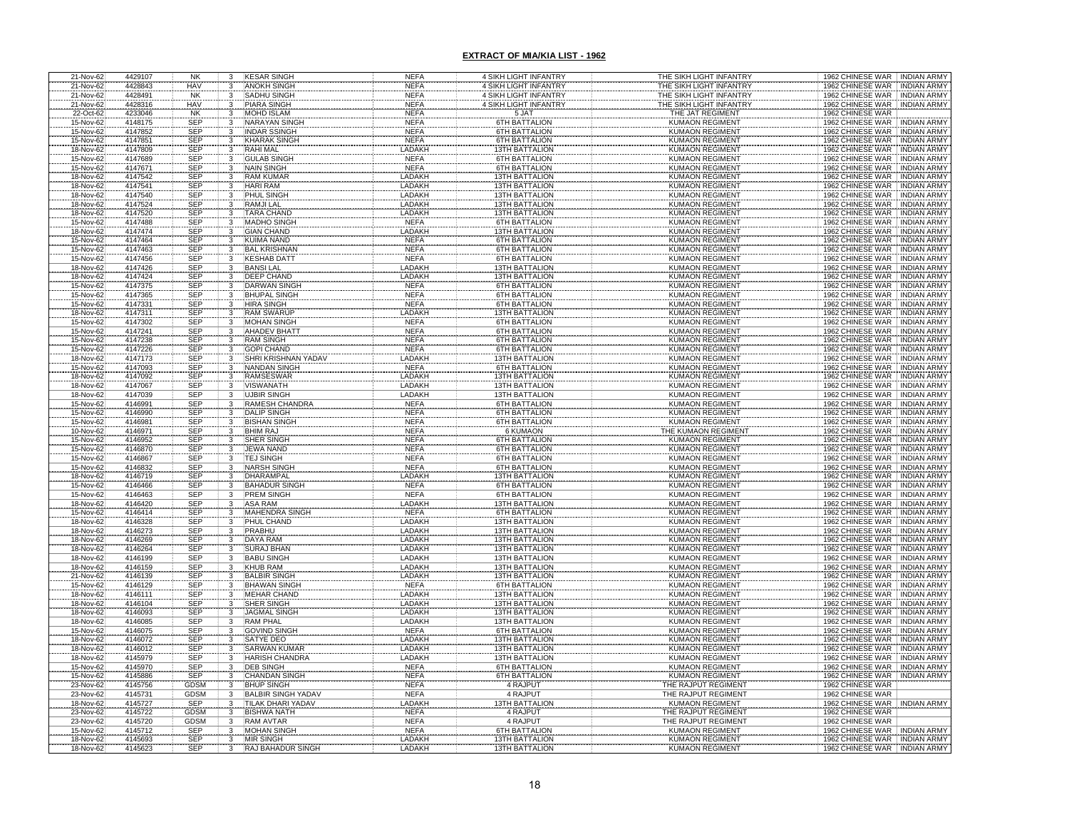## EXTRACT OF MIA/KIA LIST - 1962

| | | | | | | | | | |
|---|---|---|---|---|---|---|---|---|---|
| 21-Nov-62 | 4429107 | NK | 3 | KESAR SINGH | NEFA | 4 SIKH LIGHT INFANTRY | THE SIKH LIGHT INFANTRY | 1962 CHINESE WAR | INDIAN ARMY |
| 21-Nov-62 | 4428843 | HAV | 3 | ANOKH SINGH | NEFA | 4 SIKH LIGHT INFANTRY | THE SIKH LIGHT INFANTRY | 1962 CHINESE WAR | INDIAN ARMY |
| 21-Nov-62 | 4428491 | NK | 3 | SADHU SINGH | NEFA | 4 SIKH LIGHT INFANTRY | THE SIKH LIGHT INFANTRY | 1962 CHINESE WAR | INDIAN ARMY |
| 21-Nov-62 | 4428316 | HAV | 3 | PIARA SINGH | NEFA | 4 SIKH LIGHT INFANTRY | THE SIKH LIGHT INFANTRY | 1962 CHINESE WAR | INDIAN ARMY |
| 22-Oct-62 | 4233046 | NK | 3 | MOHD ISLAM | NEFA | 5 JAT | THE JAT REGIMENT | 1962 CHINESE WAR | |
| 15-Nov-62 | 4148175 | SEP | 3 | NARAYAN SINGH | NEFA | 6TH BATTALION | KUMAON REGIMENT | 1962 CHINESE WAR | INDIAN ARMY |
| 15-Nov-62 | 4147852 | SEP | 3 | INDAR SSINGH | NEFA | 6TH BATTALION | KUMAON REGIMENT | 1962 CHINESE WAR | INDIAN ARMY |
| 15-Nov-62 | 4147851 | SEP | 3 | KHARAK SINGH | NEFA | 6TH BATTALION | KUMAON REGIMENT | 1962 CHINESE WAR | INDIAN ARMY |
| 18-Nov-62 | 4147809 | SEP | 3 | KAHI MAL | LADAKH | 13TH BATTALION | KUMAON REGIMENT | 1962 CHINESE WAR | INDIAN ARMY |
| 15-Nov-62 | 4147689 | SEP | 3 | GULAB SINGH | NEFA | 6TH BATTALION | KUMAON REGIMENT | 1962 CHINESE WAR | INDIAN ARMY |
| 15-Nov-62 | 4147671 | SEP | 3 | NAIN SINGH | NEFA | 6TH BATTALION | KUMAON REGIMENT | 1962 CHINESE WAR | INDIAN ARMY |
| 18-Nov-62 | 4147542 | SEP | 3 | RAM KUMAR | LADAKH | 13TH BATTALION | KUMAON REGIMENT | 1962 CHINESE WAR | INDIAN ARMY |
| 18-Nov-62 | 4147541 | SEP | 3 | HARI RAM | LADAKH | 13TH BATTALION | KUMAON REGIMENT | 1962 CHINESE WAR | INDIAN ARMY |
| 18-Nov-62 | 4147540 | SEP | 3 | PHUL SINGH | LADAKH | 13TH BATTALION | KUMAON REGIMENT | 1962 CHINESE WAR | INDIAN ARMY |
| 18-Nov-62 | 4147524 | SEP | 3 | RAMJI LAL | LADAKH | 13TH BATTALION | KUMAON REGIMENT | 1962 CHINESE WAR | INDIAN ARMY |
| 18-Nov-62 | 4147520 | SEP | 3 | TARA CHAND | LADAKH | 13TH BATTALION | KUMAON REGIMENT | 1962 CHINESE WAR | INDIAN ARMY |
| 15-Nov-62 | 4147488 | SEP | 3 | MADHO SINGH | NEFA | 6TH BATTALION | KUMAON REGIMENT | 1962 CHINESE WAR | INDIAN ARMY |
| 18-Nov-62 | 4147474 | SEP | 3 | GIAN CHAND | LADAKH | 13TH BATTALION | KUMAON REGIMENT | 1962 CHINESE WAR | INDIAN ARMY |
| 15-Nov-62 | 4147464 | SEP | 3 | KUIMA NAND | NEFA | 6TH BATTALION | KUMAON REGIMENT | 1962 CHINESE WAR | INDIAN ARMY |
| 15-Nov-62 | 4147463 | SEP | 3 | BAL KRISHNAN | NEFA | 6TH BATTALION | KUMAON REGIMENT | 1962 CHINESE WAR | INDIAN ARMY |
| 15-Nov-62 | 4147456 | SEP | 3 | KESHAB DATT | NEFA | 6TH BATTALION | KUMAON REGIMENT | 1962 CHINESE WAR | INDIAN ARMY |
| 18-Nov-62 | 4147426 | SEP | 3 | BANSI LAL | LADAKH | 13TH BATTALION | KUMAON REGIMENT | 1962 CHINESE WAR | INDIAN ARMY |
| 18-Nov-62 | 4147424 | SEP | 3 | DEEP CHAND | LADAKH | 13TH BATTALION | KUMAON REGIMENT | 1962 CHINESE WAR | INDIAN ARMY |
| 15-Nov-62 | 4147375 | SEP | 3 | DARWAN SINGH | NEFA | 6TH BATTALION | KUMAON REGIMENT | 1962 CHINESE WAR | INDIAN ARMY |
| 15-Nov-62 | 4147365 | SEP | 3 | BHUPAL SINGH | NEFA | 6TH BATTALION | KUMAON REGIMENT | 1962 CHINESE WAR | INDIAN ARMY |
| 15-Nov-62 | 4147331 | SEP | 3 | HIRA SINGH | NEFA | 6TH BATTALION | KUMAON REGIMENT | 1962 CHINESE WAR | INDIAN ARMY |
| 18-Nov-62 | 4147311 | SEP | 3 | RAM SWARUP | LADAKH | 13TH BATTALION | KUMAON REGIMENT | 1962 CHINESE WAR | INDIAN ARMY |
| 15-Nov-62 | 4147302 | SEP | 3 | MOHAN SINGH | NEFA | 6TH BATTALION | KUMAON REGIMENT | 1962 CHINESE WAR | INDIAN ARMY |
| 15-Nov-62 | 4147241 | SEP | 3 | AHADEV BHATT | NEFA | 6TH BATTALION | KUMAON REGIMENT | 1962 CHINESE WAR | INDIAN ARMY |
| 15-Nov-62 | 4147238 | SEP | 3 | RAM SINGH | NEFA | 6TH BATTALION | KUMAON REGIMENT | 1962 CHINESE WAR | INDIAN ARMY |
| 15-Nov-62 | 4147226 | SEP | 3 | GOPI CHAND | NEFA | 6TH BATTALION | KUMAON REGIMENT | 1962 CHINESE WAR | INDIAN ARMY |
| 18-Nov-62 | 4147173 | SEP | 3 | SHRI KRISHNAN YADAV | LADAKH | 13TH BATTALION | KUMAON REGIMENT | 1962 CHINESE WAR | INDIAN ARMY |
| 15-Nov-62 | 4147093 | SEP | 3 | NANDAN SINGH | NEFA | 6TH BATTALION | KUMAON REGIMENT | 1962 CHINESE WAR | INDIAN ARMY |
| 18-Nov-62 | 4147092 | SEP | 3 | RAMSESWAR | LADAKH | 13TH BATTALION | KUMAON REGIMENT | 1962 CHINESE WAR | INDIAN ARMY |
| 18-Nov-62 | 4147067 | SEP | 3 | VISWANATH | LADAKH | 13TH BATTALION | KUMAON REGIMENT | 1962 CHINESE WAR | INDIAN ARMY |
| 18-Nov-62 | 4147039 | SEP | 3 | UJBIR SINGH | LADAKH | 13TH BATTALION | KUMAON REGIMENT | 1962 CHINESE WAR | INDIAN ARMY |
| 15-Nov-62 | 4146991 | SEP | 3 | RAMESH CHANDRA | NEFA | 6TH BATTALION | KUMAON REGIMENT | 1962 CHINESE WAR | INDIAN ARMY |
| 15-Nov-62 | 4146990 | SEP | 3 | DALIP SINGH | NEFA | 6TH BATTALION | KUMAON REGIMENT | 1962 CHINESE WAR | INDIAN ARMY |
| 15-Nov-62 | 4146981 | SEP | 3 | BISHAN SINGH | NEFA | 6TH BATTALION | KUMAON REGIMENT | 1962 CHINESE WAR | INDIAN ARMY |
| 10-Nov-62 | 4146971 | SEP | 3 | BHIM RAJ | NEFA | 6 KUMAON | THE KUMAON REGIMENT | 1962 CHINESE WAR | INDIAN ARMY |
| 15-Nov-62 | 4146952 | SEP | 3 | SHER SINGH | NEFA | 6TH BATTALION | KUMAON REGIMENT | 1962 CHINESE WAR | INDIAN ARMY |
| 15-Nov-62 | 4146870 | SEP | 3 | JEWA NAND | NEFA | 6TH BATTALION | KUMAON REGIMENT | 1962 CHINESE WAR | INDIAN ARMY |
| 15-Nov-62 | 4146867 | SEP | 3 | TEJ SINGH | NEFA | 6TH BATTALION | KUMAON REGIMENT | 1962 CHINESE WAR | INDIAN ARMY |
| 15-Nov-62 | 4146832 | SEP | 3 | NARSH SINGH | NEFA | 6TH BATTALION | KUMAON REGIMENT | 1962 CHINESE WAR | INDIAN ARMY |
| 18-Nov-62 | 4146719 | SEP | 3 | DHARAMPAL | LADAKH | 13TH BATTALION | KUMAON REGIMENT | 1962 CHINESE WAR | INDIAN ARMY |
| 15-Nov-62 | 4146466 | SEP | 3 | BAHADUR SINGH | NEFA | 6TH BATTALION | KUMAON REGIMENT | 1962 CHINESE WAR | INDIAN ARMY |
| 15-Nov-62 | 4146463 | SEP | 3 | PREM SINGH | NEFA | 6TH BATTALION | KUMAON REGIMENT | 1962 CHINESE WAR | INDIAN ARMY |
| 18-Nov-62 | 4146420 | SEP | 3 | ASA RAM | LADAKH | 13TH BATTALION | KUMAON REGIMENT | 1962 CHINESE WAR | INDIAN ARMY |
| 15-Nov-62 | 4146414 | SEP | 3 | MAHENDRA SINGH | NEFA | 6TH BATTALION | KUMAON REGIMENT | 1962 CHINESE WAR | INDIAN ARMY |
| 18-Nov-62 | 4146328 | SEP | 3 | PHUL CHAND | LADAKH | 13TH BATTALION | KUMAON REGIMENT | 1962 CHINESE WAR | INDIAN ARMY |
| 18-Nov-62 | 4146273 | SEP | 3 | PRABHU | LADAKH | 13TH BATTALION | KUMAON REGIMENT | 1962 CHINESE WAR | INDIAN ARMY |
| 18-Nov-62 | 4146269 | SEP | 3 | DAYA RAM | LADAKH | 13TH BATTALION | KUMAON REGIMENT | 1962 CHINESE WAR | INDIAN ARMY |
| 18-Nov-62 | 4146264 | SEP | 3 | SURAJ BHAN | LADAKH | 13TH BATTALION | KUMAON REGIMENT | 1962 CHINESE WAR | INDIAN ARMY |
| 18-Nov-62 | 4146199 | SEP | 3 | BABU SINGH | LADAKH | 13TH BATTALION | KUMAON REGIMENT | 1962 CHINESE WAR | INDIAN ARMY |
| 18-Nov-62 | 4146159 | SEP | 3 | KHUB RAM | LADAKH | 13TH BATTALION | KUMAON REGIMENT | 1962 CHINESE WAR | INDIAN ARMY |
| 21-Nov-62 | 4146139 | SEP | 3 | BALBIR SINGH | LADAKH | 13TH BATTALION | KUMAON REGIMENT | 1962 CHINESE WAR | INDIAN ARMY |
| 15-Nov-62 | 4146129 | SEP | 3 | BHAWAN SINGH | NEFA | 6TH BATTALION | KUMAON REGIMENT | 1962 CHINESE WAR | INDIAN ARMY |
| 18-Nov-62 | 4146111 | SEP | 3 | MEHAR CHAND | LADAKH | 13TH BATTALION | KUMAON REGIMENT | 1962 CHINESE WAR | INDIAN ARMY |
| 18-Nov-62 | 4146104 | SEP | 3 | SHER SINGH | LADAKH | 13TH BATTALION | KUMAON REGIMENT | 1962 CHINESE WAR | INDIAN ARMY |
| 18-Nov-62 | 4146093 | SEP | 3 | JAGMAL SINGH | LADAKH | 13TH BATTALION | KUMAON REGIMENT | 1962 CHINESE WAR | INDIAN ARMY |
| 18-Nov-62 | 4146085 | SEP | 3 | RAM PHAL | LADAKH | 13TH BATTALION | KUMAON REGIMENT | 1962 CHINESE WAR | INDIAN ARMY |
| 15-Nov-62 | 4146075 | SEP | 3 | GOVIND SINGH | NEFA | 6TH BATTALION | KUMAON REGIMENT | 1962 CHINESE WAR | INDIAN ARMY |
| 18-Nov-62 | 4146072 | SEP | 3 | SATYE DEO | LADAKH | 13TH BATTALION | KUMAON REGIMENT | 1962 CHINESE WAR | INDIAN ARMY |
| 18-Nov-62 | 4146012 | SEP | 3 | SARWAN KUMAR | LADAKH | 13TH BATTALION | KUMAON REGIMENT | 1962 CHINESE WAR | INDIAN ARMY |
| 18-Nov-62 | 4145979 | SEP | 3 | HARISH CHANDRA | LADAKH | 13TH BATTALION | KUMAON REGIMENT | 1962 CHINESE WAR | INDIAN ARMY |
| 15-Nov-62 | 4145970 | SEP | 3 | DEB SINGH | NEFA | 6TH BATTALION | KUMAON REGIMENT | 1962 CHINESE WAR | INDIAN ARMY |
| 15-Nov-62 | 4145886 | SEP | 3 | CHANDAN SINGH | NEFA | 6TH BATTALION | KUMAON REGIMENT | 1962 CHINESE WAR | INDIAN ARMY |
| 23-Nov-62 | 4145756 | GDSM | 3 | BHUP SINGH | NEFA | 4 RAJPUT | THE RAJPUT REGIMENT | 1962 CHINESE WAR | |
| 23-Nov-62 | 4145731 | GDSM | 3 | BALBIR SINGH YADAV | NEFA | 4 RAJPUT | THE RAJPUT REGIMENT | 1962 CHINESE WAR | |
| 18-Nov-62 | 4145727 | SEP | 3 | TILAK DHARI YADAV | LADAKH | 13TH BATTALION | KUMAON REGIMENT | 1962 CHINESE WAR | INDIAN ARMY |
| 23-Nov-62 | 4145722 | GDSM | 3 | BISHWA NATH | NEFA | 4 RAJPUT | THE RAJPUT REGIMENT | 1962 CHINESE WAR | |
| 23-Nov-62 | 4145720 | GDSM | 3 | RAM AVTAR | NEFA | 4 RAJPUT | THE RAJPUT REGIMENT | 1962 CHINESE WAR | |
| 15-Nov-62 | 4145712 | SEP | 3 | MOHAN SINGH | NEFA | 6TH BATTALION | KUMAON REGIMENT | 1962 CHINESE WAR | INDIAN ARMY |
| 18-Nov-62 | 4145693 | SEP | 3 | MIR SINGH | LADAKH | 13TH BATTALION | KUMAON REGIMENT | 1962 CHINESE WAR | INDIAN ARMY |
| 18-Nov-62 | 4145623 | SEP | 3 | RAJ BAHADUR SINGH | LADAKH | 13TH BATTALION | KUMAON REGIMENT | 1962 CHINESE WAR | INDIAN ARMY |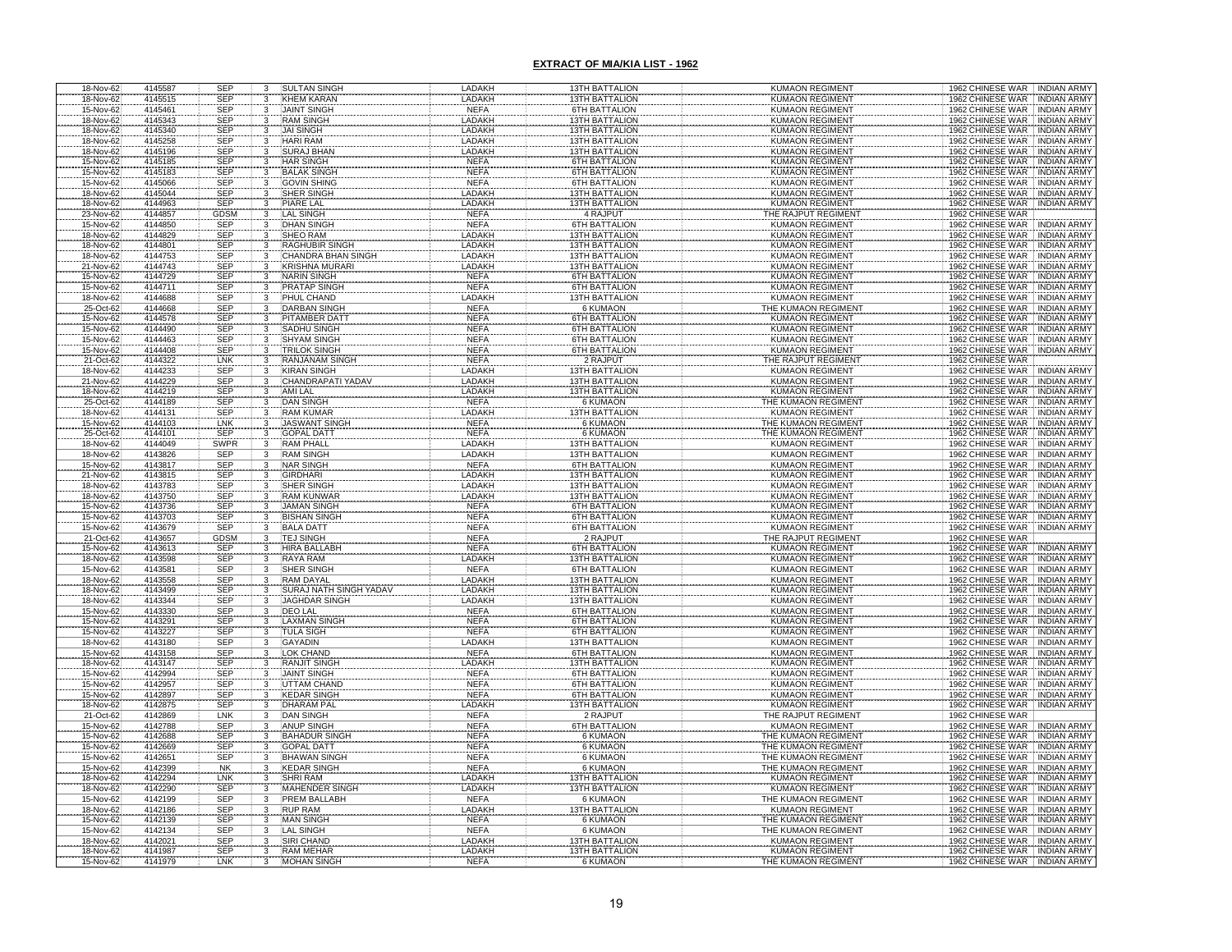## EXTRACT OF MIA/KIA LIST - 1962

| | | | | | | | | | |
|---|---|---|---|---|---|---|---|---|---|
| 18-Nov-62 | 4145587 | SEP | 3 | SULTAN SINGH | LADAKH | 13TH BATTALION | KUMAON REGIMENT | 1962 CHINESE WAR | INDIAN ARMY |
| 18-Nov-62 | 4145515 | SEP | 3 | KHEM KARAN | LADAKH | 13TH BATTALION | KUMAON REGIMENT | 1962 CHINESE WAR | INDIAN ARMY |
| 15-Nov-62 | 4145461 | SEP | 3 | JAINT SINGH | NEFA | 6TH BATTALION | KUMAON REGIMENT | 1962 CHINESE WAR | INDIAN ARMY |
| 18-Nov-62 | 4145343 | SEP | 3 | RAM SINGH | LADAKH | 13TH BATTALION | KUMAON REGIMENT | 1962 CHINESE WAR | INDIAN ARMY |
| 18-Nov-62 | 4145340 | SEP | 3 | JAI SINGH | LADAKH | 13TH BATTALION | KUMAON REGIMENT | 1962 CHINESE WAR | INDIAN ARMY |
| 18-Nov-62 | 4145258 | SEP | 3 | HARI RAM | LADAKH | 13TH BATTALION | KUMAON REGIMENT | 1962 CHINESE WAR | INDIAN ARMY |
| 18-Nov-62 | 4145196 | SEP | 3 | SURAJ BHAN | LADAKH | 13TH BATTALION | KUMAON REGIMENT | 1962 CHINESE WAR | INDIAN ARMY |
| 15-Nov-62 | 4145185 | SEP | 3 | HAR SINGH | NEFA | 6TH BATTALION | KUMAON REGIMENT | 1962 CHINESE WAR | INDIAN ARMY |
| 15-Nov-62 | 4145183 | SEP | 3 | BALAK SINGH | NEFA | 6TH BATTALION | KUMAON REGIMENT | 1962 CHINESE WAR | INDIAN ARMY |
| 15-Nov-62 | 4145066 | SEP | 3 | GOVIN SHING | NEFA | 6TH BATTALION | KUMAON REGIMENT | 1962 CHINESE WAR | INDIAN ARMY |
| 18-Nov-62 | 4145044 | SEP | 3 | SHER SINGH | LADAKH | 13TH BATTALION | KUMAON REGIMENT | 1962 CHINESE WAR | INDIAN ARMY |
| 18-Nov-62 | 4144963 | SEP | 3 | PIARE LAL | LADAKH | 13TH BATTALION | KUMAON REGIMENT | 1962 CHINESE WAR | INDIAN ARMY |
| 23-Nov-62 | 4144857 | GDSM | 3 | LAL SINGH | NEFA | 4 RAJPUT | THE RAJPUT REGIMENT | 1962 CHINESE WAR | |
| 15-Nov-62 | 4144850 | SEP | 3 | DHAN SINGH | NEFA | 6TH BATTALION | KUMAON REGIMENT | 1962 CHINESE WAR | INDIAN ARMY |
| 18-Nov-62 | 4144829 | SEP | 3 | SHEO RAM | LADAKH | 13TH BATTALION | KUMAON REGIMENT | 1962 CHINESE WAR | INDIAN ARMY |
| 18-Nov-62 | 4144801 | SEP | 3 | RAGHUBIR SINGH | LADAKH | 13TH BATTALION | KUMAON REGIMENT | 1962 CHINESE WAR | INDIAN ARMY |
| 18-Nov-62 | 4144753 | SEP | 3 | CHANDRA BHAN SINGH | LADAKH | 13TH BATTALION | KUMAON REGIMENT | 1962 CHINESE WAR | INDIAN ARMY |
| 21-Nov-62 | 4144743 | SEP | 3 | KRISHNA MURARI | LADAKH | 13TH BATTALION | KUMAON REGIMENT | 1962 CHINESE WAR | INDIAN ARMY |
| 15-Nov-62 | 4144729 | SEP | 3 | NARIN SINGH | NEFA | 6TH BATTALION | KUMAON REGIMENT | 1962 CHINESE WAR | INDIAN ARMY |
| 15-Nov-62 | 4144711 | SEP | 3 | PRATAP SINGH | NEFA | 6TH BATTALION | KUMAON REGIMENT | 1962 CHINESE WAR | INDIAN ARMY |
| 18-Nov-62 | 4144688 | SEP | 3 | PHUL CHAND | LADAKH | 13TH BATTALION | KUMAON REGIMENT | 1962 CHINESE WAR | INDIAN ARMY |
| 25-Oct-62 | 4144668 | SEP | 3 | DARBAN SINGH | NEFA | 6 KUMAON | THE KUMAON REGIMENT | 1962 CHINESE WAR | INDIAN ARMY |
| 15-Nov-62 | 4144578 | SEP | 3 | PITAMBER DATT | NEFA | 6TH BATTALION | KUMAON REGIMENT | 1962 CHINESE WAR | INDIAN ARMY |
| 15-Nov-62 | 4144490 | SEP | 3 | SADHU SINGH | NEFA | 6TH BATTALION | KUMAON REGIMENT | 1962 CHINESE WAR | INDIAN ARMY |
| 15-Nov-62 | 4144463 | SEP | 3 | SHYAM SINGH | NEFA | 6TH BATTALION | KUMAON REGIMENT | 1962 CHINESE WAR | INDIAN ARMY |
| 15-Nov-62 | 4144408 | SEP | 3 | TRILOK SINGH | NEFA | 6TH BATTALION | KUMAON REGIMENT | 1962 CHINESE WAR | INDIAN ARMY |
| 21-Oct-62 | 4144322 | LNK | 3 | RANJANAM SINGH | NEFA | 2 RAJPUT | THE RAJPUT REGIMENT | 1962 CHINESE WAR | |
| 18-Nov-62 | 4144233 | SEP | 3 | KIRAN SINGH | LADAKH | 13TH BATTALION | KUMAON REGIMENT | 1962 CHINESE WAR | INDIAN ARMY |
| 21-Nov-62 | 4144229 | SEP | 3 | CHANDRAPATI YADAV | LADAKH | 13TH BATTALION | KUMAON REGIMENT | 1962 CHINESE WAR | INDIAN ARMY |
| 18-Nov-62 | 4144219 | SEP | 3 | AMI LAL | LADAKH | 13TH BATTALION | KUMAON REGIMENT | 1962 CHINESE WAR | INDIAN ARMY |
| 25-Oct-62 | 4144189 | SEP | 3 | DAN SINGH | NEFA | 6 KUMAON | THE KUMAON REGIMENT | 1962 CHINESE WAR | INDIAN ARMY |
| 18-Nov-62 | 4144131 | SEP | 3 | RAM KUMAR | LADAKH | 13TH BATTALION | KUMAON REGIMENT | 1962 CHINESE WAR | INDIAN ARMY |
| 15-Nov-62 | 4144103 | LNK | 3 | JASWANT SINGH | NEFA | 6 KUMAON | THE KUMAON REGIMENT | 1962 CHINESE WAR | INDIAN ARMY |
| 25-Oct-62 | 4144101 | SEP | 3 | GOPAL DATT | NEFA | 6 KUMAON | THE KUMAON REGIMENT | 1962 CHINESE WAR | INDIAN ARMY |
| 18-Nov-62 | 4144049 | SWPR | 3 | RAM PHALL | LADAKH | 13TH BATTALION | KUMAON REGIMENT | 1962 CHINESE WAR | INDIAN ARMY |
| 18-Nov-62 | 4143826 | SEP | 3 | RAM SINGH | LADAKH | 13TH BATTALION | KUMAON REGIMENT | 1962 CHINESE WAR | INDIAN ARMY |
| 15-Nov-62 | 4143817 | SEP | 3 | NAR SINGH | NEFA | 6TH BATTALION | KUMAON REGIMENT | 1962 CHINESE WAR | INDIAN ARMY |
| 21-Nov-62 | 4143815 | SEP | 3 | GIRDHARI | LADAKH | 13TH BATTALION | KUMAON REGIMENT | 1962 CHINESE WAR | INDIAN ARMY |
| 18-Nov-62 | 4143783 | SEP | 3 | SHER SINGH | LADAKH | 13TH BATTALION | KUMAON REGIMENT | 1962 CHINESE WAR | INDIAN ARMY |
| 18-Nov-62 | 4143750 | SEP | 3 | RAM KUNWAR | LADAKH | 13TH BATTALION | KUMAON REGIMENT | 1962 CHINESE WAR | INDIAN ARMY |
| 15-Nov-62 | 4143736 | SEP | 3 | JAMAN SINGH | NEFA | 6TH BATTALION | KUMAON REGIMENT | 1962 CHINESE WAR | INDIAN ARMY |
| 15-Nov-62 | 4143703 | SEP | 3 | BISHAN SINGH | NEFA | 6TH BATTALION | KUMAON REGIMENT | 1962 CHINESE WAR | INDIAN ARMY |
| 15-Nov-62 | 4143679 | SEP | 3 | BALA DATT | NEFA | 6TH BATTALION | KUMAON REGIMENT | 1962 CHINESE WAR | INDIAN ARMY |
| 21-Oct-62 | 4143657 | GDSM | 3 | TEJ SINGH | NEFA | 2 RAJPUT | THE RAJPUT REGIMENT | 1962 CHINESE WAR | |
| 15-Nov-62 | 4143613 | SEP | 3 | HIRA BALLABH | NEFA | 6TH BATTALION | KUMAON REGIMENT | 1962 CHINESE WAR | INDIAN ARMY |
| 18-Nov-62 | 4143598 | SEP | 3 | RAYA RAM | LADAKH | 13TH BATTALION | KUMAON REGIMENT | 1962 CHINESE WAR | INDIAN ARMY |
| 15-Nov-62 | 4143581 | SEP | 3 | SHER SINGH | NEFA | 6TH BATTALION | KUMAON REGIMENT | 1962 CHINESE WAR | INDIAN ARMY |
| 18-Nov-62 | 4143558 | SEP | 3 | RAM DAYAL | LADAKH | 13TH BATTALION | KUMAON REGIMENT | 1962 CHINESE WAR | INDIAN ARMY |
| 18-Nov-62 | 4143499 | SEP | 3 | SURAJ NATH SINGH YADAV | LADAKH | 13TH BATTALION | KUMAON REGIMENT | 1962 CHINESE WAR | INDIAN ARMY |
| 18-Nov-62 | 4143344 | SEP | 3 | JAGHDAR SINGH | LADAKH | 13TH BATTALION | KUMAON REGIMENT | 1962 CHINESE WAR | INDIAN ARMY |
| 15-Nov-62 | 4143330 | SEP | 3 | DEO LAL | NEFA | 6TH BATTALION | KUMAON REGIMENT | 1962 CHINESE WAR | INDIAN ARMY |
| 15-Nov-62 | 4143291 | SEP | 3 | LAXMAN SINGH | NEFA | 6TH BATTALION | KUMAON REGIMENT | 1962 CHINESE WAR | INDIAN ARMY |
| 15-Nov-62 | 4143227 | SEP | 3 | TULA SIGH | NEFA | 6TH BATTALION | KUMAON REGIMENT | 1962 CHINESE WAR | INDIAN ARMY |
| 18-Nov-62 | 4143180 | SEP | 3 | GAYADIN | LADAKH | 13TH BATTALION | KUMAON REGIMENT | 1962 CHINESE WAR | INDIAN ARMY |
| 15-Nov-62 | 4143158 | SEP | 3 | LOK CHAND | NEFA | 6TH BATTALION | KUMAON REGIMENT | 1962 CHINESE WAR | INDIAN ARMY |
| 18-Nov-62 | 4143147 | SEP | 3 | RANJIT SINGH | LADAKH | 13TH BATTALION | KUMAON REGIMENT | 1962 CHINESE WAR | INDIAN ARMY |
| 15-Nov-62 | 4142994 | SEP | 3 | JAINT SINGH | NEFA | 6TH BATTALION | KUMAON REGIMENT | 1962 CHINESE WAR | INDIAN ARMY |
| 15-Nov-62 | 4142957 | SEP | 3 | UTTAM CHAND | NEFA | 6TH BATTALION | KUMAON REGIMENT | 1962 CHINESE WAR | INDIAN ARMY |
| 15-Nov-62 | 4142897 | SEP | 3 | KEDAR SINGH | NEFA | 6TH BATTALION | KUMAON REGIMENT | 1962 CHINESE WAR | INDIAN ARMY |
| 18-Nov-62 | 4142875 | SEP | 3 | DHARAM PAL | LADAKH | 13TH BATTALION | KUMAON REGIMENT | 1962 CHINESE WAR | INDIAN ARMY |
| 21-Oct-62 | 4142869 | LNK | 3 | DAN SINGH | NEFA | 2 RAJPUT | THE RAJPUT REGIMENT | 1962 CHINESE WAR | |
| 15-Nov-62 | 4142788 | SEP | 3 | ANUP SINGH | NEFA | 6TH BATTALION | KUMAON REGIMENT | 1962 CHINESE WAR | INDIAN ARMY |
| 15-Nov-62 | 4142688 | SEP | 3 | BAHADUR SINGH | NEFA | 6 KUMAON | THE KUMAON REGIMENT | 1962 CHINESE WAR | INDIAN ARMY |
| 15-Nov-62 | 4142669 | SEP | 3 | GOPAL DATT | NEFA | 6 KUMAON | THE KUMAON REGIMENT | 1962 CHINESE WAR | INDIAN ARMY |
| 15-Nov-62 | 4142651 | SEP | 3 | BHAWAN SINGH | NEFA | 6 KUMAON | THE KUMAON REGIMENT | 1962 CHINESE WAR | INDIAN ARMY |
| 15-Nov-62 | 4142399 | NK | 3 | KEDAR SINGH | NEFA | 6 KUMAON | THE KUMAON REGIMENT | 1962 CHINESE WAR | INDIAN ARMY |
| 18-Nov-62 | 4142294 | LNK | 3 | SHRI RAM | LADAKH | 13TH BATTALION | KUMAON REGIMENT | 1962 CHINESE WAR | INDIAN ARMY |
| 18-Nov-62 | 4142290 | SEP | 3 | MAHENDER SINGH | LADAKH | 13TH BATTALION | KUMAON REGIMENT | 1962 CHINESE WAR | INDIAN ARMY |
| 15-Nov-62 | 4142199 | SEP | 3 | PREM BALLABH | NEFA | 6 KUMAON | THE KUMAON REGIMENT | 1962 CHINESE WAR | INDIAN ARMY |
| 18-Nov-62 | 4142186 | SEP | 3 | RUP RAM | LADAKH | 13TH BATTALION | KUMAON REGIMENT | 1962 CHINESE WAR | INDIAN ARMY |
| 15-Nov-62 | 4142139 | SEP | 3 | MAN SINGH | NEFA | 6 KUMAON | THE KUMAON REGIMENT | 1962 CHINESE WAR | INDIAN ARMY |
| 15-Nov-62 | 4142134 | SEP | 3 | LAL SINGH | NEFA | 6 KUMAON | THE KUMAON REGIMENT | 1962 CHINESE WAR | INDIAN ARMY |
| 18-Nov-62 | 4142021 | SEP | 3 | SIRI CHAND | LADAKH | 13TH BATTALION | KUMAON REGIMENT | 1962 CHINESE WAR | INDIAN ARMY |
| 18-Nov-62 | 4141987 | SEP | 3 | RAM MEHAR | LADAKH | 13TH BATTALION | KUMAON REGIMENT | 1962 CHINESE WAR | INDIAN ARMY |
| 15-Nov-62 | 4141979 | LNK | 3 | MOHAN SINGH | NEFA | 6 KUMAON | THE KUMAON REGIMENT | 1962 CHINESE WAR | INDIAN ARMY |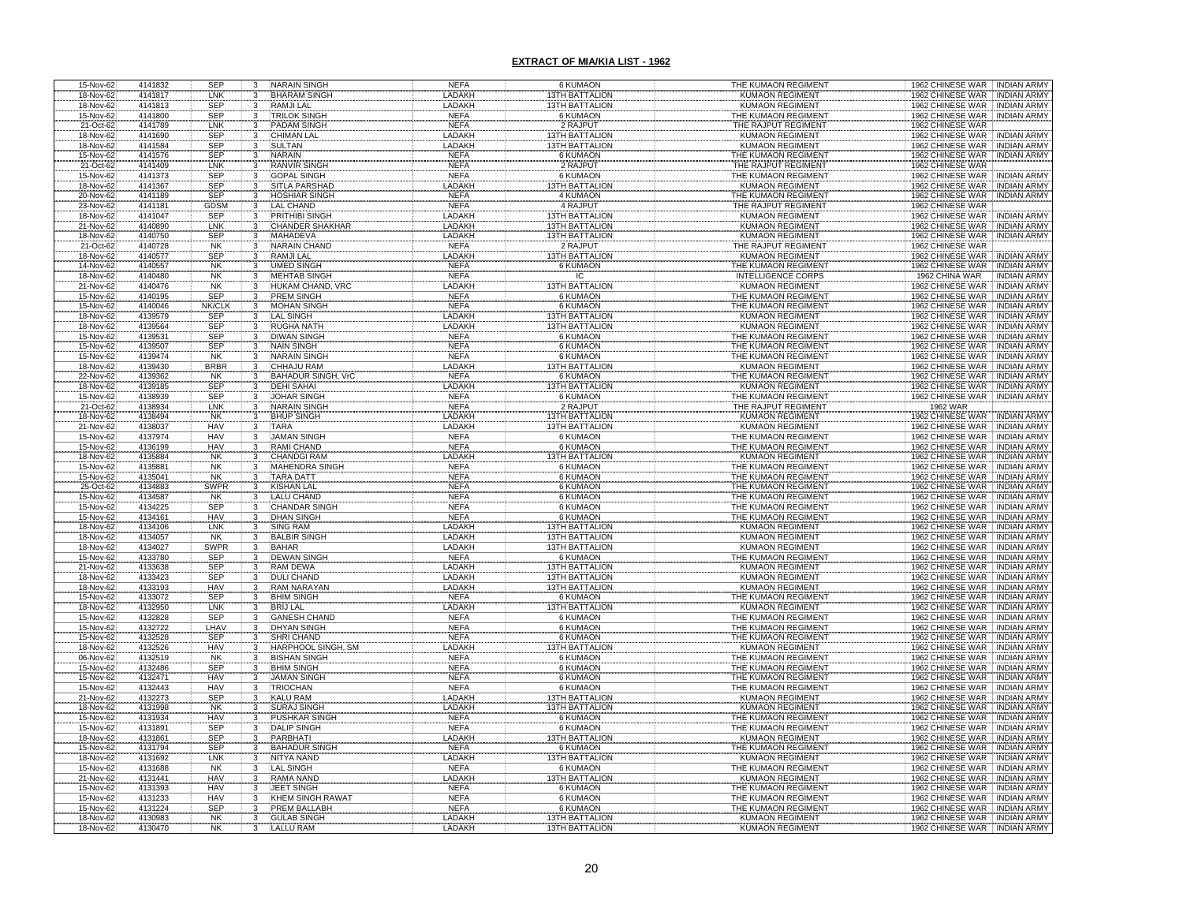## EXTRACT OF MIA/KIA LIST - 1962

| Date | No. | Rank | | Name | Area | Unit | Regiment | War | Service |
|---|---|---|---|---|---|---|---|---|---|
| 15-Nov-62 | 4141832 | SEP | 3 | NARAIN SINGH | NEFA | 6 KUMAON | THE KUMAON REGIMENT | 1962 CHINESE WAR | INDIAN ARMY |
| 18-Nov-62 | 4141817 | LNK | 3 | BHARAM SINGH | LADAKH | 13TH BATTALION | KUMAON REGIMENT | 1962 CHINESE WAR | INDIAN ARMY |
| 18-Nov-62 | 4141813 | SEP | 3 | RAMJI LAL | LADAKH | 13TH BATTALION | KUMAON REGIMENT | 1962 CHINESE WAR | INDIAN ARMY |
| 15-Nov-62 | 4141800 | SEP | 3 | TRILOK SINGH | NEFA | 6 KUMAON | THE KUMAON REGIMENT | 1962 CHINESE WAR | INDIAN ARMY |
| 21-Oct-62 | 4141789 | LNK | 3 | PADAM SINGH | NEFA | 2 RAJPUT | THE RAJPUT REGIMENT | 1962 CHINESE WAR | |
| 18-Nov-62 | 4141690 | SEP | 3 | CHIMAN LAL | LADAKH | 13TH BATTALION | KUMAON REGIMENT | 1962 CHINESE WAR | INDIAN ARMY |
| 18-Nov-62 | 4141584 | SEP | 3 | SULTAN | LADAKH | 13TH BATTALION | KUMAON REGIMENT | 1962 CHINESE WAR | INDIAN ARMY |
| 15-Nov-62 | 4141576 | SEP | 3 | NARAIN | NEFA | 6 KUMAON | THE KUMAON REGIMENT | 1962 CHINESE WAR | INDIAN ARMY |
| 21-Oct-62 | 4141409 | LNK | 3 | RANVIR SINGH | NEFA | 2 RAJPUT | THE RAJPUT REGIMENT | 1962 CHINESE WAR | |
| 15-Nov-62 | 4141373 | SEP | 3 | GOPAL SINGH | NEFA | 6 KUMAON | THE KUMAON REGIMENT | 1962 CHINESE WAR | INDIAN ARMY |
| 18-Nov-62 | 4141367 | SEP | 3 | SITLA PARSHAD | LADAKH | 13TH BATTALION | KUMAON REGIMENT | 1962 CHINESE WAR | INDIAN ARMY |
| 20-Nov-62 | 4141189 | SEP | 3 | HOSHIAR SINGH | NEFA | 4 KUMAON | THE KUMAON REGIMENT | 1962 CHINESE WAR | INDIAN ARMY |
| 23-Nov-62 | 4141181 | GDSM | 3 | LAL CHAND | NEFA | 4 RAJPUT | THE RAJPUT REGIMENT | 1962 CHINESE WAR | |
| 18-Nov-62 | 4141047 | SEP | 3 | PRITHIBI SINGH | LADAKH | 13TH BATTALION | KUMAON REGIMENT | 1962 CHINESE WAR | INDIAN ARMY |
| 21-Nov-62 | 4140890 | LNK | 3 | CHANDER SHAKHAR | LADAKH | 13TH BATTALION | KUMAON REGIMENT | 1962 CHINESE WAR | INDIAN ARMY |
| 18-Nov-62 | 4140750 | SEP | 3 | MAHADEVA | LADAKH | 13TH BATTALION | KUMAON REGIMENT | 1962 CHINESE WAR | INDIAN ARMY |
| 21-Oct-62 | 4140728 | NK | 3 | NARAIN CHAND | NEFA | 2 RAJPUT | THE RAJPUT REGIMENT | 1962 CHINESE WAR | |
| 18-Nov-62 | 4140577 | SEP | 3 | RAMJI LAL | LADAKH | 13TH BATTALION | KUMAON REGIMENT | 1962 CHINESE WAR | INDIAN ARMY |
| 14-Nov-62 | 4140557 | NK | 3 | UMED SINGH | NEFA | 6 KUMAON | THE KUMAON REGIMENT | 1962 CHINESE WAR | INDIAN ARMY |
| 18-Nov-62 | 4140480 | NK | 3 | MEHTAB SINGH | NEFA | IC | INTELLIGENCE CORPS | 1962 CHINA WAR | INDIAN ARMY |
| 21-Nov-62 | 4140476 | NK | 3 | HUKAM CHAND, VRC | LADAKH | 13TH BATTALION | KUMAON REGIMENT | 1962 CHINESE WAR | INDIAN ARMY |
| 15-Nov-62 | 4140195 | SEP | 3 | PREM SINGH | NEFA | 6 KUMAON | THE KUMAON REGIMENT | 1962 CHINESE WAR | INDIAN ARMY |
| 15-Nov-62 | 4140046 | NK/CLK | 3 | MOHAN SINGH | NEFA | 6 KUMAON | THE KUMAON REGIMENT | 1962 CHINESE WAR | INDIAN ARMY |
| 18-Nov-62 | 4139579 | SEP | 3 | LAL SINGH | LADAKH | 13TH BATTALION | KUMAON REGIMENT | 1962 CHINESE WAR | INDIAN ARMY |
| 18-Nov-62 | 4139564 | SEP | 3 | RUGHA NATH | LADAKH | 13TH BATTALION | KUMAON REGIMENT | 1962 CHINESE WAR | INDIAN ARMY |
| 15-Nov-62 | 4139531 | SEP | 3 | DIWAN SINGH | NEFA | 6 KUMAON | THE KUMAON REGIMENT | 1962 CHINESE WAR | INDIAN ARMY |
| 15-Nov-62 | 4139507 | SEP | 3 | NAIN SINGH | NEFA | 6 KUMAON | THE KUMAON REGIMENT | 1962 CHINESE WAR | INDIAN ARMY |
| 15-Nov-62 | 4139474 | NK | 3 | NARAIN SINGH | NEFA | 6 KUMAON | THE KUMAON REGIMENT | 1962 CHINESE WAR | INDIAN ARMY |
| 18-Nov-62 | 4139430 | BRBR | 3 | CHHAJU RAM | LADAKH | 13TH BATTALION | KUMAON REGIMENT | 1962 CHINESE WAR | INDIAN ARMY |
| 22-Nov-62 | 4139362 | NK | 3 | BAHADUR SINGH, VrC | NEFA | 6 KUMAON | THE KUMAON REGIMENT | 1962 CHINESE WAR | INDIAN ARMY |
| 18-Nov-62 | 4139185 | SEP | 3 | DEHI SAHAI | LADAKH | 13TH BATTALION | KUMAON REGIMENT | 1962 CHINESE WAR | INDIAN ARMY |
| 15-Nov-62 | 4138939 | SEP | 3 | JOHAR SINGH | NEFA | 6 KUMAON | THE KUMAON REGIMENT | 1962 CHINESE WAR | INDIAN ARMY |
| 21-Oct-62 | 4138934 | LNK | 3 | NARAIN SINGH | NEFA | 2 RAJPUT | THE RAJPUT REGIMENT | 1962 WAR | |
| 18-Nov-62 | 4138494 | NK | 3 | BHUP SINGH | LADAKH | 13TH BATTALION | KUMAON REGIMENT | 1962 CHINESE WAR | INDIAN ARMY |
| 21-Nov-62 | 4138037 | HAV | 3 | TARA | LADAKH | 13TH BATTALION | KUMAON REGIMENT | 1962 CHINESE WAR | INDIAN ARMY |
| 15-Nov-62 | 4137974 | HAV | 3 | JAMAN SINGH | NEFA | 6 KUMAON | THE KUMAON REGIMENT | 1962 CHINESE WAR | INDIAN ARMY |
| 15-Nov-62 | 4136199 | HAV | 3 | RAMI CHAND | NEFA | 6 KUMAON | THE KUMAON REGIMENT | 1962 CHINESE WAR | INDIAN ARMY |
| 18-Nov-62 | 4135884 | NK | 3 | CHANDGI RAM | LADAKH | 13TH BATTALION | KUMAON REGIMENT | 1962 CHINESE WAR | INDIAN ARMY |
| 15-Nov-62 | 4135881 | NK | 3 | MAHENDRA SINGH | NEFA | 6 KUMAON | THE KUMAON REGIMENT | 1962 CHINESE WAR | INDIAN ARMY |
| 15-Nov-62 | 4135041 | NK | 3 | TARA DATT | NEFA | 6 KUMAON | THE KUMAON REGIMENT | 1962 CHINESE WAR | INDIAN ARMY |
| 25-Oct-62 | 4134883 | SWPR | 3 | KISHAN LAL | NEFA | 6 KUMAON | THE KUMAON REGIMENT | 1962 CHINESE WAR | INDIAN ARMY |
| 15-Nov-62 | 4134587 | NK | 3 | LALU CHAND | NEFA | 6 KUMAON | THE KUMAON REGIMENT | 1962 CHINESE WAR | INDIAN ARMY |
| 15-Nov-62 | 4134225 | SEP | 3 | CHANDAR SINGH | NEFA | 6 KUMAON | THE KUMAON REGIMENT | 1962 CHINESE WAR | INDIAN ARMY |
| 15-Nov-62 | 4134161 | HAV | 3 | DHAN SINGH | NEFA | 6 KUMAON | THE KUMAON REGIMENT | 1962 CHINESE WAR | INDIAN ARMY |
| 18-Nov-62 | 4134106 | LNK | 3 | SING RAM | LADAKH | 13TH BATTALION | KUMAON REGIMENT | 1962 CHINESE WAR | INDIAN ARMY |
| 18-Nov-62 | 4134057 | NK | 3 | BALBIR SINGH | LADAKH | 13TH BATTALION | KUMAON REGIMENT | 1962 CHINESE WAR | INDIAN ARMY |
| 18-Nov-62 | 4134027 | SWPR | 3 | BAHAR | LADAKH | 13TH BATTALION | KUMAON REGIMENT | 1962 CHINESE WAR | INDIAN ARMY |
| 15-Nov-62 | 4133780 | SEP | 3 | DEWAN SINGH | NEFA | 6 KUMAON | THE KUMAON REGIMENT | 1962 CHINESE WAR | INDIAN ARMY |
| 21-Nov-62 | 4133638 | SEP | 3 | RAM DEWA | LADAKH | 13TH BATTALION | KUMAON REGIMENT | 1962 CHINESE WAR | INDIAN ARMY |
| 18-Nov-62 | 4133423 | SEP | 3 | DULI CHAND | LADAKH | 13TH BATTALION | KUMAON REGIMENT | 1962 CHINESE WAR | INDIAN ARMY |
| 18-Nov-62 | 4133193 | HAV | 3 | RAM NARAYAN | LADAKH | 13TH BATTALION | KUMAON REGIMENT | 1962 CHINESE WAR | INDIAN ARMY |
| 15-Nov-62 | 4133072 | SEP | 3 | BHIM SINGH | NEFA | 6 KUMAON | THE KUMAON REGIMENT | 1962 CHINESE WAR | INDIAN ARMY |
| 18-Nov-62 | 4132950 | LNK | 3 | BRIJ LAL | LADAKH | 13TH BATTALION | KUMAON REGIMENT | 1962 CHINESE WAR | INDIAN ARMY |
| 15-Nov-62 | 4132828 | SEP | 3 | GANESH CHAND | NEFA | 6 KUMAON | THE KUMAON REGIMENT | 1962 CHINESE WAR | INDIAN ARMY |
| 15-Nov-62 | 4132722 | LHAV | 3 | DHYAN SINGH | NEFA | 6 KUMAON | THE KUMAON REGIMENT | 1962 CHINESE WAR | INDIAN ARMY |
| 15-Nov-62 | 4132528 | SEP | 3 | SHRI CHAND | NEFA | 6 KUMAON | THE KUMAON REGIMENT | 1962 CHINESE WAR | INDIAN ARMY |
| 18-Nov-62 | 4132526 | HAV | 3 | HARPHOOL SINGH, SM | LADAKH | 13TH BATTALION | KUMAON REGIMENT | 1962 CHINESE WAR | INDIAN ARMY |
| 06-Nov-62 | 4132519 | NK | 3 | BISHAN SINGH | NEFA | 6 KUMAON | THE KUMAON REGIMENT | 1962 CHINESE WAR | INDIAN ARMY |
| 15-Nov-62 | 4132486 | SEP | 3 | BHIM SINGH | NEFA | 6 KUMAON | THE KUMAON REGIMENT | 1962 CHINESE WAR | INDIAN ARMY |
| 15-Nov-62 | 4132471 | HAV | 3 | JAMAN SINGH | NEFA | 6 KUMAON | THE KUMAON REGIMENT | 1962 CHINESE WAR | INDIAN ARMY |
| 15-Nov-62 | 4132443 | HAV | 3 | TRIOCHAN | NEFA | 6 KUMAON | THE KUMAON REGIMENT | 1962 CHINESE WAR | INDIAN ARMY |
| 21-Nov-62 | 4132273 | SEP | 3 | KALU RAM | LADAKH | 13TH BATTALION | KUMAON REGIMENT | 1962 CHINESE WAR | INDIAN ARMY |
| 18-Nov-62 | 4131998 | NK | 3 | SURAJ SINGH | LADAKH | 13TH BATTALION | KUMAON REGIMENT | 1962 CHINESE WAR | INDIAN ARMY |
| 15-Nov-62 | 4131934 | HAV | 3 | PUSHKAR SINGH | NEFA | 6 KUMAON | THE KUMAON REGIMENT | 1962 CHINESE WAR | INDIAN ARMY |
| 15-Nov-62 | 4131891 | SEP | 3 | DALIP SINGH | NEFA | 6 KUMAON | THE KUMAON REGIMENT | 1962 CHINESE WAR | INDIAN ARMY |
| 18-Nov-62 | 4131861 | SEP | 3 | PARBHATI | LADAKH | 13TH BATTALION | KUMAON REGIMENT | 1962 CHINESE WAR | INDIAN ARMY |
| 15-Nov-62 | 4131794 | SEP | 3 | BAHADUR SINGH | NEFA | 6 KUMAON | THE KUMAON REGIMENT | 1962 CHINESE WAR | INDIAN ARMY |
| 18-Nov-62 | 4131692 | LNK | 3 | NITYA NAND | LADAKH | 13TH BATTALION | KUMAON REGIMENT | 1962 CHINESE WAR | INDIAN ARMY |
| 15-Nov-62 | 4131688 | NK | 3 | LAL SINGH | NEFA | 6 KUMAON | THE KUMAON REGIMENT | 1962 CHINESE WAR | INDIAN ARMY |
| 21-Nov-62 | 4131441 | HAV | 3 | RAMA NAND | LADAKH | 13TH BATTALION | KUMAON REGIMENT | 1962 CHINESE WAR | INDIAN ARMY |
| 15-Nov-62 | 4131393 | HAV | 3 | JEET SINGH | NEFA | 6 KUMAON | THE KUMAON REGIMENT | 1962 CHINESE WAR | INDIAN ARMY |
| 15-Nov-62 | 4131233 | HAV | 3 | KHEM SINGH RAWAT | NEFA | 6 KUMAON | THE KUMAON REGIMENT | 1962 CHINESE WAR | INDIAN ARMY |
| 15-Nov-62 | 4131224 | SEP | 3 | PREM BALLABH | NEFA | 6 KUMAON | THE KUMAON REGIMENT | 1962 CHINESE WAR | INDIAN ARMY |
| 18-Nov-62 | 4130983 | NK | 3 | GULAB SINGH | LADAKH | 13TH BATTALION | KUMAON REGIMENT | 1962 CHINESE WAR | INDIAN ARMY |
| 18-Nov-62 | 4130470 | NK | 3 | LALLU RAM | LADAKH | 13TH BATTALION | KUMAON REGIMENT | 1962 CHINESE WAR | INDIAN ARMY |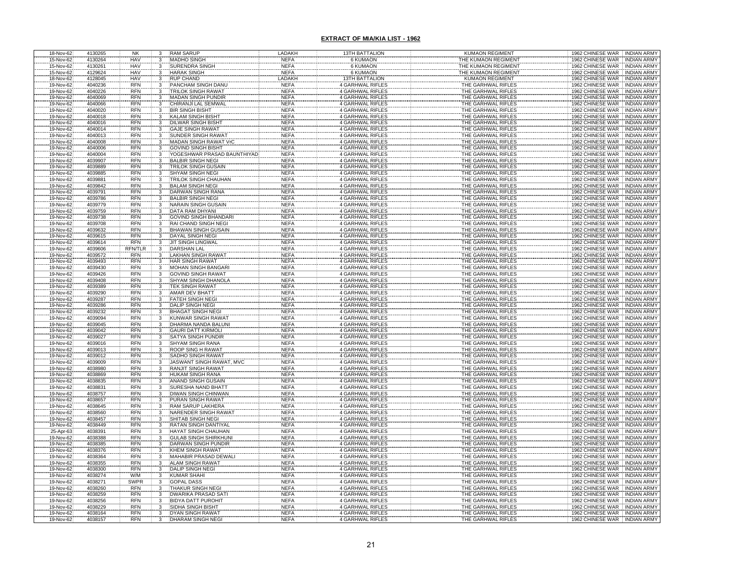## EXTRACT OF MIA/KIA LIST - 1962

| | | | | | | | | | |
|---|---|---|---|---|---|---|---|---|---|
| 18-Nov-62 | 4130265 | NK | 3 | RAM SARUP | LADAKH | 13TH BATTALION | KUMAON REGIMENT | 1962 CHINESE WAR | INDIAN ARMY |
| 15-Nov-62 | 4130264 | HAV | 3 | MADHO SINGH | NEFA | 6 KUMAON | THE KUMAON REGIMENT | 1962 CHINESE WAR | INDIAN ARMY |
| 15-Nov-62 | 4130261 | HAV | 3 | SURENDRA SINGH | NEFA | 6 KUMAON | THE KUMAON REGIMENT | 1962 CHINESE WAR | INDIAN ARMY |
| 15-Nov-62 | 4129624 | HAV | 3 | HARAK SINGH | NEFA | 6 KUMAON | THE KUMAON REGIMENT | 1962 CHINESE WAR | INDIAN ARMY |
| 18-Nov-62 | 4128045 | HAV | 3 | RUP CHAND | LADAKH | 13TH BATTALION | KUMAON REGIMENT | 1962 CHINESE WAR | INDIAN ARMY |
| 19-Nov-62 | 4040236 | RFN | 3 | PANCHAM SINGH DANU | NEFA | 4 GARHWAL RIFLES | THE GARHWAL RIFLES | 1962 CHINESE WAR | INDIAN ARMY |
| 19-Nov-62 | 4040226 | RFN | 3 | TRILOK SINGH RAWAT | NEFA | 4 GARHWAL RIFLES | THE GARHWAL RIFLES | 1962 CHINESE WAR | INDIAN ARMY |
| 19-Nov-62 | 4040069 | RFN | 3 | MADAN SINGH PUNDIR | NEFA | 4 GARHWAL RIFLES | THE GARHWAL RIFLES | 1962 CHINESE WAR | INDIAN ARMY |
| 19-Nov-62 | 4040066 | RFN | 3 | CHIRANJI LAL SEMWAL | NEFA | 4 GARHWAL RIFLES | THE GARHWAL RIFLES | 1962 CHINESE WAR | INDIAN ARMY |
| 19-Nov-62 | 4040020 | RFN | 3 | BIR SINGH BISHT | NEFA | 4 GARHWAL RIFLES | THE GARHWAL RIFLES | 1962 CHINESE WAR | INDIAN ARMY |
| 19-Nov-62 | 4040018 | RFN | 3 | KALAM SINGH BISHT | NEFA | 4 GARHWAL RIFLES | THE GARHWAL RIFLES | 1962 CHINESE WAR | INDIAN ARMY |
| 19-Nov-62 | 4040016 | RFN | 3 | DILWAR SINGH BISHT | NEFA | 4 GARHWAL RIFLES | THE GARHWAL RIFLES | 1962 CHINESE WAR | INDIAN ARMY |
| 19-Nov-62 | 4040014 | RFN | 3 | GAJE SINGH RAWAT | NEFA | 4 GARHWAL RIFLES | THE GARHWAL RIFLES | 1962 CHINESE WAR | INDIAN ARMY |
| 19-Nov-62 | 4040013 | RFN | 3 | SUNDER SINGH RAWAT | NEFA | 4 GARHWAL RIFLES | THE GARHWAL RIFLES | 1962 CHINESE WAR | INDIAN ARMY |
| 19-Nov-62 | 4040008 | RFN | 3 | MADAN SINGH RAWAT VrC | NEFA | 4 GARHWAL RIFLES | THE GARHWAL RIFLES | 1962 CHINESE WAR | INDIAN ARMY |
| 19-Nov-62 | 4040006 | RFN | 3 | GOVIND SINGH BISHT | NEFA | 4 GARHWAL RIFLES | THE GARHWAL RIFLES | 1962 CHINESE WAR | INDIAN ARMY |
| 19-Nov-62 | 4040004 | RFN | 3 | YOGESHWAR PRASAD BAUNTHIYAD | NEFA | 4 GARHWAL RIFLES | THE GARHWAL RIFLES | 1962 CHINESE WAR | INDIAN ARMY |
| 19-Nov-62 | 4039907 | RFN | 3 | BALBIR SINGH NEGI | NEFA | 4 GARHWAL RIFLES | THE GARHWAL RIFLES | 1962 CHINESE WAR | INDIAN ARMY |
| 19-Nov-62 | 4039889 | RFN | 3 | TRILOK SINGH GUSAIN | NEFA | 4 GARHWAL RIFLES | THE GARHWAL RIFLES | 1962 CHINESE WAR | INDIAN ARMY |
| 19-Nov-62 | 4039885 | RFN | 3 | SHYAM SINGH NEGI | NEFA | 4 GARHWAL RIFLES | THE GARHWAL RIFLES | 1962 CHINESE WAR | INDIAN ARMY |
| 19-Nov-62 | 4039881 | RFN | 3 | TRILOK SINGH CHAUHAN | NEFA | 4 GARHWAL RIFLES | THE GARHWAL RIFLES | 1962 CHINESE WAR | INDIAN ARMY |
| 19-Nov-62 | 4039842 | RFN | 3 | BALAM SINGH NEGI | NEFA | 4 GARHWAL RIFLES | THE GARHWAL RIFLES | 1962 CHINESE WAR | INDIAN ARMY |
| 19-Nov-62 | 4039791 | RFN | 3 | DARWAN SINGH RANA | NEFA | 4 GARHWAL RIFLES | THE GARHWAL RIFLES | 1962 CHINESE WAR | INDIAN ARMY |
| 19-Nov-62 | 4039786 | RFN | 3 | BALBIR SINGH NEGI | NEFA | 4 GARHWAL RIFLES | THE GARHWAL RIFLES | 1962 CHINESE WAR | INDIAN ARMY |
| 19-Nov-62 | 4039779 | RFN | 3 | NARAIN SINGH GUSAIN | NEFA | 4 GARHWAL RIFLES | THE GARHWAL RIFLES | 1962 CHINESE WAR | INDIAN ARMY |
| 19-Nov-62 | 4039759 | RFN | 3 | DATA RAM DHYANI | NEFA | 4 GARHWAL RIFLES | THE GARHWAL RIFLES | 1962 CHINESE WAR | INDIAN ARMY |
| 19-Nov-62 | 4039738 | RFN | 3 | GOVIND SINGH BHANDARI | NEFA | 4 GARHWAL RIFLES | THE GARHWAL RIFLES | 1962 CHINESE WAR | INDIAN ARMY |
| 19-Nov-62 | 4039708 | RFN | 3 | RAI CHAND SINGH NEGI | NEFA | 4 GARHWAL RIFLES | THE GARHWAL RIFLES | 1962 CHINESE WAR | INDIAN ARMY |
| 19-Nov-62 | 4039632 | RFN | 3 | BHAWAN SINGH GUSAIN | NEFA | 4 GARHWAL RIFLES | THE GARHWAL RIFLES | 1962 CHINESE WAR | INDIAN ARMY |
| 19-Nov-62 | 4039615 | RFN | 3 | DAYAL SINGH NEGI | NEFA | 4 GARHWAL RIFLES | THE GARHWAL RIFLES | 1962 CHINESE WAR | INDIAN ARMY |
| 19-Nov-62 | 4039614 | RFN | 3 | JIT SINGH LINGWAL | NEFA | 4 GARHWAL RIFLES | THE GARHWAL RIFLES | 1962 CHINESE WAR | INDIAN ARMY |
| 19-Nov-62 | 4039606 | RFN/TLR | 3 | DARSHAN LAL | NEFA | 4 GARHWAL RIFLES | THE GARHWAL RIFLES | 1962 CHINESE WAR | INDIAN ARMY |
| 19-Nov-62 | 4039572 | RFN | 3 | LAKHAN SINGH RAWAT | NEFA | 4 GARHWAL RIFLES | THE GARHWAL RIFLES | 1962 CHINESE WAR | INDIAN ARMY |
| 19-Nov-62 | 4039493 | RFN | 3 | HAR SINGH RAWAT | NEFA | 4 GARHWAL RIFLES | THE GARHWAL RIFLES | 1962 CHINESE WAR | INDIAN ARMY |
| 19-Nov-62 | 4039430 | RFN | 3 | MOHAN SINGH BANGARI | NEFA | 4 GARHWAL RIFLES | THE GARHWAL RIFLES | 1962 CHINESE WAR | INDIAN ARMY |
| 19-Nov-62 | 4039426 | RFN | 3 | GOVIND SINGH RAWAT | NEFA | 4 GARHWAL RIFLES | THE GARHWAL RIFLES | 1962 CHINESE WAR | INDIAN ARMY |
| 19-Nov-62 | 4039408 | RFN | 3 | SHYAM SINGH DHANOLA | NEFA | 4 GARHWAL RIFLES | THE GARHWAL RIFLES | 1962 CHINESE WAR | INDIAN ARMY |
| 19-Nov-62 | 4039389 | RFN | 3 | TEK SINGH RAWAT | NEFA | 4 GARHWAL RIFLES | THE GARHWAL RIFLES | 1962 CHINESE WAR | INDIAN ARMY |
| 19-Nov-62 | 4039290 | RFN | 3 | AMAR DEV BHATT | NEFA | 4 GARHWAL RIFLES | THE GARHWAL RIFLES | 1962 CHINESE WAR | INDIAN ARMY |
| 19-Nov-62 | 4039287 | RFN | 3 | FATEH SINGH NEGI | NEFA | 4 GARHWAL RIFLES | THE GARHWAL RIFLES | 1962 CHINESE WAR | INDIAN ARMY |
| 19-Nov-62 | 4039286 | RFN | 3 | DALIP SINGH NEGI | NEFA | 4 GARHWAL RIFLES | THE GARHWAL RIFLES | 1962 CHINESE WAR | INDIAN ARMY |
| 19-Nov-62 | 4039232 | RFN | 3 | BHAGAT SINGH NEGI | NEFA | 4 GARHWAL RIFLES | THE GARHWAL RIFLES | 1962 CHINESE WAR | INDIAN ARMY |
| 19-Nov-62 | 4039094 | RFN | 3 | KUNWAR SINGH RAWAT | NEFA | 4 GARHWAL RIFLES | THE GARHWAL RIFLES | 1962 CHINESE WAR | INDIAN ARMY |
| 19-Nov-62 | 4039045 | RFN | 3 | DHARMA NANDA BALUNI | NEFA | 4 GARHWAL RIFLES | THE GARHWAL RIFLES | 1962 CHINESE WAR | INDIAN ARMY |
| 19-Nov-62 | 4039042 | RFN | 3 | GAURI DATT KIRMOLI | NEFA | 4 GARHWAL RIFLES | THE GARHWAL RIFLES | 1962 CHINESE WAR | INDIAN ARMY |
| 19-Nov-62 | 4039027 | RFN | 3 | SATYA SINGH PUNDIR | NEFA | 4 GARHWAL RIFLES | THE GARHWAL RIFLES | 1962 CHINESE WAR | INDIAN ARMY |
| 19-Nov-62 | 4039016 | RFN | 3 | SHYAM SINGH RANA | NEFA | 4 GARHWAL RIFLES | THE GARHWAL RIFLES | 1962 CHINESE WAR | INDIAN ARMY |
| 19-Nov-62 | 4039013 | RFN | 3 | ROOP SING H RAWAT | NEFA | 4 GARHWAL RIFLES | THE GARHWAL RIFLES | 1962 CHINESE WAR | INDIAN ARMY |
| 19-Nov-62 | 4039012 | RFN | 3 | SADHO SINGH RAWAT | NEFA | 4 GARHWAL RIFLES | THE GARHWAL RIFLES | 1962 CHINESE WAR | INDIAN ARMY |
| 19-Nov-62 | 4039009 | RFN | 3 | JASWANT SINGH RAWAT, MVC | NEFA | 4 GARHWAL RIFLES | THE GARHWAL RIFLES | 1962 CHINESE WAR | INDIAN ARMY |
| 19-Nov-62 | 4038980 | RFN | 3 | RANJIT SINGH RAWAT | NEFA | 4 GARHWAL RIFLES | THE GARHWAL RIFLES | 1962 CHINESE WAR | INDIAN ARMY |
| 19-Nov-62 | 4038869 | RFN | 3 | HUKAM SINGH RANA | NEFA | 4 GARHWAL RIFLES | THE GARHWAL RIFLES | 1962 CHINESE WAR | INDIAN ARMY |
| 19-Nov-62 | 4038835 | RFN | 3 | ANAND SINGH GUSAIN | NEFA | 4 GARHWAL RIFLES | THE GARHWAL RIFLES | 1962 CHINESE WAR | INDIAN ARMY |
| 19-Nov-62 | 4038831 | RFN | 3 | SURESHA NAND BHATT | NEFA | 4 GARHWAL RIFLES | THE GARHWAL RIFLES | 1962 CHINESE WAR | INDIAN ARMY |
| 19-Nov-62 | 4038757 | RFN | 3 | DIWAN SINGH CHINWAN | NEFA | 4 GARHWAL RIFLES | THE GARHWAL RIFLES | 1962 CHINESE WAR | INDIAN ARMY |
| 19-Nov-62 | 4038657 | RFN | 3 | PURAN SINGH RAWAT | NEFA | 4 GARHWAL RIFLES | THE GARHWAL RIFLES | 1962 CHINESE WAR | INDIAN ARMY |
| 19-Nov-62 | 4038645 | RFN | 3 | RAM SARUP LAKHERA | NEFA | 4 GARHWAL RIFLES | THE GARHWAL RIFLES | 1962 CHINESE WAR | INDIAN ARMY |
| 19-Nov-62 | 4038560 | RFN | 3 | NARENDER SINGH RAWAT | NEFA | 4 GARHWAL RIFLES | THE GARHWAL RIFLES | 1962 CHINESE WAR | INDIAN ARMY |
| 19-Nov-62 | 4038457 | RFN | 3 | SHITAB SINGH NEGI | NEFA | 4 GARHWAL RIFLES | THE GARHWAL RIFLES | 1962 CHINESE WAR | INDIAN ARMY |
| 19-Nov-62 | 4038449 | RFN | 3 | RATAN SINGH DANTIYAL | NEFA | 4 GARHWAL RIFLES | THE GARHWAL RIFLES | 1962 CHINESE WAR | INDIAN ARMY |
| 25-Apr-63 | 4038391 | RFN | 3 | HAYAT SINGH CHAUHAN | NEFA | 4 GARHWAL RIFLES | THE GARHWAL RIFLES | 1962 CHINESE WAR | INDIAN ARMY |
| 19-Nov-62 | 4038388 | RFN | 3 | GULAB SINGH SHIRKHUNI | NEFA | 4 GARHWAL RIFLES | THE GARHWAL RIFLES | 1962 CHINESE WAR | INDIAN ARMY |
| 19-Nov-62 | 4038385 | RFN | 3 | DARWAN SINGH PUNDIR | NEFA | 4 GARHWAL RIFLES | THE GARHWAL RIFLES | 1962 CHINESE WAR | INDIAN ARMY |
| 19-Nov-62 | 4038376 | RFN | 3 | KHEM SINGH RAWAT | NEFA | 4 GARHWAL RIFLES | THE GARHWAL RIFLES | 1962 CHINESE WAR | INDIAN ARMY |
| 19-Nov-62 | 4038364 | RFN | 3 | MAHABIR PRASAD DEWALI | NEFA | 4 GARHWAL RIFLES | THE GARHWAL RIFLES | 1962 CHINESE WAR | INDIAN ARMY |
| 19-Nov-62 | 4038355 | RFN | 3 | ALAM SINGH RAWAT | NEFA | 4 GARHWAL RIFLES | THE GARHWAL RIFLES | 1962 CHINESE WAR | INDIAN ARMY |
| 19-Nov-62 | 4038300 | RFN | 3 | DALIP SINGH NEGI | NEFA | 4 GARHWAL RIFLES | THE GARHWAL RIFLES | 1962 CHINESE WAR | INDIAN ARMY |
| 19-Nov-62 | 4038274 | W/M | 3 | KUMAR SHAHI | NEFA | 4 GARHWAL RIFLES | THE GARHWAL RIFLES | 1962 CHINESE WAR | INDIAN ARMY |
| 19-Nov-62 | 4038271 | SWPR | 3 | GOPAL DASS | NEFA | 4 GARHWAL RIFLES | THE GARHWAL RIFLES | 1962 CHINESE WAR | INDIAN ARMY |
| 19-Nov-62 | 4038260 | RFN | 3 | THAKUR SINGH NEGI | NEFA | 4 GARHWAL RIFLES | THE GARHWAL RIFLES | 1962 CHINESE WAR | INDIAN ARMY |
| 19-Nov-62 | 4038259 | RFN | 3 | DWARIKA PRASAD SATI | NEFA | 4 GARHWAL RIFLES | THE GARHWAL RIFLES | 1962 CHINESE WAR | INDIAN ARMY |
| 19-Nov-62 | 4038256 | RFN | 3 | BIDYA DATT PUROHIT | NEFA | 4 GARHWAL RIFLES | THE GARHWAL RIFLES | 1962 CHINESE WAR | INDIAN ARMY |
| 19-Nov-62 | 4038229 | RFN | 3 | SIDHA SINGH BISHT | NEFA | 4 GARHWAL RIFLES | THE GARHWAL RIFLES | 1962 CHINESE WAR | INDIAN ARMY |
| 19-Nov-62 | 4038164 | RFN | 3 | DYAN SINGH RAWAT | NEFA | 4 GARHWAL RIFLES | THE GARHWAL RIFLES | 1962 CHINESE WAR | INDIAN ARMY |
| 19-Nov-62 | 4038157 | RFN | 3 | DHARAM SINGH NEGI | NEFA | 4 GARHWAL RIFLES | THE GARHWAL RIFLES | 1962 CHINESE WAR | INDIAN ARMY |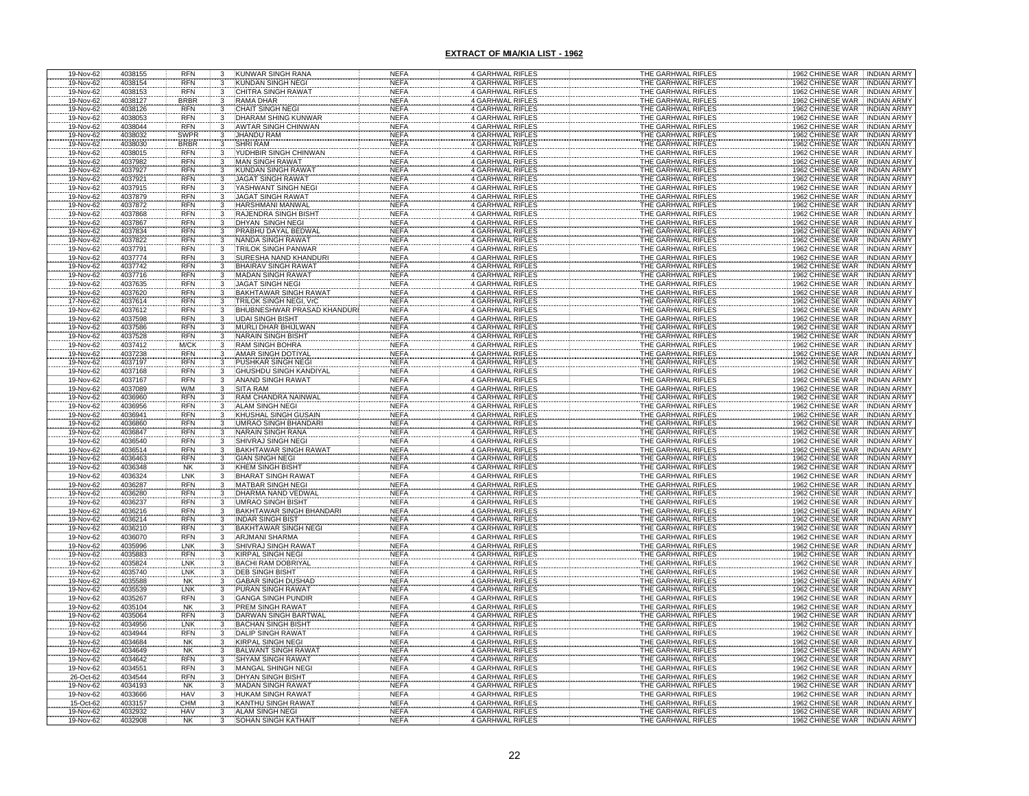# EXTRACT OF MIA/KIA LIST - 1962

| | | | | | | | | | |
|---|---|---|---|---|---|---|---|---|---|
| 19-Nov-62 | 4038155 | RFN | 3 | KUNWAR SINGH RANA | NEFA | 4 GARHWAL RIFLES | THE GARHWAL RIFLES | 1962 CHINESE WAR | INDIAN ARMY |
| 19-Nov-62 | 4038154 | RFN | 3 | KUNDAN SINGH NEGI | NEFA | 4 GARHWAL RIFLES | THE GARHWAL RIFLES | 1962 CHINESE WAR | INDIAN ARMY |
| 19-Nov-62 | 4038153 | RFN | 3 | CHITRA SINGH RAWAT | NEFA | 4 GARHWAL RIFLES | THE GARHWAL RIFLES | 1962 CHINESE WAR | INDIAN ARMY |
| 19-Nov-62 | 4038127 | BRBR | 3 | RAMA DHAR | NEFA | 4 GARHWAL RIFLES | THE GARHWAL RIFLES | 1962 CHINESE WAR | INDIAN ARMY |
| 19-Nov-62 | 4038126 | RFN | 3 | CHAIT SINGH NEGI | NEFA | 4 GARHWAL RIFLES | THE GARHWAL RIFLES | 1962 CHINESE WAR | INDIAN ARMY |
| 19-Nov-62 | 4038053 | RFN | 3 | DHARAM SHING KUNWAR | NEFA | 4 GARHWAL RIFLES | THE GARHWAL RIFLES | 1962 CHINESE WAR | INDIAN ARMY |
| 19-Nov-62 | 4038044 | RFN | 3 | AWTAR SINGH CHINWAN | NEFA | 4 GARHWAL RIFLES | THE GARHWAL RIFLES | 1962 CHINESE WAR | INDIAN ARMY |
| 19-Nov-62 | 4038032 | SWPR | 3 | JHANDU RAM | NEFA | 4 GARHWAL RIFLES | THE GARHWAL RIFLES | 1962 CHINESE WAR | INDIAN ARMY |
| 19-Nov-62 | 4038030 | BRBR | 3 | SHRI RAM | NEFA | 4 GARHWAL RIFLES | THE GARHWAL RIFLES | 1962 CHINESE WAR | INDIAN ARMY |
| 19-Nov-62 | 4038015 | RFN | 3 | YUDHBIR SINGH CHINWAN | NEFA | 4 GARHWAL RIFLES | THE GARHWAL RIFLES | 1962 CHINESE WAR | INDIAN ARMY |
| 19-Nov-62 | 4037982 | RFN | 3 | MAN SINGH RAWAT | NEFA | 4 GARHWAL RIFLES | THE GARHWAL RIFLES | 1962 CHINESE WAR | INDIAN ARMY |
| 19-Nov-62 | 4037927 | RFN | 3 | KUNDAN SINGH RAWAT | NEFA | 4 GARHWAL RIFLES | THE GARHWAL RIFLES | 1962 CHINESE WAR | INDIAN ARMY |
| 19-Nov-62 | 4037921 | RFN | 3 | JAGAT SINGH RAWAT | NEFA | 4 GARHWAL RIFLES | THE GARHWAL RIFLES | 1962 CHINESE WAR | INDIAN ARMY |
| 19-Nov-62 | 4037915 | RFN | 3 | YASHWANT SINGH NEGI | NEFA | 4 GARHWAL RIFLES | THE GARHWAL RIFLES | 1962 CHINESE WAR | INDIAN ARMY |
| 19-Nov-62 | 4037879 | RFN | 3 | JAGAT SINGH RAWAT | NEFA | 4 GARHWAL RIFLES | THE GARHWAL RIFLES | 1962 CHINESE WAR | INDIAN ARMY |
| 19-Nov-62 | 4037872 | RFN | 3 | HARSHMANI MANWAL | NEFA | 4 GARHWAL RIFLES | THE GARHWAL RIFLES | 1962 CHINESE WAR | INDIAN ARMY |
| 19-Nov-62 | 4037868 | RFN | 3 | RAJENDRA SINGH BISHT | NEFA | 4 GARHWAL RIFLES | THE GARHWAL RIFLES | 1962 CHINESE WAR | INDIAN ARMY |
| 19-Nov-62 | 4037867 | RFN | 3 | DHYAN SINGH NEGI | NEFA | 4 GARHWAL RIFLES | THE GARHWAL RIFLES | 1962 CHINESE WAR | INDIAN ARMY |
| 19-Nov-62 | 4037834 | RFN | 3 | PRABHU DAYAL BEDWAL | NEFA | 4 GARHWAL RIFLES | THE GARHWAL RIFLES | 1962 CHINESE WAR | INDIAN ARMY |
| 19-Nov-62 | 4037822 | RFN | 3 | NANDA SINGH RAWAT | NEFA | 4 GARHWAL RIFLES | THE GARHWAL RIFLES | 1962 CHINESE WAR | INDIAN ARMY |
| 19-Nov-62 | 4037791 | RFN | 3 | TRILOK SINGH PANWAR | NEFA | 4 GARHWAL RIFLES | THE GARHWAL RIFLES | 1962 CHINESE WAR | INDIAN ARMY |
| 19-Nov-62 | 4037774 | RFN | 3 | SURESHA NAND KHANDURI | NEFA | 4 GARHWAL RIFLES | THE GARHWAL RIFLES | 1962 CHINESE WAR | INDIAN ARMY |
| 19-Nov-62 | 4037742 | RFN | 3 | BHAIRAV SINGH RAWAT | NEFA | 4 GARHWAL RIFLES | THE GARHWAL RIFLES | 1962 CHINESE WAR | INDIAN ARMY |
| 19-Nov-62 | 4037716 | RFN | 3 | MADAN SINGH RAWAT | NEFA | 4 GARHWAL RIFLES | THE GARHWAL RIFLES | 1962 CHINESE WAR | INDIAN ARMY |
| 19-Nov-62 | 4037635 | RFN | 3 | JAGAT SINGH NEGI | NEFA | 4 GARHWAL RIFLES | THE GARHWAL RIFLES | 1962 CHINESE WAR | INDIAN ARMY |
| 19-Nov-62 | 4037620 | RFN | 3 | BAKHTAWAR SINGH RAWAT | NEFA | 4 GARHWAL RIFLES | THE GARHWAL RIFLES | 1962 CHINESE WAR | INDIAN ARMY |
| 17-Nov-62 | 4037614 | RFN | 3 | TRILOK SINGH NEGI, VrC | NEFA | 4 GARHWAL RIFLES | THE GARHWAL RIFLES | 1962 CHINESE WAR | INDIAN ARMY |
| 19-Nov-62 | 4037612 | RFN | 3 | BHUBNESHWAR PRASAD KHANDURI | NEFA | 4 GARHWAL RIFLES | THE GARHWAL RIFLES | 1962 CHINESE WAR | INDIAN ARMY |
| 19-Nov-62 | 4037598 | RFN | 3 | UDAI SINGH BISHT | NEFA | 4 GARHWAL RIFLES | THE GARHWAL RIFLES | 1962 CHINESE WAR | INDIAN ARMY |
| 19-Nov-62 | 4037586 | RFN | 3 | MURLI DHAR BHIJLWAN | NEFA | 4 GARHWAL RIFLES | THE GARHWAL RIFLES | 1962 CHINESE WAR | INDIAN ARMY |
| 19-Nov-62 | 4037528 | RFN | 3 | NARAIN SINGH BISHT | NEFA | 4 GARHWAL RIFLES | THE GARHWAL RIFLES | 1962 CHINESE WAR | INDIAN ARMY |
| 19-Nov-62 | 4037412 | M/CK | 3 | RAM SINGH BOHRA | NEFA | 4 GARHWAL RIFLES | THE GARHWAL RIFLES | 1962 CHINESE WAR | INDIAN ARMY |
| 19-Nov-62 | 4037238 | RFN | 3 | AMAR SINGH DOTIYAL | NEFA | 4 GARHWAL RIFLES | THE GARHWAL RIFLES | 1962 CHINESE WAR | INDIAN ARMY |
| 19-Nov-62 | 4037197 | RFN | 3 | PUSHKAR SINGH NEGI | NEFA | 4 GARHWAL RIFLES | THE GARHWAL RIFLES | 1962 CHINESE WAR | INDIAN ARMY |
| 19-Nov-62 | 4037168 | RFN | 3 | GHUSHDU SINGH KANDIYAL | NEFA | 4 GARHWAL RIFLES | THE GARHWAL RIFLES | 1962 CHINESE WAR | INDIAN ARMY |
| 19-Nov-62 | 4037167 | RFN | 3 | ANAND SINGH RAWAT | NEFA | 4 GARHWAL RIFLES | THE GARHWAL RIFLES | 1962 CHINESE WAR | INDIAN ARMY |
| 19-Nov-62 | 4037089 | W/M | 3 | SITA RAM | NEFA | 4 GARHWAL RIFLES | THE GARHWAL RIFLES | 1962 CHINESE WAR | INDIAN ARMY |
| 19-Nov-62 | 4036960 | RFN | 3 | RAM CHANDRA NAINWAL | NEFA | 4 GARHWAL RIFLES | THE GARHWAL RIFLES | 1962 CHINESE WAR | INDIAN ARMY |
| 19-Nov-62 | 4036956 | RFN | 3 | ALAM SINGH NEGI | NEFA | 4 GARHWAL RIFLES | THE GARHWAL RIFLES | 1962 CHINESE WAR | INDIAN ARMY |
| 19-Nov-62 | 4036941 | RFN | 3 | KHUSHAL SINGH GUSAIN | NEFA | 4 GARHWAL RIFLES | THE GARHWAL RIFLES | 1962 CHINESE WAR | INDIAN ARMY |
| 19-Nov-62 | 4036860 | RFN | 3 | UMRAO SINGH BHANDARI | NEFA | 4 GARHWAL RIFLES | THE GARHWAL RIFLES | 1962 CHINESE WAR | INDIAN ARMY |
| 19-Nov-62 | 4036847 | RFN | 3 | NARAIN SINGH RANA | NEFA | 4 GARHWAL RIFLES | THE GARHWAL RIFLES | 1962 CHINESE WAR | INDIAN ARMY |
| 19-Nov-62 | 4036540 | RFN | 3 | SHIVRAJ SINGH NEGI | NEFA | 4 GARHWAL RIFLES | THE GARHWAL RIFLES | 1962 CHINESE WAR | INDIAN ARMY |
| 19-Nov-62 | 4036514 | RFN | 3 | BAKHTAWAR SINGH RAWAT | NEFA | 4 GARHWAL RIFLES | THE GARHWAL RIFLES | 1962 CHINESE WAR | INDIAN ARMY |
| 19-Nov-62 | 4036463 | RFN | 3 | GIAN SINGH NEGI | NEFA | 4 GARHWAL RIFLES | THE GARHWAL RIFLES | 1962 CHINESE WAR | INDIAN ARMY |
| 19-Nov-62 | 4036348 | NK | 3 | KHEM SINGH BISHT | NEFA | 4 GARHWAL RIFLES | THE GARHWAL RIFLES | 1962 CHINESE WAR | INDIAN ARMY |
| 19-Nov-62 | 4036324 | LNK | 3 | BHARAT SINGH RAWAT | NEFA | 4 GARHWAL RIFLES | THE GARHWAL RIFLES | 1962 CHINESE WAR | INDIAN ARMY |
| 19-Nov-62 | 4036287 | RFN | 3 | MATBAR SINGH NEGI | NEFA | 4 GARHWAL RIFLES | THE GARHWAL RIFLES | 1962 CHINESE WAR | INDIAN ARMY |
| 19-Nov-62 | 4036280 | RFN | 3 | DHARMA NAND VEDWAL | NEFA | 4 GARHWAL RIFLES | THE GARHWAL RIFLES | 1962 CHINESE WAR | INDIAN ARMY |
| 19-Nov-62 | 4036237 | RFN | 3 | UMRAO SINGH BISHT | NEFA | 4 GARHWAL RIFLES | THE GARHWAL RIFLES | 1962 CHINESE WAR | INDIAN ARMY |
| 19-Nov-62 | 4036216 | RFN | 3 | BAKHTAWAR SINGH BHANDARI | NEFA | 4 GARHWAL RIFLES | THE GARHWAL RIFLES | 1962 CHINESE WAR | INDIAN ARMY |
| 19-Nov-62 | 4036214 | RFN | 3 | INDAR SINGH BIST | NEFA | 4 GARHWAL RIFLES | THE GARHWAL RIFLES | 1962 CHINESE WAR | INDIAN ARMY |
| 19-Nov-62 | 4036210 | RFN | 3 | BAKHTAWAR SINGH NEGI | NEFA | 4 GARHWAL RIFLES | THE GARHWAL RIFLES | 1962 CHINESE WAR | INDIAN ARMY |
| 19-Nov-62 | 4036070 | RFN | 3 | ARJMANI SHARMA | NEFA | 4 GARHWAL RIFLES | THE GARHWAL RIFLES | 1962 CHINESE WAR | INDIAN ARMY |
| 19-Nov-62 | 4035996 | LNK | 3 | SHIVRAJ SINGH RAWAT | NEFA | 4 GARHWAL RIFLES | THE GARHWAL RIFLES | 1962 CHINESE WAR | INDIAN ARMY |
| 19-Nov-62 | 4035883 | RFN | 3 | KIRPAL SINGH NEGI | NEFA | 4 GARHWAL RIFLES | THE GARHWAL RIFLES | 1962 CHINESE WAR | INDIAN ARMY |
| 19-Nov-62 | 4035824 | LNK | 3 | BACHI RAM DOBRIYAL | NEFA | 4 GARHWAL RIFLES | THE GARHWAL RIFLES | 1962 CHINESE WAR | INDIAN ARMY |
| 19-Nov-62 | 4035740 | LNK | 3 | DEB SINGH BISHT | NEFA | 4 GARHWAL RIFLES | THE GARHWAL RIFLES | 1962 CHINESE WAR | INDIAN ARMY |
| 19-Nov-62 | 4035588 | NK | 3 | GABAR SINGH DUSHAD | NEFA | 4 GARHWAL RIFLES | THE GARHWAL RIFLES | 1962 CHINESE WAR | INDIAN ARMY |
| 19-Nov-62 | 4035539 | LNK | 3 | PURAN SINGH RAWAT | NEFA | 4 GARHWAL RIFLES | THE GARHWAL RIFLES | 1962 CHINESE WAR | INDIAN ARMY |
| 19-Nov-62 | 4035267 | RFN | 3 | GANGA SINGH PUNDIR | NEFA | 4 GARHWAL RIFLES | THE GARHWAL RIFLES | 1962 CHINESE WAR | INDIAN ARMY |
| 19-Nov-62 | 4035104 | NK | 3 | PREM SINGH RAWAT | NEFA | 4 GARHWAL RIFLES | THE GARHWAL RIFLES | 1962 CHINESE WAR | INDIAN ARMY |
| 19-Nov-62 | 4035064 | RFN | 3 | DARWAN SINGH BARTWAL | NEFA | 4 GARHWAL RIFLES | THE GARHWAL RIFLES | 1962 CHINESE WAR | INDIAN ARMY |
| 19-Nov-62 | 4034956 | LNK | 3 | BACHAN SINGH BISHT | NEFA | 4 GARHWAL RIFLES | THE GARHWAL RIFLES | 1962 CHINESE WAR | INDIAN ARMY |
| 19-Nov-62 | 4034944 | RFN | 3 | DALIP SINGH RAWAT | NEFA | 4 GARHWAL RIFLES | THE GARHWAL RIFLES | 1962 CHINESE WAR | INDIAN ARMY |
| 19-Nov-62 | 4034684 | NK | 3 | KIRPAL SINGH NEGI | NEFA | 4 GARHWAL RIFLES | THE GARHWAL RIFLES | 1962 CHINESE WAR | INDIAN ARMY |
| 19-Nov-62 | 4034649 | NK | 3 | BALWANT SINGH RAWAT | NEFA | 4 GARHWAL RIFLES | THE GARHWAL RIFLES | 1962 CHINESE WAR | INDIAN ARMY |
| 19-Nov-62 | 4034642 | RFN | 3 | SHYAM SINGH RAWAT | NEFA | 4 GARHWAL RIFLES | THE GARHWAL RIFLES | 1962 CHINESE WAR | INDIAN ARMY |
| 19-Nov-62 | 4034551 | RFN | 3 | MANGAL SHINGH NEGI | NEFA | 4 GARHWAL RIFLES | THE GARHWAL RIFLES | 1962 CHINESE WAR | INDIAN ARMY |
| 26-Oct-62 | 4034544 | RFN | 3 | DHYAN SINGH BISHT | NEFA | 4 GARHWAL RIFLES | THE GARHWAL RIFLES | 1962 CHINESE WAR | INDIAN ARMY |
| 19-Nov-62 | 4034193 | NK | 3 | MADAN SINGH RAWAT | NEFA | 4 GARHWAL RIFLES | THE GARHWAL RIFLES | 1962 CHINESE WAR | INDIAN ARMY |
| 19-Nov-62 | 4033666 | HAV | 3 | HUKAM SINGH RAWAT | NEFA | 4 GARHWAL RIFLES | THE GARHWAL RIFLES | 1962 CHINESE WAR | INDIAN ARMY |
| 15-Oct-62 | 4033157 | CHM | 3 | KANTHU SINGH RAWAT | NEFA | 4 GARHWAL RIFLES | THE GARHWAL RIFLES | 1962 CHINESE WAR | INDIAN ARMY |
| 19-Nov-62 | 4032932 | HAV | 3 | ALAM SINGH NEGI | NEFA | 4 GARHWAL RIFLES | THE GARHWAL RIFLES | 1962 CHINESE WAR | INDIAN ARMY |
| 19-Nov-62 | 4032908 | NK | 3 | SOHAN SINGH KATHAIT | NEFA | 4 GARHWAL RIFLES | THE GARHWAL RIFLES | 1962 CHINESE WAR | INDIAN ARMY |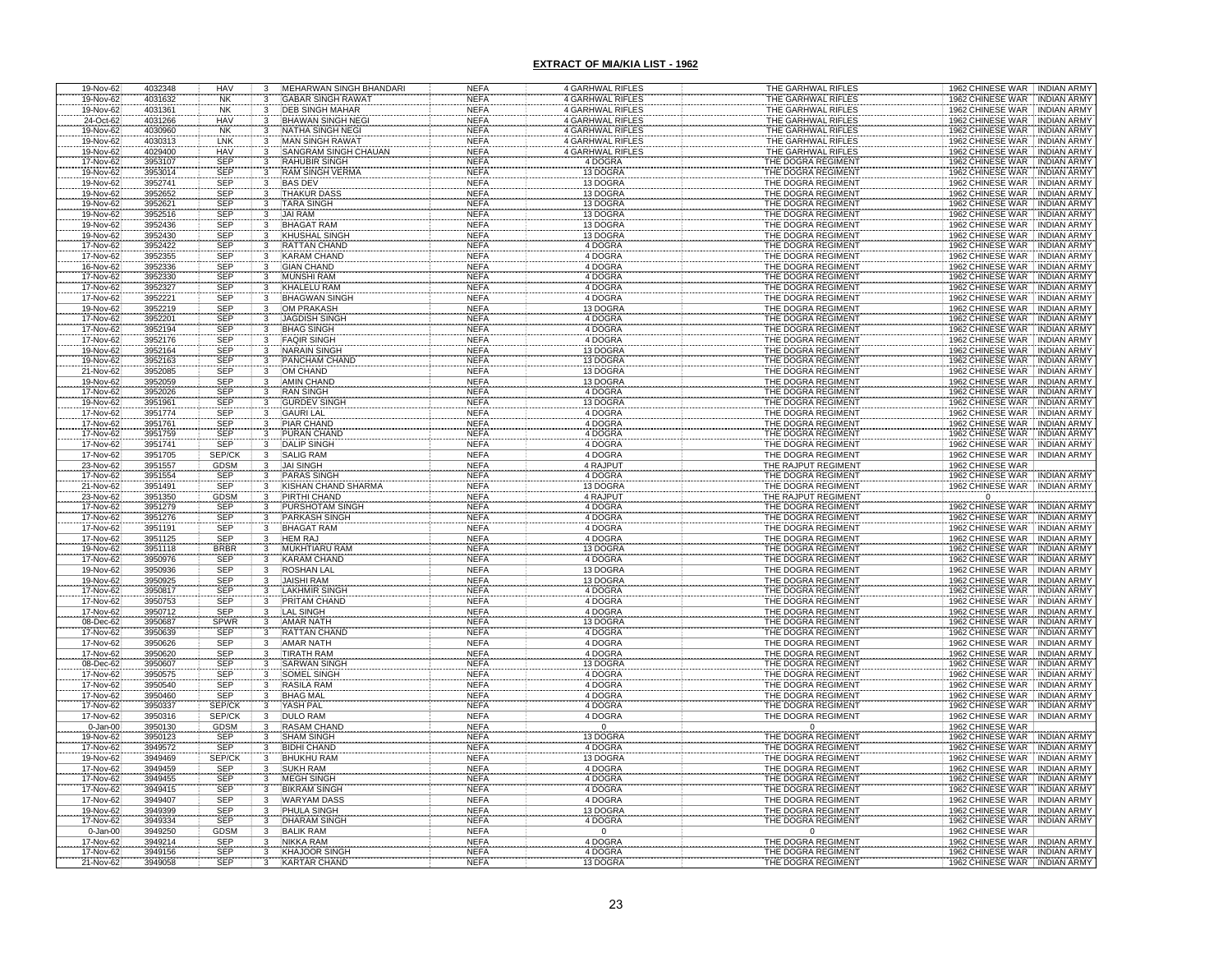## EXTRACT OF MIA/KIA LIST - 1962

| | | | | | | | | | |
|---|---|---|---|---|---|---|---|---|---|
| 19-Nov-62 | 4032348 | HAV | 3 | MEHARWAN SINGH BHANDARI | NEFA | 4 GARHWAL RIFLES | THE GARHWAL RIFLES | 1962 CHINESE WAR | INDIAN ARMY |
| 19-Nov-62 | 4031632 | NK | 3 | GABAR SINGH RAWAT | NEFA | 4 GARHWAL RIFLES | THE GARHWAL RIFLES | 1962 CHINESE WAR | INDIAN ARMY |
| 19-Nov-62 | 4031361 | NK | 3 | DEB SINGH MAHAR | NEFA | 4 GARHWAL RIFLES | THE GARHWAL RIFLES | 1962 CHINESE WAR | INDIAN ARMY |
| 24-Oct-62 | 4031266 | HAV | 3 | BHAWAN SINGH NEGI | NEFA | 4 GARHWAL RIFLES | THE GARHWAL RIFLES | 1962 CHINESE WAR | INDIAN ARMY |
| 19-Nov-62 | 4030960 | NK | 3 | NATHA SINGH NEGI | NEFA | 4 GARHWAL RIFLES | THE GARHWAL RIFLES | 1962 CHINESE WAR | INDIAN ARMY |
| 19-Nov-62 | 4030313 | LNK | 3 | MAN SINGH RAWAT | NEFA | 4 GARHWAL RIFLES | THE GARHWAL RIFLES | 1962 CHINESE WAR | INDIAN ARMY |
| 19-Nov-62 | 4029400 | HAV | 3 | SANGRAM SINGH CHAUAN | NEFA | 4 GARHWAL RIFLES | THE GARHWAL RIFLES | 1962 CHINESE WAR | INDIAN ARMY |
| 17-Nov-62 | 3953107 | SEP | 3 | RAHUBIR SINGH | NEFA | 4 DOGRA | THE DOGRA REGIMENT | 1962 CHINESE WAR | INDIAN ARMY |
| 19-Nov-62 | 3953014 | SEP | 3 | RAM SINGH VERMA | NEFA | 13 DOGRA | THE DOGRA REGIMENT | 1962 CHINESE WAR | INDIAN ARMY |
| 19-Nov-62 | 3952741 | SEP | 3 | BAS DEV | NEFA | 13 DOGRA | THE DOGRA REGIMENT | 1962 CHINESE WAR | INDIAN ARMY |
| 19-Nov-62 | 3952652 | SEP | 3 | THAKUR DASS | NEFA | 13 DOGRA | THE DOGRA REGIMENT | 1962 CHINESE WAR | INDIAN ARMY |
| 19-Nov-62 | 3952621 | SEP | 3 | TARA SINGH | NEFA | 13 DOGRA | THE DOGRA REGIMENT | 1962 CHINESE WAR | INDIAN ARMY |
| 19-Nov-62 | 3952516 | SEP | 3 | JAI RAM | NEFA | 13 DOGRA | THE DOGRA REGIMENT | 1962 CHINESE WAR | INDIAN ARMY |
| 19-Nov-62 | 3952436 | SEP | 3 | BHAGAT RAM | NEFA | 13 DOGRA | THE DOGRA REGIMENT | 1962 CHINESE WAR | INDIAN ARMY |
| 19-Nov-62 | 3952430 | SEP | 3 | KHUSHAL SINGH | NEFA | 13 DOGRA | THE DOGRA REGIMENT | 1962 CHINESE WAR | INDIAN ARMY |
| 17-Nov-62 | 3952422 | SEP | 3 | RATTAN CHAND | NEFA | 4 DOGRA | THE DOGRA REGIMENT | 1962 CHINESE WAR | INDIAN ARMY |
| 17-Nov-62 | 3952355 | SEP | 3 | KARAM CHAND | NEFA | 4 DOGRA | THE DOGRA REGIMENT | 1962 CHINESE WAR | INDIAN ARMY |
| 16-Nov-62 | 3952336 | SEP | 3 | GIAN CHAND | NEFA | 4 DOGRA | THE DOGRA REGIMENT | 1962 CHINESE WAR | INDIAN ARMY |
| 17-Nov-62 | 3952330 | SEP | 3 | MUNSHI RAM | NEFA | 4 DOGRA | THE DOGRA REGIMENT | 1962 CHINESE WAR | INDIAN ARMY |
| 17-Nov-62 | 3952327 | SEP | 3 | KHALELU RAM | NEFA | 4 DOGRA | THE DOGRA REGIMENT | 1962 CHINESE WAR | INDIAN ARMY |
| 17-Nov-62 | 3952221 | SEP | 3 | BHAGWAN SINGH | NEFA | 4 DOGRA | THE DOGRA REGIMENT | 1962 CHINESE WAR | INDIAN ARMY |
| 19-Nov-62 | 3952219 | SEP | 3 | OM PRAKASH | NEFA | 13 DOGRA | THE DOGRA REGIMENT | 1962 CHINESE WAR | INDIAN ARMY |
| 17-Nov-62 | 3952201 | SEP | 3 | JAGDISH SINGH | NEFA | 4 DOGRA | THE DOGRA REGIMENT | 1962 CHINESE WAR | INDIAN ARMY |
| 17-Nov-62 | 3952194 | SEP | 3 | BHAG SINGH | NEFA | 4 DOGRA | THE DOGRA REGIMENT | 1962 CHINESE WAR | INDIAN ARMY |
| 17-Nov-62 | 3952176 | SEP | 3 | FAQIR SINGH | NEFA | 4 DOGRA | THE DOGRA REGIMENT | 1962 CHINESE WAR | INDIAN ARMY |
| 19-Nov-62 | 3952164 | SEP | 3 | NARAIN SINGH | NEFA | 13 DOGRA | THE DOGRA REGIMENT | 1962 CHINESE WAR | INDIAN ARMY |
| 19-Nov-62 | 3952163 | SEP | 3 | PANCHAM CHAND | NEFA | 13 DOGRA | THE DOGRA REGIMENT | 1962 CHINESE WAR | INDIAN ARMY |
| 21-Nov-62 | 3952085 | SEP | 3 | OM CHAND | NEFA | 13 DOGRA | THE DOGRA REGIMENT | 1962 CHINESE WAR | INDIAN ARMY |
| 19-Nov-62 | 3952059 | SEP | 3 | AMIN CHAND | NEFA | 13 DOGRA | THE DOGRA REGIMENT | 1962 CHINESE WAR | INDIAN ARMY |
| 17-Nov-62 | 3952026 | SEP | 3 | RAN SINGH | NEFA | 4 DOGRA | THE DOGRA REGIMENT | 1962 CHINESE WAR | INDIAN ARMY |
| 19-Nov-62 | 3951961 | SEP | 3 | GURDEV SINGH | NEFA | 13 DOGRA | THE DOGRA REGIMENT | 1962 CHINESE WAR | INDIAN ARMY |
| 17-Nov-62 | 3951774 | SEP | 3 | GAURI LAL | NEFA | 4 DOGRA | THE DOGRA REGIMENT | 1962 CHINESE WAR | INDIAN ARMY |
| 17-Nov-62 | 3951761 | SEP | 3 | PIAR CHAND | NEFA | 4 DOGRA | THE DOGRA REGIMENT | 1962 CHINESE WAR | INDIAN ARMY |
| 17-Nov-62 | 3951759 | SEP | 3 | PURAN CHAND | NEFA | 4 DOGRA | THE DOGRA REGIMENT | 1962 CHINESE WAR | INDIAN ARMY |
| 17-Nov-62 | 3951741 | SEP | 3 | DALIP SINGH | NEFA | 4 DOGRA | THE DOGRA REGIMENT | 1962 CHINESE WAR | INDIAN ARMY |
| 17-Nov-62 | 3951705 | SEP/CK | 3 | SALIG RAM | NEFA | 4 DOGRA | THE DOGRA REGIMENT | 1962 CHINESE WAR | INDIAN ARMY |
| 23-Nov-62 | 3951557 | GDSM | 3 | JAI SINGH | NEFA | 4 RAJPUT | THE RAJPUT REGIMENT | 1962 CHINESE WAR | |
| 17-Nov-62 | 3951554 | SEP | 3 | PARAS SINGH | NEFA | 4 DOGRA | THE DOGRA REGIMENT | 1962 CHINESE WAR | INDIAN ARMY |
| 21-Nov-62 | 3951491 | SEP | 3 | KISHAN CHAND SHARMA | NEFA | 13 DOGRA | THE DOGRA REGIMENT | 1962 CHINESE WAR | INDIAN ARMY |
| 23-Nov-62 | 3951350 | GDSM | 3 | PIRTHI CHAND | NEFA | 4 RAJPUT | THE RAJPUT REGIMENT | 0 | |
| 17-Nov-62 | 3951279 | SEP | 3 | PURSHOTAM SINGH | NEFA | 4 DOGRA | THE DOGRA REGIMENT | 1962 CHINESE WAR | INDIAN ARMY |
| 17-Nov-62 | 3951276 | SEP | 3 | PARKASH SINGH | NEFA | 4 DOGRA | THE DOGRA REGIMENT | 1962 CHINESE WAR | INDIAN ARMY |
| 17-Nov-62 | 3951191 | SEP | 3 | BHAGAT RAM | NEFA | 4 DOGRA | THE DOGRA REGIMENT | 1962 CHINESE WAR | INDIAN ARMY |
| 17-Nov-62 | 3951125 | SEP | 3 | HEM RAJ | NEFA | 4 DOGRA | THE DOGRA REGIMENT | 1962 CHINESE WAR | INDIAN ARMY |
| 19-Nov-62 | 3951118 | BRBR | 3 | MUKHTIARU RAM | NEFA | 13 DOGRA | THE DOGRA REGIMENT | 1962 CHINESE WAR | INDIAN ARMY |
| 17-Nov-62 | 3950976 | SEP | 3 | KARAM CHAND | NEFA | 4 DOGRA | THE DOGRA REGIMENT | 1962 CHINESE WAR | INDIAN ARMY |
| 19-Nov-62 | 3950936 | SEP | 3 | ROSHAN LAL | NEFA | 13 DOGRA | THE DOGRA REGIMENT | 1962 CHINESE WAR | INDIAN ARMY |
| 19-Nov-62 | 3950925 | SEP | 3 | JAISHI RAM | NEFA | 13 DOGRA | THE DOGRA REGIMENT | 1962 CHINESE WAR | INDIAN ARMY |
| 17-Nov-62 | 3950817 | SEP | 3 | LAKHMIR SINGH | NEFA | 4 DOGRA | THE DOGRA REGIMENT | 1962 CHINESE WAR | INDIAN ARMY |
| 17-Nov-62 | 3950753 | SEP | 3 | PRITAM CHAND | NEFA | 4 DOGRA | THE DOGRA REGIMENT | 1962 CHINESE WAR | INDIAN ARMY |
| 17-Nov-62 | 3950712 | SEP | 3 | LAL SINGH | NEFA | 4 DOGRA | THE DOGRA REGIMENT | 1962 CHINESE WAR | INDIAN ARMY |
| 08-Dec-62 | 3950687 | SPWR | 3 | AMAR NATH | NEFA | 13 DOGRA | THE DOGRA REGIMENT | 1962 CHINESE WAR | INDIAN ARMY |
| 17-Nov-62 | 3950639 | SEP | 3 | RATTAN CHAND | NEFA | 4 DOGRA | THE DOGRA REGIMENT | 1962 CHINESE WAR | INDIAN ARMY |
| 17-Nov-62 | 3950626 | SEP | 3 | AMAR NATH | NEFA | 4 DOGRA | THE DOGRA REGIMENT | 1962 CHINESE WAR | INDIAN ARMY |
| 17-Nov-62 | 3950620 | SEP | 3 | TIRATH RAM | NEFA | 4 DOGRA | THE DOGRA REGIMENT | 1962 CHINESE WAR | INDIAN ARMY |
| 08-Dec-62 | 3950607 | SEP | 3 | SARWAN SINGH | NEFA | 13 DOGRA | THE DOGRA REGIMENT | 1962 CHINESE WAR | INDIAN ARMY |
| 17-Nov-62 | 3950575 | SEP | 3 | SOMEL SINGH | NEFA | 4 DOGRA | THE DOGRA REGIMENT | 1962 CHINESE WAR | INDIAN ARMY |
| 17-Nov-62 | 3950540 | SEP | 3 | RASILA RAM | NEFA | 4 DOGRA | THE DOGRA REGIMENT | 1962 CHINESE WAR | INDIAN ARMY |
| 17-Nov-62 | 3950460 | SEP | 3 | BHAG MAL | NEFA | 4 DOGRA | THE DOGRA REGIMENT | 1962 CHINESE WAR | INDIAN ARMY |
| 17-Nov-62 | 3950337 | SEP/CK | 3 | YASH PAL | NEFA | 4 DOGRA | THE DOGRA REGIMENT | 1962 CHINESE WAR | INDIAN ARMY |
| 17-Nov-62 | 3950316 | SEP/CK | 3 | DULO RAM | NEFA | 4 DOGRA | THE DOGRA REGIMENT | 1962 CHINESE WAR | INDIAN ARMY |
| 0-Jan-00 | 3950130 | GDSM | 3 | RASAM CHAND | NEFA | 0 | 0 | 1962 CHINESE WAR | |
| 19-Nov-62 | 3950123 | SEP | 3 | SHAM SINGH | NEFA | 13 DOGRA | THE DOGRA REGIMENT | 1962 CHINESE WAR | INDIAN ARMY |
| 17-Nov-62 | 3949572 | SEP | 3 | BIDHI CHAND | NEFA | 4 DOGRA | THE DOGRA REGIMENT | 1962 CHINESE WAR | INDIAN ARMY |
| 19-Nov-62 | 3949469 | SEP/CK | 3 | BHUKHU RAM | NEFA | 13 DOGRA | THE DOGRA REGIMENT | 1962 CHINESE WAR | INDIAN ARMY |
| 17-Nov-62 | 3949459 | SEP | 3 | SUKH RAM | NEFA | 4 DOGRA | THE DOGRA REGIMENT | 1962 CHINESE WAR | INDIAN ARMY |
| 17-Nov-62 | 3949455 | SEP | 3 | MEGH SINGH | NEFA | 4 DOGRA | THE DOGRA REGIMENT | 1962 CHINESE WAR | INDIAN ARMY |
| 17-Nov-62 | 3949415 | SEP | 3 | BIKRAM SINGH | NEFA | 4 DOGRA | THE DOGRA REGIMENT | 1962 CHINESE WAR | INDIAN ARMY |
| 17-Nov-62 | 3949407 | SEP | 3 | WARYAM DASS | NEFA | 4 DOGRA | THE DOGRA REGIMENT | 1962 CHINESE WAR | INDIAN ARMY |
| 19-Nov-62 | 3949399 | SEP | 3 | PHULA SINGH | NEFA | 13 DOGRA | THE DOGRA REGIMENT | 1962 CHINESE WAR | INDIAN ARMY |
| 17-Nov-62 | 3949334 | SEP | 3 | DHARAM SINGH | NEFA | 4 DOGRA | THE DOGRA REGIMENT | 1962 CHINESE WAR | INDIAN ARMY |
| 0-Jan-00 | 3949250 | GDSM | 3 | BALIK RAM | NEFA | 0 | 0 | 1962 CHINESE WAR | |
| 17-Nov-62 | 3949214 | SEP | 3 | NIKKA RAM | NEFA | 4 DOGRA | THE DOGRA REGIMENT | 1962 CHINESE WAR | INDIAN ARMY |
| 17-Nov-62 | 3949156 | SEP | 3 | KHAJOOR SINGH | NEFA | 4 DOGRA | THE DOGRA REGIMENT | 1962 CHINESE WAR | INDIAN ARMY |
| 21-Nov-62 | 3949058 | SEP | 3 | KARTAR CHAND | NEFA | 13 DOGRA | THE DOGRA REGIMENT | 1962 CHINESE WAR | INDIAN ARMY |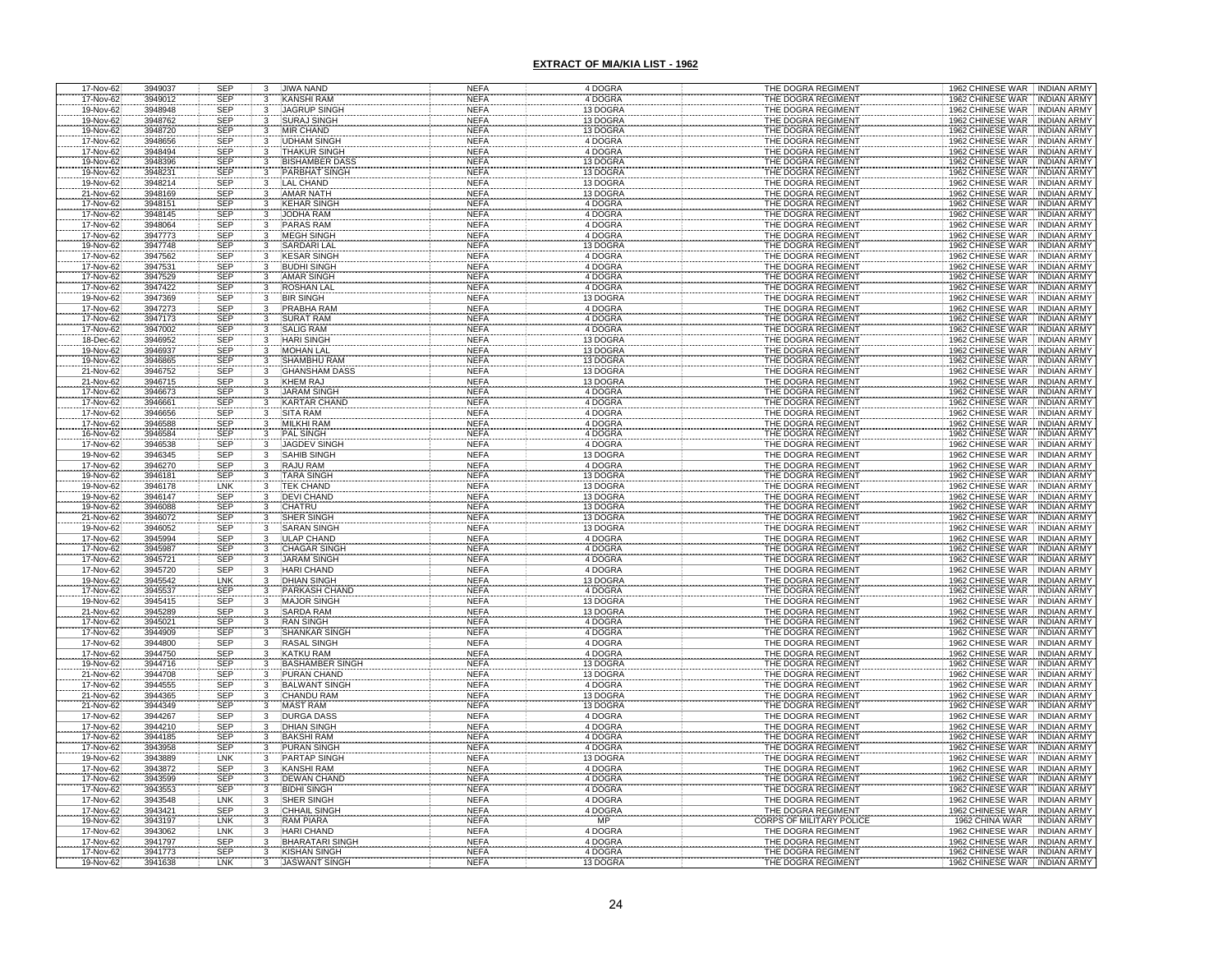## EXTRACT OF MIA/KIA LIST - 1962

| | | | | | | | | | |
|---|---|---|---|---|---|---|---|---|---|
| 17-Nov-62 | 3949037 | SEP | 3 | JIWA NAND | NEFA | 4 DOGRA | THE DOGRA REGIMENT | 1962 CHINESE WAR | INDIAN ARMY |
| 17-Nov-62 | 3949012 | SEP | 3 | KANSHI RAM | NEFA | 4 DOGRA | THE DOGRA REGIMENT | 1962 CHINESE WAR | INDIAN ARMY |
| 19-Nov-62 | 3948948 | SEP | 3 | JAGRUP SINGH | NEFA | 13 DOGRA | THE DOGRA REGIMENT | 1962 CHINESE WAR | INDIAN ARMY |
| 19-Nov-62 | 3948762 | SEP | 3 | SURAJ SINGH | NEFA | 13 DOGRA | THE DOGRA REGIMENT | 1962 CHINESE WAR | INDIAN ARMY |
| 19-Nov-62 | 3948720 | SEP | 3 | MIR CHAND | NEFA | 13 DOGRA | THE DOGRA REGIMENT | 1962 CHINESE WAR | INDIAN ARMY |
| 17-Nov-62 | 3948656 | SEP | 3 | UDHAM SINGH | NEFA | 4 DOGRA | THE DOGRA REGIMENT | 1962 CHINESE WAR | INDIAN ARMY |
| 17-Nov-62 | 3948494 | SEP | 3 | THAKUR SINGH | NEFA | 4 DOGRA | THE DOGRA REGIMENT | 1962 CHINESE WAR | INDIAN ARMY |
| 19-Nov-62 | 3948396 | SEP | 3 | BISHAMBER DASS | NEFA | 13 DOGRA | THE DOGRA REGIMENT | 1962 CHINESE WAR | INDIAN ARMY |
| 19-Nov-62 | 3948231 | SEP | 3 | PARBHAT SINGH | NEFA | 13 DOGRA | THE DOGRA REGIMENT | 1962 CHINESE WAR | INDIAN ARMY |
| 19-Nov-62 | 3948214 | SEP | 3 | LAL CHAND | NEFA | 13 DOGRA | THE DOGRA REGIMENT | 1962 CHINESE WAR | INDIAN ARMY |
| 21-Nov-62 | 3948169 | SEP | 3 | AMAR NATH | NEFA | 13 DOGRA | THE DOGRA REGIMENT | 1962 CHINESE WAR | INDIAN ARMY |
| 17-Nov-62 | 3948151 | SEP | 3 | KEHAR SINGH | NEFA | 4 DOGRA | THE DOGRA REGIMENT | 1962 CHINESE WAR | INDIAN ARMY |
| 17-Nov-62 | 3948145 | SEP | 3 | JODHA RAM | NEFA | 4 DOGRA | THE DOGRA REGIMENT | 1962 CHINESE WAR | INDIAN ARMY |
| 17-Nov-62 | 3948064 | SEP | 3 | PARAS RAM | NEFA | 4 DOGRA | THE DOGRA REGIMENT | 1962 CHINESE WAR | INDIAN ARMY |
| 17-Nov-62 | 3947773 | SEP | 3 | MEGH SINGH | NEFA | 4 DOGRA | THE DOGRA REGIMENT | 1962 CHINESE WAR | INDIAN ARMY |
| 19-Nov-62 | 3947748 | SEP | 3 | SARDARI LAL | NEFA | 13 DOGRA | THE DOGRA REGIMENT | 1962 CHINESE WAR | INDIAN ARMY |
| 17-Nov-62 | 3947562 | SEP | 3 | KESAR SINGH | NEFA | 4 DOGRA | THE DOGRA REGIMENT | 1962 CHINESE WAR | INDIAN ARMY |
| 17-Nov-62 | 3947531 | SEP | 3 | BUDHI SINGH | NEFA | 4 DOGRA | THE DOGRA REGIMENT | 1962 CHINESE WAR | INDIAN ARMY |
| 17-Nov-62 | 3947529 | SEP | 3 | AMAR SINGH | NEFA | 4 DOGRA | THE DOGRA REGIMENT | 1962 CHINESE WAR | INDIAN ARMY |
| 17-Nov-62 | 3947422 | SEP | 3 | ROSHAN LAL | NEFA | 4 DOGRA | THE DOGRA REGIMENT | 1962 CHINESE WAR | INDIAN ARMY |
| 19-Nov-62 | 3947369 | SEP | 3 | BIR SINGH | NEFA | 13 DOGRA | THE DOGRA REGIMENT | 1962 CHINESE WAR | INDIAN ARMY |
| 17-Nov-62 | 3947273 | SEP | 3 | PRABHA RAM | NEFA | 4 DOGRA | THE DOGRA REGIMENT | 1962 CHINESE WAR | INDIAN ARMY |
| 17-Nov-62 | 3947173 | SEP | 3 | SURAT RAM | NEFA | 4 DOGRA | THE DOGRA REGIMENT | 1962 CHINESE WAR | INDIAN ARMY |
| 17-Nov-62 | 3947002 | SEP | 3 | SALIG RAM | NEFA | 4 DOGRA | THE DOGRA REGIMENT | 1962 CHINESE WAR | INDIAN ARMY |
| 18-Dec-62 | 3946952 | SEP | 3 | HARI SINGH | NEFA | 13 DOGRA | THE DOGRA REGIMENT | 1962 CHINESE WAR | INDIAN ARMY |
| 19-Nov-62 | 3946937 | SEP | 3 | MOHAN LAL | NEFA | 13 DOGRA | THE DOGRA REGIMENT | 1962 CHINESE WAR | INDIAN ARMY |
| 19-Nov-62 | 3946865 | SEP | 3 | SHAMBHU RAM | NEFA | 13 DOGRA | THE DOGRA REGIMENT | 1962 CHINESE WAR | INDIAN ARMY |
| 21-Nov-62 | 3946752 | SEP | 3 | GHANSHAM DASS | NEFA | 13 DOGRA | THE DOGRA REGIMENT | 1962 CHINESE WAR | INDIAN ARMY |
| 21-Nov-62 | 3946715 | SEP | 3 | KHEM RAJ | NEFA | 13 DOGRA | THE DOGRA REGIMENT | 1962 CHINESE WAR | INDIAN ARMY |
| 17-Nov-62 | 3946673 | SEP | 3 | JARAM SINGH | NEFA | 4 DOGRA | THE DOGRA REGIMENT | 1962 CHINESE WAR | INDIAN ARMY |
| 17-Nov-62 | 3946661 | SEP | 3 | KARTAR CHAND | NEFA | 4 DOGRA | THE DOGRA REGIMENT | 1962 CHINESE WAR | INDIAN ARMY |
| 17-Nov-62 | 3946656 | SEP | 3 | SITA RAM | NEFA | 4 DOGRA | THE DOGRA REGIMENT | 1962 CHINESE WAR | INDIAN ARMY |
| 17-Nov-62 | 3946588 | SEP | 3 | MILKHI RAM | NEFA | 4 DOGRA | THE DOGRA REGIMENT | 1962 CHINESE WAR | INDIAN ARMY |
| 16-Nov-62 | 3946584 | SEP | 3 | PAL SINGH | NEFA | 4 DOGRA | THE DOGRA REGIMENT | 1962 CHINESE WAR | INDIAN ARMY |
| 17-Nov-62 | 3946538 | SEP | 3 | JAGDEV SINGH | NEFA | 4 DOGRA | THE DOGRA REGIMENT | 1962 CHINESE WAR | INDIAN ARMY |
| 19-Nov-62 | 3946345 | SEP | 3 | SAHIB SINGH | NEFA | 13 DOGRA | THE DOGRA REGIMENT | 1962 CHINESE WAR | INDIAN ARMY |
| 17-Nov-62 | 3946270 | SEP | 3 | RAJU RAM | NEFA | 4 DOGRA | THE DOGRA REGIMENT | 1962 CHINESE WAR | INDIAN ARMY |
| 19-Nov-62 | 3946181 | SEP | 3 | TARA SINGH | NEFA | 13 DOGRA | THE DOGRA REGIMENT | 1962 CHINESE WAR | INDIAN ARMY |
| 19-Nov-62 | 3946178 | LNK | 3 | TEK CHAND | NEFA | 13 DOGRA | THE DOGRA REGIMENT | 1962 CHINESE WAR | INDIAN ARMY |
| 19-Nov-62 | 3946147 | SEP | 3 | DEVI CHAND | NEFA | 13 DOGRA | THE DOGRA REGIMENT | 1962 CHINESE WAR | INDIAN ARMY |
| 19-Nov-62 | 3946088 | SEP | 3 | CHATRU | NEFA | 13 DOGRA | THE DOGRA REGIMENT | 1962 CHINESE WAR | INDIAN ARMY |
| 21-Nov-62 | 3946072 | SEP | 3 | SHER SINGH | NEFA | 13 DOGRA | THE DOGRA REGIMENT | 1962 CHINESE WAR | INDIAN ARMY |
| 19-Nov-62 | 3946052 | SEP | 3 | SARAN SINGH | NEFA | 13 DOGRA | THE DOGRA REGIMENT | 1962 CHINESE WAR | INDIAN ARMY |
| 17-Nov-62 | 3945994 | SEP | 3 | ULAP CHAND | NEFA | 4 DOGRA | THE DOGRA REGIMENT | 1962 CHINESE WAR | INDIAN ARMY |
| 17-Nov-62 | 3945987 | SEP | 3 | CHAGAR SINGH | NEFA | 4 DOGRA | THE DOGRA REGIMENT | 1962 CHINESE WAR | INDIAN ARMY |
| 17-Nov-62 | 3945721 | SEP | 3 | JARAM SINGH | NEFA | 4 DOGRA | THE DOGRA REGIMENT | 1962 CHINESE WAR | INDIAN ARMY |
| 17-Nov-62 | 3945720 | SEP | 3 | HARI CHAND | NEFA | 4 DOGRA | THE DOGRA REGIMENT | 1962 CHINESE WAR | INDIAN ARMY |
| 19-Nov-62 | 3945542 | LNK | 3 | DHIAN SINGH | NEFA | 13 DOGRA | THE DOGRA REGIMENT | 1962 CHINESE WAR | INDIAN ARMY |
| 17-Nov-62 | 3945537 | SEP | 3 | PARKASH CHAND | NEFA | 4 DOGRA | THE DOGRA REGIMENT | 1962 CHINESE WAR | INDIAN ARMY |
| 19-Nov-62 | 3945415 | SEP | 3 | MAJOR SINGH | NEFA | 13 DOGRA | THE DOGRA REGIMENT | 1962 CHINESE WAR | INDIAN ARMY |
| 21-Nov-62 | 3945289 | SEP | 3 | SARDA RAM | NEFA | 13 DOGRA | THE DOGRA REGIMENT | 1962 CHINESE WAR | INDIAN ARMY |
| 17-Nov-62 | 3945021 | SEP | 3 | RAN SINGH | NEFA | 4 DOGRA | THE DOGRA REGIMENT | 1962 CHINESE WAR | INDIAN ARMY |
| 17-Nov-62 | 3944909 | SEP | 3 | SHANKAR SINGH | NEFA | 4 DOGRA | THE DOGRA REGIMENT | 1962 CHINESE WAR | INDIAN ARMY |
| 17-Nov-62 | 3944800 | SEP | 3 | RASAL SINGH | NEFA | 4 DOGRA | THE DOGRA REGIMENT | 1962 CHINESE WAR | INDIAN ARMY |
| 17-Nov-62 | 3944750 | SEP | 3 | KATKU RAM | NEFA | 4 DOGRA | THE DOGRA REGIMENT | 1962 CHINESE WAR | INDIAN ARMY |
| 19-Nov-62 | 3944716 | SEP | 3 | BASHAMBER SINGH | NEFA | 13 DOGRA | THE DOGRA REGIMENT | 1962 CHINESE WAR | INDIAN ARMY |
| 21-Nov-62 | 3944708 | SEP | 3 | PURAN CHAND | NEFA | 13 DOGRA | THE DOGRA REGIMENT | 1962 CHINESE WAR | INDIAN ARMY |
| 17-Nov-62 | 3944555 | SEP | 3 | BALWANT SINGH | NEFA | 4 DOGRA | THE DOGRA REGIMENT | 1962 CHINESE WAR | INDIAN ARMY |
| 21-Nov-62 | 3944365 | SEP | 3 | CHANDU RAM | NEFA | 13 DOGRA | THE DOGRA REGIMENT | 1962 CHINESE WAR | INDIAN ARMY |
| 21-Nov-62 | 3944349 | SEP | 3 | MAST RAM | NEFA | 13 DOGRA | THE DOGRA REGIMENT | 1962 CHINESE WAR | INDIAN ARMY |
| 17-Nov-62 | 3944267 | SEP | 3 | DURGA DASS | NEFA | 4 DOGRA | THE DOGRA REGIMENT | 1962 CHINESE WAR | INDIAN ARMY |
| 17-Nov-62 | 3944210 | SEP | 3 | DHIAN SINGH | NEFA | 4 DOGRA | THE DOGRA REGIMENT | 1962 CHINESE WAR | INDIAN ARMY |
| 17-Nov-62 | 3944185 | SEP | 3 | BAKSHI RAM | NEFA | 4 DOGRA | THE DOGRA REGIMENT | 1962 CHINESE WAR | INDIAN ARMY |
| 17-Nov-62 | 3943958 | SEP | 3 | PURAN SINGH | NEFA | 4 DOGRA | THE DOGRA REGIMENT | 1962 CHINESE WAR | INDIAN ARMY |
| 19-Nov-62 | 3943889 | LNK | 3 | PARTAP SINGH | NEFA | 13 DOGRA | THE DOGRA REGIMENT | 1962 CHINESE WAR | INDIAN ARMY |
| 17-Nov-62 | 3943872 | SEP | 3 | KANSHI RAM | NEFA | 4 DOGRA | THE DOGRA REGIMENT | 1962 CHINESE WAR | INDIAN ARMY |
| 17-Nov-62 | 3943599 | SEP | 3 | DEWAN CHAND | NEFA | 4 DOGRA | THE DOGRA REGIMENT | 1962 CHINESE WAR | INDIAN ARMY |
| 17-Nov-62 | 3943553 | SEP | 3 | BIDHI SINGH | NEFA | 4 DOGRA | THE DOGRA REGIMENT | 1962 CHINESE WAR | INDIAN ARMY |
| 17-Nov-62 | 3943548 | LNK | 3 | SHER SINGH | NEFA | 4 DOGRA | THE DOGRA REGIMENT | 1962 CHINESE WAR | INDIAN ARMY |
| 17-Nov-62 | 3943421 | SEP | 3 | CHHAIL SINGH | NEFA | 4 DOGRA | THE DOGRA REGIMENT | 1962 CHINESE WAR | INDIAN ARMY |
| 19-Nov-62 | 3943197 | LNK | 3 | RAM PIARA | NEFA | MP | CORPS OF MILITARY POLICE | 1962 CHINA WAR | INDIAN ARMY |
| 17-Nov-62 | 3943062 | LNK | 3 | HARI CHAND | NEFA | 4 DOGRA | THE DOGRA REGIMENT | 1962 CHINESE WAR | INDIAN ARMY |
| 17-Nov-62 | 3941797 | SEP | 3 | BHARATARI SINGH | NEFA | 4 DOGRA | THE DOGRA REGIMENT | 1962 CHINESE WAR | INDIAN ARMY |
| 17-Nov-62 | 3941773 | SEP | 3 | KISHAN SINGH | NEFA | 4 DOGRA | THE DOGRA REGIMENT | 1962 CHINESE WAR | INDIAN ARMY |
| 19-Nov-62 | 3941638 | LNK | 3 | JASWANT SINGH | NEFA | 13 DOGRA | THE DOGRA REGIMENT | 1962 CHINESE WAR | INDIAN ARMY |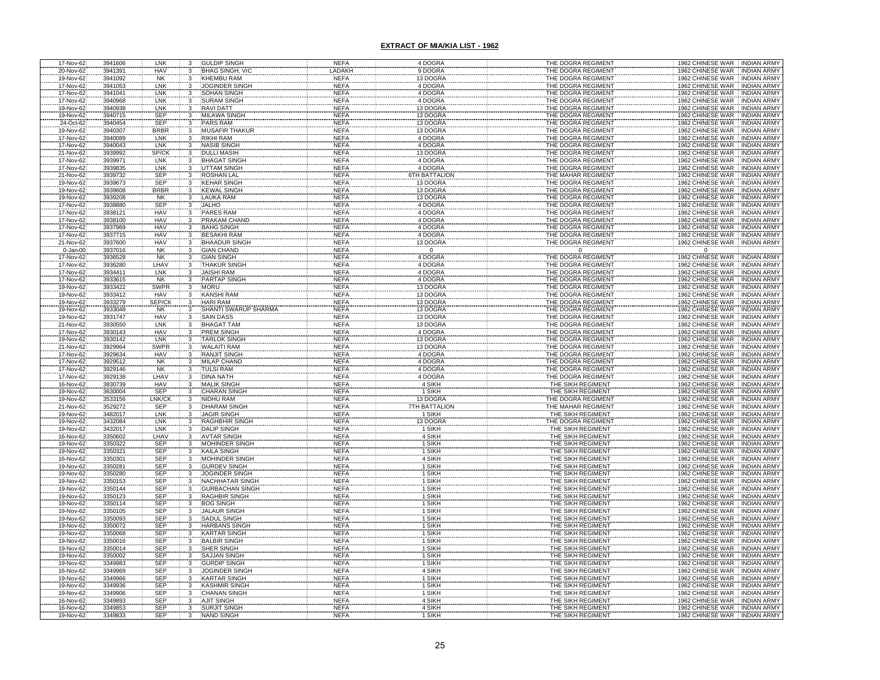**EXTRACT OF MIA/KIA LIST - 1962**

| | | | | | | | | | |
|---|---|---|---|---|---|---|---|---|---|
| 17-Nov-62 | 3941606 | LNK | 3 | GULDIP SINGH | NEFA | 4 DOGRA | THE DOGRA REGIMENT | 1962 CHINESE WAR | INDIAN ARMY |
| 20-Nov-62 | 3941391 | HAV | 3 | BHAG SINGH, VrC | LADAKH | 9 DOGRA | THE DOGRA REGIMENT | 1962 CHINESE WAR | INDIAN ARMY |
| 19-Nov-62 | 3941092 | NK | 3 | KHEMBU RAM | NEFA | 13 DOGRA | THE DOGRA REGIMENT | 1962 CHINESE WAR | INDIAN ARMY |
| 17-Nov-62 | 3941053 | LNK | 3 | JOGINDER SINGH | NEFA | 4 DOGRA | THE DOGRA REGIMENT | 1962 CHINESE WAR | INDIAN ARMY |
| 17-Nov-62 | 3941041 | LNK | 3 | SOHAN SINGH | NEFA | 4 DOGRA | THE DOGRA REGIMENT | 1962 CHINESE WAR | INDIAN ARMY |
| 17-Nov-62 | 3940968 | LNK | 3 | SURAM SINGH | NEFA | 4 DOGRA | THE DOGRA REGIMENT | 1962 CHINESE WAR | INDIAN ARMY |
| 19-Nov-62 | 3940938 | LNK | 3 | RAVI DATT | NEFA | 13 DOGRA | THE DOGRA REGIMENT | 1962 CHINESE WAR | INDIAN ARMY |
| 19-Nov-62 | 3940715 | SEP | 3 | MILAWA SINGH | NEFA | 13 DOGRA | THE DOGRA REGIMENT | 1962 CHINESE WAR | INDIAN ARMY |
| 24-Oct-62 | 3940454 | SEP | 3 | PARS RAM | NEFA | 13 DOGRA | THE DOGRA REGIMENT | 1962 CHINESE WAR | INDIAN ARMY |
| 19-Nov-62 | 3940307 | BRBR | 3 | MUSAFIR THAKUR | NEFA | 13 DOGRA | THE DOGRA REGIMENT | 1962 CHINESE WAR | INDIAN ARMY |
| 17-Nov-62 | 3940089 | LNK | 3 | RIKHI RAM | NEFA | 4 DOGRA | THE DOGRA REGIMENT | 1962 CHINESE WAR | INDIAN ARMY |
| 17-Nov-62 | 3940043 | LNK | 3 | NASIB SINGH | NEFA | 4 DOGRA | THE DOGRA REGIMENT | 1962 CHINESE WAR | INDIAN ARMY |
| 21-Nov-62 | 3939992 | SP/CK | 3 | DULLI MASIH | NEFA | 13 DOGRA | THE DOGRA REGIMENT | 1962 CHINESE WAR | INDIAN ARMY |
| 17-Nov-62 | 3939971 | LNK | 3 | BHAGAT SINGH | NEFA | 4 DOGRA | THE DOGRA REGIMENT | 1962 CHINESE WAR | INDIAN ARMY |
| 17-Nov-62 | 3939835 | LNK | 3 | UTTAM SINGH | NEFA | 4 DOGRA | THE DOGRA REGIMENT | 1962 CHINESE WAR | INDIAN ARMY |
| 21-Nov-62 | 3939732 | SEP | 3 | ROSHAN LAL | NEFA | 6TH BATTALION | THE MAHAR REGIMENT | 1962 CHINESE WAR | INDIAN ARMY |
| 19-Nov-62 | 3939673 | SEP | 3 | KEHAR SINGH | NEFA | 13 DOGRA | THE DOGRA REGIMENT | 1962 CHINESE WAR | INDIAN ARMY |
| 19-Nov-62 | 3939608 | BRBR | 3 | KEWAL SINGH | NEFA | 13 DOGRA | THE DOGRA REGIMENT | 1962 CHINESE WAR | INDIAN ARMY |
| 19-Nov-62 | 3939208 | NK | 3 | LAUKA RAM | NEFA | 13 DOGRA | THE DOGRA REGIMENT | 1962 CHINESE WAR | INDIAN ARMY |
| 17-Nov-62 | 3938880 | SEP | 3 | JALHO | NEFA | 4 DOGRA | THE DOGRA REGIMENT | 1962 CHINESE WAR | INDIAN ARMY |
| 17-Nov-62 | 3938121 | HAV | 3 | PARES RAM | NEFA | 4 DOGRA | THE DOGRA REGIMENT | 1962 CHINESE WAR | INDIAN ARMY |
| 17-Nov-62 | 3938100 | HAV | 3 | PRAKAM CHAND | NEFA | 4 DOGRA | THE DOGRA REGIMENT | 1962 CHINESE WAR | INDIAN ARMY |
| 17-Nov-62 | 3937969 | HAV | 3 | BAHG SINGH | NEFA | 4 DOGRA | THE DOGRA REGIMENT | 1962 CHINESE WAR | INDIAN ARMY |
| 17-Nov-62 | 3937715 | HAV | 3 | BESAKHI RAM | NEFA | 4 DOGRA | THE DOGRA REGIMENT | 1962 CHINESE WAR | INDIAN ARMY |
| 21-Nov-62 | 3937600 | HAV | 3 | BHAADUR SINGH | NEFA | 13 DOGRA | THE DOGRA REGIMENT | 1962 CHINESE WAR | INDIAN ARMY |
| 0-Jan-00 | 3937016 | NK | 3 | GIAN CHAND | NEFA | 0 | 0 | 0 | |
| 17-Nov-62 | 3936528 | NK | 3 | GIAN SINGH | NEFA | 4 DOGRA | THE DOGRA REGIMENT | 1962 CHINESE WAR | INDIAN ARMY |
| 17-Nov-62 | 3936280 | LHAV | 3 | THAKUR SINGH | NEFA | 4 DOGRA | THE DOGRA REGIMENT | 1962 CHINESE WAR | INDIAN ARMY |
| 17-Nov-62 | 3934411 | LNK | 3 | JAISHI RAM | NEFA | 4 DOGRA | THE DOGRA REGIMENT | 1962 CHINESE WAR | INDIAN ARMY |
| 17-Nov-62 | 3933615 | NK | 3 | PARTAP SINGH | NEFA | 4 DOGRA | THE DOGRA REGIMENT | 1962 CHINESE WAR | INDIAN ARMY |
| 19-Nov-62 | 3933422 | SWPR | 3 | MORU | NEFA | 13 DOGRA | THE DOGRA REGIMENT | 1962 CHINESE WAR | INDIAN ARMY |
| 19-Nov-62 | 3933412 | HAV | 3 | KANSHI RAM | NEFA | 13 DOGRA | THE DOGRA REGIMENT | 1962 CHINESE WAR | INDIAN ARMY |
| 19-Nov-62 | 3933279 | SEP/CK | 3 | HARI RAM | NEFA | 13 DOGRA | THE DOGRA REGIMENT | 1962 CHINESE WAR | INDIAN ARMY |
| 19-Nov-62 | 3933048 | NK | 3 | SHANTI SWARUP SHARMA | NEFA | 13 DOGRA | THE DOGRA REGIMENT | 1962 CHINESE WAR | INDIAN ARMY |
| 19-Nov-62 | 3931747 | HAV | 3 | SAIN DASS | NEFA | 13 DOGRA | THE DOGRA REGIMENT | 1962 CHINESE WAR | INDIAN ARMY |
| 21-Nov-62 | 3930550 | LNK | 3 | BHAGAT TAM | NEFA | 13 DOGRA | THE DOGRA REGIMENT | 1962 CHINESE WAR | INDIAN ARMY |
| 17-Nov-62 | 3930143 | HAV | 3 | PREM SINGH | NEFA | 4 DOGRA | THE DOGRA REGIMENT | 1962 CHINESE WAR | INDIAN ARMY |
| 19-Nov-62 | 3930142 | LNK | 3 | TARLOK SINGH | NEFA | 13 DOGRA | THE DOGRA REGIMENT | 1962 CHINESE WAR | INDIAN ARMY |
| 21-Nov-62 | 3929964 | SWPR | 3 | WALAITI RAM | NEFA | 13 DOGRA | THE DOGRA REGIMENT | 1962 CHINESE WAR | INDIAN ARMY |
| 17-Nov-62 | 3929634 | HAV | 3 | RANJIT SINGH | NEFA | 4 DOGRA | THE DOGRA REGIMENT | 1962 CHINESE WAR | INDIAN ARMY |
| 17-Nov-62 | 3929512 | NK | 3 | MILAP CHAND | NEFA | 4 DOGRA | THE DOGRA REGIMENT | 1962 CHINESE WAR | INDIAN ARMY |
| 17-Nov-62 | 3929146 | NK | 3 | TULSI RAM | NEFA | 4 DOGRA | THE DOGRA REGIMENT | 1962 CHINESE WAR | INDIAN ARMY |
| 17-Nov-62 | 3929138 | LHAV | 3 | DINA NATH | NEFA | 4 DOGRA | THE DOGRA REGIMENT | 1962 CHINESE WAR | INDIAN ARMY |
| 16-Nov-62 | 3830739 | HAV | 3 | MALIK SINGH | NEFA | 4 SIKH | THE SIKH REGIMENT | 1962 CHINESE WAR | INDIAN ARMY |
| 19-Nov-62 | 3630004 | SEP | 3 | CHARAN SINGH | NEFA | 1 SIKH | THE SIKH REGIMENT | 1962 CHINESE WAR | INDIAN ARMY |
| 19-Nov-62 | 3533156 | LNK/CK | 3 | NIDHU RAM | NEFA | 13 DOGRA | THE DOGRA REGIMENT | 1962 CHINESE WAR | INDIAN ARMY |
| 21-Nov-62 | 3529272 | SEP | 3 | DHARAM SINGH | NEFA | 7TH BATTALION | THE MAHAR REGIMENT | 1962 CHINESE WAR | INDIAN ARMY |
| 19-Nov-62 | 3482017 | LNK | 3 | JAGIR SINGH | NEFA | 1 SIKH | THE SIKH REGIMENT | 1962 CHINESE WAR | INDIAN ARMY |
| 19-Nov-62 | 3432084 | LNK | 3 | RAGHBHIR SINGH | NEFA | 13 DOGRA | THE DOGRA REGIMENT | 1962 CHINESE WAR | INDIAN ARMY |
| 19-Nov-62 | 3432017 | LNK | 3 | DALIP SINGH | NEFA | 1 SIKH | THE SIKH REGIMENT | 1962 CHINESE WAR | INDIAN ARMY |
| 16-Nov-62 | 3350602 | LHAV | 3 | AVTAR SINGH | NEFA | 4 SIKH | THE SIKH REGIMENT | 1962 CHINESE WAR | INDIAN ARMY |
| 19-Nov-62 | 3350322 | SEP | 3 | MOHINDER SINGH | NEFA | 1 SIKH | THE SIKH REGIMENT | 1962 CHINESE WAR | INDIAN ARMY |
| 19-Nov-62 | 3350321 | SEP | 3 | KAILA SINGH | NEFA | 1 SIKH | THE SIKH REGIMENT | 1962 CHINESE WAR | INDIAN ARMY |
| 16-Nov-62 | 3350301 | SEP | 3 | MOHINDER SINGH | NEFA | 4 SIKH | THE SIKH REGIMENT | 1962 CHINESE WAR | INDIAN ARMY |
| 19-Nov-62 | 3350281 | SEP | 3 | GURDEV SINGH | NEFA | 1 SIKH | THE SIKH REGIMENT | 1962 CHINESE WAR | INDIAN ARMY |
| 19-Nov-62 | 3350280 | SEP | 3 | JOGINDER SINGH | NEFA | 1 SIKH | THE SIKH REGIMENT | 1962 CHINESE WAR | INDIAN ARMY |
| 19-Nov-62 | 3350153 | SEP | 3 | NACHHATAR SINGH | NEFA | 1 SIKH | THE SIKH REGIMENT | 1962 CHINESE WAR | INDIAN ARMY |
| 19-Nov-62 | 3350144 | SEP | 3 | GURBACHAN SINGH | NEFA | 1 SIKH | THE SIKH REGIMENT | 1962 CHINESE WAR | INDIAN ARMY |
| 19-Nov-62 | 3350123 | SEP | 3 | RAGHBIR SINGH | NEFA | 1 SIKH | THE SIKH REGIMENT | 1962 CHINESE WAR | INDIAN ARMY |
| 19-Nov-62 | 3350114 | SEP | 3 | BOG SINGH | NEFA | 1 SIKH | THE SIKH REGIMENT | 1962 CHINESE WAR | INDIAN ARMY |
| 19-Nov-62 | 3350105 | SEP | 3 | JALAUR SINGH | NEFA | 1 SIKH | THE SIKH REGIMENT | 1962 CHINESE WAR | INDIAN ARMY |
| 19-Nov-62 | 3350093 | SEP | 3 | SADUL SINGH | NEFA | 1 SIKH | THE SIKH REGIMENT | 1962 CHINESE WAR | INDIAN ARMY |
| 19-Nov-62 | 3350072 | SEP | 3 | HARBANS SINGH | NEFA | 1 SIKH | THE SIKH REGIMENT | 1962 CHINESE WAR | INDIAN ARMY |
| 19-Nov-62 | 3350068 | SEP | 3 | KARTAR SINGH | NEFA | 1 SIKH | THE SIKH REGIMENT | 1962 CHINESE WAR | INDIAN ARMY |
| 19-Nov-62 | 3350016 | SEP | 3 | BALBIR SINGH | NEFA | 1 SIKH | THE SIKH REGIMENT | 1962 CHINESE WAR | INDIAN ARMY |
| 19-Nov-62 | 3350014 | SEP | 3 | SHER SINGH | NEFA | 1 SIKH | THE SIKH REGIMENT | 1962 CHINESE WAR | INDIAN ARMY |
| 19-Nov-62 | 3350002 | SEP | 3 | SAJJAN SINGH | NEFA | 1 SIKH | THE SIKH REGIMENT | 1962 CHINESE WAR | INDIAN ARMY |
| 19-Nov-62 | 3349983 | SEP | 3 | GURDIP SINGH | NEFA | 1 SIKH | THE SIKH REGIMENT | 1962 CHINESE WAR | INDIAN ARMY |
| 16-Nov-62 | 3349969 | SEP | 3 | JOGINDER SINGH | NEFA | 4 SIKH | THE SIKH REGIMENT | 1962 CHINESE WAR | INDIAN ARMY |
| 19-Nov-62 | 3349966 | SEP | 3 | KARTAR SINGH | NEFA | 1 SIKH | THE SIKH REGIMENT | 1962 CHINESE WAR | INDIAN ARMY |
| 19-Nov-62 | 3349936 | SEP | 3 | KASHMIR SINGH | NEFA | 1 SIKH | THE SIKH REGIMENT | 1962 CHINESE WAR | INDIAN ARMY |
| 19-Nov-62 | 3349906 | SEP | 3 | CHANAN SINGH | NEFA | 1 SIKH | THE SIKH REGIMENT | 1962 CHINESE WAR | INDIAN ARMY |
| 16-Nov-62 | 3349893 | SEP | 3 | AJIT SINGH | NEFA | 4 SIKH | THE SIKH REGIMENT | 1962 CHINESE WAR | INDIAN ARMY |
| 16-Nov-62 | 3349853 | SEP | 3 | SURJIT SINGH | NEFA | 4 SIKH | THE SIKH REGIMENT | 1962 CHINESE WAR | INDIAN ARMY |
| 19-Nov-62 | 3349833 | SEP | 3 | NAND SINGH | NEFA | 1 SIKH | THE SIKH REGIMENT | 1962 CHINESE WAR | INDIAN ARMY |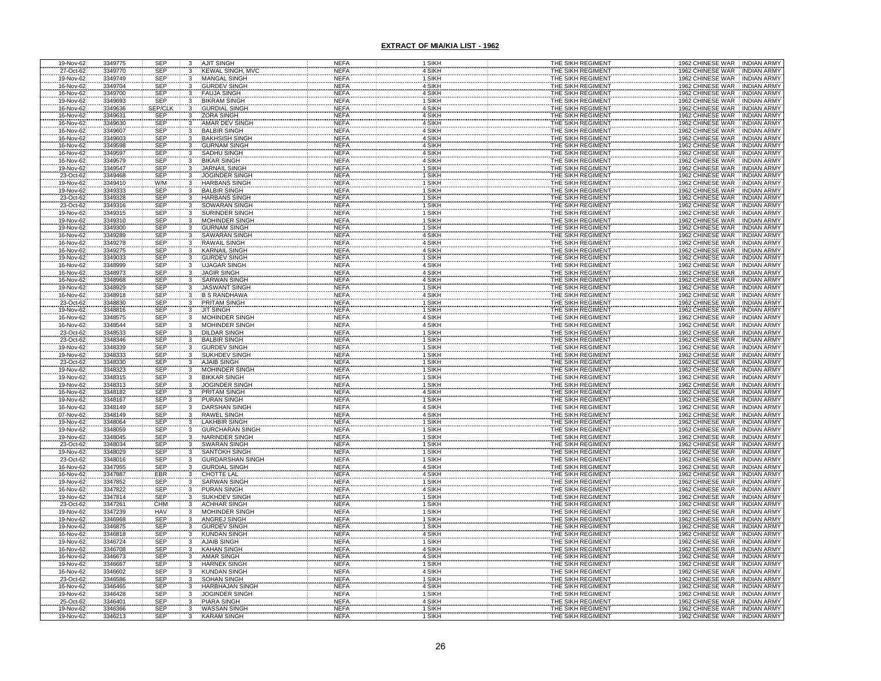## EXTRACT OF MIA/KIA LIST - 1962

| | | | | | | | | | |
|---|---|---|---|---|---|---|---|---|---|
| 19-Nov-62 | 3349775 | SEP | 3 | AJIT SINGH | NEFA | 1 SIKH | THE SIKH REGIMENT | 1962 CHINESE WAR | INDIAN ARMY |
| 27-Oct-62 | 3349770 | SEP | 3 | KEWAL SINGH, MVC | NEFA | 4 SIKH | THE SIKH REGIMENT | 1962 CHINESE WAR | INDIAN ARMY |
| 19-Nov-62 | 3349749 | SEP | 3 | MANGAL SINGH | NEFA | 1 SIKH | THE SIKH REGIMENT | 1962 CHINESE WAR | INDIAN ARMY |
| 16-Nov-62 | 3349704 | SEP | 3 | GURDEV SINGH | NEFA | 4 SIKH | THE SIKH REGIMENT | 1962 CHINESE WAR | INDIAN ARMY |
| 16-Nov-62 | 3349700 | SEP | 3 | FAUJA SINGH | NEFA | 4 SIKH | THE SIKH REGIMENT | 1962 CHINESE WAR | INDIAN ARMY |
| 19-Nov-62 | 3349693 | SEP | 3 | BIKRAM SINGH | NEFA | 1 SIKH | THE SIKH REGIMENT | 1962 CHINESE WAR | INDIAN ARMY |
| 16-Nov-62 | 3349636 | SEP/CLK | 3 | GURDIAL SINGH | NEFA | 4 SIKH | THE SIKH REGIMENT | 1962 CHINESE WAR | INDIAN ARMY |
| 16-Nov-62 | 3349631 | SEP | 3 | ZORA SINGH | NEFA | 4 SIKH | THE SIKH REGIMENT | 1962 CHINESE WAR | INDIAN ARMY |
| 16-Nov-62 | 3349630 | SEP | 3 | AMAR DEV SINGH | NEFA | 4 SIKH | THE SIKH REGIMENT | 1962 CHINESE WAR | INDIAN ARMY |
| 16-Nov-62 | 3349607 | SEP | 3 | BALBIR SINGH | NEFA | 4 SIKH | THE SIKH REGIMENT | 1962 CHINESE WAR | INDIAN ARMY |
| 16-Nov-62 | 3349603 | SEP | 3 | BAKHSISH SINGH | NEFA | 4 SIKH | THE SIKH REGIMENT | 1962 CHINESE WAR | INDIAN ARMY |
| 16-Nov-62 | 3349598 | SEP | 3 | GURNAM SINGH | NEFA | 4 SIKH | THE SIKH REGIMENT | 1962 CHINESE WAR | INDIAN ARMY |
| 16-Nov-62 | 3349597 | SEP | 3 | SADHU SINGH | NEFA | 4 SIKH | THE SIKH REGIMENT | 1962 CHINESE WAR | INDIAN ARMY |
| 16-Nov-62 | 3349579 | SEP | 3 | BIKAR SINGH | NEFA | 4 SIKH | THE SIKH REGIMENT | 1962 CHINESE WAR | INDIAN ARMY |
| 19-Nov-62 | 3349547 | SEP | 3 | JARNAIL SINGH | NEFA | 1 SIKH | THE SIKH REGIMENT | 1962 CHINESE WAR | INDIAN ARMY |
| 23-Oct-62 | 3349468 | SEP | 3 | JOGINDER SINGH | NEFA | 1 SIKH | THE SIKH REGIMENT | 1962 CHINESE WAR | INDIAN ARMY |
| 19-Nov-62 | 3349410 | W/M | 3 | HARBANS SINGH | NEFA | 1 SIKH | THE SIKH REGIMENT | 1962 CHINESE WAR | INDIAN ARMY |
| 19-Nov-62 | 3349333 | SEP | 3 | BALBIR SINGH | NEFA | 1 SIKH | THE SIKH REGIMENT | 1962 CHINESE WAR | INDIAN ARMY |
| 23-Oct-62 | 3349328 | SEP | 3 | HARBANS SINGH | NEFA | 1 SIKH | THE SIKH REGIMENT | 1962 CHINESE WAR | INDIAN ARMY |
| 23-Oct-62 | 3349316 | SEP | 3 | SOWARAN SINGH | NEFA | 1 SIKH | THE SIKH REGIMENT | 1962 CHINESE WAR | INDIAN ARMY |
| 19-Nov-62 | 3349315 | SEP | 3 | SURINDER SINGH | NEFA | 1 SIKH | THE SIKH REGIMENT | 1962 CHINESE WAR | INDIAN ARMY |
| 19-Nov-62 | 3349310 | SEP | 3 | MOHINDER SINGH | NEFA | 1 SIKH | THE SIKH REGIMENT | 1962 CHINESE WAR | INDIAN ARMY |
| 19-Nov-62 | 3349300 | SEP | 3 | GURNAM SINGH | NEFA | 1 SIKH | THE SIKH REGIMENT | 1962 CHINESE WAR | INDIAN ARMY |
| 16-Nov-62 | 3349289 | SEP | 3 | SAWARAN SINGH | NEFA | 4 SIKH | THE SIKH REGIMENT | 1962 CHINESE WAR | INDIAN ARMY |
| 16-Nov-62 | 3349278 | SEP | 3 | RAWAIL SINGH | NEFA | 4 SIKH | THE SIKH REGIMENT | 1962 CHINESE WAR | INDIAN ARMY |
| 16-Nov-62 | 3349275 | SEP | 3 | KARNAIL SINGH | NEFA | 4 SIKH | THE SIKH REGIMENT | 1962 CHINESE WAR | INDIAN ARMY |
| 19-Nov-62 | 3349033 | SEP | 3 | GURDEV SINGH | NEFA | 1 SIKH | THE SIKH REGIMENT | 1962 CHINESE WAR | INDIAN ARMY |
| 16-Nov-62 | 3348999 | SEP | 3 | UJAGAR SINGH | NEFA | 4 SIKH | THE SIKH REGIMENT | 1962 CHINESE WAR | INDIAN ARMY |
| 16-Nov-62 | 3348973 | SEP | 3 | JAGIR SINGH | NEFA | 4 SIKH | THE SIKH REGIMENT | 1962 CHINESE WAR | INDIAN ARMY |
| 16-Nov-62 | 3348968 | SEP | 3 | SARWAN SINGH | NEFA | 4 SIKH | THE SIKH REGIMENT | 1962 CHINESE WAR | INDIAN ARMY |
| 19-Nov-62 | 3348929 | SEP | 3 | JASWANT SINGH | NEFA | 1 SIKH | THE SIKH REGIMENT | 1962 CHINESE WAR | INDIAN ARMY |
| 16-Nov-62 | 3348918 | SEP | 3 | B S RANDHAWA | NEFA | 4 SIKH | THE SIKH REGIMENT | 1962 CHINESE WAR | INDIAN ARMY |
| 23-Oct-62 | 3348830 | SEP | 3 | PRITAM SINGH | NEFA | 1 SIKH | THE SIKH REGIMENT | 1962 CHINESE WAR | INDIAN ARMY |
| 19-Nov-62 | 3348816 | SEP | 3 | JIT SINGH | NEFA | 1 SIKH | THE SIKH REGIMENT | 1962 CHINESE WAR | INDIAN ARMY |
| 16-Nov-62 | 3348575 | SEP | 3 | MOHINDER SINGH | NEFA | 4 SIKH | THE SIKH REGIMENT | 1962 CHINESE WAR | INDIAN ARMY |
| 16-Nov-62 | 3348544 | SEP | 3 | MOHINDER SINGH | NEFA | 4 SIKH | THE SIKH REGIMENT | 1962 CHINESE WAR | INDIAN ARMY |
| 23-Oct-62 | 3348533 | SEP | 3 | DILDAR SINGH | NEFA | 1 SIKH | THE SIKH REGIMENT | 1962 CHINESE WAR | INDIAN ARMY |
| 23-Oct-62 | 3348346 | SEP | 3 | BALBIR SINGH | NEFA | 1 SIKH | THE SIKH REGIMENT | 1962 CHINESE WAR | INDIAN ARMY |
| 19-Nov-62 | 3348339 | SEP | 3 | GURDEV SINGH | NEFA | 1 SIKH | THE SIKH REGIMENT | 1962 CHINESE WAR | INDIAN ARMY |
| 19-Nov-62 | 3348333 | SEP | 3 | SUKHDEV SINGH | NEFA | 1 SIKH | THE SIKH REGIMENT | 1962 CHINESE WAR | INDIAN ARMY |
| 23-Oct-62 | 3348330 | SEP | 3 | AJAIB SINGH | NEFA | 1 SIKH | THE SIKH REGIMENT | 1962 CHINESE WAR | INDIAN ARMY |
| 19-Nov-62 | 3348323 | SEP | 3 | MOHINDER SINGH | NEFA | 1 SIKH | THE SIKH REGIMENT | 1962 CHINESE WAR | INDIAN ARMY |
| 19-Nov-62 | 3348315 | SEP | 3 | BIKKAR SINGH | NEFA | 1 SIKH | THE SIKH REGIMENT | 1962 CHINESE WAR | INDIAN ARMY |
| 19-Nov-62 | 3348313 | SEP | 3 | JOGINDER SINGH | NEFA | 1 SIKH | THE SIKH REGIMENT | 1962 CHINESE WAR | INDIAN ARMY |
| 16-Nov-62 | 3348182 | SEP | 3 | PRITAM SINGH | NEFA | 4 SIKH | THE SIKH REGIMENT | 1962 CHINESE WAR | INDIAN ARMY |
| 19-Nov-62 | 3348167 | SEP | 3 | PURAN SINGH | NEFA | 1 SIKH | THE SIKH REGIMENT | 1962 CHINESE WAR | INDIAN ARMY |
| 16-Nov-62 | 3348149 | SEP | 3 | DARSHAN SINGH | NEFA | 4 SIKH | THE SIKH REGIMENT | 1962 CHINESE WAR | INDIAN ARMY |
| 07-Nov-62 | 3348149 | SEP | 3 | RAWEL SINGH | NEFA | 4 SIKH | THE SIKH REGIMENT | 1962 CHINESE WAR | INDIAN ARMY |
| 19-Nov-62 | 3348064 | SEP | 3 | LAKHBIR SINGH | NEFA | 1 SIKH | THE SIKH REGIMENT | 1962 CHINESE WAR | INDIAN ARMY |
| 19-Nov-62 | 3348059 | SEP | 3 | GURCHARAN SINGH | NEFA | 1 SIKH | THE SIKH REGIMENT | 1962 CHINESE WAR | INDIAN ARMY |
| 19-Nov-62 | 3348045 | SEP | 3 | NARINDER SINGH | NEFA | 1 SIKH | THE SIKH REGIMENT | 1962 CHINESE WAR | INDIAN ARMY |
| 23-Oct-62 | 3348034 | SEP | 3 | SWARAN SINGH | NEFA | 1 SIKH | THE SIKH REGIMENT | 1962 CHINESE WAR | INDIAN ARMY |
| 19-Nov-62 | 3348029 | SEP | 3 | SANTOKH SINGH | NEFA | 1 SIKH | THE SIKH REGIMENT | 1962 CHINESE WAR | INDIAN ARMY |
| 23-Oct-62 | 3348016 | SEP | 3 | GURDARSHAN SINGH | NEFA | 1 SIKH | THE SIKH REGIMENT | 1962 CHINESE WAR | INDIAN ARMY |
| 16-Nov-62 | 3347955 | SEP | 3 | GURDIAL SINGH | NEFA | 4 SIKH | THE SIKH REGIMENT | 1962 CHINESE WAR | INDIAN ARMY |
| 16-Nov-62 | 3347887 | EBR | 3 | CHOTTE LAL | NEFA | 4 SIKH | THE SIKH REGIMENT | 1962 CHINESE WAR | INDIAN ARMY |
| 19-Nov-62 | 3347852 | SEP | 3 | SARWAN SINGH | NEFA | 1 SIKH | THE SIKH REGIMENT | 1962 CHINESE WAR | INDIAN ARMY |
| 16-Nov-62 | 3347822 | SEP | 3 | PURAN SINGH | NEFA | 4 SIKH | THE SIKH REGIMENT | 1962 CHINESE WAR | INDIAN ARMY |
| 19-Nov-62 | 3347814 | SEP | 3 | SUKHDEV SINGH | NEFA | 1 SIKH | THE SIKH REGIMENT | 1962 CHINESE WAR | INDIAN ARMY |
| 23-Oct-62 | 3347261 | CHM | 3 | ACHHAR SINGH | NEFA | 1 SIKH | THE SIKH REGIMENT | 1962 CHINESE WAR | INDIAN ARMY |
| 19-Nov-62 | 3347239 | HAV | 3 | MOHINDER SINGH | NEFA | 1 SIKH | THE SIKH REGIMENT | 1962 CHINESE WAR | INDIAN ARMY |
| 19-Nov-62 | 3346968 | SEP | 3 | ANGREJ SINGH | NEFA | 1 SIKH | THE SIKH REGIMENT | 1962 CHINESE WAR | INDIAN ARMY |
| 19-Nov-62 | 3346875 | SEP | 3 | GURDEV SINGH | NEFA | 1 SIKH | THE SIKH REGIMENT | 1962 CHINESE WAR | INDIAN ARMY |
| 16-Nov-62 | 3346818 | SEP | 3 | KUNDAN SINGH | NEFA | 4 SIKH | THE SIKH REGIMENT | 1962 CHINESE WAR | INDIAN ARMY |
| 19-Nov-62 | 3346724 | SEP | 3 | AJAIB SINGH | NEFA | 1 SIKH | THE SIKH REGIMENT | 1962 CHINESE WAR | INDIAN ARMY |
| 16-Nov-62 | 3346708 | SEP | 3 | KAHAN SINGH | NEFA | 4 SIKH | THE SIKH REGIMENT | 1962 CHINESE WAR | INDIAN ARMY |
| 16-Nov-62 | 3346673 | SEP | 3 | AMAR SINGH | NEFA | 4 SIKH | THE SIKH REGIMENT | 1962 CHINESE WAR | INDIAN ARMY |
| 19-Nov-62 | 3346667 | SEP | 3 | HARNEK SINGH | NEFA | 1 SIKH | THE SIKH REGIMENT | 1962 CHINESE WAR | INDIAN ARMY |
| 16-Nov-62 | 3346602 | SEP | 3 | KUNDAN SINGH | NEFA | 4 SIKH | THE SIKH REGIMENT | 1962 CHINESE WAR | INDIAN ARMY |
| 23-Oct-62 | 3346586 | SEP | 3 | SOHAN SINGH | NEFA | 1 SIKH | THE SIKH REGIMENT | 1962 CHINESE WAR | INDIAN ARMY |
| 16-Nov-62 | 3346465 | SEP | 3 | HARBHAJAN SINGH | NEFA | 4 SIKH | THE SIKH REGIMENT | 1962 CHINESE WAR | INDIAN ARMY |
| 19-Nov-62 | 3346428 | SEP | 3 | JOGINDER SINGH | NEFA | 1 SIKH | THE SIKH REGIMENT | 1962 CHINESE WAR | INDIAN ARMY |
| 25-Oct-62 | 3346401 | SEP | 3 | PIARA SINGH | NEFA | 4 SIKH | THE SIKH REGIMENT | 1962 CHINESE WAR | INDIAN ARMY |
| 19-Nov-62 | 3346366 | SEP | 3 | WASSAN SINGH | NEFA | 1 SIKH | THE SIKH REGIMENT | 1962 CHINESE WAR | INDIAN ARMY |
| 19-Nov-62 | 3346213 | SEP | 3 | KARAM SINGH | NEFA | 1 SIKH | THE SIKH REGIMENT | 1962 CHINESE WAR | INDIAN ARMY |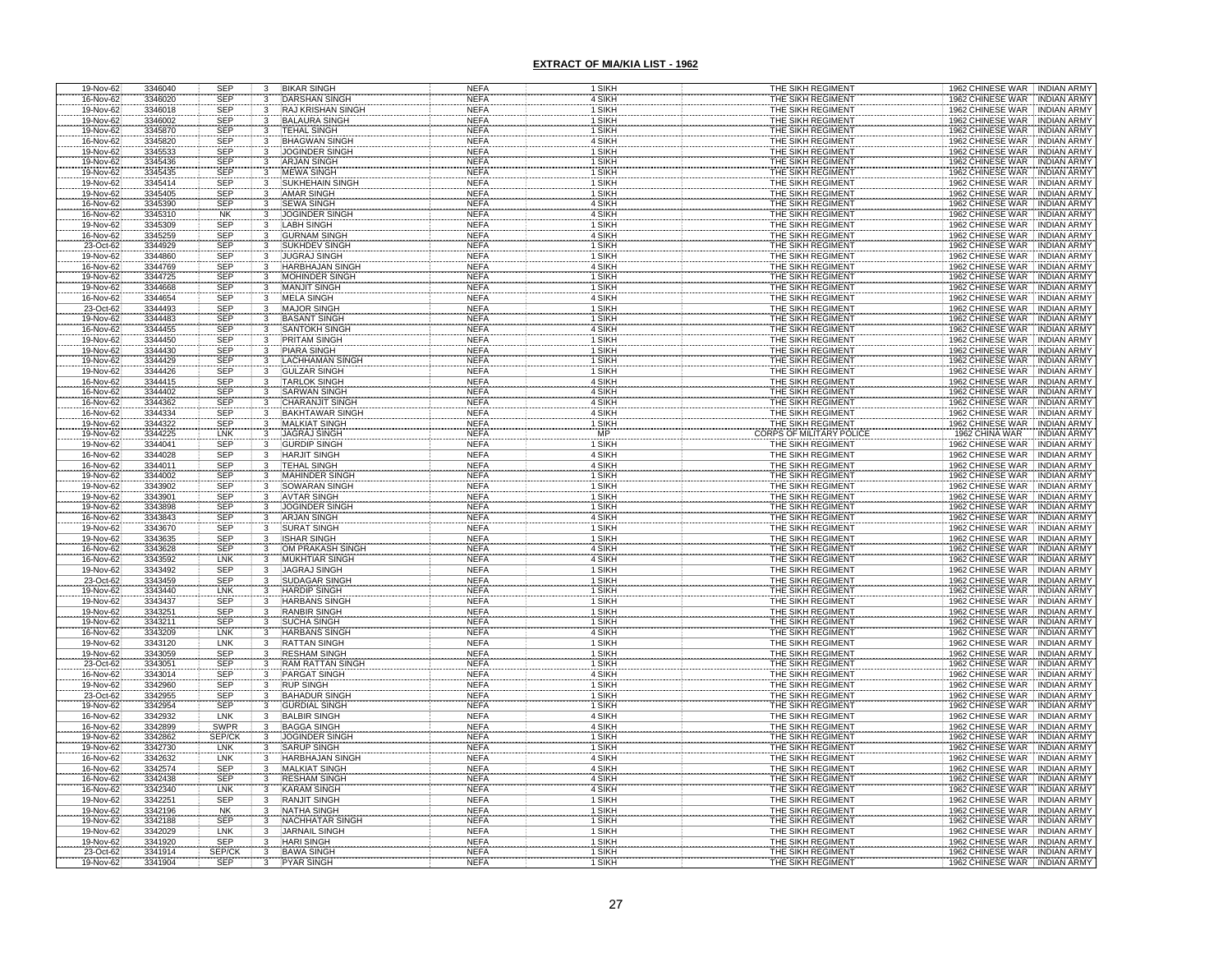## EXTRACT OF MIA/KIA LIST - 1962

| | | | | | | | | | |
|---|---|---|---|---|---|---|---|---|---|
| 19-Nov-62 | 3346040 | SEP | 3 | BIKAR SINGH | NEFA | 1 SIKH | THE SIKH REGIMENT | 1962 CHINESE WAR | INDIAN ARMY |
| 16-Nov-62 | 3346020 | SEP | 3 | DARSHAN SINGH | NEFA | 4 SIKH | THE SIKH REGIMENT | 1962 CHINESE WAR | INDIAN ARMY |
| 19-Nov-62 | 3346018 | SEP | 3 | RAJ KRISHAN SINGH | NEFA | 1 SIKH | THE SIKH REGIMENT | 1962 CHINESE WAR | INDIAN ARMY |
| 19-Nov-62 | 3346002 | SEP | 3 | BALAURA SINGH | NEFA | 1 SIKH | THE SIKH REGIMENT | 1962 CHINESE WAR | INDIAN ARMY |
| 19-Nov-62 | 3345870 | SEP | 3 | TEHAL SINGH | NEFA | 1 SIKH | THE SIKH REGIMENT | 1962 CHINESE WAR | INDIAN ARMY |
| 16-Nov-62 | 3345820 | SEP | 3 | BHAGWAN SINGH | NEFA | 4 SIKH | THE SIKH REGIMENT | 1962 CHINESE WAR | INDIAN ARMY |
| 19-Nov-62 | 3345533 | SEP | 3 | JOGINDER SINGH | NEFA | 1 SIKH | THE SIKH REGIMENT | 1962 CHINESE WAR | INDIAN ARMY |
| 19-Nov-62 | 3345436 | SEP | 3 | ARJAN SINGH | NEFA | 1 SIKH | THE SIKH REGIMENT | 1962 CHINESE WAR | INDIAN ARMY |
| 19-Nov-62 | 3345435 | SEP | 3 | MEWA SINGH | NEFA | 1 SIKH | THE SIKH REGIMENT | 1962 CHINESE WAR | INDIAN ARMY |
| 19-Nov-62 | 3345414 | SEP | 3 | SUKHEHAIN SINGH | NEFA | 1 SIKH | THE SIKH REGIMENT | 1962 CHINESE WAR | INDIAN ARMY |
| 19-Nov-62 | 3345405 | SEP | 3 | AMAR SINGH | NEFA | 1 SIKH | THE SIKH REGIMENT | 1962 CHINESE WAR | INDIAN ARMY |
| 16-Nov-62 | 3345390 | SEP | 3 | SEWA SINGH | NEFA | 4 SIKH | THE SIKH REGIMENT | 1962 CHINESE WAR | INDIAN ARMY |
| 16-Nov-62 | 3345310 | NK | 3 | JOGINDER SINGH | NEFA | 4 SIKH | THE SIKH REGIMENT | 1962 CHINESE WAR | INDIAN ARMY |
| 19-Nov-62 | 3345309 | SEP | 3 | LABH SINGH | NEFA | 1 SIKH | THE SIKH REGIMENT | 1962 CHINESE WAR | INDIAN ARMY |
| 16-Nov-62 | 3345259 | SEP | 3 | GURNAM SINGH | NEFA | 4 SIKH | THE SIKH REGIMENT | 1962 CHINESE WAR | INDIAN ARMY |
| 23-Oct-62 | 3344929 | SEP | 3 | SUKHDEV SINGH | NEFA | 1 SIKH | THE SIKH REGIMENT | 1962 CHINESE WAR | INDIAN ARMY |
| 19-Nov-62 | 3344860 | SEP | 3 | JUGRAJ SINGH | NEFA | 1 SIKH | THE SIKH REGIMENT | 1962 CHINESE WAR | INDIAN ARMY |
| 16-Nov-62 | 3344769 | SEP | 3 | HARBHAJAN SINGH | NEFA | 4 SIKH | THE SIKH REGIMENT | 1962 CHINESE WAR | INDIAN ARMY |
| 19-Nov-62 | 3344725 | SEP | 3 | MOHINDER SINGH | NEFA | 1 SIKH | THE SIKH REGIMENT | 1962 CHINESE WAR | INDIAN ARMY |
| 19-Nov-62 | 3344668 | SEP | 3 | MANJIT SINGH | NEFA | 1 SIKH | THE SIKH REGIMENT | 1962 CHINESE WAR | INDIAN ARMY |
| 16-Nov-62 | 3344654 | SEP | 3 | MELA SINGH | NEFA | 4 SIKH | THE SIKH REGIMENT | 1962 CHINESE WAR | INDIAN ARMY |
| 23-Oct-62 | 3344493 | SEP | 3 | MAJOR SINGH | NEFA | 1 SIKH | THE SIKH REGIMENT | 1962 CHINESE WAR | INDIAN ARMY |
| 19-Nov-62 | 3344483 | SEP | 3 | BASANT SINGH | NEFA | 1 SIKH | THE SIKH REGIMENT | 1962 CHINESE WAR | INDIAN ARMY |
| 16-Nov-62 | 3344455 | SEP | 3 | SANTOKH SINGH | NEFA | 4 SIKH | THE SIKH REGIMENT | 1962 CHINESE WAR | INDIAN ARMY |
| 19-Nov-62 | 3344450 | SEP | 3 | PRITAM SINGH | NEFA | 1 SIKH | THE SIKH REGIMENT | 1962 CHINESE WAR | INDIAN ARMY |
| 19-Nov-62 | 3344430 | SEP | 3 | PIARA SINGH | NEFA | 1 SIKH | THE SIKH REGIMENT | 1962 CHINESE WAR | INDIAN ARMY |
| 19-Nov-62 | 3344429 | SEP | 3 | LACHHAMAN SINGH | NEFA | 1 SIKH | THE SIKH REGIMENT | 1962 CHINESE WAR | INDIAN ARMY |
| 19-Nov-62 | 3344426 | SEP | 3 | GULZAR SINGH | NEFA | 1 SIKH | THE SIKH REGIMENT | 1962 CHINESE WAR | INDIAN ARMY |
| 16-Nov-62 | 3344415 | SEP | 3 | TARLOK SINGH | NEFA | 4 SIKH | THE SIKH REGIMENT | 1962 CHINESE WAR | INDIAN ARMY |
| 16-Nov-62 | 3344402 | SEP | 3 | SARWAN SINGH | NEFA | 4 SIKH | THE SIKH REGIMENT | 1962 CHINESE WAR | INDIAN ARMY |
| 16-Nov-62 | 3344362 | SEP | 3 | CHARANJIT SINGH | NEFA | 4 SIKH | THE SIKH REGIMENT | 1962 CHINESE WAR | INDIAN ARMY |
| 16-Nov-62 | 3344334 | SEP | 3 | BAKHTAWAR SINGH | NEFA | 4 SIKH | THE SIKH REGIMENT | 1962 CHINESE WAR | INDIAN ARMY |
| 19-Nov-62 | 3344322 | SEP | 3 | MALKIAT SINGH | NEFA | 1 SIKH | THE SIKH REGIMENT | 1962 CHINESE WAR | INDIAN ARMY |
| 19-Nov-62 | 3344225 | LNK | 3 | JAGRAJ SINGH | NEFA | MP | CORPS OF MILITARY POLICE | 1962 CHINA WAR | INDIAN ARMY |
| 19-Nov-62 | 3344041 | SEP | 3 | GURDIP SINGH | NEFA | 1 SIKH | THE SIKH REGIMENT | 1962 CHINESE WAR | INDIAN ARMY |
| 16-Nov-62 | 3344028 | SEP | 3 | HARJIT SINGH | NEFA | 4 SIKH | THE SIKH REGIMENT | 1962 CHINESE WAR | INDIAN ARMY |
| 16-Nov-62 | 3344011 | SEP | 3 | TEHAL SINGH | NEFA | 4 SIKH | THE SIKH REGIMENT | 1962 CHINESE WAR | INDIAN ARMY |
| 19-Nov-62 | 3344002 | SEP | 3 | MAHINDER SINGH | NEFA | 1 SIKH | THE SIKH REGIMENT | 1962 CHINESE WAR | INDIAN ARMY |
| 19-Nov-62 | 3343902 | SEP | 3 | SOWARAN SINGH | NEFA | 1 SIKH | THE SIKH REGIMENT | 1962 CHINESE WAR | INDIAN ARMY |
| 19-Nov-62 | 3343901 | SEP | 3 | AVTAR SINGH | NEFA | 1 SIKH | THE SIKH REGIMENT | 1962 CHINESE WAR | INDIAN ARMY |
| 19-Nov-62 | 3343898 | SEP | 3 | JOGINDER SINGH | NEFA | 1 SIKH | THE SIKH REGIMENT | 1962 CHINESE WAR | INDIAN ARMY |
| 16-Nov-62 | 3343843 | SEP | 3 | ARJAN SINGH | NEFA | 4 SIKH | THE SIKH REGIMENT | 1962 CHINESE WAR | INDIAN ARMY |
| 19-Nov-62 | 3343670 | SEP | 3 | SURAT SINGH | NEFA | 1 SIKH | THE SIKH REGIMENT | 1962 CHINESE WAR | INDIAN ARMY |
| 19-Nov-62 | 3343635 | SEP | 3 | ISHAR SINGH | NEFA | 1 SIKH | THE SIKH REGIMENT | 1962 CHINESE WAR | INDIAN ARMY |
| 16-Nov-62 | 3343628 | SEP | 3 | OM PRAKASH SINGH | NEFA | 4 SIKH | THE SIKH REGIMENT | 1962 CHINESE WAR | INDIAN ARMY |
| 16-Nov-62 | 3343592 | LNK | 3 | MUKHTIAR SINGH | NEFA | 4 SIKH | THE SIKH REGIMENT | 1962 CHINESE WAR | INDIAN ARMY |
| 19-Nov-62 | 3343492 | SEP | 3 | JAGRAJ SINGH | NEFA | 1 SIKH | THE SIKH REGIMENT | 1962 CHINESE WAR | INDIAN ARMY |
| 23-Oct-62 | 3343459 | SEP | 3 | SUDAGAR SINGH | NEFA | 1 SIKH | THE SIKH REGIMENT | 1962 CHINESE WAR | INDIAN ARMY |
| 19-Nov-62 | 3343440 | LNK | 3 | HARDIP SINGH | NEFA | 1 SIKH | THE SIKH REGIMENT | 1962 CHINESE WAR | INDIAN ARMY |
| 19-Nov-62 | 3343437 | SEP | 3 | HARBANS SINGH | NEFA | 1 SIKH | THE SIKH REGIMENT | 1962 CHINESE WAR | INDIAN ARMY |
| 19-Nov-62 | 3343251 | SEP | 3 | RANBIR SINGH | NEFA | 1 SIKH | THE SIKH REGIMENT | 1962 CHINESE WAR | INDIAN ARMY |
| 19-Nov-62 | 3343211 | SEP | 3 | SUCHA SINGH | NEFA | 1 SIKH | THE SIKH REGIMENT | 1962 CHINESE WAR | INDIAN ARMY |
| 16-Nov-62 | 3343209 | LNK | 3 | HARBANS SINGH | NEFA | 4 SIKH | THE SIKH REGIMENT | 1962 CHINESE WAR | INDIAN ARMY |
| 19-Nov-62 | 3343120 | LNK | 3 | RATTAN SINGH | NEFA | 1 SIKH | THE SIKH REGIMENT | 1962 CHINESE WAR | INDIAN ARMY |
| 19-Nov-62 | 3343059 | SEP | 3 | RESHAM SINGH | NEFA | 1 SIKH | THE SIKH REGIMENT | 1962 CHINESE WAR | INDIAN ARMY |
| 23-Oct-62 | 3343051 | SEP | 3 | RAM RATTAN SINGH | NEFA | 1 SIKH | THE SIKH REGIMENT | 1962 CHINESE WAR | INDIAN ARMY |
| 16-Nov-62 | 3343014 | SEP | 3 | PARGAT SINGH | NEFA | 4 SIKH | THE SIKH REGIMENT | 1962 CHINESE WAR | INDIAN ARMY |
| 19-Nov-62 | 3342960 | SEP | 3 | RUP SINGH | NEFA | 1 SIKH | THE SIKH REGIMENT | 1962 CHINESE WAR | INDIAN ARMY |
| 23-Oct-62 | 3342955 | SEP | 3 | BAHADUR SINGH | NEFA | 1 SIKH | THE SIKH REGIMENT | 1962 CHINESE WAR | INDIAN ARMY |
| 19-Nov-62 | 3342954 | SEP | 3 | GURDIAL SINGH | NEFA | 1 SIKH | THE SIKH REGIMENT | 1962 CHINESE WAR | INDIAN ARMY |
| 16-Nov-62 | 3342932 | LNK | 3 | BALBIR SINGH | NEFA | 4 SIKH | THE SIKH REGIMENT | 1962 CHINESE WAR | INDIAN ARMY |
| 16-Nov-62 | 3342899 | SWPR | 3 | BAGGA SINGH | NEFA | 4 SIKH | THE SIKH REGIMENT | 1962 CHINESE WAR | INDIAN ARMY |
| 19-Nov-62 | 3342862 | SEP/CK | 3 | JOGINDER SINGH | NEFA | 1 SIKH | THE SIKH REGIMENT | 1962 CHINESE WAR | INDIAN ARMY |
| 19-Nov-62 | 3342730 | LNK | 3 | SARUP SINGH | NEFA | 1 SIKH | THE SIKH REGIMENT | 1962 CHINESE WAR | INDIAN ARMY |
| 16-Nov-62 | 3342632 | LNK | 3 | HARBHAJAN SINGH | NEFA | 4 SIKH | THE SIKH REGIMENT | 1962 CHINESE WAR | INDIAN ARMY |
| 16-Nov-62 | 3342574 | SEP | 3 | MALKIAT SINGH | NEFA | 4 SIKH | THE SIKH REGIMENT | 1962 CHINESE WAR | INDIAN ARMY |
| 16-Nov-62 | 3342438 | SEP | 3 | RESHAM SINGH | NEFA | 4 SIKH | THE SIKH REGIMENT | 1962 CHINESE WAR | INDIAN ARMY |
| 16-Nov-62 | 3342340 | LNK | 3 | KARAM SINGH | NEFA | 4 SIKH | THE SIKH REGIMENT | 1962 CHINESE WAR | INDIAN ARMY |
| 19-Nov-62 | 3342251 | SEP | 3 | RANJIT SINGH | NEFA | 1 SIKH | THE SIKH REGIMENT | 1962 CHINESE WAR | INDIAN ARMY |
| 19-Nov-62 | 3342196 | NK | 3 | NATHA SINGH | NEFA | 1 SIKH | THE SIKH REGIMENT | 1962 CHINESE WAR | INDIAN ARMY |
| 19-Nov-62 | 3342188 | SEP | 3 | NACHHATAR SINGH | NEFA | 1 SIKH | THE SIKH REGIMENT | 1962 CHINESE WAR | INDIAN ARMY |
| 19-Nov-62 | 3342029 | LNK | 3 | JARNAIL SINGH | NEFA | 1 SIKH | THE SIKH REGIMENT | 1962 CHINESE WAR | INDIAN ARMY |
| 19-Nov-62 | 3341920 | SEP | 3 | HARI SINGH | NEFA | 1 SIKH | THE SIKH REGIMENT | 1962 CHINESE WAR | INDIAN ARMY |
| 23-Oct-62 | 3341914 | SEP/CK | 3 | BAWA SINGH | NEFA | 1 SIKH | THE SIKH REGIMENT | 1962 CHINESE WAR | INDIAN ARMY |
| 19-Nov-62 | 3341904 | SEP | 3 | PYAR SINGH | NEFA | 1 SIKH | THE SIKH REGIMENT | 1962 CHINESE WAR | INDIAN ARMY |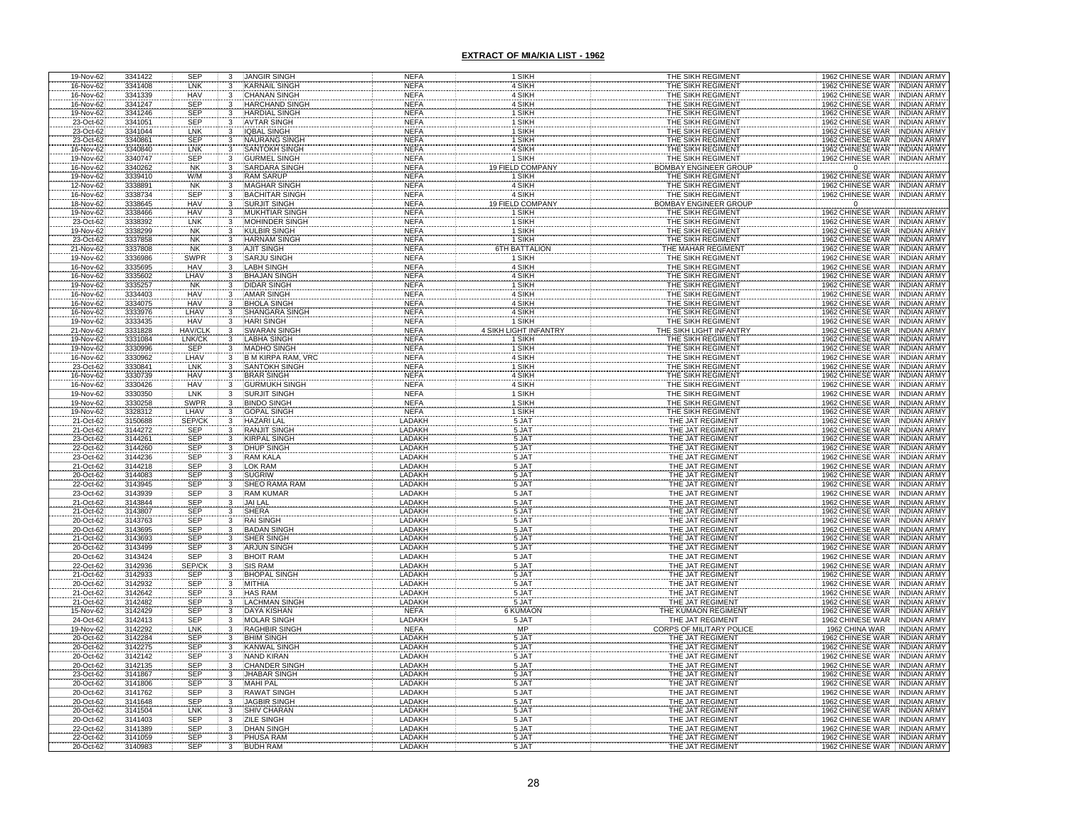## EXTRACT OF MIA/KIA LIST - 1962

| | | | | | | | | | |
|---|---|---|---|---|---|---|---|---|---|
| 19-Nov-62 | 3341422 | SEP | 3 | JANGIR SINGH | NEFA | 1 SIKH | THE SIKH REGIMENT | 1962 CHINESE WAR | INDIAN ARMY |
| 16-Nov-62 | 3341408 | LNK | 3 | KARNAIL SINGH | NEFA | 4 SIKH | THE SIKH REGIMENT | 1962 CHINESE WAR | INDIAN ARMY |
| 16-Nov-62 | 3341339 | HAV | 3 | CHANAN SINGH | NEFA | 4 SIKH | THE SIKH REGIMENT | 1962 CHINESE WAR | INDIAN ARMY |
| 16-Nov-62 | 3341247 | SEP | 3 | HARCHAND SINGH | NEFA | 4 SIKH | THE SIKH REGIMENT | 1962 CHINESE WAR | INDIAN ARMY |
| 19-Nov-62 | 3341246 | SEP | 3 | HARDIAL SINGH | NEFA | 1 SIKH | THE SIKH REGIMENT | 1962 CHINESE WAR | INDIAN ARMY |
| 23-Oct-62 | 3341051 | SEP | 3 | AVTAR SINGH | NEFA | 1 SIKH | THE SIKH REGIMENT | 1962 CHINESE WAR | INDIAN ARMY |
| 23-Oct-62 | 3341044 | LNK | 3 | IQBAL SINGH | NEFA | 1 SIKH | THE SIKH REGIMENT | 1962 CHINESE WAR | INDIAN ARMY |
| 23-Oct-62 | 3340861 | SEP | 3 | NAURANG SINGH | NEFA | 1 SIKH | THE SIKH REGIMENT | 1962 CHINESE WAR | INDIAN ARMY |
| 16-Nov-62 | 3340840 | LNK | 3 | SANTOKH SINGH | NEFA | 4 SIKH | THE SIKH REGIMENT | 1962 CHINESE WAR | INDIAN ARMY |
| 19-Nov-62 | 3340747 | SEP | 3 | GURMEL SINGH | NEFA | 1 SIKH | THE SIKH REGIMENT | 1962 CHINESE WAR | INDIAN ARMY |
| 16-Nov-62 | 3340262 | NK | 3 | SARDARA SINGH | NEFA | 19 FIELD COMPANY | BOMBAY ENGINEER GROUP | 0 | |
| 19-Nov-62 | 3339410 | W/M | 3 | RAM SARUP | NEFA | 1 SIKH | THE SIKH REGIMENT | 1962 CHINESE WAR | INDIAN ARMY |
| 12-Nov-62 | 3338891 | NK | 3 | MAGHAR SINGH | NEFA | 4 SIKH | THE SIKH REGIMENT | 1962 CHINESE WAR | INDIAN ARMY |
| 16-Nov-62 | 3338734 | SEP | 3 | BACHITAR SINGH | NEFA | 4 SIKH | THE SIKH REGIMENT | 1962 CHINESE WAR | INDIAN ARMY |
| 18-Nov-62 | 3338645 | HAV | 3 | SURJIT SINGH | NEFA | 19 FIELD COMPANY | BOMBAY ENGINEER GROUP | 0 | |
| 19-Nov-62 | 3338466 | HAV | 3 | MUKHTIAR SINGH | NEFA | 1 SIKH | THE SIKH REGIMENT | 1962 CHINESE WAR | INDIAN ARMY |
| 23-Oct-62 | 3338392 | LNK | 3 | MOHINDER SINGH | NEFA | 1 SIKH | THE SIKH REGIMENT | 1962 CHINESE WAR | INDIAN ARMY |
| 19-Nov-62 | 3338299 | NK | 3 | KULBIR SINGH | NEFA | 1 SIKH | THE SIKH REGIMENT | 1962 CHINESE WAR | INDIAN ARMY |
| 23-Oct-62 | 3337858 | NK | 3 | HARNAM SINGH | NEFA | 1 SIKH | THE SIKH REGIMENT | 1962 CHINESE WAR | INDIAN ARMY |
| 21-Nov-62 | 3337808 | NK | 3 | AJIT SINGH | NEFA | 6TH BATTALION | THE MAHAR REGIMENT | 1962 CHINESE WAR | INDIAN ARMY |
| 19-Nov-62 | 3336986 | SWPR | 3 | SARJU SINGH | NEFA | 1 SIKH | THE SIKH REGIMENT | 1962 CHINESE WAR | INDIAN ARMY |
| 16-Nov-62 | 3335695 | HAV | 3 | LABH SINGH | NEFA | 4 SIKH | THE SIKH REGIMENT | 1962 CHINESE WAR | INDIAN ARMY |
| 16-Nov-62 | 3335602 | LHAV | 3 | BHAJAN SINGH | NEFA | 4 SIKH | THE SIKH REGIMENT | 1962 CHINESE WAR | INDIAN ARMY |
| 19-Nov-62 | 3335257 | NK | 3 | DIDAR SINGH | NEFA | 1 SIKH | THE SIKH REGIMENT | 1962 CHINESE WAR | INDIAN ARMY |
| 16-Nov-62 | 3334403 | HAV | 3 | AMAR SINGH | NEFA | 4 SIKH | THE SIKH REGIMENT | 1962 CHINESE WAR | INDIAN ARMY |
| 16-Nov-62 | 3334075 | HAV | 3 | BHOLA SINGH | NEFA | 4 SIKH | THE SIKH REGIMENT | 1962 CHINESE WAR | INDIAN ARMY |
| 16-Nov-62 | 3333976 | LHAV | 3 | SHANGARA SINGH | NEFA | 4 SIKH | THE SIKH REGIMENT | 1962 CHINESE WAR | INDIAN ARMY |
| 19-Nov-62 | 3333435 | HAV | 3 | HARI SINGH | NEFA | 1 SIKH | THE SIKH REGIMENT | 1962 CHINESE WAR | INDIAN ARMY |
| 21-Nov-62 | 3331828 | HAV/CLK | 3 | SWARAN SINGH | NEFA | 4 SIKH LIGHT INFANTRY | THE SIKH LIGHT INFANTRY | 1962 CHINESE WAR | INDIAN ARMY |
| 19-Nov-62 | 3331084 | LNK/CK | 3 | LABHA SINGH | NEFA | 1 SIKH | THE SIKH REGIMENT | 1962 CHINESE WAR | INDIAN ARMY |
| 19-Nov-62 | 3330996 | SEP | 3 | MADHO SINGH | NEFA | 1 SIKH | THE SIKH REGIMENT | 1962 CHINESE WAR | INDIAN ARMY |
| 16-Nov-62 | 3330962 | LHAV | 3 | B M KIRPA RAM, VRC | NEFA | 4 SIKH | THE SIKH REGIMENT | 1962 CHINESE WAR | INDIAN ARMY |
| 23-Oct-62 | 3330841 | LNK | 3 | SANTOKH SINGH | NEFA | 1 SIKH | THE SIKH REGIMENT | 1962 CHINESE WAR | INDIAN ARMY |
| 16-Nov-62 | 3330739 | HAV | 3 | BRAR SINGH | NEFA | 4 SIKH | THE SIKH REGIMENT | 1962 CHINESE WAR | INDIAN ARMY |
| 16-Nov-62 | 3330426 | HAV | 3 | GURMUKH SINGH | NEFA | 4 SIKH | THE SIKH REGIMENT | 1962 CHINESE WAR | INDIAN ARMY |
| 19-Nov-62 | 3330350 | LNK | 3 | SURJIT SINGH | NEFA | 1 SIKH | THE SIKH REGIMENT | 1962 CHINESE WAR | INDIAN ARMY |
| 19-Nov-62 | 3330258 | SWPR | 3 | BINDO SINGH | NEFA | 1 SIKH | THE SIKH REGIMENT | 1962 CHINESE WAR | INDIAN ARMY |
| 19-Nov-62 | 3328312 | LHAV | 3 | GOPAL SINGH | NEFA | 1 SIKH | THE SIKH REGIMENT | 1962 CHINESE WAR | INDIAN ARMY |
| 21-Oct-62 | 3150688 | SEP/CK | 3 | HAZARI LAL | LADAKH | 5 JAT | THE JAT REGIMENT | 1962 CHINESE WAR | INDIAN ARMY |
| 21-Oct-62 | 3144272 | SEP | 3 | RANJIT SINGH | LADAKH | 5 JAT | THE JAT REGIMENT | 1962 CHINESE WAR | INDIAN ARMY |
| 23-Oct-62 | 3144261 | SEP | 3 | KIRPAL SINGH | LADAKH | 5 JAT | THE JAT REGIMENT | 1962 CHINESE WAR | INDIAN ARMY |
| 22-Oct-62 | 3144260 | SEP | 3 | DHUP SINGH | LADAKH | 5 JAT | THE JAT REGIMENT | 1962 CHINESE WAR | INDIAN ARMY |
| 23-Oct-62 | 3144236 | SEP | 3 | RAM KALA | LADAKH | 5 JAT | THE JAT REGIMENT | 1962 CHINESE WAR | INDIAN ARMY |
| 21-Oct-62 | 3144218 | SEP | 3 | LOK RAM | LADAKH | 5 JAT | THE JAT REGIMENT | 1962 CHINESE WAR | INDIAN ARMY |
| 20-Oct-62 | 3144083 | SEP | 3 | SUGRIW | LADAKH | 5 JAT | THE JAT REGIMENT | 1962 CHINESE WAR | INDIAN ARMY |
| 22-Oct-62 | 3143945 | SEP | 3 | SHEO RAMA RAM | LADAKH | 5 JAT | THE JAT REGIMENT | 1962 CHINESE WAR | INDIAN ARMY |
| 23-Oct-62 | 3143939 | SEP | 3 | RAM KUMAR | LADAKH | 5 JAT | THE JAT REGIMENT | 1962 CHINESE WAR | INDIAN ARMY |
| 21-Oct-62 | 3143844 | SEP | 3 | JAI LAL | LADAKH | 5 JAT | THE JAT REGIMENT | 1962 CHINESE WAR | INDIAN ARMY |
| 21-Oct-62 | 3143807 | SEP | 3 | SHERA | LADAKH | 5 JAT | THE JAT REGIMENT | 1962 CHINESE WAR | INDIAN ARMY |
| 20-Oct-62 | 3143763 | SEP | 3 | RAI SINGH | LADAKH | 5 JAT | THE JAT REGIMENT | 1962 CHINESE WAR | INDIAN ARMY |
| 20-Oct-62 | 3143695 | SEP | 3 | BADAN SINGH | LADAKH | 5 JAT | THE JAT REGIMENT | 1962 CHINESE WAR | INDIAN ARMY |
| 21-Oct-62 | 3143693 | SEP | 3 | SHER SINGH | LADAKH | 5 JAT | THE JAT REGIMENT | 1962 CHINESE WAR | INDIAN ARMY |
| 20-Oct-62 | 3143499 | SEP | 3 | ARJUN SINGH | LADAKH | 5 JAT | THE JAT REGIMENT | 1962 CHINESE WAR | INDIAN ARMY |
| 20-Oct-62 | 3143424 | SEP | 3 | BHOIT RAM | LADAKH | 5 JAT | THE JAT REGIMENT | 1962 CHINESE WAR | INDIAN ARMY |
| 22-Oct-62 | 3142936 | SEP/CK | 3 | SIS RAM | LADAKH | 5 JAT | THE JAT REGIMENT | 1962 CHINESE WAR | INDIAN ARMY |
| 21-Oct-62 | 3142933 | SEP | 3 | BHOPAL SINGH | LADAKH | 5 JAT | THE JAT REGIMENT | 1962 CHINESE WAR | INDIAN ARMY |
| 20-Oct-62 | 3142932 | SEP | 3 | MITHIA | LADAKH | 5 JAT | THE JAT REGIMENT | 1962 CHINESE WAR | INDIAN ARMY |
| 21-Oct-62 | 3142642 | SEP | 3 | HAS RAM | LADAKH | 5 JAT | THE JAT REGIMENT | 1962 CHINESE WAR | INDIAN ARMY |
| 21-Oct-62 | 3142482 | SEP | 3 | LACHMAN SINGH | LADAKH | 5 JAT | THE JAT REGIMENT | 1962 CHINESE WAR | INDIAN ARMY |
| 15-Nov-62 | 3142429 | SEP | 3 | DAYA KISHAN | NEFA | 6 KUMAON | THE KUMAON REGIMENT | 1962 CHINESE WAR | INDIAN ARMY |
| 24-Oct-62 | 3142413 | SEP | 3 | MOLAR SINGH | LADAKH | 5 JAT | THE JAT REGIMENT | 1962 CHINESE WAR | INDIAN ARMY |
| 19-Nov-62 | 3142292 | LNK | 3 | RAGHBIR SINGH | NEFA | MP | CORPS OF MILITARY POLICE | 1962 CHINA WAR | INDIAN ARMY |
| 20-Oct-62 | 3142284 | SEP | 3 | BHIM SINGH | LADAKH | 5 JAT | THE JAT REGIMENT | 1962 CHINESE WAR | INDIAN ARMY |
| 20-Oct-62 | 3142275 | SEP | 3 | KANWAL SINGH | LADAKH | 5 JAT | THE JAT REGIMENT | 1962 CHINESE WAR | INDIAN ARMY |
| 20-Oct-62 | 3142142 | SEP | 3 | NAND KIRAN | LADAKH | 5 JAT | THE JAT REGIMENT | 1962 CHINESE WAR | INDIAN ARMY |
| 20-Oct-62 | 3142135 | SEP | 3 | CHANDER SINGH | LADAKH | 5 JAT | THE JAT REGIMENT | 1962 CHINESE WAR | INDIAN ARMY |
| 23-Oct-62 | 3141867 | SEP | 3 | JHABAR SINGH | LADAKH | 5 JAT | THE JAT REGIMENT | 1962 CHINESE WAR | INDIAN ARMY |
| 20-Oct-62 | 3141806 | SEP | 3 | MAHI PAL | LADAKH | 5 JAT | THE JAT REGIMENT | 1962 CHINESE WAR | INDIAN ARMY |
| 20-Oct-62 | 3141762 | SEP | 3 | RAWAT SINGH | LADAKH | 5 JAT | THE JAT REGIMENT | 1962 CHINESE WAR | INDIAN ARMY |
| 20-Oct-62 | 3141648 | SEP | 3 | JAGBIR SINGH | LADAKH | 5 JAT | THE JAT REGIMENT | 1962 CHINESE WAR | INDIAN ARMY |
| 20-Oct-62 | 3141504 | LNK | 3 | SHIV CHARAN | LADAKH | 5 JAT | THE JAT REGIMENT | 1962 CHINESE WAR | INDIAN ARMY |
| 20-Oct-62 | 3141403 | SEP | 3 | ZILE SINGH | LADAKH | 5 JAT | THE JAT REGIMENT | 1962 CHINESE WAR | INDIAN ARMY |
| 22-Oct-62 | 3141389 | SEP | 3 | DHAN SINGH | LADAKH | 5 JAT | THE JAT REGIMENT | 1962 CHINESE WAR | INDIAN ARMY |
| 22-Oct-62 | 3141059 | SEP | 3 | PHUSA RAM | LADAKH | 5 JAT | THE JAT REGIMENT | 1962 CHINESE WAR | INDIAN ARMY |
| 20-Oct-62 | 3140983 | SEP | 3 | BUDH RAM | LADAKH | 5 JAT | THE JAT REGIMENT | 1962 CHINESE WAR | INDIAN ARMY |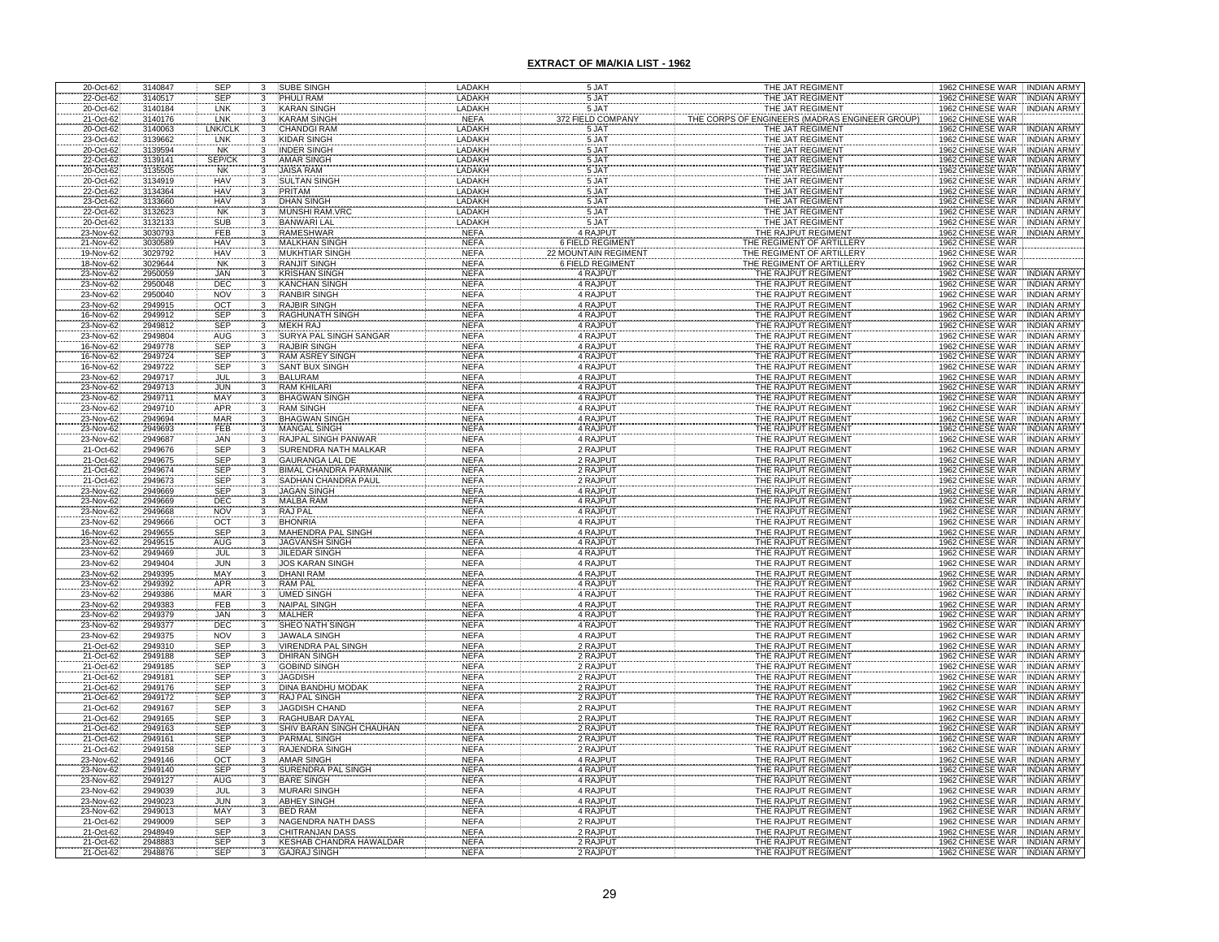## EXTRACT OF MIA/KIA LIST - 1962

| | | | | | | | | | |
|---|---|---|---|---|---|---|---|---|---|
| 20-Oct-62 | 3140847 | SEP | 3 | SUBE SINGH | LADAKH | 5 JAT | THE JAT REGIMENT | 1962 CHINESE WAR | INDIAN ARMY |
| 22-Oct-62 | 3140517 | SEP | 3 | PHULI RAM | LADAKH | 5 JAT | THE JAT REGIMENT | 1962 CHINESE WAR | INDIAN ARMY |
| 20-Oct-62 | 3140184 | LNK | 3 | KARAN SINGH | LADAKH | 5 JAT | THE JAT REGIMENT | 1962 CHINESE WAR | INDIAN ARMY |
| 21-Oct-62 | 3140176 | LNK | 3 | KARAM SINGH | NEFA | 372 FIELD COMPANY | THE CORPS OF ENGINEERS (MADRAS ENGINEER GROUP) | 1962 CHINESE WAR | |
| 20-Oct-62 | 3140063 | LNK/CLK | 3 | CHANDGI RAM | LADAKH | 5 JAT | THE JAT REGIMENT | 1962 CHINESE WAR | INDIAN ARMY |
| 23-Oct-62 | 3139662 | LNK | 3 | KIDAR SINGH | LADAKH | 5 JAT | THE JAT REGIMENT | 1962 CHINESE WAR | INDIAN ARMY |
| 20-Oct-62 | 3139594 | NK | 3 | INDER SINGH | LADAKH | 5 JAT | THE JAT REGIMENT | 1962 CHINESE WAR | INDIAN ARMY |
| 22-Oct-62 | 3139141 | SEP/CK | 3 | AMAR SINGH | LADAKH | 5 JAT | THE JAT REGIMENT | 1962 CHINESE WAR | INDIAN ARMY |
| 20-Oct-62 | 3135505 | NK | 3 | JAISA RAM | LADAKH | 5 JAT | THE JAT REGIMENT | 1962 CHINESE WAR | INDIAN ARMY |
| 20-Oct-62 | 3134919 | HAV | 3 | SULTAN SINGH | LADAKH | 5 JAT | THE JAT REGIMENT | 1962 CHINESE WAR | INDIAN ARMY |
| 22-Oct-62 | 3134364 | HAV | 3 | PRITAM | LADAKH | 5 JAT | THE JAT REGIMENT | 1962 CHINESE WAR | INDIAN ARMY |
| 23-Oct-62 | 3133660 | HAV | 3 | DHAN SINGH | LADAKH | 5 JAT | THE JAT REGIMENT | 1962 CHINESE WAR | INDIAN ARMY |
| 22-Oct-62 | 3132623 | NK | 3 | MUNSHI RAM.VRC | LADAKH | 5 JAT | THE JAT REGIMENT | 1962 CHINESE WAR | INDIAN ARMY |
| 20-Oct-62 | 3132133 | SUB | 3 | BANWARI LAL | LADAKH | 5 JAT | THE JAT REGIMENT | 1962 CHINESE WAR | INDIAN ARMY |
| 23-Nov-62 | 3030793 | FEB | 3 | RAMESHWAR | NEFA | 4 RAJPUT | THE RAJPUT REGIMENT | 1962 CHINESE WAR | INDIAN ARMY |
| 21-Nov-62 | 3030589 | HAV | 3 | MALKHAN SINGH | NEFA | 6 FIELD REGIMENT | THE REGIMENT OF ARTILLERY | 1962 CHINESE WAR | |
| 19-Nov-62 | 3029792 | HAV | 3 | MUKHTIAR SINGH | NEFA | 22 MOUNTAIN REGIMENT | THE REGIMENT OF ARTILLERY | 1962 CHINESE WAR | |
| 18-Nov-62 | 3029644 | NK | 3 | RANJIT SINGH | NEFA | 6 FIELD REGIMENT | THE REGIMENT OF ARTILLERY | 1962 CHINESE WAR | |
| 23-Nov-62 | 2950059 | JAN | 3 | KRISHAN SINGH | NEFA | 4 RAJPUT | THE RAJPUT REGIMENT | 1962 CHINESE WAR | INDIAN ARMY |
| 23-Nov-62 | 2950048 | DEC | 3 | KANCHAN SINGH | NEFA | 4 RAJPUT | THE RAJPUT REGIMENT | 1962 CHINESE WAR | INDIAN ARMY |
| 23-Nov-62 | 2950040 | NOV | 3 | RANBIR SINGH | NEFA | 4 RAJPUT | THE RAJPUT REGIMENT | 1962 CHINESE WAR | INDIAN ARMY |
| 23-Nov-62 | 2949915 | OCT | 3 | RAJBIR SINGH | NEFA | 4 RAJPUT | THE RAJPUT REGIMENT | 1962 CHINESE WAR | INDIAN ARMY |
| 16-Nov-62 | 2949912 | SEP | 3 | RAGHUNATH SINGH | NEFA | 4 RAJPUT | THE RAJPUT REGIMENT | 1962 CHINESE WAR | INDIAN ARMY |
| 23-Nov-62 | 2949812 | SEP | 3 | MEKH RAJ | NEFA | 4 RAJPUT | THE RAJPUT REGIMENT | 1962 CHINESE WAR | INDIAN ARMY |
| 23-Nov-62 | 2949804 | AUG | 3 | SURYA PAL SINGH SANGAR | NEFA | 4 RAJPUT | THE RAJPUT REGIMENT | 1962 CHINESE WAR | INDIAN ARMY |
| 16-Nov-62 | 2949778 | SEP | 3 | RAJBIR SINGH | NEFA | 4 RAJPUT | THE RAJPUT REGIMENT | 1962 CHINESE WAR | INDIAN ARMY |
| 16-Nov-62 | 2949724 | SEP | 3 | RAM ASREY SINGH | NEFA | 4 RAJPUT | THE RAJPUT REGIMENT | 1962 CHINESE WAR | INDIAN ARMY |
| 16-Nov-62 | 2949722 | SEP | 3 | SANT BUX SINGH | NEFA | 4 RAJPUT | THE RAJPUT REGIMENT | 1962 CHINESE WAR | INDIAN ARMY |
| 23-Nov-62 | 2949717 | JUL | 3 | BALURAM | NEFA | 4 RAJPUT | THE RAJPUT REGIMENT | 1962 CHINESE WAR | INDIAN ARMY |
| 23-Nov-62 | 2949713 | JUN | 3 | RAM KHILARI | NEFA | 4 RAJPUT | THE RAJPUT REGIMENT | 1962 CHINESE WAR | INDIAN ARMY |
| 23-Nov-62 | 2949711 | MAY | 3 | BHAGWAN SINGH | NEFA | 4 RAJPUT | THE RAJPUT REGIMENT | 1962 CHINESE WAR | INDIAN ARMY |
| 23-Nov-62 | 2949710 | APR | 3 | RAM SINGH | NEFA | 4 RAJPUT | THE RAJPUT REGIMENT | 1962 CHINESE WAR | INDIAN ARMY |
| 23-Nov-62 | 2949694 | MAR | 3 | BHAGWAN SINGH | NEFA | 4 RAJPUT | THE RAJPUT REGIMENT | 1962 CHINESE WAR | INDIAN ARMY |
| 23-Nov-62 | 2949693 | FEB | 3 | MANGAL SINGH | NEFA | 4 RAJPUT | THE RAJPUT REGIMENT | 1962 CHINESE WAR | INDIAN ARMY |
| 23-Nov-62 | 2949687 | JAN | 3 | RAJPAL SINGH PANWAR | NEFA | 4 RAJPUT | THE RAJPUT REGIMENT | 1962 CHINESE WAR | INDIAN ARMY |
| 21-Oct-62 | 2949676 | SEP | 3 | SURENDRA NATH MALKAR | NEFA | 2 RAJPUT | THE RAJPUT REGIMENT | 1962 CHINESE WAR | INDIAN ARMY |
| 21-Oct-62 | 2949675 | SEP | 3 | GAURANGA LAL DE | NEFA | 2 RAJPUT | THE RAJPUT REGIMENT | 1962 CHINESE WAR | INDIAN ARMY |
| 21-Oct-62 | 2949674 | SEP | 3 | BIMAL CHANDRA PARMANIK | NEFA | 2 RAJPUT | THE RAJPUT REGIMENT | 1962 CHINESE WAR | INDIAN ARMY |
| 21-Oct-62 | 2949673 | SEP | 3 | SADHAN CHANDRA PAUL | NEFA | 2 RAJPUT | THE RAJPUT REGIMENT | 1962 CHINESE WAR | INDIAN ARMY |
| 23-Nov-62 | 2949669 | SEP | 3 | JAGAN SINGH | NEFA | 4 RAJPUT | THE RAJPUT REGIMENT | 1962 CHINESE WAR | INDIAN ARMY |
| 23-Nov-62 | 2949669 | DEC | 3 | MALBA RAM | NEFA | 4 RAJPUT | THE RAJPUT REGIMENT | 1962 CHINESE WAR | INDIAN ARMY |
| 23-Nov-62 | 2949668 | NOV | 3 | RAJ PAL | NEFA | 4 RAJPUT | THE RAJPUT REGIMENT | 1962 CHINESE WAR | INDIAN ARMY |
| 23-Nov-62 | 2949666 | OCT | 3 | BHONRIA | NEFA | 4 RAJPUT | THE RAJPUT REGIMENT | 1962 CHINESE WAR | INDIAN ARMY |
| 16-Nov-62 | 2949655 | SEP | 3 | MAHENDRA PAL SINGH | NEFA | 4 RAJPUT | THE RAJPUT REGIMENT | 1962 CHINESE WAR | INDIAN ARMY |
| 23-Nov-62 | 2949515 | AUG | 3 | JAGVANSH SINGH | NEFA | 4 RAJPUT | THE RAJPUT REGIMENT | 1962 CHINESE WAR | INDIAN ARMY |
| 23-Nov-62 | 2949469 | JUL | 3 | JILEDAR SINGH | NEFA | 4 RAJPUT | THE RAJPUT REGIMENT | 1962 CHINESE WAR | INDIAN ARMY |
| 23-Nov-62 | 2949404 | JUN | 3 | JOS KARAN SINGH | NEFA | 4 RAJPUT | THE RAJPUT REGIMENT | 1962 CHINESE WAR | INDIAN ARMY |
| 23-Nov-62 | 2949395 | MAY | 3 | DHANI RAM | NEFA | 4 RAJPUT | THE RAJPUT REGIMENT | 1962 CHINESE WAR | INDIAN ARMY |
| 23-Nov-62 | 2949392 | APR | 3 | RAM PAL | NEFA | 4 RAJPUT | THE RAJPUT REGIMENT | 1962 CHINESE WAR | INDIAN ARMY |
| 23-Nov-62 | 2949386 | MAR | 3 | UMED SINGH | NEFA | 4 RAJPUT | THE RAJPUT REGIMENT | 1962 CHINESE WAR | INDIAN ARMY |
| 23-Nov-62 | 2949383 | FEB | 3 | NAIPAL SINGH | NEFA | 4 RAJPUT | THE RAJPUT REGIMENT | 1962 CHINESE WAR | INDIAN ARMY |
| 23-Nov-62 | 2949379 | JAN | 3 | MALHER | NEFA | 4 RAJPUT | THE RAJPUT REGIMENT | 1962 CHINESE WAR | INDIAN ARMY |
| 23-Nov-62 | 2949377 | DEC | 3 | SHEO NATH SINGH | NEFA | 4 RAJPUT | THE RAJPUT REGIMENT | 1962 CHINESE WAR | INDIAN ARMY |
| 23-Nov-62 | 2949375 | NOV | 3 | JAWALA SINGH | NEFA | 4 RAJPUT | THE RAJPUT REGIMENT | 1962 CHINESE WAR | INDIAN ARMY |
| 21-Oct-62 | 2949310 | SEP | 3 | VIRENDRA PAL SINGH | NEFA | 2 RAJPUT | THE RAJPUT REGIMENT | 1962 CHINESE WAR | INDIAN ARMY |
| 21-Oct-62 | 2949188 | SEP | 3 | DHIRAN SINGH | NEFA | 2 RAJPUT | THE RAJPUT REGIMENT | 1962 CHINESE WAR | INDIAN ARMY |
| 21-Oct-62 | 2949185 | SEP | 3 | GOBIND SINGH | NEFA | 2 RAJPUT | THE RAJPUT REGIMENT | 1962 CHINESE WAR | INDIAN ARMY |
| 21-Oct-62 | 2949181 | SEP | 3 | JAGDISH | NEFA | 2 RAJPUT | THE RAJPUT REGIMENT | 1962 CHINESE WAR | INDIAN ARMY |
| 21-Oct-62 | 2949176 | SEP | 3 | DINA BANDHU MODAK | NEFA | 2 RAJPUT | THE RAJPUT REGIMENT | 1962 CHINESE WAR | INDIAN ARMY |
| 21-Oct-62 | 2949172 | SEP | 3 | RAJ PAL SINGH | NEFA | 2 RAJPUT | THE RAJPUT REGIMENT | 1962 CHINESE WAR | INDIAN ARMY |
| 21-Oct-62 | 2949167 | SEP | 3 | JAGDISH CHAND | NEFA | 2 RAJPUT | THE RAJPUT REGIMENT | 1962 CHINESE WAR | INDIAN ARMY |
| 21-Oct-62 | 2949165 | SEP | 3 | RAGHUBAR DAYAL | NEFA | 2 RAJPUT | THE RAJPUT REGIMENT | 1962 CHINESE WAR | INDIAN ARMY |
| 21-Oct-62 | 2949163 | SEP | 3 | SHIV BARAN SINGH CHAUHAN | NEFA | 2 RAJPUT | THE RAJPUT REGIMENT | 1962 CHINESE WAR | INDIAN ARMY |
| 21-Oct-62 | 2949161 | SEP | 3 | PARMAL SINGH | NEFA | 2 RAJPUT | THE RAJPUT REGIMENT | 1962 CHINESE WAR | INDIAN ARMY |
| 21-Oct-62 | 2949158 | SEP | 3 | RAJENDRA SINGH | NEFA | 2 RAJPUT | THE RAJPUT REGIMENT | 1962 CHINESE WAR | INDIAN ARMY |
| 23-Nov-62 | 2949146 | OCT | 3 | AMAR SINGH | NEFA | 4 RAJPUT | THE RAJPUT REGIMENT | 1962 CHINESE WAR | INDIAN ARMY |
| 23-Nov-62 | 2949140 | SEP | 3 | SURENDRA PAL SINGH | NEFA | 4 RAJPUT | THE RAJPUT REGIMENT | 1962 CHINESE WAR | INDIAN ARMY |
| 23-Nov-62 | 2949127 | AUG | 3 | BARE SINGH | NEFA | 4 RAJPUT | THE RAJPUT REGIMENT | 1962 CHINESE WAR | INDIAN ARMY |
| 23-Nov-62 | 2949039 | JUL | 3 | MURARI SINGH | NEFA | 4 RAJPUT | THE RAJPUT REGIMENT | 1962 CHINESE WAR | INDIAN ARMY |
| 23-Nov-62 | 2949023 | JUN | 3 | ABHEY SINGH | NEFA | 4 RAJPUT | THE RAJPUT REGIMENT | 1962 CHINESE WAR | INDIAN ARMY |
| 23-Nov-62 | 2949013 | MAY | 3 | BED RAM | NEFA | 4 RAJPUT | THE RAJPUT REGIMENT | 1962 CHINESE WAR | INDIAN ARMY |
| 21-Oct-62 | 2949009 | SEP | 3 | NAGENDRA NATH DASS | NEFA | 2 RAJPUT | THE RAJPUT REGIMENT | 1962 CHINESE WAR | INDIAN ARMY |
| 21-Oct-62 | 2948949 | SEP | 3 | CHITRANJAN DASS | NEFA | 2 RAJPUT | THE RAJPUT REGIMENT | 1962 CHINESE WAR | INDIAN ARMY |
| 21-Oct-62 | 2948883 | SEP | 3 | KESHAB CHANDRA HAWALDAR | NEFA | 2 RAJPUT | THE RAJPUT REGIMENT | 1962 CHINESE WAR | INDIAN ARMY |
| 21-Oct-62 | 2948876 | SEP | 3 | GAJRAJ SINGH | NEFA | 2 RAJPUT | THE RAJPUT REGIMENT | 1962 CHINESE WAR | INDIAN ARMY |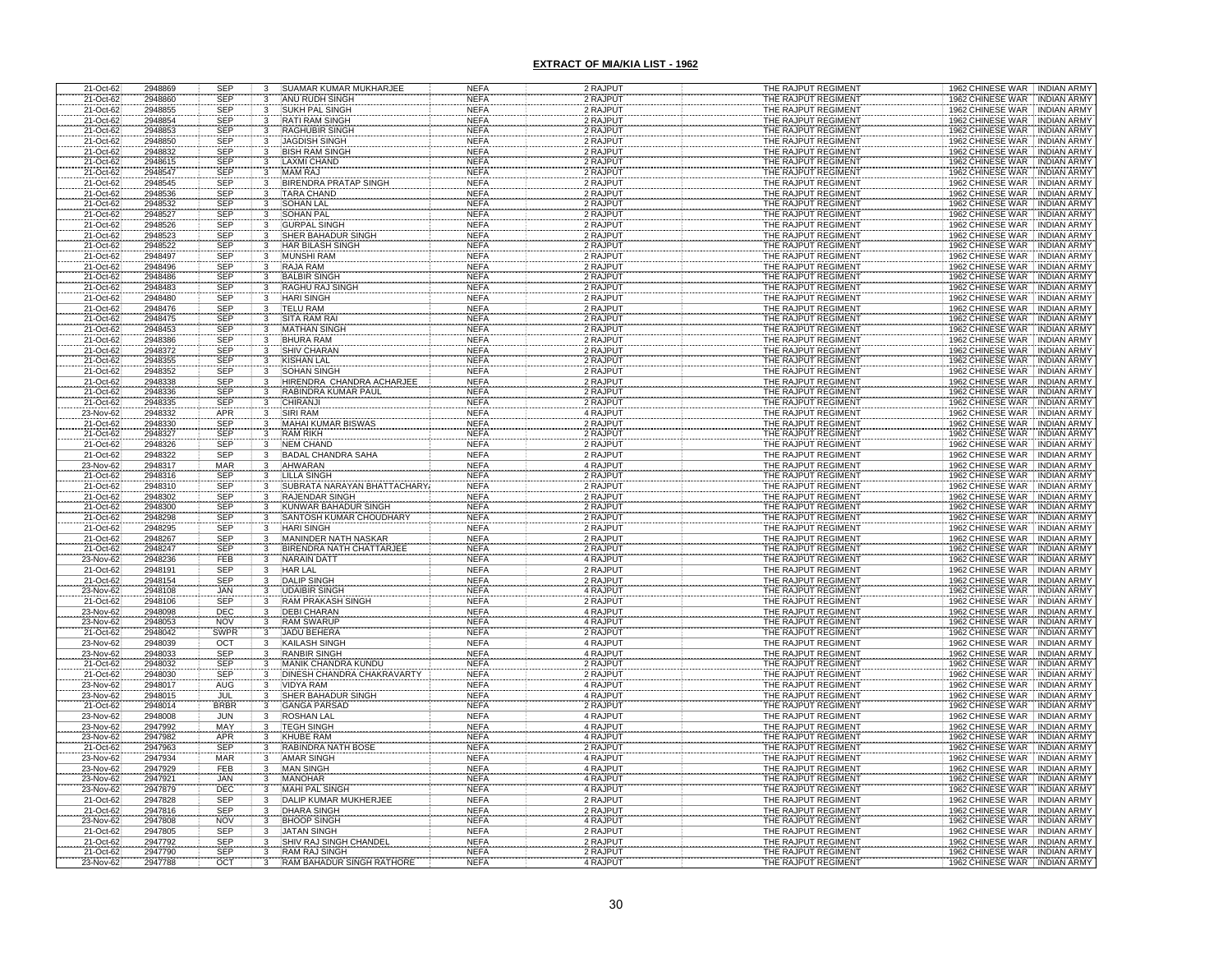**EXTRACT OF MIA/KIA LIST - 1962**

| | | | | | | | | | |
|---|---|---|---|---|---|---|---|---|---|
| 21-Oct-62 | 2948869 | SEP | 3 | SUAMAR KUMAR MUKHARJEE | NEFA | 2 RAJPUT | THE RAJPUT REGIMENT | 1962 CHINESE WAR | INDIAN ARMY |
| 21-Oct-62 | 2948860 | SEP | 3 | ANU RUDH SINGH | NEFA | 2 RAJPUT | THE RAJPUT REGIMENT | 1962 CHINESE WAR | INDIAN ARMY |
| 21-Oct-62 | 2948855 | SEP | 3 | SUKH PAL SINGH | NEFA | 2 RAJPUT | THE RAJPUT REGIMENT | 1962 CHINESE WAR | INDIAN ARMY |
| 21-Oct-62 | 2948854 | SEP | 3 | RATI RAM SINGH | NEFA | 2 RAJPUT | THE RAJPUT REGIMENT | 1962 CHINESE WAR | INDIAN ARMY |
| 21-Oct-62 | 2948853 | SEP | 3 | RAGHUBIR SINGH | NEFA | 2 RAJPUT | THE RAJPUT REGIMENT | 1962 CHINESE WAR | INDIAN ARMY |
| 21-Oct-62 | 2948850 | SEP | 3 | JAGDISH SINGH | NEFA | 2 RAJPUT | THE RAJPUT REGIMENT | 1962 CHINESE WAR | INDIAN ARMY |
| 21-Oct-62 | 2948832 | SEP | 3 | BISH RAM SINGH | NEFA | 2 RAJPUT | THE RAJPUT REGIMENT | 1962 CHINESE WAR | INDIAN ARMY |
| 21-Oct-62 | 2948615 | SEP | 3 | LAXMI CHAND | NEFA | 2 RAJPUT | THE RAJPUT REGIMENT | 1962 CHINESE WAR | INDIAN ARMY |
| 21-Oct-62 | 2948547 | SEP | 3 | MAM RAJ | NEFA | 2 RAJPUT | THE RAJPUT REGIMENT | 1962 CHINESE WAR | INDIAN ARMY |
| 21-Oct-62 | 2948545 | SEP | 3 | BIRENDRA PRATAP SINGH | NEFA | 2 RAJPUT | THE RAJPUT REGIMENT | 1962 CHINESE WAR | INDIAN ARMY |
| 21-Oct-62 | 2948536 | SEP | 3 | TARA CHAND | NEFA | 2 RAJPUT | THE RAJPUT REGIMENT | 1962 CHINESE WAR | INDIAN ARMY |
| 21-Oct-62 | 2948532 | SEP | 3 | SOHAN LAL | NEFA | 2 RAJPUT | THE RAJPUT REGIMENT | 1962 CHINESE WAR | INDIAN ARMY |
| 21-Oct-62 | 2948527 | SEP | 3 | SOHAN PAL | NEFA | 2 RAJPUT | THE RAJPUT REGIMENT | 1962 CHINESE WAR | INDIAN ARMY |
| 21-Oct-62 | 2948526 | SEP | 3 | GURPAL SINGH | NEFA | 2 RAJPUT | THE RAJPUT REGIMENT | 1962 CHINESE WAR | INDIAN ARMY |
| 21-Oct-62 | 2948523 | SEP | 3 | SHER BAHADUR SINGH | NEFA | 2 RAJPUT | THE RAJPUT REGIMENT | 1962 CHINESE WAR | INDIAN ARMY |
| 21-Oct-62 | 2948522 | SEP | 3 | HAR BILASH SINGH | NEFA | 2 RAJPUT | THE RAJPUT REGIMENT | 1962 CHINESE WAR | INDIAN ARMY |
| 21-Oct-62 | 2948497 | SEP | 3 | MUNSHI RAM | NEFA | 2 RAJPUT | THE RAJPUT REGIMENT | 1962 CHINESE WAR | INDIAN ARMY |
| 21-Oct-62 | 2948496 | SEP | 3 | RAJA RAM | NEFA | 2 RAJPUT | THE RAJPUT REGIMENT | 1962 CHINESE WAR | INDIAN ARMY |
| 21-Oct-62 | 2948486 | SEP | 3 | BALBIR SINGH | NEFA | 2 RAJPUT | THE RAJPUT REGIMENT | 1962 CHINESE WAR | INDIAN ARMY |
| 21-Oct-62 | 2948483 | SEP | 3 | RAGHU RAJ SINGH | NEFA | 2 RAJPUT | THE RAJPUT REGIMENT | 1962 CHINESE WAR | INDIAN ARMY |
| 21-Oct-62 | 2948480 | SEP | 3 | HARI SINGH | NEFA | 2 RAJPUT | THE RAJPUT REGIMENT | 1962 CHINESE WAR | INDIAN ARMY |
| 21-Oct-62 | 2948476 | SEP | 3 | TELU RAM | NEFA | 2 RAJPUT | THE RAJPUT REGIMENT | 1962 CHINESE WAR | INDIAN ARMY |
| 21-Oct-62 | 2948475 | SEP | 3 | SITA RAM RAI | NEFA | 2 RAJPUT | THE RAJPUT REGIMENT | 1962 CHINESE WAR | INDIAN ARMY |
| 21-Oct-62 | 2948453 | SEP | 3 | MATHAN SINGH | NEFA | 2 RAJPUT | THE RAJPUT REGIMENT | 1962 CHINESE WAR | INDIAN ARMY |
| 21-Oct-62 | 2948386 | SEP | 3 | BHURA RAM | NEFA | 2 RAJPUT | THE RAJPUT REGIMENT | 1962 CHINESE WAR | INDIAN ARMY |
| 21-Oct-62 | 2948372 | SEP | 3 | SHIV CHARAN | NEFA | 2 RAJPUT | THE RAJPUT REGIMENT | 1962 CHINESE WAR | INDIAN ARMY |
| 21-Oct-62 | 2948355 | SEP | 3 | KISHAN LAL | NEFA | 2 RAJPUT | THE RAJPUT REGIMENT | 1962 CHINESE WAR | INDIAN ARMY |
| 21-Oct-62 | 2948352 | SEP | 3 | SOHAN SINGH | NEFA | 2 RAJPUT | THE RAJPUT REGIMENT | 1962 CHINESE WAR | INDIAN ARMY |
| 21-Oct-62 | 2948338 | SEP | 3 | HIRENDRA CHANDRA ACHARJEE | NEFA | 2 RAJPUT | THE RAJPUT REGIMENT | 1962 CHINESE WAR | INDIAN ARMY |
| 21-Oct-62 | 2948336 | SEP | 3 | RABINDRA KUMAR PAUL | NEFA | 2 RAJPUT | THE RAJPUT REGIMENT | 1962 CHINESE WAR | INDIAN ARMY |
| 21-Oct-62 | 2948335 | SEP | 3 | CHIRANJI | NEFA | 2 RAJPUT | THE RAJPUT REGIMENT | 1962 CHINESE WAR | INDIAN ARMY |
| 23-Nov-62 | 2948332 | APR | 3 | SIRI RAM | NEFA | 4 RAJPUT | THE RAJPUT REGIMENT | 1962 CHINESE WAR | INDIAN ARMY |
| 21-Oct-62 | 2948330 | SEP | 3 | MAHAI KUMAR BISWAS | NEFA | 2 RAJPUT | THE RAJPUT REGIMENT | 1962 CHINESE WAR | INDIAN ARMY |
| 21-Oct-62 | 2948327 | SEP | 3 | RAM RIKH | NEFA | 2 RAJPUT | THE RAJPUT REGIMENT | 1962 CHINESE WAR | INDIAN ARMY |
| 21-Oct-62 | 2948326 | SEP | 3 | NEM CHAND | NEFA | 2 RAJPUT | THE RAJPUT REGIMENT | 1962 CHINESE WAR | INDIAN ARMY |
| 21-Oct-62 | 2948322 | SEP | 3 | BADAL CHANDRA SAHA | NEFA | 2 RAJPUT | THE RAJPUT REGIMENT | 1962 CHINESE WAR | INDIAN ARMY |
| 23-Nov-62 | 2948317 | MAR | 3 | AHWARAN | NEFA | 4 RAJPUT | THE RAJPUT REGIMENT | 1962 CHINESE WAR | INDIAN ARMY |
| 21-Oct-62 | 2948316 | SEP | 3 | LILLA SINGH | NEFA | 2 RAJPUT | THE RAJPUT REGIMENT | 1962 CHINESE WAR | INDIAN ARMY |
| 21-Oct-62 | 2948310 | SEP | 3 | SUBRATA NARAYAN BHATTACHARY/ | NEFA | 2 RAJPUT | THE RAJPUT REGIMENT | 1962 CHINESE WAR | INDIAN ARMY |
| 21-Oct-62 | 2948302 | SEP | 3 | RAJENDAR SINGH | NEFA | 2 RAJPUT | THE RAJPUT REGIMENT | 1962 CHINESE WAR | INDIAN ARMY |
| 21-Oct-62 | 2948300 | SEP | 3 | KUNWAR BAHADUR SINGH | NEFA | 2 RAJPUT | THE RAJPUT REGIMENT | 1962 CHINESE WAR | INDIAN ARMY |
| 21-Oct-62 | 2948298 | SEP | 3 | SANTOSH KUMAR CHOUDHARY | NEFA | 2 RAJPUT | THE RAJPUT REGIMENT | 1962 CHINESE WAR | INDIAN ARMY |
| 21-Oct-62 | 2948295 | SEP | 3 | HARI SINGH | NEFA | 2 RAJPUT | THE RAJPUT REGIMENT | 1962 CHINESE WAR | INDIAN ARMY |
| 21-Oct-62 | 2948267 | SEP | 3 | MANINDER NATH NASKAR | NEFA | 2 RAJPUT | THE RAJPUT REGIMENT | 1962 CHINESE WAR | INDIAN ARMY |
| 21-Oct-62 | 2948247 | SEP | 3 | BIRENDRA NATH CHATTARJEE | NEFA | 2 RAJPUT | THE RAJPUT REGIMENT | 1962 CHINESE WAR | INDIAN ARMY |
| 23-Nov-62 | 2948236 | FEB | 3 | NARAIN DATT | NEFA | 4 RAJPUT | THE RAJPUT REGIMENT | 1962 CHINESE WAR | INDIAN ARMY |
| 21-Oct-62 | 2948191 | SEP | 3 | HAR LAL | NEFA | 2 RAJPUT | THE RAJPUT REGIMENT | 1962 CHINESE WAR | INDIAN ARMY |
| 21-Oct-62 | 2948154 | SEP | 3 | DALIP SINGH | NEFA | 2 RAJPUT | THE RAJPUT REGIMENT | 1962 CHINESE WAR | INDIAN ARMY |
| 23-Nov-62 | 2948108 | JAN | 3 | UDAIBIR SINGH | NEFA | 4 RAJPUT | THE RAJPUT REGIMENT | 1962 CHINESE WAR | INDIAN ARMY |
| 21-Oct-62 | 2948106 | SEP | 3 | RAM PRAKASH SINGH | NEFA | 2 RAJPUT | THE RAJPUT REGIMENT | 1962 CHINESE WAR | INDIAN ARMY |
| 23-Nov-62 | 2948098 | DEC | 3 | DEBI CHARAN | NEFA | 4 RAJPUT | THE RAJPUT REGIMENT | 1962 CHINESE WAR | INDIAN ARMY |
| 23-Nov-62 | 2948053 | NOV | 3 | RAM SWARUP | NEFA | 4 RAJPUT | THE RAJPUT REGIMENT | 1962 CHINESE WAR | INDIAN ARMY |
| 21-Oct-62 | 2948042 | SWPR | 3 | JADU BEHERA | NEFA | 2 RAJPUT | THE RAJPUT REGIMENT | 1962 CHINESE WAR | INDIAN ARMY |
| 23-Nov-62 | 2948039 | OCT | 3 | KAILASH SINGH | NEFA | 4 RAJPUT | THE RAJPUT REGIMENT | 1962 CHINESE WAR | INDIAN ARMY |
| 23-Nov-62 | 2948033 | SEP | 3 | RANBIR SINGH | NEFA | 4 RAJPUT | THE RAJPUT REGIMENT | 1962 CHINESE WAR | INDIAN ARMY |
| 21-Oct-62 | 2948032 | SEP | 3 | MANIK CHANDRA KUNDU | NEFA | 2 RAJPUT | THE RAJPUT REGIMENT | 1962 CHINESE WAR | INDIAN ARMY |
| 21-Oct-62 | 2948030 | SEP | 3 | DINESH CHANDRA CHAKRAVARTY | NEFA | 2 RAJPUT | THE RAJPUT REGIMENT | 1962 CHINESE WAR | INDIAN ARMY |
| 23-Nov-62 | 2948017 | AUG | 3 | VIDYA RAM | NEFA | 4 RAJPUT | THE RAJPUT REGIMENT | 1962 CHINESE WAR | INDIAN ARMY |
| 23-Nov-62 | 2948015 | JUL | 3 | SHER BAHADUR SINGH | NEFA | 4 RAJPUT | THE RAJPUT REGIMENT | 1962 CHINESE WAR | INDIAN ARMY |
| 21-Oct-62 | 2948014 | BRBR | 3 | GANGA PARSAD | NEFA | 2 RAJPUT | THE RAJPUT REGIMENT | 1962 CHINESE WAR | INDIAN ARMY |
| 23-Nov-62 | 2948008 | JUN | 3 | ROSHAN LAL | NEFA | 4 RAJPUT | THE RAJPUT REGIMENT | 1962 CHINESE WAR | INDIAN ARMY |
| 23-Nov-62 | 2947992 | MAY | 3 | TEGH SINGH | NEFA | 4 RAJPUT | THE RAJPUT REGIMENT | 1962 CHINESE WAR | INDIAN ARMY |
| 23-Nov-62 | 2947982 | APR | 3 | KHUBE RAM | NEFA | 4 RAJPUT | THE RAJPUT REGIMENT | 1962 CHINESE WAR | INDIAN ARMY |
| 21-Oct-62 | 2947963 | SEP | 3 | RABINDRA NATH BOSE | NEFA | 2 RAJPUT | THE RAJPUT REGIMENT | 1962 CHINESE WAR | INDIAN ARMY |
| 23-Nov-62 | 2947934 | MAR | 3 | AMAR SINGH | NEFA | 4 RAJPUT | THE RAJPUT REGIMENT | 1962 CHINESE WAR | INDIAN ARMY |
| 23-Nov-62 | 2947929 | FEB | 3 | MAN SINGH | NEFA | 4 RAJPUT | THE RAJPUT REGIMENT | 1962 CHINESE WAR | INDIAN ARMY |
| 23-Nov-62 | 2947921 | JAN | 3 | MANOHAR | NEFA | 4 RAJPUT | THE RAJPUT REGIMENT | 1962 CHINESE WAR | INDIAN ARMY |
| 23-Nov-62 | 2947879 | DEC | 3 | MAHI PAL SINGH | NEFA | 4 RAJPUT | THE RAJPUT REGIMENT | 1962 CHINESE WAR | INDIAN ARMY |
| 21-Oct-62 | 2947828 | SEP | 3 | DALIP KUMAR MUKHERJEE | NEFA | 2 RAJPUT | THE RAJPUT REGIMENT | 1962 CHINESE WAR | INDIAN ARMY |
| 21-Oct-62 | 2947816 | SEP | 3 | DHARA SINGH | NEFA | 2 RAJPUT | THE RAJPUT REGIMENT | 1962 CHINESE WAR | INDIAN ARMY |
| 23-Nov-62 | 2947808 | NOV | 3 | BHOOP SINGH | NEFA | 4 RAJPUT | THE RAJPUT REGIMENT | 1962 CHINESE WAR | INDIAN ARMY |
| 21-Oct-62 | 2947805 | SEP | 3 | JATAN SINGH | NEFA | 2 RAJPUT | THE RAJPUT REGIMENT | 1962 CHINESE WAR | INDIAN ARMY |
| 21-Oct-62 | 2947792 | SEP | 3 | SHIV RAJ SINGH CHANDEL | NEFA | 2 RAJPUT | THE RAJPUT REGIMENT | 1962 CHINESE WAR | INDIAN ARMY |
| 21-Oct-62 | 2947790 | SEP | 3 | RAM RAJ SINGH | NEFA | 2 RAJPUT | THE RAJPUT REGIMENT | 1962 CHINESE WAR | INDIAN ARMY |
| 23-Nov-62 | 2947788 | OCT | 3 | RAM BAHADUR SINGH RATHORE | NEFA | 4 RAJPUT | THE RAJPUT REGIMENT | 1962 CHINESE WAR | INDIAN ARMY |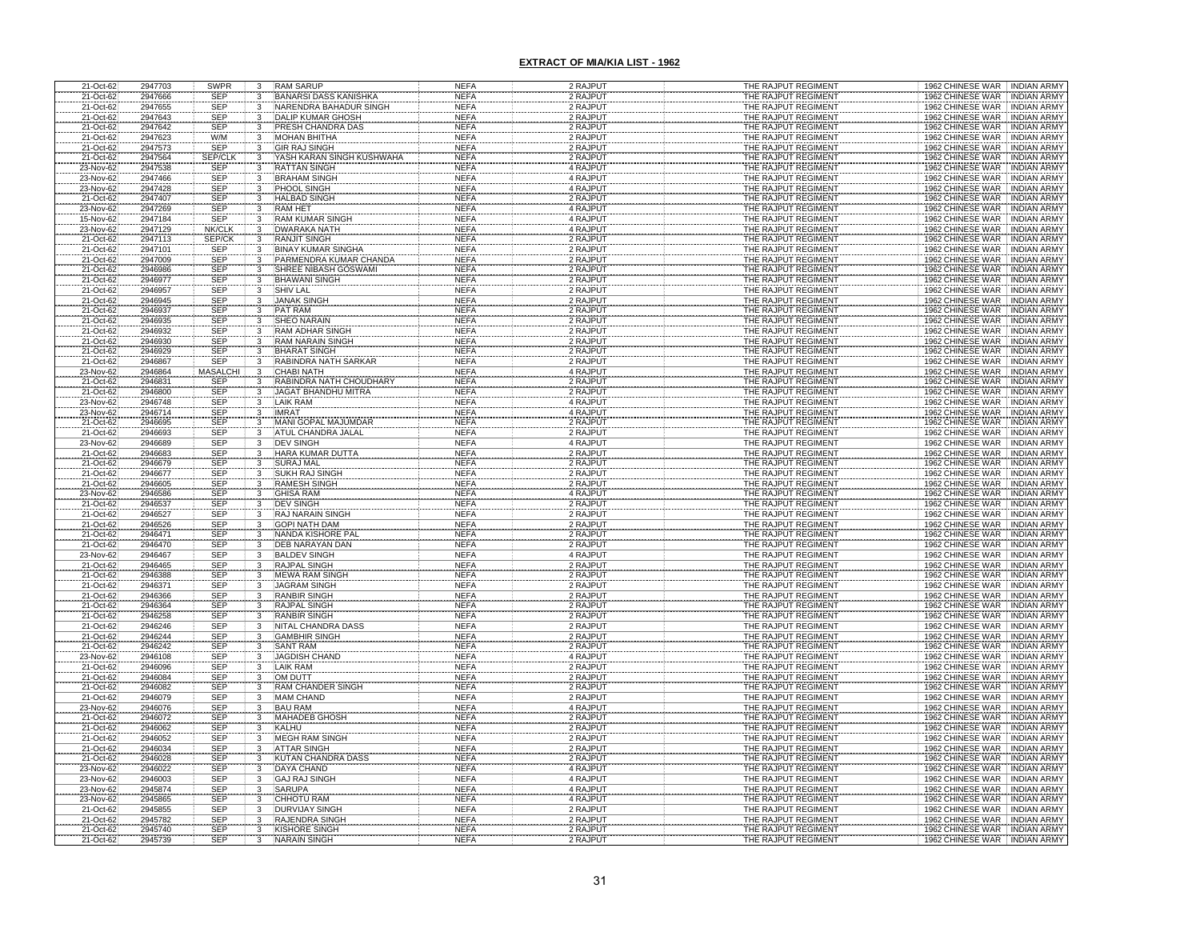## EXTRACT OF MIA/KIA LIST - 1962

| | | | | | | | | | |
|---|---|---|---|---|---|---|---|---|---|
| 21-Oct-62 | 2947703 | SWPR | 3 | RAM SARUP | NEFA | 2 RAJPUT | THE RAJPUT REGIMENT | 1962 CHINESE WAR | INDIAN ARMY |
| 21-Oct-62 | 2947666 | SEP | 3 | BANARSI DASS KANISHKA | NEFA | 2 RAJPUT | THE RAJPUT REGIMENT | 1962 CHINESE WAR | INDIAN ARMY |
| 21-Oct-62 | 2947655 | SEP | 3 | NARENDRA BAHADUR SINGH | NEFA | 2 RAJPUT | THE RAJPUT REGIMENT | 1962 CHINESE WAR | INDIAN ARMY |
| 21-Oct-62 | 2947643 | SEP | 3 | DALIP KUMAR GHOSH | NEFA | 2 RAJPUT | THE RAJPUT REGIMENT | 1962 CHINESE WAR | INDIAN ARMY |
| 21-Oct-62 | 2947642 | SEP | 3 | PRESH CHANDRA DAS | NEFA | 2 RAJPUT | THE RAJPUT REGIMENT | 1962 CHINESE WAR | INDIAN ARMY |
| 21-Oct-62 | 2947623 | W/M | 3 | MOHAN BHITHA | NEFA | 2 RAJPUT | THE RAJPUT REGIMENT | 1962 CHINESE WAR | INDIAN ARMY |
| 21-Oct-62 | 2947573 | SEP | 3 | GIR RAJ SINGH | NEFA | 2 RAJPUT | THE RAJPUT REGIMENT | 1962 CHINESE WAR | INDIAN ARMY |
| 21-Oct-62 | 2947564 | SEP/CLK | 3 | YASH KARAN SINGH KUSHWAHA | NEFA | 2 RAJPUT | THE RAJPUT REGIMENT | 1962 CHINESE WAR | INDIAN ARMY |
| 23-Nov-62 | 2947538 | SEP | 3 | RATTAN SINGH | NEFA | 4 RAJPUT | THE RAJPUT REGIMENT | 1962 CHINESE WAR | INDIAN ARMY |
| 23-Nov-62 | 2947466 | SEP | 3 | BRAHAM SINGH | NEFA | 4 RAJPUT | THE RAJPUT REGIMENT | 1962 CHINESE WAR | INDIAN ARMY |
| 23-Nov-62 | 2947428 | SEP | 3 | PHOOL SINGH | NEFA | 4 RAJPUT | THE RAJPUT REGIMENT | 1962 CHINESE WAR | INDIAN ARMY |
| 21-Oct-62 | 2947407 | SEP | 3 | HALBAD SINGH | NEFA | 2 RAJPUT | THE RAJPUT REGIMENT | 1962 CHINESE WAR | INDIAN ARMY |
| 23-Nov-62 | 2947269 | SEP | 3 | RAM HET | NEFA | 4 RAJPUT | THE RAJPUT REGIMENT | 1962 CHINESE WAR | INDIAN ARMY |
| 15-Nov-62 | 2947184 | SEP | 3 | RAM KUMAR SINGH | NEFA | 4 RAJPUT | THE RAJPUT REGIMENT | 1962 CHINESE WAR | INDIAN ARMY |
| 23-Nov-62 | 2947129 | NK/CLK | 3 | DWARAKA NATH | NEFA | 4 RAJPUT | THE RAJPUT REGIMENT | 1962 CHINESE WAR | INDIAN ARMY |
| 21-Oct-62 | 2947113 | SEP/CK | 3 | RANJIT SINGH | NEFA | 2 RAJPUT | THE RAJPUT REGIMENT | 1962 CHINESE WAR | INDIAN ARMY |
| 21-Oct-62 | 2947101 | SEP | 3 | BINAY KUMAR SINGHA | NEFA | 2 RAJPUT | THE RAJPUT REGIMENT | 1962 CHINESE WAR | INDIAN ARMY |
| 21-Oct-62 | 2947009 | SEP | 3 | PARMENDRA KUMAR CHANDA | NEFA | 2 RAJPUT | THE RAJPUT REGIMENT | 1962 CHINESE WAR | INDIAN ARMY |
| 21-Oct-62 | 2946986 | SEP | 3 | SHREE NIBASH GOSWAMI | NEFA | 2 RAJPUT | THE RAJPUT REGIMENT | 1962 CHINESE WAR | INDIAN ARMY |
| 21-Oct-62 | 2946977 | SEP | 3 | BHAWANI SINGH | NEFA | 2 RAJPUT | THE RAJPUT REGIMENT | 1962 CHINESE WAR | INDIAN ARMY |
| 21-Oct-62 | 2946957 | SEP | 3 | SHIV LAL | NEFA | 2 RAJPUT | THE RAJPUT REGIMENT | 1962 CHINESE WAR | INDIAN ARMY |
| 21-Oct-62 | 2946945 | SEP | 3 | JANAK SINGH | NEFA | 2 RAJPUT | THE RAJPUT REGIMENT | 1962 CHINESE WAR | INDIAN ARMY |
| 21-Oct-62 | 2946937 | SEP | 3 | PAT RAM | NEFA | 2 RAJPUT | THE RAJPUT REGIMENT | 1962 CHINESE WAR | INDIAN ARMY |
| 21-Oct-62 | 2946935 | SEP | 3 | SHEO NARAIN | NEFA | 2 RAJPUT | THE RAJPUT REGIMENT | 1962 CHINESE WAR | INDIAN ARMY |
| 21-Oct-62 | 2946932 | SEP | 3 | RAM ADHAR SINGH | NEFA | 2 RAJPUT | THE RAJPUT REGIMENT | 1962 CHINESE WAR | INDIAN ARMY |
| 21-Oct-62 | 2946930 | SEP | 3 | RAM NARAIN SINGH | NEFA | 2 RAJPUT | THE RAJPUT REGIMENT | 1962 CHINESE WAR | INDIAN ARMY |
| 21-Oct-62 | 2946929 | SEP | 3 | BHARAT SINGH | NEFA | 2 RAJPUT | THE RAJPUT REGIMENT | 1962 CHINESE WAR | INDIAN ARMY |
| 21-Oct-62 | 2946867 | SEP | 3 | RABINDRA NATH SARKAR | NEFA | 2 RAJPUT | THE RAJPUT REGIMENT | 1962 CHINESE WAR | INDIAN ARMY |
| 23-Nov-62 | 2946864 | MASALCHI | 3 | CHABI NATH | NEFA | 4 RAJPUT | THE RAJPUT REGIMENT | 1962 CHINESE WAR | INDIAN ARMY |
| 21-Oct-62 | 2946831 | SEP | 3 | RABINDRA NATH CHOUDHARY | NEFA | 2 RAJPUT | THE RAJPUT REGIMENT | 1962 CHINESE WAR | INDIAN ARMY |
| 21-Oct-62 | 2946800 | SEP | 3 | JAGAT BHANDHU MITRA | NEFA | 2 RAJPUT | THE RAJPUT REGIMENT | 1962 CHINESE WAR | INDIAN ARMY |
| 23-Nov-62 | 2946748 | SEP | 3 | LAIK RAM | NEFA | 4 RAJPUT | THE RAJPUT REGIMENT | 1962 CHINESE WAR | INDIAN ARMY |
| 23-Nov-62 | 2946714 | SEP | 3 | IMRAT | NEFA | 4 RAJPUT | THE RAJPUT REGIMENT | 1962 CHINESE WAR | INDIAN ARMY |
| 21-Oct-62 | 2946695 | SEP | 3 | MANI GOPAL MAJUMDAR | NEFA | 2 RAJPUT | THE RAJPUT REGIMENT | 1962 CHINESE WAR | INDIAN ARMY |
| 21-Oct-62 | 2946693 | SEP | 3 | ATUL CHANDRA JALAL | NEFA | 2 RAJPUT | THE RAJPUT REGIMENT | 1962 CHINESE WAR | INDIAN ARMY |
| 23-Nov-62 | 2946689 | SEP | 3 | DEV SINGH | NEFA | 4 RAJPUT | THE RAJPUT REGIMENT | 1962 CHINESE WAR | INDIAN ARMY |
| 21-Oct-62 | 2946683 | SEP | 3 | HARA KUMAR DUTTA | NEFA | 2 RAJPUT | THE RAJPUT REGIMENT | 1962 CHINESE WAR | INDIAN ARMY |
| 21-Oct-62 | 2946679 | SEP | 3 | SURAJ MAL | NEFA | 2 RAJPUT | THE RAJPUT REGIMENT | 1962 CHINESE WAR | INDIAN ARMY |
| 21-Oct-62 | 2946677 | SEP | 3 | SUKH RAJ SINGH | NEFA | 2 RAJPUT | THE RAJPUT REGIMENT | 1962 CHINESE WAR | INDIAN ARMY |
| 21-Oct-62 | 2946605 | SEP | 3 | RAMESH SINGH | NEFA | 2 RAJPUT | THE RAJPUT REGIMENT | 1962 CHINESE WAR | INDIAN ARMY |
| 23-Nov-62 | 2946586 | SEP | 3 | GHISA RAM | NEFA | 4 RAJPUT | THE RAJPUT REGIMENT | 1962 CHINESE WAR | INDIAN ARMY |
| 21-Oct-62 | 2946537 | SEP | 3 | DEV SINGH | NEFA | 2 RAJPUT | THE RAJPUT REGIMENT | 1962 CHINESE WAR | INDIAN ARMY |
| 21-Oct-62 | 2946527 | SEP | 3 | RAJ NARAIN SINGH | NEFA | 2 RAJPUT | THE RAJPUT REGIMENT | 1962 CHINESE WAR | INDIAN ARMY |
| 21-Oct-62 | 2946526 | SEP | 3 | GOPI NATH DAM | NEFA | 2 RAJPUT | THE RAJPUT REGIMENT | 1962 CHINESE WAR | INDIAN ARMY |
| 21-Oct-62 | 2946471 | SEP | 3 | NANDA KISHORE PAL | NEFA | 2 RAJPUT | THE RAJPUT REGIMENT | 1962 CHINESE WAR | INDIAN ARMY |
| 21-Oct-62 | 2946470 | SEP | 3 | DEB NARAYAN DAN | NEFA | 2 RAJPUT | THE RAJPUT REGIMENT | 1962 CHINESE WAR | INDIAN ARMY |
| 23-Nov-62 | 2946467 | SEP | 3 | BALDEV SINGH | NEFA | 4 RAJPUT | THE RAJPUT REGIMENT | 1962 CHINESE WAR | INDIAN ARMY |
| 21-Oct-62 | 2946465 | SEP | 3 | RAJPAL SINGH | NEFA | 2 RAJPUT | THE RAJPUT REGIMENT | 1962 CHINESE WAR | INDIAN ARMY |
| 21-Oct-62 | 2946388 | SEP | 3 | MEWA RAM SINGH | NEFA | 2 RAJPUT | THE RAJPUT REGIMENT | 1962 CHINESE WAR | INDIAN ARMY |
| 21-Oct-62 | 2946371 | SEP | 3 | JAGRAM SINGH | NEFA | 2 RAJPUT | THE RAJPUT REGIMENT | 1962 CHINESE WAR | INDIAN ARMY |
| 21-Oct-62 | 2946366 | SEP | 3 | RANBIR SINGH | NEFA | 2 RAJPUT | THE RAJPUT REGIMENT | 1962 CHINESE WAR | INDIAN ARMY |
| 21-Oct-62 | 2946364 | SEP | 3 | RAJPAL SINGH | NEFA | 2 RAJPUT | THE RAJPUT REGIMENT | 1962 CHINESE WAR | INDIAN ARMY |
| 21-Oct-62 | 2946258 | SEP | 3 | RANBIR SINGH | NEFA | 2 RAJPUT | THE RAJPUT REGIMENT | 1962 CHINESE WAR | INDIAN ARMY |
| 21-Oct-62 | 2946246 | SEP | 3 | NITAL CHANDRA DASS | NEFA | 2 RAJPUT | THE RAJPUT REGIMENT | 1962 CHINESE WAR | INDIAN ARMY |
| 21-Oct-62 | 2946244 | SEP | 3 | GAMBHIR SINGH | NEFA | 2 RAJPUT | THE RAJPUT REGIMENT | 1962 CHINESE WAR | INDIAN ARMY |
| 21-Oct-62 | 2946242 | SEP | 3 | SANT RAM | NEFA | 2 RAJPUT | THE RAJPUT REGIMENT | 1962 CHINESE WAR | INDIAN ARMY |
| 23-Nov-62 | 2946108 | SEP | 3 | JAGDISH CHAND | NEFA | 4 RAJPUT | THE RAJPUT REGIMENT | 1962 CHINESE WAR | INDIAN ARMY |
| 21-Oct-62 | 2946096 | SEP | 3 | LAIK RAM | NEFA | 2 RAJPUT | THE RAJPUT REGIMENT | 1962 CHINESE WAR | INDIAN ARMY |
| 21-Oct-62 | 2946084 | SEP | 3 | OM DUTT | NEFA | 2 RAJPUT | THE RAJPUT REGIMENT | 1962 CHINESE WAR | INDIAN ARMY |
| 21-Oct-62 | 2946082 | SEP | 3 | RAM CHANDER SINGH | NEFA | 2 RAJPUT | THE RAJPUT REGIMENT | 1962 CHINESE WAR | INDIAN ARMY |
| 21-Oct-62 | 2946079 | SEP | 3 | MAM CHAND | NEFA | 2 RAJPUT | THE RAJPUT REGIMENT | 1962 CHINESE WAR | INDIAN ARMY |
| 23-Nov-62 | 2946076 | SEP | 3 | BAU RAM | NEFA | 4 RAJPUT | THE RAJPUT REGIMENT | 1962 CHINESE WAR | INDIAN ARMY |
| 21-Oct-62 | 2946072 | SEP | 3 | MAHADEB GHOSH | NEFA | 2 RAJPUT | THE RAJPUT REGIMENT | 1962 CHINESE WAR | INDIAN ARMY |
| 21-Oct-62 | 2946062 | SEP | 3 | KALHU | NEFA | 2 RAJPUT | THE RAJPUT REGIMENT | 1962 CHINESE WAR | INDIAN ARMY |
| 21-Oct-62 | 2946052 | SEP | 3 | MEGH RAM SINGH | NEFA | 2 RAJPUT | THE RAJPUT REGIMENT | 1962 CHINESE WAR | INDIAN ARMY |
| 21-Oct-62 | 2946034 | SEP | 3 | ATTAR SINGH | NEFA | 2 RAJPUT | THE RAJPUT REGIMENT | 1962 CHINESE WAR | INDIAN ARMY |
| 21-Oct-62 | 2946028 | SEP | 3 | KUTAN CHANDRA DASS | NEFA | 2 RAJPUT | THE RAJPUT REGIMENT | 1962 CHINESE WAR | INDIAN ARMY |
| 23-Nov-62 | 2946022 | SEP | 3 | DAYA CHAND | NEFA | 4 RAJPUT | THE RAJPUT REGIMENT | 1962 CHINESE WAR | INDIAN ARMY |
| 23-Nov-62 | 2946003 | SEP | 3 | GAJ RAJ SINGH | NEFA | 4 RAJPUT | THE RAJPUT REGIMENT | 1962 CHINESE WAR | INDIAN ARMY |
| 23-Nov-62 | 2945874 | SEP | 3 | SARUPA | NEFA | 4 RAJPUT | THE RAJPUT REGIMENT | 1962 CHINESE WAR | INDIAN ARMY |
| 23-Nov-62 | 2945865 | SEP | 3 | CHHOTU RAM | NEFA | 4 RAJPUT | THE RAJPUT REGIMENT | 1962 CHINESE WAR | INDIAN ARMY |
| 21-Oct-62 | 2945855 | SEP | 3 | DURVIJAY SINGH | NEFA | 2 RAJPUT | THE RAJPUT REGIMENT | 1962 CHINESE WAR | INDIAN ARMY |
| 21-Oct-62 | 2945782 | SEP | 3 | RAJENDRA SINGH | NEFA | 2 RAJPUT | THE RAJPUT REGIMENT | 1962 CHINESE WAR | INDIAN ARMY |
| 21-Oct-62 | 2945740 | SEP | 3 | KISHORE SINGH | NEFA | 2 RAJPUT | THE RAJPUT REGIMENT | 1962 CHINESE WAR | INDIAN ARMY |
| 21-Oct-62 | 2945739 | SEP | 3 | NARAIN SINGH | NEFA | 2 RAJPUT | THE RAJPUT REGIMENT | 1962 CHINESE WAR | INDIAN ARMY |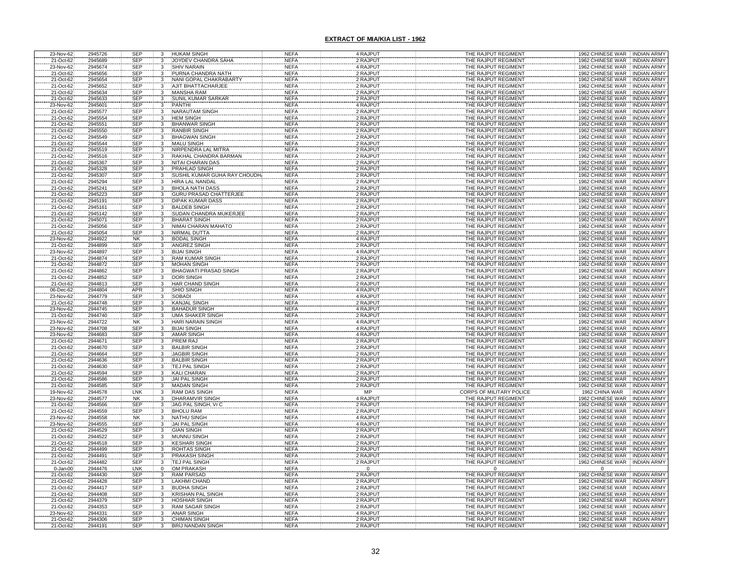## EXTRACT OF MIA/KIA LIST - 1962

| | | | | | | | | | |
|---|---|---|---|---|---|---|---|---|---|
| 23-Nov-62 | 2945726 | SEP | 3 | HUKAM SINGH | NEFA | 4 RAJPUT | THE RAJPUT REGIMENT | 1962 CHINESE WAR | INDIAN ARMY |
| 21-Oct-62 | 2945689 | SEP | 3 | JOYDEV CHANDRA SAHA | NEFA | 2 RAJPUT | THE RAJPUT REGIMENT | 1962 CHINESE WAR | INDIAN ARMY |
| 23-Nov-62 | 2945674 | SEP | 3 | SHIV NARAIN | NEFA | 4 RAJPUT | THE RAJPUT REGIMENT | 1962 CHINESE WAR | INDIAN ARMY |
| 21-Oct-62 | 2945656 | SEP | 3 | PURNA CHANDRA NATH | NEFA | 2 RAJPUT | THE RAJPUT REGIMENT | 1962 CHINESE WAR | INDIAN ARMY |
| 21-Oct-62 | 2945654 | SEP | 3 | NANI GOPAL CHAKRABARTY | NEFA | 2 RAJPUT | THE RAJPUT REGIMENT | 1962 CHINESE WAR | INDIAN ARMY |
| 21-Oct-62 | 2945652 | SEP | 3 | AJIT BHATTACHARJEE | NEFA | 2 RAJPUT | THE RAJPUT REGIMENT | 1962 CHINESE WAR | INDIAN ARMY |
| 21-Oct-62 | 2945634 | SEP | 3 | MANSHA RAM | NEFA | 2 RAJPUT | THE RAJPUT REGIMENT | 1962 CHINESE WAR | INDIAN ARMY |
| 21-Oct-62 | 2945633 | SEP | 3 | SUNIL KUMAR SARKAR | NEFA | 2 RAJPUT | THE RAJPUT REGIMENT | 1962 CHINESE WAR | INDIAN ARMY |
| 23-Nov-62 | 2945601 | SEP | 3 | PANTHI | NEFA | 4 RAJPUT | THE RAJPUT REGIMENT | 1962 CHINESE WAR | INDIAN ARMY |
| 21-Oct-62 | 2945577 | SEP | 3 | NARAUTAM SINGH | NEFA | 2 RAJPUT | THE RAJPUT REGIMENT | 1962 CHINESE WAR | INDIAN ARMY |
| 21-Oct-62 | 2945554 | SEP | 3 | HEM SINGH | NEFA | 2 RAJPUT | THE RAJPUT REGIMENT | 1962 CHINESE WAR | INDIAN ARMY |
| 21-Oct-62 | 2945551 | SEP | 3 | BHANWAR SINGH | NEFA | 2 RAJPUT | THE RAJPUT REGIMENT | 1962 CHINESE WAR | INDIAN ARMY |
| 21-Oct-62 | 2945550 | SEP | 3 | RANBIR SINGH | NEFA | 2 RAJPUT | THE RAJPUT REGIMENT | 1962 CHINESE WAR | INDIAN ARMY |
| 21-Oct-62 | 2945549 | SEP | 3 | BHAGWAN SINGH | NEFA | 2 RAJPUT | THE RAJPUT REGIMENT | 1962 CHINESE WAR | INDIAN ARMY |
| 21-Oct-62 | 2945544 | SEP | 3 | MALU SINGH | NEFA | 2 RAJPUT | THE RAJPUT REGIMENT | 1962 CHINESE WAR | INDIAN ARMY |
| 21-Oct-62 | 2945519 | SEP | 3 | NIRPENDRA LAL MITRA | NEFA | 2 RAJPUT | THE RAJPUT REGIMENT | 1962 CHINESE WAR | INDIAN ARMY |
| 21-Oct-62 | 2945516 | SEP | 3 | RAKHAL CHANDRA BARMAN | NEFA | 2 RAJPUT | THE RAJPUT REGIMENT | 1962 CHINESE WAR | INDIAN ARMY |
| 21-Oct-62 | 2945367 | SEP | 3 | NITAI CHARAN DAS | NEFA | 2 RAJPUT | THE RAJPUT REGIMENT | 1962 CHINESE WAR | INDIAN ARMY |
| 21-Oct-62 | 2945328 | SEP | 3 | PRAHLAD SINGH | NEFA | 2 RAJPUT | THE RAJPUT REGIMENT | 1962 CHINESE WAR | INDIAN ARMY |
| 21-Oct-62 | 2945307 | SEP | 3 | SUSHIL KUMAR GUHA RAY CHOUDH | NEFA | 2 RAJPUT | THE RAJPUT REGIMENT | 1962 CHINESE WAR | INDIAN ARMY |
| 21-Oct-62 | 2945294 | SEP | 3 | HIRA LAL NANDAL | NEFA | 2 RAJPUT | THE RAJPUT REGIMENT | 1962 CHINESE WAR | INDIAN ARMY |
| 21-Oct-62 | 2945241 | SEP | 3 | BHOLA NATH DASS | NEFA | 2 RAJPUT | THE RAJPUT REGIMENT | 1962 CHINESE WAR | INDIAN ARMY |
| 21-Oct-62 | 2945223 | SEP | 3 | GURU PRASAD CHATTERJEE | NEFA | 2 RAJPUT | THE RAJPUT REGIMENT | 1962 CHINESE WAR | INDIAN ARMY |
| 21-Oct-62 | 2945191 | SEP | 3 | DIPAK KUMAR DASS | NEFA | 2 RAJPUT | THE RAJPUT REGIMENT | 1962 CHINESE WAR | INDIAN ARMY |
| 21-Oct-62 | 2945161 | SEP | 3 | BALDEB SINGH | NEFA | 2 RAJPUT | THE RAJPUT REGIMENT | 1962 CHINESE WAR | INDIAN ARMY |
| 21-Oct-62 | 2945142 | SEP | 3 | SUDAN CHANDRA MUKERJEE | NEFA | 2 RAJPUT | THE RAJPUT REGIMENT | 1962 CHINESE WAR | INDIAN ARMY |
| 21-Oct-62 | 2945071 | SEP | 3 | BHARAT SINGH | NEFA | 2 RAJPUT | THE RAJPUT REGIMENT | 1962 CHINESE WAR | INDIAN ARMY |
| 21-Oct-62 | 2945056 | SEP | 3 | NIMAI CHARAN MAHATO | NEFA | 2 RAJPUT | THE RAJPUT REGIMENT | 1962 CHINESE WAR | INDIAN ARMY |
| 21-Oct-62 | 2945054 | SEP | 3 | NIRMAL DUTTA | NEFA | 2 RAJPUT | THE RAJPUT REGIMENT | 1962 CHINESE WAR | INDIAN ARMY |
| 23-Nov-62 | 2944922 | NK | 3 | BODAL SINGH | NEFA | 4 RAJPUT | THE RAJPUT REGIMENT | 1962 CHINESE WAR | INDIAN ARMY |
| 21-Oct-62 | 2944899 | SEP | 3 | ANGREZ SINGH | NEFA | 2 RAJPUT | THE RAJPUT REGIMENT | 1962 CHINESE WAR | INDIAN ARMY |
| 23-Nov-62 | 2944897 | SEP | 3 | BIJAI SINGH | NEFA | 4 RAJPUT | THE RAJPUT REGIMENT | 1962 CHINESE WAR | INDIAN ARMY |
| 21-Oct-62 | 2944874 | SEP | 3 | RAM KUMAR SINGH | NEFA | 2 RAJPUT | THE RAJPUT REGIMENT | 1962 CHINESE WAR | INDIAN ARMY |
| 21-Oct-62 | 2944872 | SEP | 3 | MOHAN SINGH | NEFA | 2 RAJPUT | THE RAJPUT REGIMENT | 1962 CHINESE WAR | INDIAN ARMY |
| 21-Oct-62 | 2944862 | SEP | 3 | BHAGWATI PRASAD SINGH | NEFA | 2 RAJPUT | THE RAJPUT REGIMENT | 1962 CHINESE WAR | INDIAN ARMY |
| 21-Oct-62 | 2944852 | SEP | 3 | DORI SINGH | NEFA | 2 RAJPUT | THE RAJPUT REGIMENT | 1962 CHINESE WAR | INDIAN ARMY |
| 21-Oct-62 | 2944813 | SEP | 3 | HAR CHAND SINGH | NEFA | 2 RAJPUT | THE RAJPUT REGIMENT | 1962 CHINESE WAR | INDIAN ARMY |
| 06-Dec-62 | 2944804 | APR | 3 | SHIO SINGH | NEFA | 4 RAJPUT | THE RAJPUT REGIMENT | 1962 CHINESE WAR | INDIAN ARMY |
| 23-Nov-62 | 2944779 | SEP | 3 | SOBADI | NEFA | 4 RAJPUT | THE RAJPUT REGIMENT | 1962 CHINESE WAR | INDIAN ARMY |
| 21-Oct-62 | 2944748 | SEP | 3 | KANJAL SINGH | NEFA | 2 RAJPUT | THE RAJPUT REGIMENT | 1962 CHINESE WAR | INDIAN ARMY |
| 23-Nov-62 | 2944745 | SEP | 3 | BAHADUR SINGH | NEFA | 4 RAJPUT | THE RAJPUT REGIMENT | 1962 CHINESE WAR | INDIAN ARMY |
| 21-Oct-62 | 2944740 | SEP | 3 | UMA SHAKER SINGH | NEFA | 2 RAJPUT | THE RAJPUT REGIMENT | 1962 CHINESE WAR | INDIAN ARMY |
| 23-Nov-62 | 2944722 | NK | 3 | HARI NARAIN SINGH | NEFA | 4 RAJPUT | THE RAJPUT REGIMENT | 1962 CHINESE WAR | INDIAN ARMY |
| 23-Nov-62 | 2944708 | SEP | 3 | BIJAI SINGH | NEFA | 4 RAJPUT | THE RAJPUT REGIMENT | 1962 CHINESE WAR | INDIAN ARMY |
| 23-Nov-62 | 2944683 | SEP | 3 | AMAR SINGH | NEFA | 4 RAJPUT | THE RAJPUT REGIMENT | 1962 CHINESE WAR | INDIAN ARMY |
| 21-Oct-62 | 2944671 | SEP | 3 | PREM RAJ | NEFA | 2 RAJPUT | THE RAJPUT REGIMENT | 1962 CHINESE WAR | INDIAN ARMY |
| 21-Oct-62 | 2944670 | SEP | 3 | BALBIR SINGH | NEFA | 2 RAJPUT | THE RAJPUT REGIMENT | 1962 CHINESE WAR | INDIAN ARMY |
| 21-Oct-62 | 2944664 | SEP | 3 | JAGBIR SINGH | NEFA | 2 RAJPUT | THE RAJPUT REGIMENT | 1962 CHINESE WAR | INDIAN ARMY |
| 21-Oct-62 | 2944636 | SEP | 3 | BALBIR SINGH | NEFA | 2 RAJPUT | THE RAJPUT REGIMENT | 1962 CHINESE WAR | INDIAN ARMY |
| 21-Oct-62 | 2944630 | SEP | 3 | TEJ PAL SINGH | NEFA | 2 RAJPUT | THE RAJPUT REGIMENT | 1962 CHINESE WAR | INDIAN ARMY |
| 21-Oct-62 | 2944594 | SEP | 3 | KALI CHARAN | NEFA | 2 RAJPUT | THE RAJPUT REGIMENT | 1962 CHINESE WAR | INDIAN ARMY |
| 21-Oct-62 | 2944586 | SEP | 3 | JAI PAL SINGH | NEFA | 2 RAJPUT | THE RAJPUT REGIMENT | 1962 CHINESE WAR | INDIAN ARMY |
| 21-Oct-62 | 2944585 | SEP | 3 | MADAN SINGH | NEFA | 2 RAJPUT | THE RAJPUT REGIMENT | 1962 CHINESE WAR | INDIAN ARMY |
| 19-Nov-62 | 2944578 | LNK | 3 | RAM DAS SINGH | NEFA | MP | CORPS OF MILITARY POLICE | 1962 CHINA WAR | INDIAN ARMY |
| 23-Nov-62 | 2944577 | NK | 3 | DHARAMVIR SINGH | NEFA | 4 RAJPUT | THE RAJPUT REGIMENT | 1962 CHINESE WAR | INDIAN ARMY |
| 21-Oct-62 | 2944566 | SEP | 3 | JAG PAL SINGH, Vr C | NEFA | 2 RAJPUT | THE RAJPUT REGIMENT | 1962 CHINESE WAR | INDIAN ARMY |
| 21-Oct-62 | 2944559 | SEP | 3 | BHOLU RAM | NEFA | 2 RAJPUT | THE RAJPUT REGIMENT | 1962 CHINESE WAR | INDIAN ARMY |
| 23-Nov-62 | 2944558 | NK | 3 | NATHU SINGH | NEFA | 4 RAJPUT | THE RAJPUT REGIMENT | 1962 CHINESE WAR | INDIAN ARMY |
| 23-Nov-62 | 2944555 | SEP | 3 | JAI PAL SINGH | NEFA | 4 RAJPUT | THE RAJPUT REGIMENT | 1962 CHINESE WAR | INDIAN ARMY |
| 21-Oct-62 | 2944529 | SEP | 3 | GIAN SINGH | NEFA | 2 RAJPUT | THE RAJPUT REGIMENT | 1962 CHINESE WAR | INDIAN ARMY |
| 21-Oct-62 | 2944522 | SEP | 3 | MUNNU SINGH | NEFA | 2 RAJPUT | THE RAJPUT REGIMENT | 1962 CHINESE WAR | INDIAN ARMY |
| 21-Oct-62 | 2944518 | SEP | 3 | KESHARI SINGH | NEFA | 2 RAJPUT | THE RAJPUT REGIMENT | 1962 CHINESE WAR | INDIAN ARMY |
| 21-Oct-62 | 2944499 | SEP | 3 | ROHTAS SINGH | NEFA | 2 RAJPUT | THE RAJPUT REGIMENT | 1962 CHINESE WAR | INDIAN ARMY |
| 21-Oct-62 | 2944491 | SEP | 3 | PRAKASH SINGH | NEFA | 2 RAJPUT | THE RAJPUT REGIMENT | 1962 CHINESE WAR | INDIAN ARMY |
| 21-Oct-62 | 2944482 | SEP | 3 | TEJ PAL SINGH | NEFA | 2 RAJPUT | THE RAJPUT REGIMENT | 1962 CHINESE WAR | INDIAN ARMY |
| 0-Jan-00 | 2944476 | LNK | 0 | OM PRAKASH | NEFA | 0 | 0 | 0 | |
| 21-Oct-62 | 2944430 | SEP | 3 | RAM PARSAD | NEFA | 2 RAJPUT | THE RAJPUT REGIMENT | 1962 CHINESE WAR | INDIAN ARMY |
| 21-Oct-62 | 2944428 | SEP | 3 | LAKHMI CHAND | NEFA | 2 RAJPUT | THE RAJPUT REGIMENT | 1962 CHINESE WAR | INDIAN ARMY |
| 21-Oct-62 | 2944417 | SEP | 3 | BUDHA SINGH | NEFA | 2 RAJPUT | THE RAJPUT REGIMENT | 1962 CHINESE WAR | INDIAN ARMY |
| 21-Oct-62 | 2944408 | SEP | 3 | KRISHAN PAL SINGH | NEFA | 2 RAJPUT | THE RAJPUT REGIMENT | 1962 CHINESE WAR | INDIAN ARMY |
| 21-Oct-62 | 2944379 | SEP | 3 | HOSHIAR SINGH | NEFA | 2 RAJPUT | THE RAJPUT REGIMENT | 1962 CHINESE WAR | INDIAN ARMY |
| 21-Oct-62 | 2944353 | SEP | 3 | RAM SAGAR SINGH | NEFA | 2 RAJPUT | THE RAJPUT REGIMENT | 1962 CHINESE WAR | INDIAN ARMY |
| 23-Nov-62 | 2944331 | SEP | 3 | ANAR SINGH | NEFA | 4 RAJPUT | THE RAJPUT REGIMENT | 1962 CHINESE WAR | INDIAN ARMY |
| 21-Oct-62 | 2944306 | SEP | 3 | CHIMAN SINGH | NEFA | 2 RAJPUT | THE RAJPUT REGIMENT | 1962 CHINESE WAR | INDIAN ARMY |
| 21-Oct-62 | 2944191 | SEP | 3 | BRIJ NANDAN SINGH | NEFA | 2 RAJPUT | THE RAJPUT REGIMENT | 1962 CHINESE WAR | INDIAN ARMY |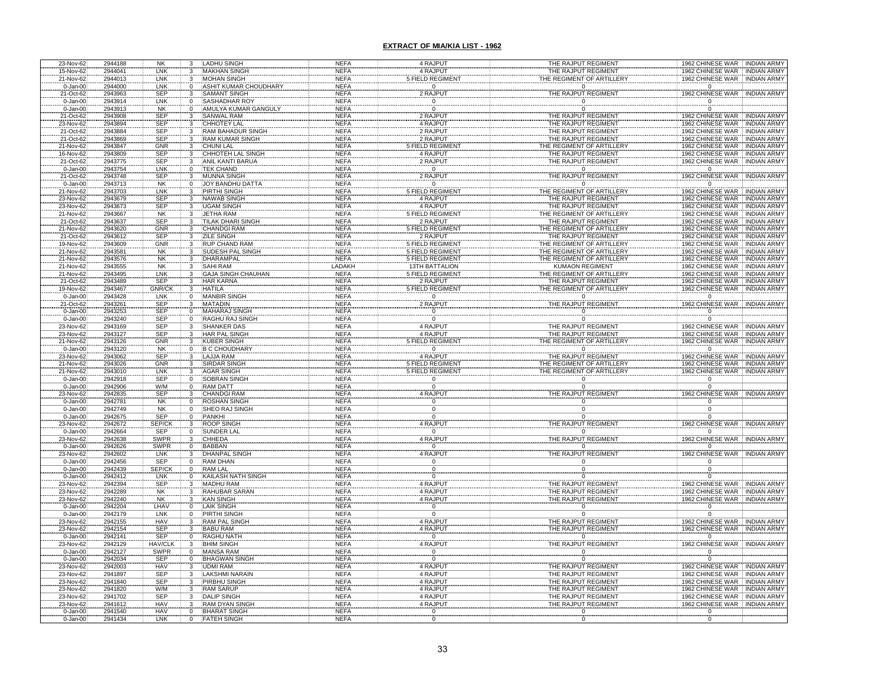## EXTRACT OF MIA/KIA LIST - 1962

| | | | | | | | | | |
|---|---|---|---|---|---|---|---|---|---|
| 23-Nov-62 | 2944188 | NK | 3 | LADHU SINGH | NEFA | 4 RAJPUT | THE RAJPUT REGIMENT | 1962 CHINESE WAR | INDIAN ARMY |
| 15-Nov-62 | 2944041 | LNK | 3 | MAKHAN SINGH | NEFA | 4 RAJPUT | THE RAJPUT REGIMENT | 1962 CHINESE WAR | INDIAN ARMY |
| 21-Nov-62 | 2944013 | LNK | 3 | MOHAN SINGH | NEFA | 5 FIELD REGIMENT | THE REGIMENT OF ARTILLERY | 1962 CHINESE WAR | INDIAN ARMY |
| 0-Jan-00 | 2944000 | LNK | 0 | ASHIT KUMAR CHOUDHARY | NEFA | 0 | 0 | 0 | |
| 21-Oct-62 | 2943963 | SEP | 3 | SAMANT SINGH | NEFA | 2 RAJPUT | THE RAJPUT REGIMENT | 1962 CHINESE WAR | INDIAN ARMY |
| 0-Jan-00 | 2943914 | LNK | 0 | SASHADHAR ROY | NEFA | 0 | 0 | 0 | |
| 0-Jan-00 | 2943913 | NK | 0 | AMULYA KUMAR GANGULY | NEFA | 0 | 0 | 0 | |
| 21-Oct-62 | 2943908 | SEP | 3 | SANWAL RAM | NEFA | 2 RAJPUT | THE RAJPUT REGIMENT | 1962 CHINESE WAR | INDIAN ARMY |
| 23-Nov-62 | 2943894 | SEP | 3 | CHHOTEY LAL | NEFA | 4 RAJPUT | THE RAJPUT REGIMENT | 1962 CHINESE WAR | INDIAN ARMY |
| 21-Oct-62 | 2943884 | SEP | 3 | RAM BAHADUR SINGH | NEFA | 2 RAJPUT | THE RAJPUT REGIMENT | 1962 CHINESE WAR | INDIAN ARMY |
| 21-Oct-62 | 2943869 | SEP | 3 | RAM KUMAR SINGH | NEFA | 2 RAJPUT | THE RAJPUT REGIMENT | 1962 CHINESE WAR | INDIAN ARMY |
| 21-Nov-62 | 2943847 | GNR | 3 | CHUNI LAL | NEFA | 5 FIELD REGIMENT | THE REGIMENT OF ARTILLERY | 1962 CHINESE WAR | INDIAN ARMY |
| 16-Nov-62 | 2943809 | SEP | 3 | CHHOTEH LAL SINGH | NEFA | 4 RAJPUT | THE RAJPUT REGIMENT | 1962 CHINESE WAR | INDIAN ARMY |
| 21-Oct-62 | 2943775 | SEP | 3 | ANIL KANTI BARUA | NEFA | 2 RAJPUT | THE RAJPUT REGIMENT | 1962 CHINESE WAR | INDIAN ARMY |
| 0-Jan-00 | 2943754 | LNK | 0 | TEK CHAND | NEFA | 0 | 0 | 0 | |
| 21-Oct-62 | 2943748 | SEP | 3 | MUNNA SINGH | NEFA | 2 RAJPUT | THE RAJPUT REGIMENT | 1962 CHINESE WAR | INDIAN ARMY |
| 0-Jan-00 | 2943713 | NK | 0 | JOY BANDHU DATTA | NEFA | 0 | 0 | 0 | |
| 21-Nov-62 | 2943703 | LNK | 3 | PIRTHI SINGH | NEFA | 5 FIELD REGIMENT | THE REGIMENT OF ARTILLERY | 1962 CHINESE WAR | INDIAN ARMY |
| 23-Nov-62 | 2943679 | SEP | 3 | NAWAB SINGH | NEFA | 4 RAJPUT | THE RAJPUT REGIMENT | 1962 CHINESE WAR | INDIAN ARMY |
| 23-Nov-62 | 2943673 | SEP | 3 | UGAM SINGH | NEFA | 4 RAJPUT | THE RAJPUT REGIMENT | 1962 CHINESE WAR | INDIAN ARMY |
| 21-Nov-62 | 2943667 | NK | 3 | JETHA RAM | NEFA | 5 FIELD REGIMENT | THE REGIMENT OF ARTILLERY | 1962 CHINESE WAR | INDIAN ARMY |
| 21-Oct-62 | 2943637 | SEP | 3 | TILAK DHARI SINGH | NEFA | 2 RAJPUT | THE RAJPUT REGIMENT | 1962 CHINESE WAR | INDIAN ARMY |
| 21-Nov-62 | 2943620 | GNR | 3 | CHANDGI RAM | NEFA | 5 FIELD REGIMENT | THE REGIMENT OF ARTILLERY | 1962 CHINESE WAR | INDIAN ARMY |
| 21-Oct-62 | 2943612 | SEP | 3 | ZILE SINGH | NEFA | 2 RAJPUT | THE RAJPUT REGIMENT | 1962 CHINESE WAR | INDIAN ARMY |
| 19-Nov-62 | 2943609 | GNR | 3 | RUP CHAND RAM | NEFA | 5 FIELD REGIMENT | THE REGIMENT OF ARTILLERY | 1962 CHINESE WAR | INDIAN ARMY |
| 21-Nov-62 | 2943581 | NK | 3 | SUDESH PAL SINGH | NEFA | 5 FIELD REGIMENT | THE REGIMENT OF ARTILLERY | 1962 CHINESE WAR | INDIAN ARMY |
| 21-Nov-62 | 2943576 | NK | 3 | DHARAMPAL | NEFA | 5 FIELD REGIMENT | THE REGIMENT OF ARTILLERY | 1962 CHINESE WAR | INDIAN ARMY |
| 21-Nov-62 | 2943555 | NK | 3 | SAHI RAM | LADAKH | 13TH BATTALION | KUMAON REGIMENT | 1962 CHINESE WAR | INDIAN ARMY |
| 21-Nov-62 | 2943495 | LNK | 3 | GAJA SINGH CHAUHAN | NEFA | 5 FIELD REGIMENT | THE REGIMENT OF ARTILLERY | 1962 CHINESE WAR | INDIAN ARMY |
| 21-Oct-62 | 2943489 | SEP | 3 | HAR KARNA | NEFA | 2 RAJPUT | THE RAJPUT REGIMENT | 1962 CHINESE WAR | INDIAN ARMY |
| 19-Nov-62 | 2943467 | GNR/CK | 3 | HATILA | NEFA | 5 FIELD REGIMENT | THE REGIMENT OF ARTILLERY | 1962 CHINESE WAR | INDIAN ARMY |
| 0-Jan-00 | 2943428 | LNK | 0 | MANBIR SINGH | NEFA | 0 | 0 | 0 | |
| 21-Oct-62 | 2943261 | SEP | 3 | MATADIN | NEFA | 2 RAJPUT | THE RAJPUT REGIMENT | 1962 CHINESE WAR | INDIAN ARMY |
| 0-Jan-00 | 2943253 | SEP | 0 | MAHARAJ SINGH | NEFA | 0 | 0 | 0 | |
| 0-Jan-00 | 2943240 | SEP | 0 | RAGHU RAJ SINGH | NEFA | 0 | 0 | 0 | |
| 23-Nov-62 | 2943169 | SEP | 3 | SHANKER DAS | NEFA | 4 RAJPUT | THE RAJPUT REGIMENT | 1962 CHINESE WAR | INDIAN ARMY |
| 23-Nov-62 | 2943127 | SEP | 3 | HAR PAL SINGH | NEFA | 4 RAJPUT | THE RAJPUT REGIMENT | 1962 CHINESE WAR | INDIAN ARMY |
| 21-Nov-62 | 2943126 | GNR | 3 | KUBER SINGH | NEFA | 5 FIELD REGIMENT | THE REGIMENT OF ARTILLERY | 1962 CHINESE WAR | INDIAN ARMY |
| 0-Jan-00 | 2943120 | NK | 0 | B C CHOUDHARY | NEFA | 0 | 0 | 0 | |
| 23-Nov-62 | 2943062 | SEP | 3 | LAJJA RAM | NEFA | 4 RAJPUT | THE RAJPUT REGIMENT | 1962 CHINESE WAR | INDIAN ARMY |
| 21-Nov-62 | 2943026 | GNR | 3 | SIRDAR SINGH | NEFA | 5 FIELD REGIMENT | THE REGIMENT OF ARTILLERY | 1962 CHINESE WAR | INDIAN ARMY |
| 21-Nov-62 | 2943010 | LNK | 3 | AGAR SINGH | NEFA | 5 FIELD REGIMENT | THE REGIMENT OF ARTILLERY | 1962 CHINESE WAR | INDIAN ARMY |
| 0-Jan-00 | 2942918 | SEP | 0 | SOBRAN SINGH | NEFA | 0 | 0 | 0 | |
| 0-Jan-00 | 2942906 | W/M | 0 | RAM DATT | NEFA | 0 | 0 | 0 | |
| 23-Nov-62 | 2942835 | SEP | 3 | CHANDGI RAM | NEFA | 4 RAJPUT | THE RAJPUT REGIMENT | 1962 CHINESE WAR | INDIAN ARMY |
| 0-Jan-00 | 2942781 | NK | 0 | ROSHAN SINGH | NEFA | 0 | 0 | 0 | |
| 0-Jan-00 | 2942749 | NK | 0 | SHEO RAJ SINGH | NEFA | 0 | 0 | 0 | |
| 0-Jan-00 | 2942675 | SEP | 0 | PANKHI | NEFA | 0 | 0 | 0 | |
| 23-Nov-62 | 2942672 | SEP/CK | 3 | ROOP SINGH | NEFA | 4 RAJPUT | THE RAJPUT REGIMENT | 1962 CHINESE WAR | INDIAN ARMY |
| 0-Jan-00 | 2942664 | SEP | 0 | SUNDER LAL | NEFA | 0 | 0 | 0 | |
| 23-Nov-62 | 2942638 | SWPR | 3 | CHHEDA | NEFA | 4 RAJPUT | THE RAJPUT REGIMENT | 1962 CHINESE WAR | INDIAN ARMY |
| 0-Jan-00 | 2942626 | SWPR | 0 | BABBAN | NEFA | 0 | 0 | 0 | |
| 23-Nov-62 | 2942602 | LNK | 3 | DHANPAL SINGH | NEFA | 4 RAJPUT | THE RAJPUT REGIMENT | 1962 CHINESE WAR | INDIAN ARMY |
| 0-Jan-00 | 2942456 | SEP | 0 | RAM DHAN | NEFA | 0 | 0 | 0 | |
| 0-Jan-00 | 2942439 | SEP/CK | 0 | RAM LAL | NEFA | 0 | 0 | 0 | |
| 0-Jan-00 | 2942412 | LNK | 0 | KAILASH NATH SINGH | NEFA | 0 | 0 | 0 | |
| 23-Nov-62 | 2942394 | SEP | 3 | MADHU RAM | NEFA | 4 RAJPUT | THE RAJPUT REGIMENT | 1962 CHINESE WAR | INDIAN ARMY |
| 23-Nov-62 | 2942289 | NK | 3 | RAHUBAR SARAN | NEFA | 4 RAJPUT | THE RAJPUT REGIMENT | 1962 CHINESE WAR | INDIAN ARMY |
| 23-Nov-62 | 2942240 | NK | 3 | KAN SINGH | NEFA | 4 RAJPUT | THE RAJPUT REGIMENT | 1962 CHINESE WAR | INDIAN ARMY |
| 0-Jan-00 | 2942204 | LHAV | 0 | LAIK SINGH | NEFA | 0 | 0 | 0 | |
| 0-Jan-00 | 2942179 | LNK | 0 | PIRTHI SINGH | NEFA | 0 | 0 | 0 | |
| 23-Nov-62 | 2942155 | HAV | 3 | RAM PAL SINGH | NEFA | 4 RAJPUT | THE RAJPUT REGIMENT | 1962 CHINESE WAR | INDIAN ARMY |
| 23-Nov-62 | 2942154 | SEP | 3 | BABU RAM | NEFA | 4 RAJPUT | THE RAJPUT REGIMENT | 1962 CHINESE WAR | INDIAN ARMY |
| 0-Jan-00 | 2942141 | SEP | 0 | RAGHU NATH | NEFA | 0 | 0 | 0 | |
| 23-Nov-62 | 2942129 | HAV/CLK | 3 | BHIM SINGH | NEFA | 4 RAJPUT | THE RAJPUT REGIMENT | 1962 CHINESE WAR | INDIAN ARMY |
| 0-Jan-00 | 2942127 | SWPR | 0 | MANSA RAM | NEFA | 0 | 0 | 0 | |
| 0-Jan-00 | 2942034 | SEP | 0 | BHAGWAN SINGH | NEFA | 0 | 0 | 0 | |
| 23-Nov-62 | 2942003 | HAV | 3 | UDMI RAM | NEFA | 4 RAJPUT | THE RAJPUT REGIMENT | 1962 CHINESE WAR | INDIAN ARMY |
| 23-Nov-62 | 2941897 | SEP | 3 | LAKSHMI NARAIN | NEFA | 4 RAJPUT | THE RAJPUT REGIMENT | 1962 CHINESE WAR | INDIAN ARMY |
| 23-Nov-62 | 2941840 | SEP | 3 | PIRBHU SINGH | NEFA | 4 RAJPUT | THE RAJPUT REGIMENT | 1962 CHINESE WAR | INDIAN ARMY |
| 23-Nov-62 | 2941820 | W/M | 3 | RAM SARUP | NEFA | 4 RAJPUT | THE RAJPUT REGIMENT | 1962 CHINESE WAR | INDIAN ARMY |
| 23-Nov-62 | 2941702 | SEP | 3 | DALIP SINGH | NEFA | 4 RAJPUT | THE RAJPUT REGIMENT | 1962 CHINESE WAR | INDIAN ARMY |
| 23-Nov-62 | 2941612 | HAV | 3 | RAM DYAN SINGH | NEFA | 4 RAJPUT | THE RAJPUT REGIMENT | 1962 CHINESE WAR | INDIAN ARMY |
| 0-Jan-00 | 2941540 | HAV | 0 | BHARAT SINGH | NEFA | 0 | 0 | 0 | |
| 0-Jan-00 | 2941434 | LNK | 0 | FATEH SINGH | NEFA | 0 | 0 | 0 | |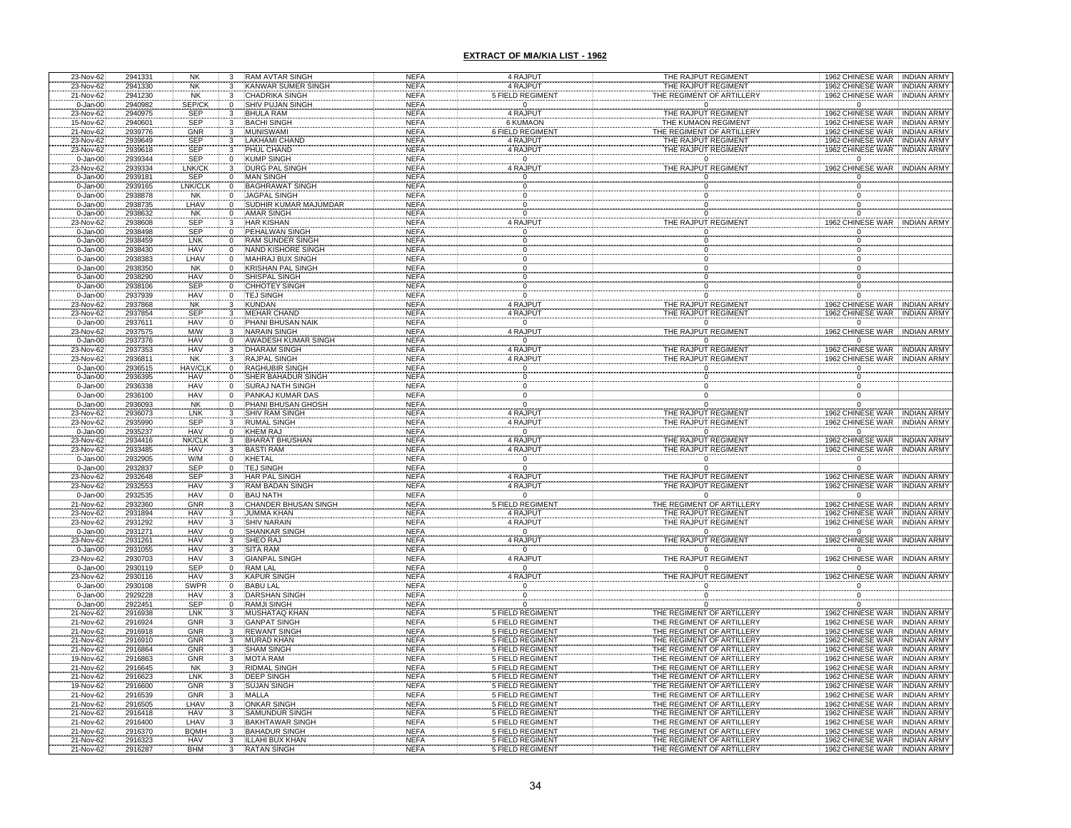## EXTRACT OF MIA/KIA LIST - 1962

| | | | | | | | | | |
|---|---|---|---|---|---|---|---|---|---|
| 23-Nov-62 | 2941331 | NK | 3 | RAM AVTAR SINGH | NEFA | 4 RAJPUT | THE RAJPUT REGIMENT | 1962 CHINESE WAR | INDIAN ARMY |
| 23-Nov-62 | 2941330 | NK | 3 | KANWAR SUMER SINGH | NEFA | 4 RAJPUT | THE RAJPUT REGIMENT | 1962 CHINESE WAR | INDIAN ARMY |
| 21-Nov-62 | 2941230 | NK | 3 | CHADRIKA SINGH | NEFA | 5 FIELD REGIMENT | THE REGIMENT OF ARTILLERY | 1962 CHINESE WAR | INDIAN ARMY |
| 0-Jan-00 | 2940982 | SEP/CK | 0 | SHIV PUJAN SINGH | NEFA | 0 | 0 | 0 | |
| 23-Nov-62 | 2940975 | SEP | 3 | BHULA RAM | NEFA | 4 RAJPUT | THE RAJPUT REGIMENT | 1962 CHINESE WAR | INDIAN ARMY |
| 15-Nov-62 | 2940601 | SEP | 3 | BACHI SINGH | NEFA | 6 KUMAON | THE KUMAON REGIMENT | 1962 CHINESE WAR | INDIAN ARMY |
| 21-Nov-62 | 2939776 | GNR | 3 | MUNISWAMI | NEFA | 6 FIELD REGIMENT | THE REGIMENT OF ARTILLERY | 1962 CHINESE WAR | INDIAN ARMY |
| 23-Nov-62 | 2939649 | SEP | 3 | LAKHAMI CHAND | NEFA | 4 RAJPUT | THE RAJPUT REGIMENT | 1962 CHINESE WAR | INDIAN ARMY |
| 23-Nov-62 | 2939618 | SEP | 3 | PHUL CHAND | NEFA | 4 RAJPUT | THE RAJPUT REGIMENT | 1962 CHINESE WAR | INDIAN ARMY |
| 0-Jan-00 | 2939344 | SEP | 0 | KUMP SINGH | NEFA | 0 | 0 | 0 | |
| 23-Nov-62 | 2939334 | LNK/CK | 3 | DURG PAL SINGH | NEFA | 4 RAJPUT | THE RAJPUT REGIMENT | 1962 CHINESE WAR | INDIAN ARMY |
| 0-Jan-00 | 2939181 | SEP | 0 | MAN SINGH | NEFA | 0 | 0 | 0 | |
| 0-Jan-00 | 2939165 | LNK/CLK | 0 | BAGHRAWAT SINGH | NEFA | 0 | 0 | 0 | |
| 0-Jan-00 | 2938878 | NK | 0 | JAGPAL SINGH | NEFA | 0 | 0 | 0 | |
| 0-Jan-00 | 2938735 | LHAV | 0 | SUDHIR KUMAR MAJUMDAR | NEFA | 0 | 0 | 0 | |
| 0-Jan-00 | 2938632 | NK | 0 | AMAR SINGH | NEFA | 0 | 0 | 0 | |
| 23-Nov-62 | 2938608 | SEP | 3 | HAR KISHAN | NEFA | 4 RAJPUT | THE RAJPUT REGIMENT | 1962 CHINESE WAR | INDIAN ARMY |
| 0-Jan-00 | 2938498 | SEP | 0 | PEHALWAN SINGH | NEFA | 0 | 0 | 0 | |
| 0-Jan-00 | 2938459 | LNK | 0 | RAM SUNDER SINGH | NEFA | 0 | 0 | 0 | |
| 0-Jan-00 | 2938430 | HAV | 0 | NAND KISHORE SINGH | NEFA | 0 | 0 | 0 | |
| 0-Jan-00 | 2938383 | LHAV | 0 | MAHRAJ BUX SINGH | NEFA | 0 | 0 | 0 | |
| 0-Jan-00 | 2938350 | NK | 0 | KRISHAN PAL SINGH | NEFA | 0 | 0 | 0 | |
| 0-Jan-00 | 2938290 | HAV | 0 | SHISPAL SINGH | NEFA | 0 | 0 | 0 | |
| 0-Jan-00 | 2938106 | SEP | 0 | CHHOTEY SINGH | NEFA | 0 | 0 | 0 | |
| 0-Jan-00 | 2937939 | HAV | 0 | TEJ SINGH | NEFA | 0 | 0 | 0 | |
| 23-Nov-62 | 2937868 | NK | 3 | KUNDAN | NEFA | 4 RAJPUT | THE RAJPUT REGIMENT | 1962 CHINESE WAR | INDIAN ARMY |
| 23-Nov-62 | 2937854 | SEP | 3 | MEHAR CHAND | NEFA | 4 RAJPUT | THE RAJPUT REGIMENT | 1962 CHINESE WAR | INDIAN ARMY |
| 0-Jan-00 | 2937611 | HAV | 0 | PHANI BHUSAN NAIK | NEFA | 0 | 0 | 0 | |
| 23-Nov-62 | 2937575 | M/W | 3 | NARAIN SINGH | NEFA | 4 RAJPUT | THE RAJPUT REGIMENT | 1962 CHINESE WAR | INDIAN ARMY |
| 0-Jan-00 | 2937376 | HAV | 0 | AWADESH KUMAR SINGH | NEFA | 0 | 0 | 0 | |
| 23-Nov-62 | 2937353 | HAV | 3 | DHARAM SINGH | NEFA | 4 RAJPUT | THE RAJPUT REGIMENT | 1962 CHINESE WAR | INDIAN ARMY |
| 23-Nov-62 | 2936811 | NK | 3 | RAJPAL SINGH | NEFA | 4 RAJPUT | THE RAJPUT REGIMENT | 1962 CHINESE WAR | INDIAN ARMY |
| 0-Jan-00 | 2936515 | HAV/CLK | 0 | RAGHUBIR SINGH | NEFA | 0 | 0 | 0 | |
| 0-Jan-00 | 2936395 | HAV | 0 | SHER BAHADUR SINGH | NEFA | 0 | 0 | 0 | |
| 0-Jan-00 | 2936338 | HAV | 0 | SURAJ NATH SINGH | NEFA | 0 | 0 | 0 | |
| 0-Jan-00 | 2936100 | HAV | 0 | PANKAJ KUMAR DAS | NEFA | 0 | 0 | 0 | |
| 0-Jan-00 | 2936093 | NK | 0 | PHANI BHUSAN GHOSH | NEFA | 0 | 0 | 0 | |
| 23-Nov-62 | 2936073 | LNK | 3 | SHIV RAM SINGH | NEFA | 4 RAJPUT | THE RAJPUT REGIMENT | 1962 CHINESE WAR | INDIAN ARMY |
| 23-Nov-62 | 2935990 | SEP | 3 | RUMAL SINGH | NEFA | 4 RAJPUT | THE RAJPUT REGIMENT | 1962 CHINESE WAR | INDIAN ARMY |
| 0-Jan-00 | 2935237 | HAV | 0 | KHEM RAJ | NEFA | 0 | 0 | 0 | |
| 23-Nov-62 | 2934416 | NK/CLK | 3 | BHARAT BHUSHAN | NEFA | 4 RAJPUT | THE RAJPUT REGIMENT | 1962 CHINESE WAR | INDIAN ARMY |
| 23-Nov-62 | 2933485 | HAV | 3 | BASTI RAM | NEFA | 4 RAJPUT | THE RAJPUT REGIMENT | 1962 CHINESE WAR | INDIAN ARMY |
| 0-Jan-00 | 2932905 | W/M | 0 | KHETAL | NEFA | 0 | 0 | 0 | |
| 0-Jan-00 | 2932837 | SEP | 0 | TEJ SINGH | NEFA | 0 | 0 | 0 | |
| 23-Nov-62 | 2932648 | SEP | 3 | HAR PAL SINGH | NEFA | 4 RAJPUT | THE RAJPUT REGIMENT | 1962 CHINESE WAR | INDIAN ARMY |
| 23-Nov-62 | 2932553 | HAV | 3 | RAM BADAN SINGH | NEFA | 4 RAJPUT | THE RAJPUT REGIMENT | 1962 CHINESE WAR | INDIAN ARMY |
| 0-Jan-00 | 2932535 | HAV | 0 | BAIJ NATH | NEFA | 0 | 0 | 0 | |
| 21-Nov-62 | 2932360 | GNR | 3 | CHANDER BHUSAN SINGH | NEFA | 5 FIELD REGIMENT | THE REGIMENT OF ARTILLERY | 1962 CHINESE WAR | INDIAN ARMY |
| 23-Nov-62 | 2931894 | HAV | 3 | JUMMA KHAN | NEFA | 4 RAJPUT | THE RAJPUT REGIMENT | 1962 CHINESE WAR | INDIAN ARMY |
| 23-Nov-62 | 2931292 | HAV | 3 | SHIV NARAIN | NEFA | 4 RAJPUT | THE RAJPUT REGIMENT | 1962 CHINESE WAR | INDIAN ARMY |
| 0-Jan-00 | 2931271 | HAV | 0 | SHANKAR SINGH | NEFA | 0 | 0 | 0 | |
| 23-Nov-62 | 2931261 | HAV | 3 | SHEO RAJ | NEFA | 4 RAJPUT | THE RAJPUT REGIMENT | 1962 CHINESE WAR | INDIAN ARMY |
| 0-Jan-00 | 2931055 | HAV | 3 | SITA RAM | NEFA | 0 | 0 | 0 | |
| 23-Nov-62 | 2930703 | HAV | 3 | GIANPAL SINGH | NEFA | 4 RAJPUT | THE RAJPUT REGIMENT | 1962 CHINESE WAR | INDIAN ARMY |
| 0-Jan-00 | 2930119 | SEP | 0 | RAM LAL | NEFA | 0 | 0 | 0 | |
| 23-Nov-62 | 2930116 | HAV | 3 | KAPUR SINGH | NEFA | 4 RAJPUT | THE RAJPUT REGIMENT | 1962 CHINESE WAR | INDIAN ARMY |
| 0-Jan-00 | 2930108 | SWPR | 0 | BABU LAL | NEFA | 0 | 0 | 0 | |
| 0-Jan-00 | 2929228 | HAV | 3 | DARSHAN SINGH | NEFA | 0 | 0 | 0 | |
| 0-Jan-00 | 2922451 | SEP | 0 | RAMJI SINGH | NEFA | 0 | 0 | 0 | |
| 21-Nov-62 | 2916938 | LNK | 3 | MUSHATAQ KHAN | NEFA | 5 FIELD REGIMENT | THE REGIMENT OF ARTILLERY | 1962 CHINESE WAR | INDIAN ARMY |
| 21-Nov-62 | 2916924 | GNR | 3 | GANPAT SINGH | NEFA | 5 FIELD REGIMENT | THE REGIMENT OF ARTILLERY | 1962 CHINESE WAR | INDIAN ARMY |
| 21-Nov-62 | 2916918 | GNR | 3 | REWANT SINGH | NEFA | 5 FIELD REGIMENT | THE REGIMENT OF ARTILLERY | 1962 CHINESE WAR | INDIAN ARMY |
| 21-Nov-62 | 2916910 | GNR | 3 | MURAD KHAN | NEFA | 5 FIELD REGIMENT | THE REGIMENT OF ARTILLERY | 1962 CHINESE WAR | INDIAN ARMY |
| 21-Nov-62 | 2916864 | GNR | 3 | SHAM SINGH | NEFA | 5 FIELD REGIMENT | THE REGIMENT OF ARTILLERY | 1962 CHINESE WAR | INDIAN ARMY |
| 19-Nov-62 | 2916863 | GNR | 3 | MOTA RAM | NEFA | 5 FIELD REGIMENT | THE REGIMENT OF ARTILLERY | 1962 CHINESE WAR | INDIAN ARMY |
| 21-Nov-62 | 2916645 | NK | 3 | RIDMAL SINGH | NEFA | 5 FIELD REGIMENT | THE REGIMENT OF ARTILLERY | 1962 CHINESE WAR | INDIAN ARMY |
| 21-Nov-62 | 2916623 | LNK | 3 | DEEP SINGH | NEFA | 5 FIELD REGIMENT | THE REGIMENT OF ARTILLERY | 1962 CHINESE WAR | INDIAN ARMY |
| 19-Nov-62 | 2916600 | GNR | 3 | SUJAN SINGH | NEFA | 5 FIELD REGIMENT | THE REGIMENT OF ARTILLERY | 1962 CHINESE WAR | INDIAN ARMY |
| 21-Nov-62 | 2916539 | GNR | 3 | MALLA | NEFA | 5 FIELD REGIMENT | THE REGIMENT OF ARTILLERY | 1962 CHINESE WAR | INDIAN ARMY |
| 21-Nov-62 | 2916505 | LHAV | 3 | ONKAR SINGH | NEFA | 5 FIELD REGIMENT | THE REGIMENT OF ARTILLERY | 1962 CHINESE WAR | INDIAN ARMY |
| 21-Nov-62 | 2916418 | HAV | 3 | SAMUNDUR SINGH | NEFA | 5 FIELD REGIMENT | THE REGIMENT OF ARTILLERY | 1962 CHINESE WAR | INDIAN ARMY |
| 21-Nov-62 | 2916400 | LHAV | 3 | BAKHTAWAR SINGH | NEFA | 5 FIELD REGIMENT | THE REGIMENT OF ARTILLERY | 1962 CHINESE WAR | INDIAN ARMY |
| 21-Nov-62 | 2916370 | BQMH | 3 | BAHADUR SINGH | NEFA | 5 FIELD REGIMENT | THE REGIMENT OF ARTILLERY | 1962 CHINESE WAR | INDIAN ARMY |
| 21-Nov-62 | 2916323 | HAV | 3 | ILLAHI BUX KHAN | NEFA | 5 FIELD REGIMENT | THE REGIMENT OF ARTILLERY | 1962 CHINESE WAR | INDIAN ARMY |
| 21-Nov-62 | 2916287 | BHM | 3 | RATAN SINGH | NEFA | 5 FIELD REGIMENT | THE REGIMENT OF ARTILLERY | 1962 CHINESE WAR | INDIAN ARMY |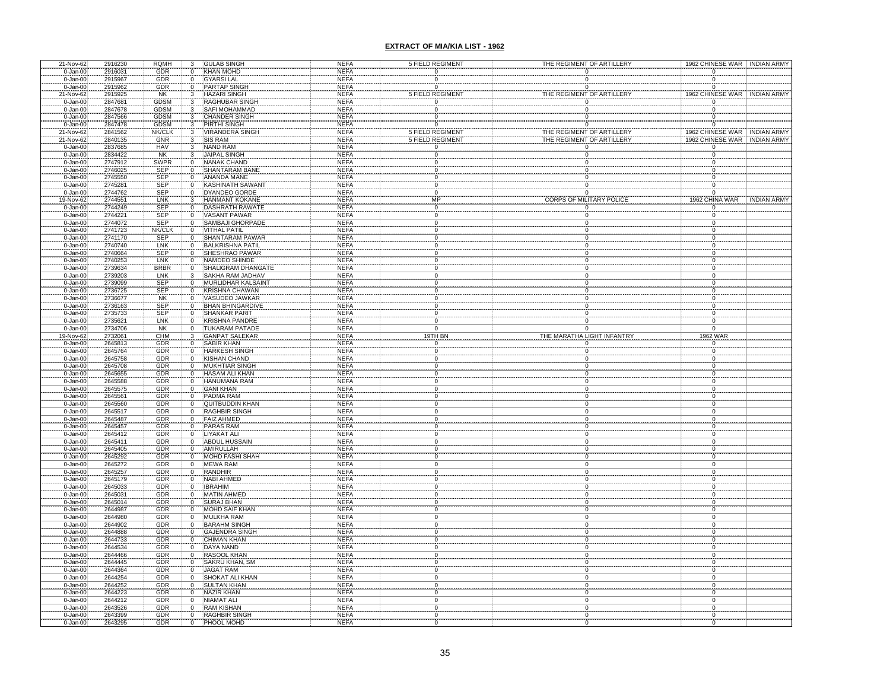## EXTRACT OF MIA/KIA LIST - 1962

| | | | | | | | | | |
|---|---|---|---|---|---|---|---|---|---|
| 21-Nov-62 | 2916230 | RQMH | 3 | GULAB SINGH | NEFA | 5 FIELD REGIMENT | THE REGIMENT OF ARTILLERY | 1962 CHINESE WAR | INDIAN ARMY |
| 0-Jan-00 | 2916031 | GDR | 0 | KHAN MOHD | NEFA | 0 | 0 | 0 | |
| 0-Jan-00 | 2915967 | GDR | 0 | GYARSI LAL | NEFA | 0 | 0 | 0 | |
| 0-Jan-00 | 2915962 | GDR | 0 | PARTAP SINGH | NEFA | 0 | 0 | 0 | |
| 21-Nov-62 | 2915925 | NK | 3 | HAZARI SINGH | NEFA | 5 FIELD REGIMENT | THE REGIMENT OF ARTILLERY | 1962 CHINESE WAR | INDIAN ARMY |
| 0-Jan-00 | 2847681 | GDSM | 3 | RAGHUBAR SINGH | NEFA | 0 | 0 | 0 | |
| 0-Jan-00 | 2847678 | GDSM | 3 | SAFI MOHAMMAD | NEFA | 0 | 0 | 0 | |
| 0-Jan-00 | 2847566 | GDSM | 3 | CHANDER SINGH | NEFA | 0 | 0 | 0 | |
| 0-Jan-00 | 2847478 | GDSM | 3 | PIRTHI SINGH | NEFA | 0 | 0 | 0 | |
| 21-Nov-62 | 2841562 | NK/CLK | 3 | VIRANDERA SINGH | NEFA | 5 FIELD REGIMENT | THE REGIMENT OF ARTILLERY | 1962 CHINESE WAR | INDIAN ARMY |
| 21-Nov-62 | 2840135 | GNR | 3 | SIS RAM | NEFA | 5 FIELD REGIMENT | THE REGIMENT OF ARTILLERY | 1962 CHINESE WAR | INDIAN ARMY |
| 0-Jan-00 | 2837685 | HAV | 3 | NAND RAM | NEFA | 0 | 0 | 0 | |
| 0-Jan-00 | 2834422 | NK | 3 | JAIPAL SINGH | NEFA | 0 | 0 | 0 | |
| 0-Jan-00 | 2747912 | SWPR | 0 | NANAK CHAND | NEFA | 0 | 0 | 0 | |
| 0-Jan-00 | 2746025 | SEP | 0 | SHANTARAM BANE | NEFA | 0 | 0 | 0 | |
| 0-Jan-00 | 2745550 | SEP | 0 | ANANDA MANE | NEFA | 0 | 0 | 0 | |
| 0-Jan-00 | 2745281 | SEP | 0 | KASHINATH SAWANT | NEFA | 0 | 0 | 0 | |
| 0-Jan-00 | 2744762 | SEP | 0 | DYANDEO GORDE | NEFA | 0 | 0 | 0 | |
| 19-Nov-62 | 2744551 | LNK | 3 | HANMANT KOKANE | NEFA | MP | CORPS OF MILITARY POLICE | 1962 CHINA WAR | INDIAN ARMY |
| 0-Jan-00 | 2744249 | SEP | 0 | DASHRATH RAWATE | NEFA | 0 | 0 | 0 | |
| 0-Jan-00 | 2744221 | SEP | 0 | VASANT PAWAR | NEFA | 0 | 0 | 0 | |
| 0-Jan-00 | 2744072 | SEP | 0 | SAMBAJI GHORPADE | NEFA | 0 | 0 | 0 | |
| 0-Jan-00 | 2741723 | NK/CLK | 0 | VITHAL PATIL | NEFA | 0 | 0 | 0 | |
| 0-Jan-00 | 2741170 | SEP | 0 | SHANTARAM PAWAR | NEFA | 0 | 0 | 0 | |
| 0-Jan-00 | 2740740 | LNK | 0 | BALKRISHNA PATIL | NEFA | 0 | 0 | 0 | |
| 0-Jan-00 | 2740664 | SEP | 0 | SHESHRAO PAWAR | NEFA | 0 | 0 | 0 | |
| 0-Jan-00 | 2740253 | LNK | 0 | NAMDEO SHINDE | NEFA | 0 | 0 | 0 | |
| 0-Jan-00 | 2739634 | BRBR | 0 | SHALIGRAM DHANGATE | NEFA | 0 | 0 | 0 | |
| 0-Jan-00 | 2739203 | LNK | 3 | SAKHA RAM JADHAV | NEFA | 0 | 0 | 0 | |
| 0-Jan-00 | 2739099 | SEP | 0 | MURLIDHAR KALSAINT | NEFA | 0 | 0 | 0 | |
| 0-Jan-00 | 2736725 | SEP | 0 | KRISHNA CHAWAN | NEFA | 0 | 0 | 0 | |
| 0-Jan-00 | 2736677 | NK | 0 | VASUDEO JAWKAR | NEFA | 0 | 0 | 0 | |
| 0-Jan-00 | 2736163 | SEP | 0 | BHAN BHINGARDIVE | NEFA | 0 | 0 | 0 | |
| 0-Jan-00 | 2735733 | SEP | 0 | SHANKAR PARIT | NEFA | 0 | 0 | 0 | |
| 0-Jan-00 | 2735621 | LNK | 0 | KRISHNA PANDRE | NEFA | 0 | 0 | 0 | |
| 0-Jan-00 | 2734706 | NK | 0 | TUKARAM PATADE | NEFA | 0 | 0 | 0 | |
| 19-Nov-62 | 2732061 | CHM | 3 | GANPAT SALEKAR | NEFA | 19TH BN | THE MARATHA LIGHT INFANTRY | 1962 WAR | |
| 0-Jan-00 | 2645813 | GDR | 0 | SABIR KHAN | NEFA | 0 | 0 | 0 | |
| 0-Jan-00 | 2645764 | GDR | 0 | HARKESH SINGH | NEFA | 0 | 0 | 0 | |
| 0-Jan-00 | 2645758 | GDR | 0 | KISHAN CHAND | NEFA | 0 | 0 | 0 | |
| 0-Jan-00 | 2645708 | GDR | 0 | MUKHTIAR SINGH | NEFA | 0 | 0 | 0 | |
| 0-Jan-00 | 2645655 | GDR | 0 | HASAM ALI KHAN | NEFA | 0 | 0 | 0 | |
| 0-Jan-00 | 2645588 | GDR | 0 | HANUMANA RAM | NEFA | 0 | 0 | 0 | |
| 0-Jan-00 | 2645575 | GDR | 0 | GANI KHAN | NEFA | 0 | 0 | 0 | |
| 0-Jan-00 | 2645561 | GDR | 0 | PADMA RAM | NEFA | 0 | 0 | 0 | |
| 0-Jan-00 | 2645560 | GDR | 0 | QUITBUDDIN KHAN | NEFA | 0 | 0 | 0 | |
| 0-Jan-00 | 2645517 | GDR | 0 | RAGHBIR SINGH | NEFA | 0 | 0 | 0 | |
| 0-Jan-00 | 2645487 | GDR | 0 | FAIZ AHMED | NEFA | 0 | 0 | 0 | |
| 0-Jan-00 | 2645457 | GDR | 0 | PARAS RAM | NEFA | 0 | 0 | 0 | |
| 0-Jan-00 | 2645412 | GDR | 0 | LIYAKAT ALI | NEFA | 0 | 0 | 0 | |
| 0-Jan-00 | 2645411 | GDR | 0 | ABDUL HUSSAIN | NEFA | 0 | 0 | 0 | |
| 0-Jan-00 | 2645405 | GDR | 0 | AMIRULLAH | NEFA | 0 | 0 | 0 | |
| 0-Jan-00 | 2645292 | GDR | 0 | MOHD FASHI SHAH | NEFA | 0 | 0 | 0 | |
| 0-Jan-00 | 2645272 | GDR | 0 | MEWA RAM | NEFA | 0 | 0 | 0 | |
| 0-Jan-00 | 2645257 | GDR | 0 | RANDHIR | NEFA | 0 | 0 | 0 | |
| 0-Jan-00 | 2645179 | GDR | 0 | NABI AHMED | NEFA | 0 | 0 | 0 | |
| 0-Jan-00 | 2645033 | GDR | 0 | IBRAHIM | NEFA | 0 | 0 | 0 | |
| 0-Jan-00 | 2645031 | GDR | 0 | MATIN AHMED | NEFA | 0 | 0 | 0 | |
| 0-Jan-00 | 2645014 | GDR | 0 | SURAJ BHAN | NEFA | 0 | 0 | 0 | |
| 0-Jan-00 | 2644987 | GDR | 0 | MOHD SAIF KHAN | NEFA | 0 | 0 | 0 | |
| 0-Jan-00 | 2644980 | GDR | 0 | MULKHA RAM | NEFA | 0 | 0 | 0 | |
| 0-Jan-00 | 2644902 | GDR | 0 | BARAHM SINGH | NEFA | 0 | 0 | 0 | |
| 0-Jan-00 | 2644888 | GDR | 0 | GAJENDRA SINGH | NEFA | 0 | 0 | 0 | |
| 0-Jan-00 | 2644733 | GDR | 0 | CHIMAN KHAN | NEFA | 0 | 0 | 0 | |
| 0-Jan-00 | 2644534 | GDR | 0 | DAYA NAND | NEFA | 0 | 0 | 0 | |
| 0-Jan-00 | 2644466 | GDR | 0 | RASOOL KHAN | NEFA | 0 | 0 | 0 | |
| 0-Jan-00 | 2644445 | GDR | 0 | SAKRU KHAN, SM | NEFA | 0 | 0 | 0 | |
| 0-Jan-00 | 2644364 | GDR | 0 | JAGAT RAM | NEFA | 0 | 0 | 0 | |
| 0-Jan-00 | 2644254 | GDR | 0 | SHOKAT ALI KHAN | NEFA | 0 | 0 | 0 | |
| 0-Jan-00 | 2644252 | GDR | 0 | SULTAN KHAN | NEFA | 0 | 0 | 0 | |
| 0-Jan-00 | 2644223 | GDR | 0 | NAZIR KHAN | NEFA | 0 | 0 | 0 | |
| 0-Jan-00 | 2644212 | GDR | 0 | NIAMAT ALI | NEFA | 0 | 0 | 0 | |
| 0-Jan-00 | 2643526 | GDR | 0 | RAM KISHAN | NEFA | 0 | 0 | 0 | |
| 0-Jan-00 | 2643399 | GDR | 0 | RAGHBIR SINGH | NEFA | 0 | 0 | 0 | |
| 0-Jan-00 | 2643295 | GDR | 0 | PHOOL MOHD | NEFA | 0 | 0 | 0 | |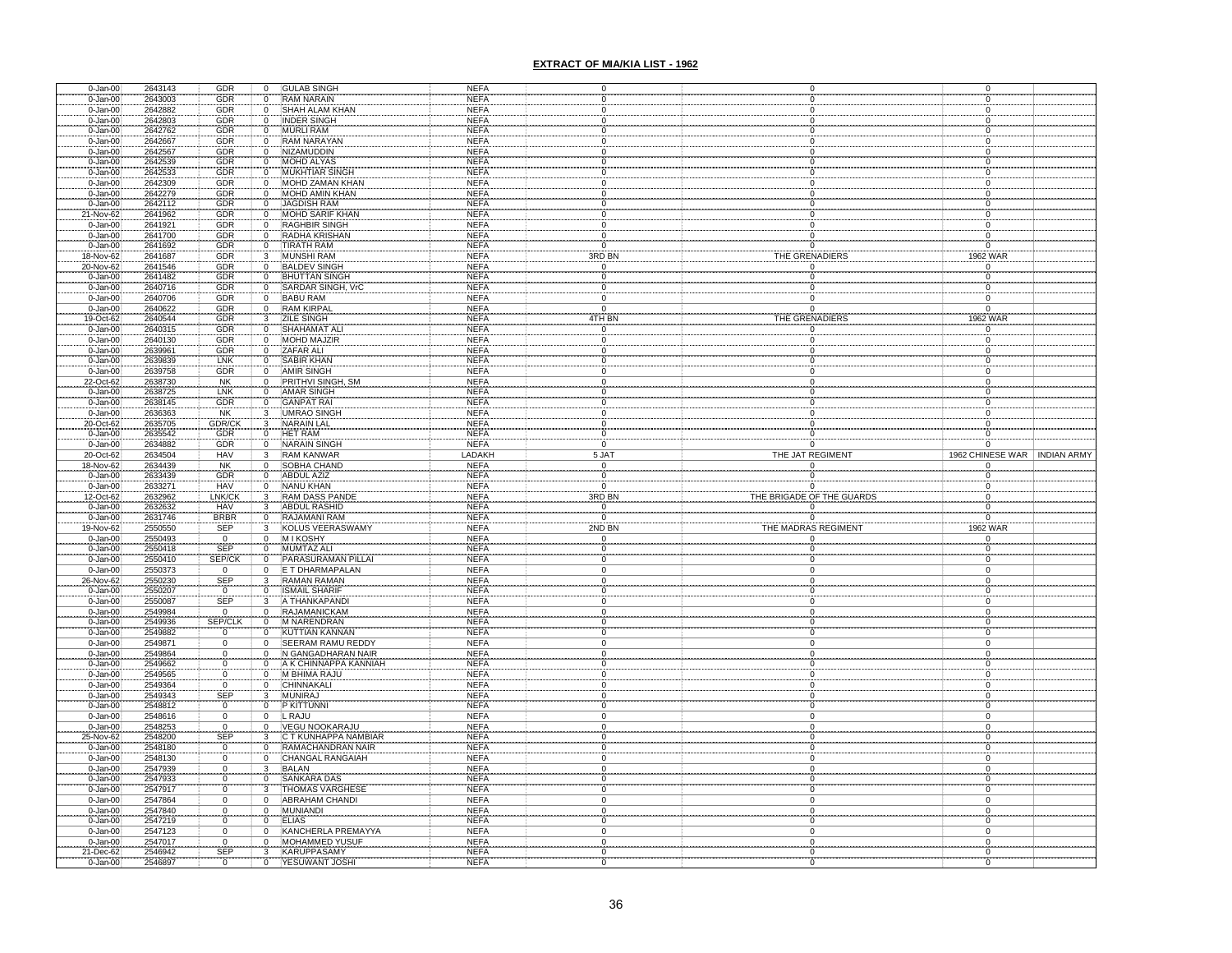## EXTRACT OF MIA/KIA LIST - 1962

| | | | | | | | | | |
|---|---|---|---|---|---|---|---|---|---|
| 0-Jan-00 | 2643143 | GDR | 0 | GULAB SINGH | NEFA | 0 | 0 | 0 | |
| 0-Jan-00 | 2643003 | GDR | 0 | RAM NARAIN | NEFA | 0 | 0 | 0 | |
| 0-Jan-00 | 2642882 | GDR | 0 | SHAH ALAM KHAN | NEFA | 0 | 0 | 0 | |
| 0-Jan-00 | 2642803 | GDR | 0 | INDER SINGH | NEFA | 0 | 0 | 0 | |
| 0-Jan-00 | 2642762 | GDR | 0 | MURLI RAM | NEFA | 0 | 0 | 0 | |
| 0-Jan-00 | 2642667 | GDR | 0 | RAM NARAYAN | NEFA | 0 | 0 | 0 | |
| 0-Jan-00 | 2642567 | GDR | 0 | NIZAMUDDIN | NEFA | 0 | 0 | 0 | |
| 0-Jan-00 | 2642539 | GDR | 0 | MOHD ALYAS | NEFA | 0 | 0 | 0 | |
| 0-Jan-00 | 2642533 | GDR | 0 | MUKHTIAR SINGH | NEFA | 0 | 0 | 0 | |
| 0-Jan-00 | 2642309 | GDR | 0 | MOHD ZAMAN KHAN | NEFA | 0 | 0 | 0 | |
| 0-Jan-00 | 2642279 | GDR | 0 | MOHD AMIN KHAN | NEFA | 0 | 0 | 0 | |
| 0-Jan-00 | 2642112 | GDR | 0 | JAGDISH RAM | NEFA | 0 | 0 | 0 | |
| 21-Nov-62 | 2641962 | GDR | 0 | MOHD SARIF KHAN | NEFA | 0 | 0 | 0 | |
| 0-Jan-00 | 2641921 | GDR | 0 | RAGHBIR SINGH | NEFA | 0 | 0 | 0 | |
| 0-Jan-00 | 2641700 | GDR | 0 | RADHA KRISHAN | NEFA | 0 | 0 | 0 | |
| 0-Jan-00 | 2641692 | GDR | 0 | TIRATH RAM | NEFA | 0 | 0 | 0 | |
| 18-Nov-62 | 2641687 | GDR | 3 | MUNSHI RAM | NEFA | 3RD BN | THE GRENADIERS | 1962 WAR | |
| 20-Nov-62 | 2641546 | GDR | 0 | BALDEV SINGH | NEFA | 0 | 0 | 0 | |
| 0-Jan-00 | 2641482 | GDR | 0 | BHUTTAN SINGH | NEFA | 0 | 0 | 0 | |
| 0-Jan-00 | 2640716 | GDR | 0 | SARDAR SINGH, VrC | NEFA | 0 | 0 | 0 | |
| 0-Jan-00 | 2640706 | GDR | 0 | BABU RAM | NEFA | 0 | 0 | 0 | |
| 0-Jan-00 | 2640622 | GDR | 0 | RAM KIRPAL | NEFA | 0 | 0 | 0 | |
| 19-Oct-62 | 2640544 | GDR | 3 | ZILE SINGH | NEFA | 4TH BN | THE GRENADIERS | 1962 WAR | |
| 0-Jan-00 | 2640315 | GDR | 0 | SHAHAMAT ALI | NEFA | 0 | 0 | 0 | |
| 0-Jan-00 | 2640130 | GDR | 0 | MOHD MAJZIR | NEFA | 0 | 0 | 0 | |
| 0-Jan-00 | 2639961 | GDR | 0 | ZAFAR ALI | NEFA | 0 | 0 | 0 | |
| 0-Jan-00 | 2639839 | LNK | 0 | SABIR KHAN | NEFA | 0 | 0 | 0 | |
| 0-Jan-00 | 2639758 | GDR | 0 | AMIR SINGH | NEFA | 0 | 0 | 0 | |
| 22-Oct-62 | 2638730 | NK | 0 | PRITHVI SINGH, SM | NEFA | 0 | 0 | 0 | |
| 0-Jan-00 | 2638725 | LNK | 0 | AMAR SINGH | NEFA | 0 | 0 | 0 | |
| 0-Jan-00 | 2638145 | GDR | 0 | GANPAT RAI | NEFA | 0 | 0 | 0 | |
| 0-Jan-00 | 2636363 | NK | 3 | UMRAO SINGH | NEFA | 0 | 0 | 0 | |
| 20-Oct-62 | 2635705 | GDR/CK | 3 | NARAIN LAL | NEFA | 0 | 0 | 0 | |
| 0-Jan-00 | 2635542 | GDR | 0 | HET RAM | NEFA | 0 | 0 | 0 | |
| 0-Jan-00 | 2634882 | GDR | 0 | NARAIN SINGH | NEFA | 0 | 0 | 0 | |
| 20-Oct-62 | 2634504 | HAV | 3 | RAM KANWAR | LADAKH | 5 JAT | THE JAT REGIMENT | 1962 CHINESE WAR | INDIAN ARMY |
| 18-Nov-62 | 2634439 | NK | 0 | SOBHA CHAND | NEFA | 0 | 0 | 0 | |
| 0-Jan-00 | 2633439 | GDR | 0 | ABDUL AZIZ | NEFA | 0 | 0 | 0 | |
| 0-Jan-00 | 2633271 | HAV | 0 | NANU KHAN | NEFA | 0 | 0 | 0 | |
| 12-Oct-62 | 2632962 | LNK/CK | 3 | RAM DASS PANDE | NEFA | 3RD BN | THE BRIGADE OF THE GUARDS | 0 | |
| 0-Jan-00 | 2632632 | HAV | 3 | ABDUL RASHID | NEFA | 0 | 0 | 0 | |
| 0-Jan-00 | 2631746 | BRBR | 0 | RAJAMANI RAM | NEFA | 0 | 0 | 0 | |
| 19-Nov-62 | 2550550 | SEP | 3 | KOLUS VEERASWAMY | NEFA | 2ND BN | THE MADRAS REGIMENT | 1962 WAR | |
| 0-Jan-00 | 2550493 | 0 | 0 | M I KOSHY | NEFA | 0 | 0 | 0 | |
| 0-Jan-00 | 2550418 | SEP | 0 | MUMTAZ ALI | NEFA | 0 | 0 | 0 | |
| 0-Jan-00 | 2550410 | SEP/CK | 0 | PARASURAMAN PILLAI | NEFA | 0 | 0 | 0 | |
| 0-Jan-00 | 2550373 | 0 | 0 | E T DHARMAPALAN | NEFA | 0 | 0 | 0 | |
| 26-Nov-62 | 2550230 | SEP | 3 | RAMAN RAMAN | NEFA | 0 | 0 | 0 | |
| 0-Jan-00 | 2550207 | 0 | 0 | ISMAIL SHARIF | NEFA | 0 | 0 | 0 | |
| 0-Jan-00 | 2550087 | SEP | 3 | A THANKAPANDI | NEFA | 0 | 0 | 0 | |
| 0-Jan-00 | 2549984 | 0 | 0 | RAJAMANICKAM | NEFA | 0 | 0 | 0 | |
| 0-Jan-00 | 2549936 | SEP/CLK | 0 | M NARENDRAN | NEFA | 0 | 0 | 0 | |
| 0-Jan-00 | 2549882 | 0 | 0 | KUTTIAN KANNAN | NEFA | 0 | 0 | 0 | |
| 0-Jan-00 | 2549871 | 0 | 0 | SEERAM RAMU REDDY | NEFA | 0 | 0 | 0 | |
| 0-Jan-00 | 2549864 | 0 | 0 | N GANGADHARAN NAIR | NEFA | 0 | 0 | 0 | |
| 0-Jan-00 | 2549662 | 0 | 0 | A K CHINNAPPA KANNIAH | NEFA | 0 | 0 | 0 | |
| 0-Jan-00 | 2549565 | 0 | 0 | M BHIMA RAJU | NEFA | 0 | 0 | 0 | |
| 0-Jan-00 | 2549364 | 0 | 0 | CHINNAKALI | NEFA | 0 | 0 | 0 | |
| 0-Jan-00 | 2549343 | SEP | 3 | MUNIRAJ | NEFA | 0 | 0 | 0 | |
| 0-Jan-00 | 2548812 | 0 | 0 | P KITTUNNI | NEFA | 0 | 0 | 0 | |
| 0-Jan-00 | 2548616 | 0 | 0 | L RAJU | NEFA | 0 | 0 | 0 | |
| 0-Jan-00 | 2548253 | 0 | 0 | VEGU NOOKARAJU | NEFA | 0 | 0 | 0 | |
| 25-Nov-62 | 2548200 | SEP | 3 | C T KUNHAPPA NAMBIAR | NEFA | 0 | 0 | 0 | |
| 0-Jan-00 | 2548180 | 0 | 0 | RAMACHANDRAN NAIR | NEFA | 0 | 0 | 0 | |
| 0-Jan-00 | 2548130 | 0 | 0 | CHANGAL RANGAIAH | NEFA | 0 | 0 | 0 | |
| 0-Jan-00 | 2547939 | 0 | 3 | BALAN | NEFA | 0 | 0 | 0 | |
| 0-Jan-00 | 2547933 | 0 | 0 | SANKARA DAS | NEFA | 0 | 0 | 0 | |
| 0-Jan-00 | 2547917 | 0 | 3 | THOMAS VARGHESE | NEFA | 0 | 0 | 0 | |
| 0-Jan-00 | 2547864 | 0 | 0 | ABRAHAM CHANDI | NEFA | 0 | 0 | 0 | |
| 0-Jan-00 | 2547840 | 0 | 0 | MUNIANDI | NEFA | 0 | 0 | 0 | |
| 0-Jan-00 | 2547219 | 0 | 0 | ELIAS | NEFA | 0 | 0 | 0 | |
| 0-Jan-00 | 2547123 | 0 | 0 | KANCHERLA PREMAYYA | NEFA | 0 | 0 | 0 | |
| 0-Jan-00 | 2547017 | 0 | 0 | MOHAMMED YUSUF | NEFA | 0 | 0 | 0 | |
| 21-Dec-62 | 2546942 | SEP | 3 | KARUPPASAMY | NEFA | 0 | 0 | 0 | |
| 0-Jan-00 | 2546897 | 0 | 0 | YESUWANT JOSHI | NEFA | 0 | 0 | 0 | |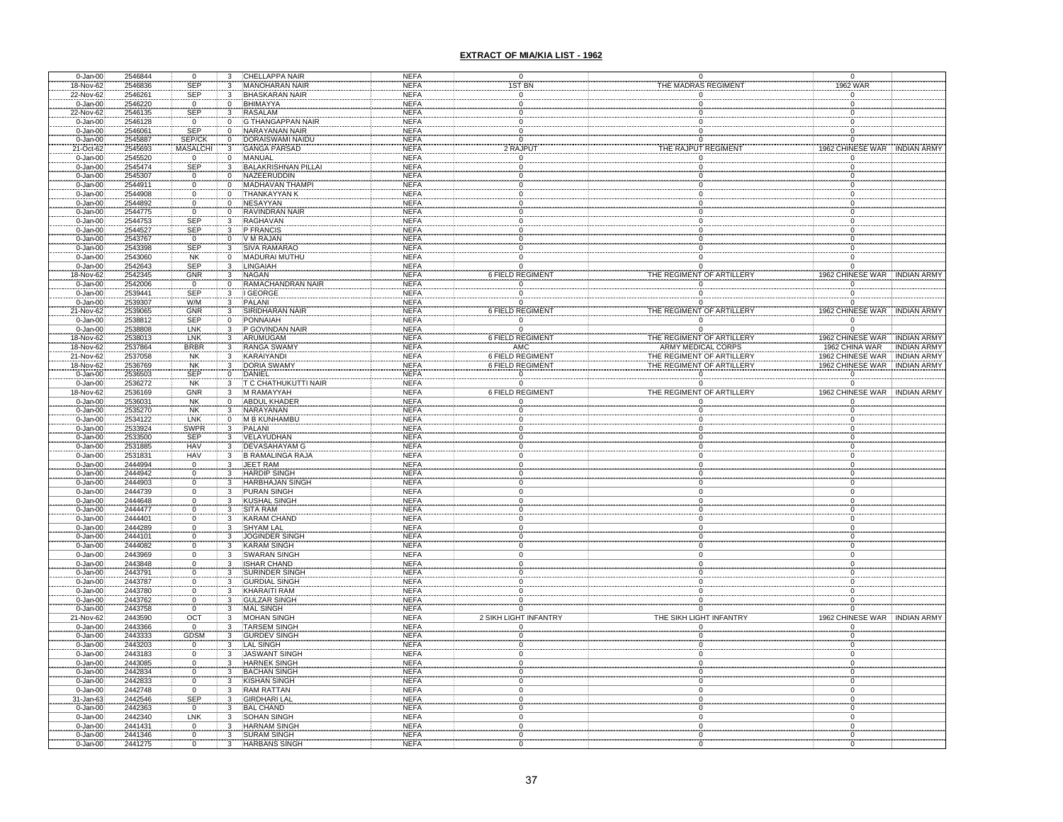## EXTRACT OF MIA/KIA LIST - 1962

| | | | | | | | | | |
|---|---|---|---|---|---|---|---|---|---|
| 0-Jan-00 | 2546844 | 0 | 3 | CHELLAPPA NAIR | NEFA | 0 | 0 | 0 | |
| 18-Nov-62 | 2546836 | SEP | 3 | MANOHARAN NAIR | NEFA | 1ST BN | THE MADRAS REGIMENT | 1962 WAR | |
| 22-Nov-62 | 2546261 | SEP | 3 | BHASKARAN NAIR | NEFA | 0 | 0 | 0 | |
| 0-Jan-00 | 2546220 | 0 | 0 | BHIMAYYA | NEFA | 0 | 0 | 0 | |
| 22-Nov-62 | 2546135 | SEP | 3 | RASALAM | NEFA | 0 | 0 | 0 | |
| 0-Jan-00 | 2546128 | 0 | 0 | G THANGAPPAN NAIR | NEFA | 0 | 0 | 0 | |
| 0-Jan-00 | 2546061 | SEP | 0 | NARAYANAN NAIR | NEFA | 0 | 0 | 0 | |
| 0-Jan-00 | 2545887 | SEP/CK | 0 | DORAISWAMI NAIDU | NEFA | 0 | 0 | 0 | |
| 21-Oct-62 | 2545693 | MASALCHI | 3 | GANGA PARSAD | NEFA | 2 RAJPUT | THE RAJPUT REGIMENT | 1962 CHINESE WAR | INDIAN ARMY |
| 0-Jan-00 | 2545520 | 0 | 0 | MANUAL | NEFA | 0 | 0 | 0 | |
| 0-Jan-00 | 2545474 | SEP | 3 | BALAKRISHNAN PILLAI | NEFA | 0 | 0 | 0 | |
| 0-Jan-00 | 2545307 | 0 | 0 | NAZEERUDDIN | NEFA | 0 | 0 | 0 | |
| 0-Jan-00 | 2544911 | 0 | 0 | MADHAVAN THAMPI | NEFA | 0 | 0 | 0 | |
| 0-Jan-00 | 2544908 | 0 | 0 | THANKAYYAN K | NEFA | 0 | 0 | 0 | |
| 0-Jan-00 | 2544892 | 0 | 0 | NESAYYAN | NEFA | 0 | 0 | 0 | |
| 0-Jan-00 | 2544775 | 0 | 0 | RAVINDRAN NAIR | NEFA | 0 | 0 | 0 | |
| 0-Jan-00 | 2544753 | SEP | 3 | RAGHAVAN | NEFA | 0 | 0 | 0 | |
| 0-Jan-00 | 2544527 | SEP | 3 | P FRANCIS | NEFA | 0 | 0 | 0 | |
| 0-Jan-00 | 2543767 | 0 | 0 | V M RAJAN | NEFA | 0 | 0 | 0 | |
| 0-Jan-00 | 2543398 | SEP | 3 | SIVA RAMARAO | NEFA | 0 | 0 | 0 | |
| 0-Jan-00 | 2543060 | NK | 0 | MADURAI MUTHU | NEFA | 0 | 0 | 0 | |
| 0-Jan-00 | 2542643 | SEP | 3 | LINGAIAH | NEFA | 0 | 0 | 0 | |
| 18-Nov-62 | 2542345 | GNR | 3 | NAGAN | NEFA | 6 FIELD REGIMENT | THE REGIMENT OF ARTILLERY | 1962 CHINESE WAR | INDIAN ARMY |
| 0-Jan-00 | 2542006 | 0 | 0 | RAMACHANDRAN NAIR | NEFA | 0 | 0 | 0 | |
| 0-Jan-00 | 2539441 | SEP | 3 | I GEORGE | NEFA | 0 | 0 | 0 | |
| 0-Jan-00 | 2539307 | W/M | 3 | PALANI | NEFA | 0 | 0 | 0 | |
| 21-Nov-62 | 2539065 | GNR | 3 | SIRIDHARAN NAIR | NEFA | 6 FIELD REGIMENT | THE REGIMENT OF ARTILLERY | 1962 CHINESE WAR | INDIAN ARMY |
| 0-Jan-00 | 2538812 | SEP | 0 | PONNAIAH | NEFA | 0 | 0 | 0 | |
| 0-Jan-00 | 2538808 | LNK | 3 | P GOVINDAN NAIR | NEFA | 0 | 0 | 0 | |
| 18-Nov-62 | 2538013 | LNK | 3 | ARUMUGAM | NEFA | 6 FIELD REGIMENT | THE REGIMENT OF ARTILLERY | 1962 CHINESE WAR | INDIAN ARMY |
| 18-Nov-62 | 2537864 | BRBR | 3 | RANGA SWAMY | NEFA | AMC | ARMY MEDICAL CORPS | 1962 CHINA WAR | INDIAN ARMY |
| 21-Nov-62 | 2537058 | NK | 3 | KARAIYANDI | NEFA | 6 FIELD REGIMENT | THE REGIMENT OF ARTILLERY | 1962 CHINESE WAR | INDIAN ARMY |
| 18-Nov-62 | 2536769 | NK | 3 | DORIA SWAMY | NEFA | 6 FIELD REGIMENT | THE REGIMENT OF ARTILLERY | 1962 CHINESE WAR | INDIAN ARMY |
| 0-Jan-00 | 2536503 | SEP | 0 | DANIEL | NEFA | 0 | 0 | 0 | |
| 0-Jan-00 | 2536272 | NK | 3 | T C CHATHUKUTTI NAIR | NEFA | 0 | 0 | 0 | |
| 18-Nov-62 | 2536169 | GNR | 3 | M RAMAYYAH | NEFA | 6 FIELD REGIMENT | THE REGIMENT OF ARTILLERY | 1962 CHINESE WAR | INDIAN ARMY |
| 0-Jan-00 | 2536031 | NK | 0 | ABDUL KHADER | NEFA | 0 | 0 | 0 | |
| 0-Jan-00 | 2535270 | NK | 3 | NARAYANAN | NEFA | 0 | 0 | 0 | |
| 0-Jan-00 | 2534122 | LNK | 0 | M B KUNHAMBU | NEFA | 0 | 0 | 0 | |
| 0-Jan-00 | 2533924 | SWPR | 3 | PALANI | NEFA | 0 | 0 | 0 | |
| 0-Jan-00 | 2533500 | SEP | 3 | VELAYUDHAN | NEFA | 0 | 0 | 0 | |
| 0-Jan-00 | 2531885 | HAV | 3 | DEVASAHAYAM G | NEFA | 0 | 0 | 0 | |
| 0-Jan-00 | 2531831 | HAV | 3 | B RAMALINGA RAJA | NEFA | 0 | 0 | 0 | |
| 0-Jan-00 | 2444994 | 0 | 3 | JEET RAM | NEFA | 0 | 0 | 0 | |
| 0-Jan-00 | 2444942 | 0 | 3 | HARDIP SINGH | NEFA | 0 | 0 | 0 | |
| 0-Jan-00 | 2444903 | 0 | 3 | HARBHAJAN SINGH | NEFA | 0 | 0 | 0 | |
| 0-Jan-00 | 2444739 | 0 | 3 | PURAN SINGH | NEFA | 0 | 0 | 0 | |
| 0-Jan-00 | 2444648 | 0 | 3 | KUSHAL SINGH | NEFA | 0 | 0 | 0 | |
| 0-Jan-00 | 2444477 | 0 | 3 | SITA RAM | NEFA | 0 | 0 | 0 | |
| 0-Jan-00 | 2444401 | 0 | 3 | KARAM CHAND | NEFA | 0 | 0 | 0 | |
| 0-Jan-00 | 2444289 | 0 | 3 | SHYAM LAL | NEFA | 0 | 0 | 0 | |
| 0-Jan-00 | 2444101 | 0 | 3 | JOGINDER SINGH | NEFA | 0 | 0 | 0 | |
| 0-Jan-00 | 2444082 | 0 | 3 | KARAM SINGH | NEFA | 0 | 0 | 0 | |
| 0-Jan-00 | 2443969 | 0 | 3 | SWARAN SINGH | NEFA | 0 | 0 | 0 | |
| 0-Jan-00 | 2443848 | 0 | 3 | ISHAR CHAND | NEFA | 0 | 0 | 0 | |
| 0-Jan-00 | 2443791 | 0 | 3 | SURINDER SINGH | NEFA | 0 | 0 | 0 | |
| 0-Jan-00 | 2443787 | 0 | 3 | GURDIAL SINGH | NEFA | 0 | 0 | 0 | |
| 0-Jan-00 | 2443780 | 0 | 3 | KHARAITI RAM | NEFA | 0 | 0 | 0 | |
| 0-Jan-00 | 2443762 | 0 | 3 | GULZAR SINGH | NEFA | 0 | 0 | 0 | |
| 0-Jan-00 | 2443758 | 0 | 3 | MAL SINGH | NEFA | 0 | 0 | 0 | |
| 21-Nov-62 | 2443590 | OCT | 3 | MOHAN SINGH | NEFA | 2 SIKH LIGHT INFANTRY | THE SIKH LIGHT INFANTRY | 1962 CHINESE WAR | INDIAN ARMY |
| 0-Jan-00 | 2443366 | 0 | 3 | TARSEM SINGH | NEFA | 0 | 0 | 0 | |
| 0-Jan-00 | 2443333 | GDSM | 3 | GURDEV SINGH | NEFA | 0 | 0 | 0 | |
| 0-Jan-00 | 2443203 | 0 | 3 | LAL SINGH | NEFA | 0 | 0 | 0 | |
| 0-Jan-00 | 2443183 | 0 | 3 | JASWANT SINGH | NEFA | 0 | 0 | 0 | |
| 0-Jan-00 | 2443085 | 0 | 3 | HARNEK SINGH | NEFA | 0 | 0 | 0 | |
| 0-Jan-00 | 2442834 | 0 | 3 | BACHAN SINGH | NEFA | 0 | 0 | 0 | |
| 0-Jan-00 | 2442833 | 0 | 3 | KISHAN SINGH | NEFA | 0 | 0 | 0 | |
| 0-Jan-00 | 2442748 | 0 | 3 | RAM RATTAN | NEFA | 0 | 0 | 0 | |
| 31-Jan-63 | 2442546 | SEP | 3 | GIRDHARI LAL | NEFA | 0 | 0 | 0 | |
| 0-Jan-00 | 2442363 | 0 | 3 | BAL CHAND | NEFA | 0 | 0 | 0 | |
| 0-Jan-00 | 2442340 | LNK | 3 | SOHAN SINGH | NEFA | 0 | 0 | 0 | |
| 0-Jan-00 | 2441431 | 0 | 3 | HARNAM SINGH | NEFA | 0 | 0 | 0 | |
| 0-Jan-00 | 2441346 | 0 | 3 | SURAM SINGH | NEFA | 0 | 0 | 0 | |
| 0-Jan-00 | 2441275 | 0 | 3 | HARBANS SINGH | NEFA | 0 | 0 | 0 | |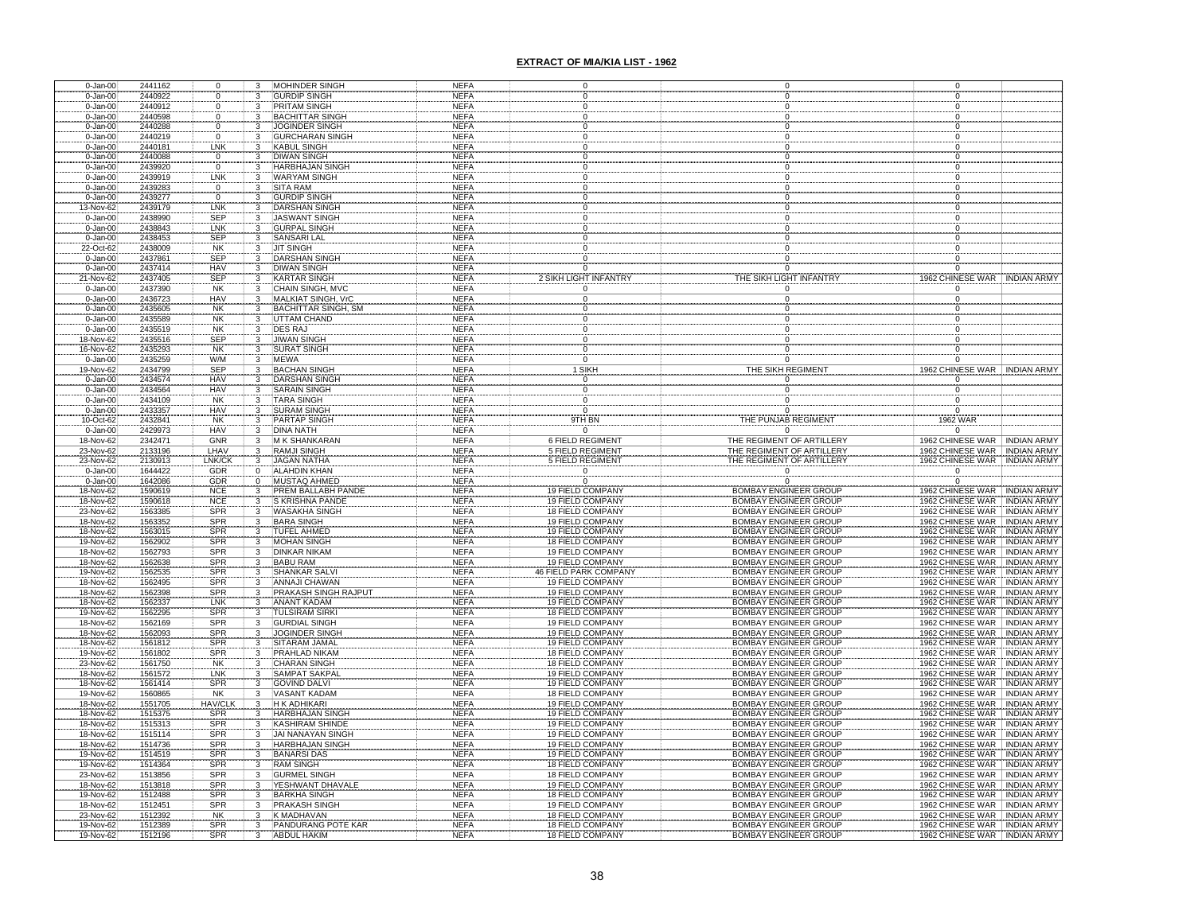## EXTRACT OF MIA/KIA LIST - 1962

| | | | | | | | | | |
|---|---|---|---|---|---|---|---|---|---|
| 0-Jan-00 | 2441162 | 0 | 3 | MOHINDER SINGH | NEFA | 0 | 0 | 0 | |
| 0-Jan-00 | 2440922 | 0 | 3 | GURDIP SINGH | NEFA | 0 | 0 | 0 | |
| 0-Jan-00 | 2440912 | 0 | 3 | PRITAM SINGH | NEFA | 0 | 0 | 0 | |
| 0-Jan-00 | 2440598 | 0 | 3 | BACHITTAR SINGH | NEFA | 0 | 0 | 0 | |
| 0-Jan-00 | 2440288 | 0 | 3 | JOGINDER SINGH | NEFA | 0 | 0 | 0 | |
| 0-Jan-00 | 2440219 | 0 | 3 | GURCHARAN SINGH | NEFA | 0 | 0 | 0 | |
| 0-Jan-00 | 2440181 | LNK | 3 | KABUL SINGH | NEFA | 0 | 0 | 0 | |
| 0-Jan-00 | 2440088 | 0 | 3 | DIWAN SINGH | NEFA | 0 | 0 | 0 | |
| 0-Jan-00 | 2439920 | 0 | 3 | HARBHAJAN SINGH | NEFA | 0 | 0 | 0 | |
| 0-Jan-00 | 2439919 | LNK | 3 | WARYAM SINGH | NEFA | 0 | 0 | 0 | |
| 0-Jan-00 | 2439283 | 0 | 3 | SITA RAM | NEFA | 0 | 0 | 0 | |
| 0-Jan-00 | 2439277 | 0 | 3 | GURDIP SINGH | NEFA | 0 | 0 | 0 | |
| 13-Nov-62 | 2439179 | LNK | 3 | DARSHAN SINGH | NEFA | 0 | 0 | 0 | |
| 0-Jan-00 | 2438990 | SEP | 3 | JASWANT SINGH | NEFA | 0 | 0 | 0 | |
| 0-Jan-00 | 2438843 | LNK | 3 | GURPAL SINGH | NEFA | 0 | 0 | 0 | |
| 0-Jan-00 | 2438453 | SEP | 3 | SANSARI LAL | NEFA | 0 | 0 | 0 | |
| 22-Oct-62 | 2438009 | NK | 3 | JIT SINGH | NEFA | 0 | 0 | 0 | |
| 0-Jan-00 | 2437861 | SEP | 3 | DARSHAN SINGH | NEFA | 0 | 0 | 0 | |
| 0-Jan-00 | 2437414 | HAV | 3 | DIWAN SINGH | NEFA | 0 | 0 | 0 | |
| 21-Nov-62 | 2437405 | SEP | 3 | KARTAR SINGH | NEFA | 2 SIKH LIGHT INFANTRY | THE SIKH LIGHT INFANTRY | 1962 CHINESE WAR | INDIAN ARMY |
| 0-Jan-00 | 2437390 | NK | 3 | CHAIN SINGH, MVC | NEFA | 0 | 0 | 0 | |
| 0-Jan-00 | 2436723 | HAV | 3 | MALKIAT SINGH, VrC | NEFA | 0 | 0 | 0 | |
| 0-Jan-00 | 2435605 | NK | 3 | BACHITTAR SINGH, SM | NEFA | 0 | 0 | 0 | |
| 0-Jan-00 | 2435589 | NK | 3 | UTTAM CHAND | NEFA | 0 | 0 | 0 | |
| 0-Jan-00 | 2435519 | NK | 3 | DES RAJ | NEFA | 0 | 0 | 0 | |
| 18-Nov-62 | 2435516 | SEP | 3 | JIWAN SINGH | NEFA | 0 | 0 | 0 | |
| 16-Nov-62 | 2435293 | NK | 3 | SURAT SINGH | NEFA | 0 | 0 | 0 | |
| 0-Jan-00 | 2435259 | W/M | 3 | MEWA | NEFA | 0 | 0 | 0 | |
| 19-Nov-62 | 2434799 | SEP | 3 | BACHAN SINGH | NEFA | 1 SIKH | THE SIKH REGIMENT | 1962 CHINESE WAR | INDIAN ARMY |
| 0-Jan-00 | 2434574 | HAV | 3 | DARSHAN SINGH | NEFA | 0 | 0 | 0 | |
| 0-Jan-00 | 2434564 | HAV | 3 | SARAIN SINGH | NEFA | 0 | 0 | 0 | |
| 0-Jan-00 | 2434109 | NK | 3 | TARA SINGH | NEFA | 0 | 0 | 0 | |
| 0-Jan-00 | 2433357 | HAV | 3 | SURAM SINGH | NEFA | 0 | 0 | 0 | |
| 10-Oct-62 | 2432841 | NK | 3 | PARTAP SINGH | NEFA | 9TH BN | THE PUNJAB REGIMENT | 1962 WAR | |
| 0-Jan-00 | 2429973 | HAV | 3 | DINA NATH | NEFA | 0 | 0 | 0 | |
| 18-Nov-62 | 2342471 | GNR | 3 | M K SHANKARAN | NEFA | 6 FIELD REGIMENT | THE REGIMENT OF ARTILLERY | 1962 CHINESE WAR | INDIAN ARMY |
| 23-Nov-62 | 2133196 | LHAV | 3 | RAMJI SINGH | NEFA | 5 FIELD REGIMENT | THE REGIMENT OF ARTILLERY | 1962 CHINESE WAR | INDIAN ARMY |
| 23-Nov-62 | 2130913 | LNK/CK | 3 | JAGAN NATHA | NEFA | 5 FIELD REGIMENT | THE REGIMENT OF ARTILLERY | 1962 CHINESE WAR | INDIAN ARMY |
| 0-Jan-00 | 1644422 | GDR | 0 | ALAHDIN KHAN | NEFA | 0 | 0 | 0 | |
| 0-Jan-00 | 1642086 | GDR | 0 | MUSTAQ AHMED | NEFA | 0 | 0 | 0 | |
| 18-Nov-62 | 1590619 | NCE | 3 | PREM BALLABH PANDE | NEFA | 19 FIELD COMPANY | BOMBAY ENGINEER GROUP | 1962 CHINESE WAR | INDIAN ARMY |
| 18-Nov-62 | 1590618 | NCE | 3 | S KRISHNA PANDE | NEFA | 19 FIELD COMPANY | BOMBAY ENGINEER GROUP | 1962 CHINESE WAR | INDIAN ARMY |
| 23-Nov-62 | 1563385 | SPR | 3 | WASAKHA SINGH | NEFA | 18 FIELD COMPANY | BOMBAY ENGINEER GROUP | 1962 CHINESE WAR | INDIAN ARMY |
| 18-Nov-62 | 1563352 | SPR | 3 | BARA SINGH | NEFA | 19 FIELD COMPANY | BOMBAY ENGINEER GROUP | 1962 CHINESE WAR | INDIAN ARMY |
| 18-Nov-62 | 1563015 | SPR | 3 | TUFEL AHMED | NEFA | 19 FIELD COMPANY | BOMBAY ENGINEER GROUP | 1962 CHINESE WAR | INDIAN ARMY |
| 19-Nov-62 | 1562902 | SPR | 3 | MOHAN SINGH | NEFA | 18 FIELD COMPANY | BOMBAY ENGINEER GROUP | 1962 CHINESE WAR | INDIAN ARMY |
| 18-Nov-62 | 1562793 | SPR | 3 | DINKAR NIKAM | NEFA | 19 FIELD COMPANY | BOMBAY ENGINEER GROUP | 1962 CHINESE WAR | INDIAN ARMY |
| 18-Nov-62 | 1562638 | SPR | 3 | BABU RAM | NEFA | 19 FIELD COMPANY | BOMBAY ENGINEER GROUP | 1962 CHINESE WAR | INDIAN ARMY |
| 19-Nov-62 | 1562535 | SPR | 3 | SHANKAR SALVI | NEFA | 46 FIELD PARK COMPANY | BOMBAY ENGINEER GROUP | 1962 CHINESE WAR | INDIAN ARMY |
| 18-Nov-62 | 1562495 | SPR | 3 | ANNAJI CHAWAN | NEFA | 19 FIELD COMPANY | BOMBAY ENGINEER GROUP | 1962 CHINESE WAR | INDIAN ARMY |
| 18-Nov-62 | 1562398 | SPR | 3 | PRAKASH SINGH RAJPUT | NEFA | 19 FIELD COMPANY | BOMBAY ENGINEER GROUP | 1962 CHINESE WAR | INDIAN ARMY |
| 18-Nov-62 | 1562337 | LNK | 3 | ANANT KADAM | NEFA | 19 FIELD COMPANY | BOMBAY ENGINEER GROUP | 1962 CHINESE WAR | INDIAN ARMY |
| 19-Nov-62 | 1562295 | SPR | 3 | TULSIRAM SIRKI | NEFA | 18 FIELD COMPANY | BOMBAY ENGINEER GROUP | 1962 CHINESE WAR | INDIAN ARMY |
| 18-Nov-62 | 1562169 | SPR | 3 | GURDIAL SINGH | NEFA | 19 FIELD COMPANY | BOMBAY ENGINEER GROUP | 1962 CHINESE WAR | INDIAN ARMY |
| 18-Nov-62 | 1562093 | SPR | 3 | JOGINDER SINGH | NEFA | 19 FIELD COMPANY | BOMBAY ENGINEER GROUP | 1962 CHINESE WAR | INDIAN ARMY |
| 18-Nov-62 | 1561812 | SPR | 3 | SITARAM JAMAL | NEFA | 19 FIELD COMPANY | BOMBAY ENGINEER GROUP | 1962 CHINESE WAR | INDIAN ARMY |
| 19-Nov-62 | 1561802 | SPR | 3 | PRAHLAD NIKAM | NEFA | 18 FIELD COMPANY | BOMBAY ENGINEER GROUP | 1962 CHINESE WAR | INDIAN ARMY |
| 23-Nov-62 | 1561750 | NK | 3 | CHARAN SINGH | NEFA | 18 FIELD COMPANY | BOMBAY ENGINEER GROUP | 1962 CHINESE WAR | INDIAN ARMY |
| 18-Nov-62 | 1561572 | LNK | 3 | SAMPAT SAKPAL | NEFA | 19 FIELD COMPANY | BOMBAY ENGINEER GROUP | 1962 CHINESE WAR | INDIAN ARMY |
| 18-Nov-62 | 1561414 | SPR | 3 | GOVIND DALVI | NEFA | 19 FIELD COMPANY | BOMBAY ENGINEER GROUP | 1962 CHINESE WAR | INDIAN ARMY |
| 19-Nov-62 | 1560865 | NK | 3 | VASANT KADAM | NEFA | 18 FIELD COMPANY | BOMBAY ENGINEER GROUP | 1962 CHINESE WAR | INDIAN ARMY |
| 18-Nov-62 | 1551705 | HAV/CLK | 3 | H K ADHIKARI | NEFA | 19 FIELD COMPANY | BOMBAY ENGINEER GROUP | 1962 CHINESE WAR | INDIAN ARMY |
| 18-Nov-62 | 1515375 | SPR | 3 | HARBHAJAN SINGH | NEFA | 19 FIELD COMPANY | BOMBAY ENGINEER GROUP | 1962 CHINESE WAR | INDIAN ARMY |
| 18-Nov-62 | 1515313 | SPR | 3 | KASHIRAM SHINDE | NEFA | 19 FIELD COMPANY | BOMBAY ENGINEER GROUP | 1962 CHINESE WAR | INDIAN ARMY |
| 18-Nov-62 | 1515114 | SPR | 3 | JAI NANAYAN SINGH | NEFA | 19 FIELD COMPANY | BOMBAY ENGINEER GROUP | 1962 CHINESE WAR | INDIAN ARMY |
| 18-Nov-62 | 1514736 | SPR | 3 | HARBHAJAN SINGH | NEFA | 19 FIELD COMPANY | BOMBAY ENGINEER GROUP | 1962 CHINESE WAR | INDIAN ARMY |
| 19-Nov-62 | 1514519 | SPR | 3 | BANARSI DAS | NEFA | 19 FIELD COMPANY | BOMBAY ENGINEER GROUP | 1962 CHINESE WAR | INDIAN ARMY |
| 19-Nov-62 | 1514364 | SPR | 3 | RAM SINGH | NEFA | 18 FIELD COMPANY | BOMBAY ENGINEER GROUP | 1962 CHINESE WAR | INDIAN ARMY |
| 23-Nov-62 | 1513856 | SPR | 3 | GURMEL SINGH | NEFA | 18 FIELD COMPANY | BOMBAY ENGINEER GROUP | 1962 CHINESE WAR | INDIAN ARMY |
| 18-Nov-62 | 1513818 | SPR | 3 | YESHWANT DHAVALE | NEFA | 19 FIELD COMPANY | BOMBAY ENGINEER GROUP | 1962 CHINESE WAR | INDIAN ARMY |
| 19-Nov-62 | 1512488 | SPR | 3 | BARKHA SINGH | NEFA | 18 FIELD COMPANY | BOMBAY ENGINEER GROUP | 1962 CHINESE WAR | INDIAN ARMY |
| 18-Nov-62 | 1512451 | SPR | 3 | PRAKASH SINGH | NEFA | 19 FIELD COMPANY | BOMBAY ENGINEER GROUP | 1962 CHINESE WAR | INDIAN ARMY |
| 23-Nov-62 | 1512392 | NK | 3 | K MADHAVAN | NEFA | 18 FIELD COMPANY | BOMBAY ENGINEER GROUP | 1962 CHINESE WAR | INDIAN ARMY |
| 19-Nov-62 | 1512389 | SPR | 3 | PANDURANG POTE KAR | NEFA | 18 FIELD COMPANY | BOMBAY ENGINEER GROUP | 1962 CHINESE WAR | INDIAN ARMY |
| 19-Nov-62 | 1512196 | SPR | 3 | ABDUL HAKIM | NEFA | 18 FIELD COMPANY | BOMBAY ENGINEER GROUP | 1962 CHINESE WAR | INDIAN ARMY |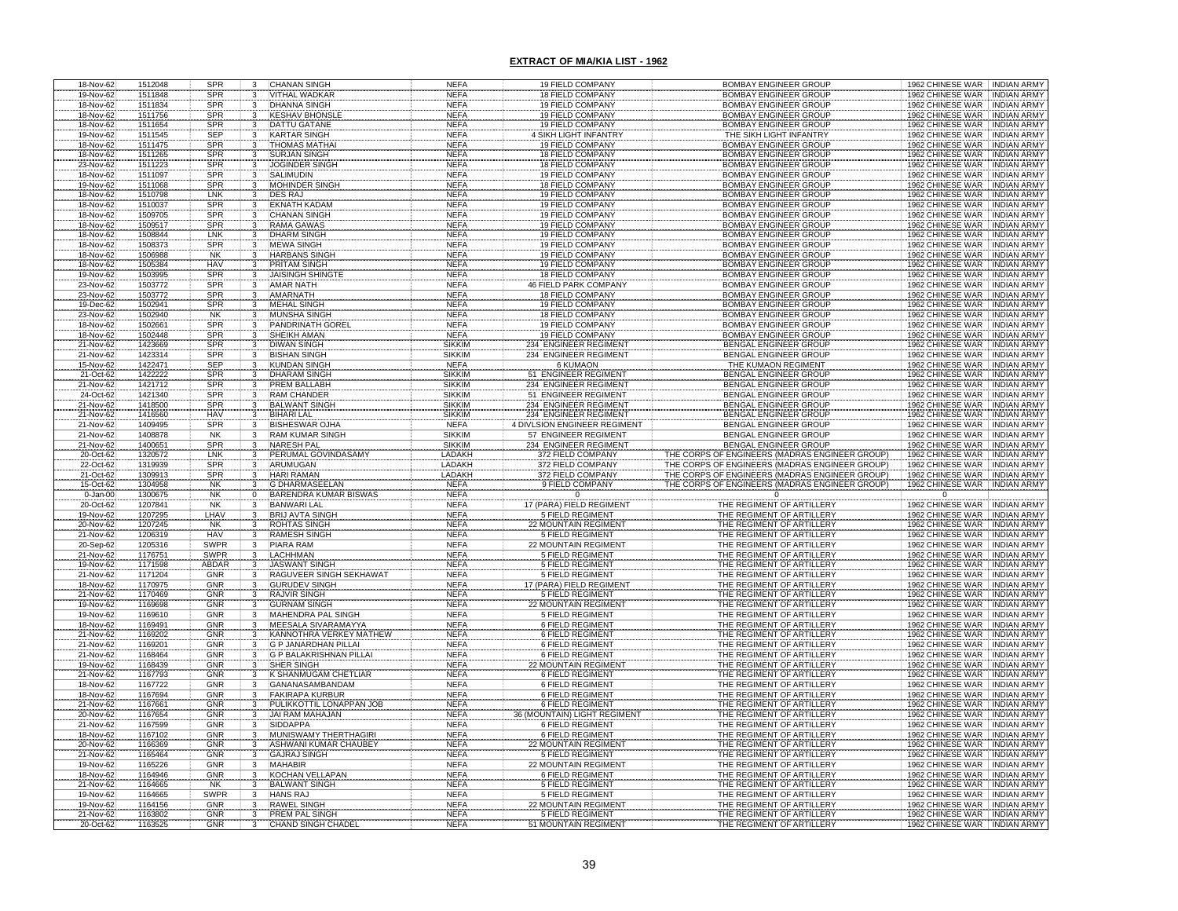## EXTRACT OF MIA/KIA LIST - 1962

| | | | | | | | | | |
|---|---|---|---|---|---|---|---|---|---|
| 18-Nov-62 | 1512048 | SPR | 3 | CHANAN SINGH | NEFA | 19 FIELD COMPANY | BOMBAY ENGINEER GROUP | 1962 CHINESE WAR | INDIAN ARMY |
| 19-Nov-62 | 1511848 | SPR | 3 | VITHAL WADKAR | NEFA | 18 FIELD COMPANY | BOMBAY ENGINEER GROUP | 1962 CHINESE WAR | INDIAN ARMY |
| 18-Nov-62 | 1511834 | SPR | 3 | DHANNA SINGH | NEFA | 19 FIELD COMPANY | BOMBAY ENGINEER GROUP | 1962 CHINESE WAR | INDIAN ARMY |
| 18-Nov-62 | 1511756 | SPR | 3 | KESHAV BHONSLE | NEFA | 19 FIELD COMPANY | BOMBAY ENGINEER GROUP | 1962 CHINESE WAR | INDIAN ARMY |
| 18-Nov-62 | 1511654 | SPR | 3 | DATTU GATANE | NEFA | 19 FIELD COMPANY | BOMBAY ENGINEER GROUP | 1962 CHINESE WAR | INDIAN ARMY |
| 19-Nov-62 | 1511545 | SEP | 3 | KARTAR SINGH | NEFA | 4 SIKH LIGHT INFANTRY | THE SIKH LIGHT INFANTRY | 1962 CHINESE WAR | INDIAN ARMY |
| 18-Nov-62 | 1511475 | SPR | 3 | THOMAS MATHAI | NEFA | 19 FIELD COMPANY | BOMBAY ENGINEER GROUP | 1962 CHINESE WAR | INDIAN ARMY |
| 18-Nov-62 | 1511265 | SPR | 3 | SURJAN SINGH | NEFA | 18 FIELD COMPANY | BOMBAY ENGINEER GROUP | 1962 CHINESE WAR | INDIAN ARMY |
| 23-Nov-62 | 1511223 | SPR | 3 | JOGINDER SINGH | NEFA | 18 FIELD COMPANY | BOMBAY ENGINEER GROUP | 1962 CHINESE WAR | INDIAN ARMY |
| 18-Nov-62 | 1511097 | SPR | 3 | SALIMUDIN | NEFA | 19 FIELD COMPANY | BOMBAY ENGINEER GROUP | 1962 CHINESE WAR | INDIAN ARMY |
| 19-Nov-62 | 1511068 | SPR | 3 | MOHINDER SINGH | NEFA | 18 FIELD COMPANY | BOMBAY ENGINEER GROUP | 1962 CHINESE WAR | INDIAN ARMY |
| 18-Nov-62 | 1510798 | LNK | 3 | DES RAJ | NEFA | 19 FIELD COMPANY | BOMBAY ENGINEER GROUP | 1962 CHINESE WAR | INDIAN ARMY |
| 18-Nov-62 | 1510037 | SPR | 3 | EKNATH KADAM | NEFA | 19 FIELD COMPANY | BOMBAY ENGINEER GROUP | 1962 CHINESE WAR | INDIAN ARMY |
| 18-Nov-62 | 1509705 | SPR | 3 | CHANAN SINGH | NEFA | 19 FIELD COMPANY | BOMBAY ENGINEER GROUP | 1962 CHINESE WAR | INDIAN ARMY |
| 18-Nov-62 | 1509517 | SPR | 3 | RAMA GAWAS | NEFA | 19 FIELD COMPANY | BOMBAY ENGINEER GROUP | 1962 CHINESE WAR | INDIAN ARMY |
| 18-Nov-62 | 1508844 | LNK | 3 | DHARM SINGH | NEFA | 19 FIELD COMPANY | BOMBAY ENGINEER GROUP | 1962 CHINESE WAR | INDIAN ARMY |
| 18-Nov-62 | 1508373 | SPR | 3 | MEWA SINGH | NEFA | 19 FIELD COMPANY | BOMBAY ENGINEER GROUP | 1962 CHINESE WAR | INDIAN ARMY |
| 18-Nov-62 | 1506988 | NK | 3 | HARBANS SINGH | NEFA | 19 FIELD COMPANY | BOMBAY ENGINEER GROUP | 1962 CHINESE WAR | INDIAN ARMY |
| 18-Nov-62 | 1505384 | HAV | 3 | PRITAM SINGH | NEFA | 19 FIELD COMPANY | BOMBAY ENGINEER GROUP | 1962 CHINESE WAR | INDIAN ARMY |
| 19-Nov-62 | 1503995 | SPR | 3 | JAISINGH SHINGTE | NEFA | 18 FIELD COMPANY | BOMBAY ENGINEER GROUP | 1962 CHINESE WAR | INDIAN ARMY |
| 23-Nov-62 | 1503772 | SPR | 3 | AMAR NATH | NEFA | 46 FIELD PARK COMPANY | BOMBAY ENGINEER GROUP | 1962 CHINESE WAR | INDIAN ARMY |
| 23-Nov-62 | 1503772 | SPR | 3 | AMARNATH | NEFA | 18 FIELD COMPANY | BOMBAY ENGINEER GROUP | 1962 CHINESE WAR | INDIAN ARMY |
| 19-Dec-62 | 1502941 | SPR | 3 | MEHAL SINGH | NEFA | 19 FIELD COMPANY | BOMBAY ENGINEER GROUP | 1962 CHINESE WAR | INDIAN ARMY |
| 23-Nov-62 | 1502940 | NK | 3 | MUNSHA SINGH | NEFA | 18 FIELD COMPANY | BOMBAY ENGINEER GROUP | 1962 CHINESE WAR | INDIAN ARMY |
| 18-Nov-62 | 1502661 | SPR | 3 | PANDRINATH GOREL | NEFA | 19 FIELD COMPANY | BOMBAY ENGINEER GROUP | 1962 CHINESE WAR | INDIAN ARMY |
| 18-Nov-62 | 1502448 | SPR | 3 | SHEIKH AMAN | NEFA | 19 FIELD COMPANY | BOMBAY ENGINEER GROUP | 1962 CHINESE WAR | INDIAN ARMY |
| 21-Nov-62 | 1423669 | SPR | 3 | DIWAN SINGH | SIKKIM | 234 ENGINEER REGIMENT | BENGAL ENGINEER GROUP | 1962 CHINESE WAR | INDIAN ARMY |
| 21-Nov-62 | 1423314 | SPR | 3 | BISHAN SINGH | SIKKIM | 234 ENGINEER REGIMENT | BENGAL ENGINEER GROUP | 1962 CHINESE WAR | INDIAN ARMY |
| 15-Nov-62 | 1422471 | SEP | 3 | KUNDAN SINGH | NEFA | 6 KUMAON | THE KUMAON REGIMENT | 1962 CHINESE WAR | INDIAN ARMY |
| 21-Oct-62 | 1422222 | SPR | 3 | DHARAM SINGH | SIKKIM | 51 ENGINEER REGIMENT | BENGAL ENGINEER GROUP | 1962 CHINESE WAR | INDIAN ARMY |
| 21-Nov-62 | 1421712 | SPR | 3 | PREM BALLABH | SIKKIM | 234 ENGINEER REGIMENT | BENGAL ENGINEER GROUP | 1962 CHINESE WAR | INDIAN ARMY |
| 24-Oct-62 | 1421340 | SPR | 3 | RAM CHANDER | SIKKIM | 51 ENGINEER REGIMENT | BENGAL ENGINEER GROUP | 1962 CHINESE WAR | INDIAN ARMY |
| 21-Nov-62 | 1418500 | SPR | 3 | BALWANT SINGH | SIKKIM | 234 ENGINEER REGIMENT | BENGAL ENGINEER GROUP | 1962 CHINESE WAR | INDIAN ARMY |
| 21-Nov-62 | 1416560 | HAV | 3 | BIHARI LAL | SIKKIM | 234 ENGINEER REGIMENT | BENGAL ENGINEER GROUP | 1962 CHINESE WAR | INDIAN ARMY |
| 21-Nov-62 | 1409495 | SPR | 3 | BISHESWAR OJHA | NEFA | 4 DIVLSION ENGINEER REGIMENT | BENGAL ENGINEER GROUP | 1962 CHINESE WAR | INDIAN ARMY |
| 21-Nov-62 | 1408878 | NK | 3 | RAM KUMAR SINGH | SIKKIM | 57 ENGINEER REGIMENT | BENGAL ENGINEER GROUP | 1962 CHINESE WAR | INDIAN ARMY |
| 21-Nov-62 | 1400651 | SPR | 3 | NARESH PAL | SIKKIM | 234 ENGINEER REGIMENT | BENGAL ENGINEER GROUP | 1962 CHINESE WAR | INDIAN ARMY |
| 20-Oct-62 | 1320572 | LNK | 3 | PERUMAL GOVINDASAMY | LADAKH | 372 FIELD COMPANY | THE CORPS OF ENGINEERS (MADRAS ENGINEER GROUP) | 1962 CHINESE WAR | INDIAN ARMY |
| 22-Oct-62 | 1319939 | SPR | 3 | ARUMUGAN | LADAKH | 372 FIELD COMPANY | THE CORPS OF ENGINEERS (MADRAS ENGINEER GROUP) | 1962 CHINESE WAR | INDIAN ARMY |
| 21-Oct-62 | 1309913 | SPR | 3 | HARI RAMAN | LADAKH | 372 FIELD COMPANY | THE CORPS OF ENGINEERS (MADRAS ENGINEER GROUP) | 1962 CHINESE WAR | INDIAN ARMY |
| 15-Oct-62 | 1304958 | NK | 3 | G DHARMASEELAN | NEFA | 9 FIELD COMPANY | THE CORPS OF ENGINEERS (MADRAS ENGINEER GROUP) | 1962 CHINESE WAR | INDIAN ARMY |
| 0-Jan-00 | 1300675 | NK | 0 | BARENDRA KUMAR BISWAS | NEFA | 0 | 0 | 0 | |
| 20-Oct-62 | 1207841 | NK | 3 | BANWARI LAL | NEFA | 17 (PARA) FIELD REGIMENT | THE REGIMENT OF ARTILLERY | 1962 CHINESE WAR | INDIAN ARMY |
| 19-Nov-62 | 1207295 | LHAV | 3 | BRIJ AVTA SINGH | NEFA | 5 FIELD REGIMENT | THE REGIMENT OF ARTILLERY | 1962 CHINESE WAR | INDIAN ARMY |
| 20-Nov-62 | 1207245 | NK | 3 | ROHTAS SINGH | NEFA | 22 MOUNTAIN REGIMENT | THE REGIMENT OF ARTILLERY | 1962 CHINESE WAR | INDIAN ARMY |
| 21-Nov-62 | 1206319 | HAV | 3 | RAMESH SINGH | NEFA | 5 FIELD REGIMENT | THE REGIMENT OF ARTILLERY | 1962 CHINESE WAR | INDIAN ARMY |
| 20-Sep-62 | 1205316 | SWPR | 3 | PIARA RAM | NEFA | 22 MOUNTAIN REGIMENT | THE REGIMENT OF ARTILLERY | 1962 CHINESE WAR | INDIAN ARMY |
| 21-Nov-62 | 1176751 | SWPR | 3 | LACHHMAN | NEFA | 5 FIELD REGIMENT | THE REGIMENT OF ARTILLERY | 1962 CHINESE WAR | INDIAN ARMY |
| 19-Nov-62 | 1171598 | ABDAR | 3 | JASWANT SINGH | NEFA | 5 FIELD REGIMENT | THE REGIMENT OF ARTILLERY | 1962 CHINESE WAR | INDIAN ARMY |
| 21-Nov-62 | 1171204 | GNR | 3 | RAGUVEER SINGH SEKHAWAT | NEFA | 5 FIELD REGIMENT | THE REGIMENT OF ARTILLERY | 1962 CHINESE WAR | INDIAN ARMY |
| 18-Nov-62 | 1170975 | GNR | 3 | GURUDEV SINGH | NEFA | 17 (PARA) FIELD REGIMENT | THE REGIMENT OF ARTILLERY | 1962 CHINESE WAR | INDIAN ARMY |
| 21-Nov-62 | 1170469 | GNR | 3 | RAJVIR SINGH | NEFA | 5 FIELD REGIMENT | THE REGIMENT OF ARTILLERY | 1962 CHINESE WAR | INDIAN ARMY |
| 19-Nov-62 | 1169698 | GNR | 3 | GURNAM SINGH | NEFA | 22 MOUNTAIN REGIMENT | THE REGIMENT OF ARTILLERY | 1962 CHINESE WAR | INDIAN ARMY |
| 19-Nov-62 | 1169610 | GNR | 3 | MAHENDRA PAL SINGH | NEFA | 5 FIELD REGIMENT | THE REGIMENT OF ARTILLERY | 1962 CHINESE WAR | INDIAN ARMY |
| 18-Nov-62 | 1169491 | GNR | 3 | MEESALA SIVARAMAYYA | NEFA | 6 FIELD REGIMENT | THE REGIMENT OF ARTILLERY | 1962 CHINESE WAR | INDIAN ARMY |
| 21-Nov-62 | 1169202 | GNR | 3 | KANNOTHRA VERKEY MATHEW | NEFA | 6 FIELD REGIMENT | THE REGIMENT OF ARTILLERY | 1962 CHINESE WAR | INDIAN ARMY |
| 21-Nov-62 | 1169201 | GNR | 3 | G P JANARDHAN PILLAI | NEFA | 6 FIELD REGIMENT | THE REGIMENT OF ARTILLERY | 1962 CHINESE WAR | INDIAN ARMY |
| 21-Nov-62 | 1168464 | GNR | 3 | G P BALAKRISHNAN PILLAI | NEFA | 6 FIELD REGIMENT | THE REGIMENT OF ARTILLERY | 1962 CHINESE WAR | INDIAN ARMY |
| 19-Nov-62 | 1168439 | GNR | 3 | SHER SINGH | NEFA | 22 MOUNTAIN REGIMENT | THE REGIMENT OF ARTILLERY | 1962 CHINESE WAR | INDIAN ARMY |
| 21-Nov-62 | 1167793 | GNR | 3 | K SHANMUGAM CHETLIAR | NEFA | 6 FIELD REGIMENT | THE REGIMENT OF ARTILLERY | 1962 CHINESE WAR | INDIAN ARMY |
| 18-Nov-62 | 1167722 | GNR | 3 | GANANASAMBANDAM | NEFA | 6 FIELD REGIMENT | THE REGIMENT OF ARTILLERY | 1962 CHINESE WAR | INDIAN ARMY |
| 18-Nov-62 | 1167694 | GNR | 3 | FAKIRAPA KURBUR | NEFA | 6 FIELD REGIMENT | THE REGIMENT OF ARTILLERY | 1962 CHINESE WAR | INDIAN ARMY |
| 21-Nov-62 | 1167661 | GNR | 3 | PULIKKOTTIL LONAPPAN JOB | NEFA | 6 FIELD REGIMENT | THE REGIMENT OF ARTILLERY | 1962 CHINESE WAR | INDIAN ARMY |
| 20-Nov-62 | 1167654 | GNR | 3 | JAI RAM MAHAJAN | NEFA | 36 (MOUNTAIN) LIGHT REGIMENT | THE REGIMENT OF ARTILLERY | 1962 CHINESE WAR | INDIAN ARMY |
| 21-Nov-62 | 1167599 | GNR | 3 | SIDDAPPA | NEFA | 6 FIELD REGIMENT | THE REGIMENT OF ARTILLERY | 1962 CHINESE WAR | INDIAN ARMY |
| 18-Nov-62 | 1167102 | GNR | 3 | MUNISWAMY THERTHAGIRI | NEFA | 6 FIELD REGIMENT | THE REGIMENT OF ARTILLERY | 1962 CHINESE WAR | INDIAN ARMY |
| 20-Nov-62 | 1166369 | GNR | 3 | ASHWANI KUMAR CHAUBEY | NEFA | 22 MOUNTAIN REGIMENT | THE REGIMENT OF ARTILLERY | 1962 CHINESE WAR | INDIAN ARMY |
| 21-Nov-62 | 1165464 | GNR | 3 | GAJRAJ SINGH | NEFA | 5 FIELD REGIMENT | THE REGIMENT OF ARTILLERY | 1962 CHINESE WAR | INDIAN ARMY |
| 19-Nov-62 | 1165226 | GNR | 3 | MAHABIR | NEFA | 22 MOUNTAIN REGIMENT | THE REGIMENT OF ARTILLERY | 1962 CHINESE WAR | INDIAN ARMY |
| 18-Nov-62 | 1164946 | GNR | 3 | KOCHAN VELLAPAN | NEFA | 6 FIELD REGIMENT | THE REGIMENT OF ARTILLERY | 1962 CHINESE WAR | INDIAN ARMY |
| 21-Nov-62 | 1164665 | NK | 3 | BALWANT SINGH | NEFA | 5 FIELD REGIMENT | THE REGIMENT OF ARTILLERY | 1962 CHINESE WAR | INDIAN ARMY |
| 19-Nov-62 | 1164665 | SWPR | 3 | HANS RAJ | NEFA | 5 FIELD REGIMENT | THE REGIMENT OF ARTILLERY | 1962 CHINESE WAR | INDIAN ARMY |
| 19-Nov-62 | 1164156 | GNR | 3 | RAWEL SINGH | NEFA | 22 MOUNTAIN REGIMENT | THE REGIMENT OF ARTILLERY | 1962 CHINESE WAR | INDIAN ARMY |
| 21-Nov-62 | 1163802 | GNR | 3 | PREM PAL SINGH | NEFA | 5 FIELD REGIMENT | THE REGIMENT OF ARTILLERY | 1962 CHINESE WAR | INDIAN ARMY |
| 20-Oct-62 | 1163525 | GNR | 3 | CHAND SINGH CHADEL | NEFA | 51 MOUNTAIN REGIMENT | THE REGIMENT OF ARTILLERY | 1962 CHINESE WAR | INDIAN ARMY |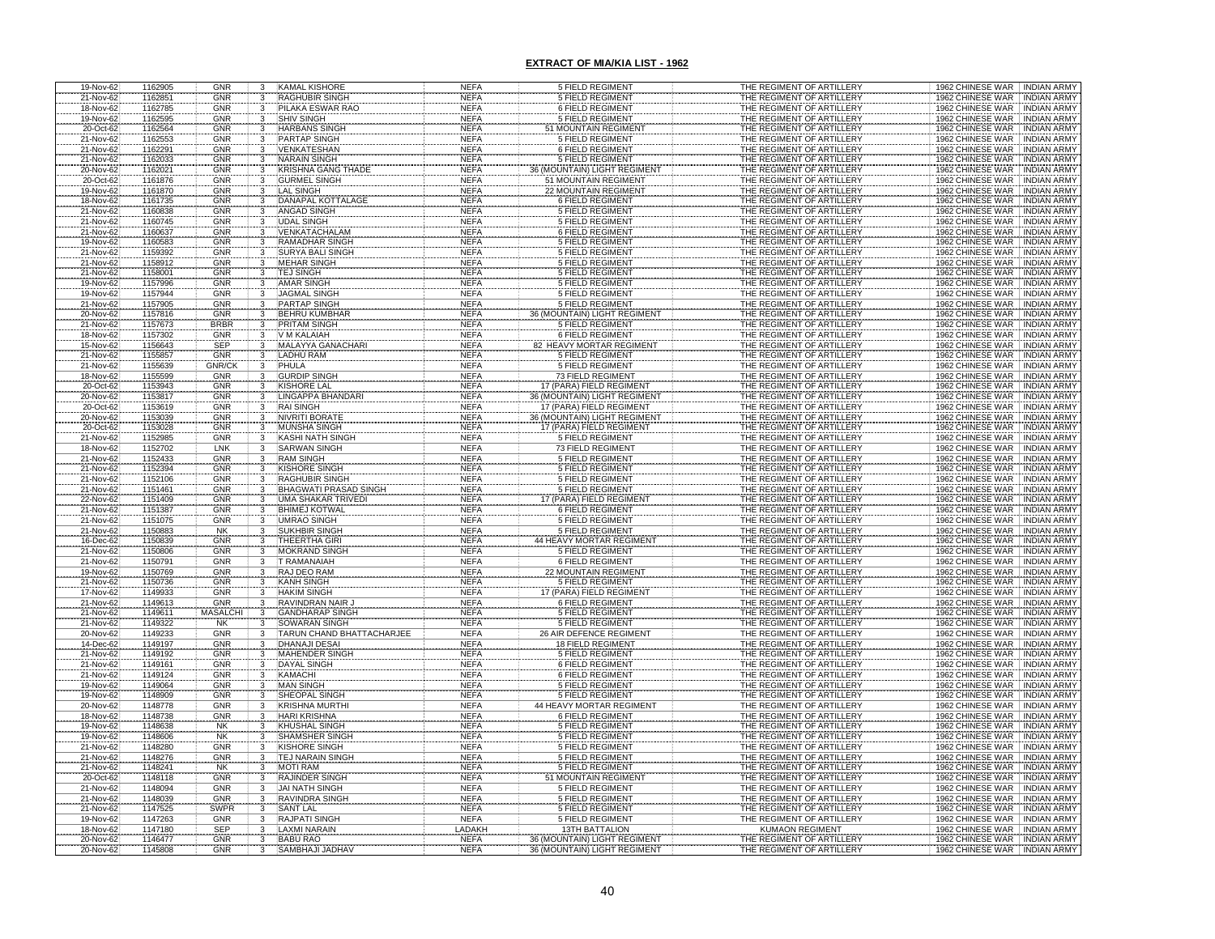## EXTRACT OF MIA/KIA LIST - 1962

| | | | | | | | | | |
|---|---|---|---|---|---|---|---|---|---|
| 19-Nov-62 | 1162905 | GNR | 3 | KAMAL KISHORE | NEFA | 5 FIELD REGIMENT | THE REGIMENT OF ARTILLERY | 1962 CHINESE WAR | INDIAN ARMY |
| 21-Nov-62 | 1162851 | GNR | 3 | RAGHUBIR SINGH | NEFA | 5 FIELD REGIMENT | THE REGIMENT OF ARTILLERY | 1962 CHINESE WAR | INDIAN ARMY |
| 18-Nov-62 | 1162785 | GNR | 3 | PILAKA ESWAR RAO | NEFA | 6 FIELD REGIMENT | THE REGIMENT OF ARTILLERY | 1962 CHINESE WAR | INDIAN ARMY |
| 19-Nov-62 | 1162595 | GNR | 3 | SHIV SINGH | NEFA | 5 FIELD REGIMENT | THE REGIMENT OF ARTILLERY | 1962 CHINESE WAR | INDIAN ARMY |
| 20-Oct-62 | 1162564 | GNR | 3 | HARBANS SINGH | NEFA | 51 MOUNTAIN REGIMENT | THE REGIMENT OF ARTILLERY | 1962 CHINESE WAR | INDIAN ARMY |
| 21-Nov-62 | 1162553 | GNR | 3 | PARTAP SINGH | NEFA | 5 FIELD REGIMENT | THE REGIMENT OF ARTILLERY | 1962 CHINESE WAR | INDIAN ARMY |
| 21-Nov-62 | 1162291 | GNR | 3 | VENKATESHAN | NEFA | 6 FIELD REGIMENT | THE REGIMENT OF ARTILLERY | 1962 CHINESE WAR | INDIAN ARMY |
| 21-Nov-62 | 1162033 | GNR | 3 | NARAIN SINGH | NEFA | 5 FIELD REGIMENT | THE REGIMENT OF ARTILLERY | 1962 CHINESE WAR | INDIAN ARMY |
| 20-Nov-62 | 1162021 | GNR | 3 | KRISHNA GANG THADE | NEFA | 36 (MOUNTAIN) LIGHT REGIMENT | THE REGIMENT OF ARTILLERY | 1962 CHINESE WAR | INDIAN ARMY |
| 20-Oct-62 | 1161876 | GNR | 3 | GURMEL SINGH | NEFA | 51 MOUNTAIN REGIMENT | THE REGIMENT OF ARTILLERY | 1962 CHINESE WAR | INDIAN ARMY |
| 19-Nov-62 | 1161870 | GNR | 3 | LAL SINGH | NEFA | 22 MOUNTAIN REGIMENT | THE REGIMENT OF ARTILLERY | 1962 CHINESE WAR | INDIAN ARMY |
| 18-Nov-62 | 1161735 | GNR | 3 | DANAPAL KOTTALAGE | NEFA | 6 FIELD REGIMENT | THE REGIMENT OF ARTILLERY | 1962 CHINESE WAR | INDIAN ARMY |
| 21-Nov-62 | 1160838 | GNR | 3 | ANGAD SINGH | NEFA | 5 FIELD REGIMENT | THE REGIMENT OF ARTILLERY | 1962 CHINESE WAR | INDIAN ARMY |
| 21-Nov-62 | 1160745 | GNR | 3 | UDAL SINGH | NEFA | 5 FIELD REGIMENT | THE REGIMENT OF ARTILLERY | 1962 CHINESE WAR | INDIAN ARMY |
| 21-Nov-62 | 1160637 | GNR | 3 | VENKATACHALAM | NEFA | 6 FIELD REGIMENT | THE REGIMENT OF ARTILLERY | 1962 CHINESE WAR | INDIAN ARMY |
| 19-Nov-62 | 1160583 | GNR | 3 | RAMADHAR SINGH | NEFA | 5 FIELD REGIMENT | THE REGIMENT OF ARTILLERY | 1962 CHINESE WAR | INDIAN ARMY |
| 21-Nov-62 | 1159392 | GNR | 3 | SURYA BALI SINGH | NEFA | 5 FIELD REGIMENT | THE REGIMENT OF ARTILLERY | 1962 CHINESE WAR | INDIAN ARMY |
| 21-Nov-62 | 1158912 | GNR | 3 | MEHAR SINGH | NEFA | 5 FIELD REGIMENT | THE REGIMENT OF ARTILLERY | 1962 CHINESE WAR | INDIAN ARMY |
| 21-Nov-62 | 1158001 | GNR | 3 | TEJ SINGH | NEFA | 5 FIELD REGIMENT | THE REGIMENT OF ARTILLERY | 1962 CHINESE WAR | INDIAN ARMY |
| 19-Nov-62 | 1157996 | GNR | 3 | AMAR SINGH | NEFA | 5 FIELD REGIMENT | THE REGIMENT OF ARTILLERY | 1962 CHINESE WAR | INDIAN ARMY |
| 19-Nov-62 | 1157944 | GNR | 3 | JAGMAL SINGH | NEFA | 5 FIELD REGIMENT | THE REGIMENT OF ARTILLERY | 1962 CHINESE WAR | INDIAN ARMY |
| 21-Nov-62 | 1157905 | GNR | 3 | PARTAP SINGH | NEFA | 5 FIELD REGIMENT | THE REGIMENT OF ARTILLERY | 1962 CHINESE WAR | INDIAN ARMY |
| 20-Nov-62 | 1157816 | GNR | 3 | BEHRU KUMBHAR | NEFA | 36 (MOUNTAIN) LIGHT REGIMENT | THE REGIMENT OF ARTILLERY | 1962 CHINESE WAR | INDIAN ARMY |
| 21-Nov-62 | 1157673 | BRBR | 3 | PRITAM SINGH | NEFA | 5 FIELD REGIMENT | THE REGIMENT OF ARTILLERY | 1962 CHINESE WAR | INDIAN ARMY |
| 18-Nov-62 | 1157302 | GNR | 3 | V M KALAIAH | NEFA | 6 FIELD REGIMENT | THE REGIMENT OF ARTILLERY | 1962 CHINESE WAR | INDIAN ARMY |
| 15-Nov-62 | 1156643 | SEP | 3 | MALAYYA GANACHARI | NEFA | 82 HEAVY MORTAR REGIMENT | THE REGIMENT OF ARTILLERY | 1962 CHINESE WAR | INDIAN ARMY |
| 21-Nov-62 | 1155857 | GNR | 3 | LADHU RAM | NEFA | 5 FIELD REGIMENT | THE REGIMENT OF ARTILLERY | 1962 CHINESE WAR | INDIAN ARMY |
| 21-Nov-62 | 1155639 | GNR/CK | 3 | PHULA | NEFA | 5 FIELD REGIMENT | THE REGIMENT OF ARTILLERY | 1962 CHINESE WAR | INDIAN ARMY |
| 18-Nov-62 | 1155599 | GNR | 3 | GURDIP SINGH | NEFA | 73 FIELD REGIMENT | THE REGIMENT OF ARTILLERY | 1962 CHINESE WAR | INDIAN ARMY |
| 20-Oct-62 | 1153943 | GNR | 3 | KISHORE LAL | NEFA | 17 (PARA) FIELD REGIMENT | THE REGIMENT OF ARTILLERY | 1962 CHINESE WAR | INDIAN ARMY |
| 20-Nov-62 | 1153817 | GNR | 3 | LINGAPPA BHANDARI | NEFA | 36 (MOUNTAIN) LIGHT REGIMENT | THE REGIMENT OF ARTILLERY | 1962 CHINESE WAR | INDIAN ARMY |
| 20-Oct-62 | 1153619 | GNR | 3 | RAI SINGH | NEFA | 17 (PARA) FIELD REGIMENT | THE REGIMENT OF ARTILLERY | 1962 CHINESE WAR | INDIAN ARMY |
| 20-Nov-62 | 1153039 | GNR | 3 | NIVRITI BORATE | NEFA | 36 (MOUNTAIN) LIGHT REGIMENT | THE REGIMENT OF ARTILLERY | 1962 CHINESE WAR | INDIAN ARMY |
| 20-Oct-62 | 1153028 | GNR | 3 | MUNSHA SINGH | NEFA | 17 (PARA) FIELD REGIMENT | THE REGIMENT OF ARTILLERY | 1962 CHINESE WAR | INDIAN ARMY |
| 21-Nov-62 | 1152985 | GNR | 3 | KASHI NATH SINGH | NEFA | 5 FIELD REGIMENT | THE REGIMENT OF ARTILLERY | 1962 CHINESE WAR | INDIAN ARMY |
| 18-Nov-62 | 1152702 | LNK | 3 | SARWAN SINGH | NEFA | 73 FIELD REGIMENT | THE REGIMENT OF ARTILLERY | 1962 CHINESE WAR | INDIAN ARMY |
| 21-Nov-62 | 1152433 | GNR | 3 | RAM SINGH | NEFA | 5 FIELD REGIMENT | THE REGIMENT OF ARTILLERY | 1962 CHINESE WAR | INDIAN ARMY |
| 21-Nov-62 | 1152394 | GNR | 3 | KISHORE SINGH | NEFA | 5 FIELD REGIMENT | THE REGIMENT OF ARTILLERY | 1962 CHINESE WAR | INDIAN ARMY |
| 21-Nov-62 | 1152106 | GNR | 3 | RAGHUBIR SINGH | NEFA | 5 FIELD REGIMENT | THE REGIMENT OF ARTILLERY | 1962 CHINESE WAR | INDIAN ARMY |
| 21-Nov-62 | 1151461 | GNR | 3 | BHAGWATI PRASAD SINGH | NEFA | 5 FIELD REGIMENT | THE REGIMENT OF ARTILLERY | 1962 CHINESE WAR | INDIAN ARMY |
| 22-Nov-62 | 1151409 | GNR | 3 | UMA SHAKAR TRIVEDI | NEFA | 17 (PARA) FIELD REGIMENT | THE REGIMENT OF ARTILLERY | 1962 CHINESE WAR | INDIAN ARMY |
| 21-Nov-62 | 1151387 | GNR | 3 | BHIMEJ KOTWAL | NEFA | 6 FIELD REGIMENT | THE REGIMENT OF ARTILLERY | 1962 CHINESE WAR | INDIAN ARMY |
| 21-Nov-62 | 1151075 | GNR | 3 | UMRAO SINGH | NEFA | 5 FIELD REGIMENT | THE REGIMENT OF ARTILLERY | 1962 CHINESE WAR | INDIAN ARMY |
| 21-Nov-62 | 1150883 | NK | 3 | SUKHBIR SINGH | NEFA | 5 FIELD REGIMENT | THE REGIMENT OF ARTILLERY | 1962 CHINESE WAR | INDIAN ARMY |
| 16-Dec-62 | 1150839 | GNR | 3 | THEERTHA GIRI | NEFA | 44 HEAVY MORTAR REGIMENT | THE REGIMENT OF ARTILLERY | 1962 CHINESE WAR | INDIAN ARMY |
| 21-Nov-62 | 1150806 | GNR | 3 | MOKRAND SINGH | NEFA | 5 FIELD REGIMENT | THE REGIMENT OF ARTILLERY | 1962 CHINESE WAR | INDIAN ARMY |
| 21-Nov-62 | 1150791 | GNR | 3 | T RAMANAIAH | NEFA | 6 FIELD REGIMENT | THE REGIMENT OF ARTILLERY | 1962 CHINESE WAR | INDIAN ARMY |
| 19-Nov-62 | 1150769 | GNR | 3 | RAJ DEO RAM | NEFA | 22 MOUNTAIN REGIMENT | THE REGIMENT OF ARTILLERY | 1962 CHINESE WAR | INDIAN ARMY |
| 21-Nov-62 | 1150736 | GNR | 3 | KANH SINGH | NEFA | 5 FIELD REGIMENT | THE REGIMENT OF ARTILLERY | 1962 CHINESE WAR | INDIAN ARMY |
| 17-Nov-62 | 1149933 | GNR | 3 | HAKIM SINGH | NEFA | 17 (PARA) FIELD REGIMENT | THE REGIMENT OF ARTILLERY | 1962 CHINESE WAR | INDIAN ARMY |
| 21-Nov-62 | 1149613 | GNR | 3 | RAVINDRAN NAIR J | NEFA | 6 FIELD REGIMENT | THE REGIMENT OF ARTILLERY | 1962 CHINESE WAR | INDIAN ARMY |
| 21-Nov-62 | 1149611 | MASALCHI | 3 | GANDHARAP SINGH | NEFA | 5 FIELD REGIMENT | THE REGIMENT OF ARTILLERY | 1962 CHINESE WAR | INDIAN ARMY |
| 21-Nov-62 | 1149322 | NK | 3 | SOWARAN SINGH | NEFA | 5 FIELD REGIMENT | THE REGIMENT OF ARTILLERY | 1962 CHINESE WAR | INDIAN ARMY |
| 20-Nov-62 | 1149233 | GNR | 3 | TARUN CHAND BHATTACHARJEE | NEFA | 26 AIR DEFENCE REGIMENT | THE REGIMENT OF ARTILLERY | 1962 CHINESE WAR | INDIAN ARMY |
| 14-Dec-62 | 1149197 | GNR | 3 | DHANAJI DESAI | NEFA | 18 FIELD REGIMENT | THE REGIMENT OF ARTILLERY | 1962 CHINESE WAR | INDIAN ARMY |
| 21-Nov-62 | 1149192 | GNR | 3 | MAHENDER SINGH | NEFA | 5 FIELD REGIMENT | THE REGIMENT OF ARTILLERY | 1962 CHINESE WAR | INDIAN ARMY |
| 21-Nov-62 | 1149161 | GNR | 3 | DAYAL SINGH | NEFA | 6 FIELD REGIMENT | THE REGIMENT OF ARTILLERY | 1962 CHINESE WAR | INDIAN ARMY |
| 21-Nov-62 | 1149124 | GNR | 3 | KAMACHI | NEFA | 6 FIELD REGIMENT | THE REGIMENT OF ARTILLERY | 1962 CHINESE WAR | INDIAN ARMY |
| 19-Nov-62 | 1149064 | GNR | 3 | MAN SINGH | NEFA | 5 FIELD REGIMENT | THE REGIMENT OF ARTILLERY | 1962 CHINESE WAR | INDIAN ARMY |
| 19-Nov-62 | 1148909 | GNR | 3 | SHEOPAL SINGH | NEFA | 5 FIELD REGIMENT | THE REGIMENT OF ARTILLERY | 1962 CHINESE WAR | INDIAN ARMY |
| 20-Nov-62 | 1148778 | GNR | 3 | KRISHNA MURTHI | NEFA | 44 HEAVY MORTAR REGIMENT | THE REGIMENT OF ARTILLERY | 1962 CHINESE WAR | INDIAN ARMY |
| 18-Nov-62 | 1148738 | GNR | 3 | HARI KRISHNA | NEFA | 6 FIELD REGIMENT | THE REGIMENT OF ARTILLERY | 1962 CHINESE WAR | INDIAN ARMY |
| 19-Nov-62 | 1148638 | NK | 3 | KHUSHAL SINGH | NEFA | 5 FIELD REGIMENT | THE REGIMENT OF ARTILLERY | 1962 CHINESE WAR | INDIAN ARMY |
| 19-Nov-62 | 1148606 | NK | 3 | SHAMSHER SINGH | NEFA | 5 FIELD REGIMENT | THE REGIMENT OF ARTILLERY | 1962 CHINESE WAR | INDIAN ARMY |
| 21-Nov-62 | 1148280 | GNR | 3 | KISHORE SINGH | NEFA | 5 FIELD REGIMENT | THE REGIMENT OF ARTILLERY | 1962 CHINESE WAR | INDIAN ARMY |
| 21-Nov-62 | 1148276 | GNR | 3 | TEJ NARAIN SINGH | NEFA | 5 FIELD REGIMENT | THE REGIMENT OF ARTILLERY | 1962 CHINESE WAR | INDIAN ARMY |
| 21-Nov-62 | 1148241 | NK | 3 | MOTI RAM | NEFA | 5 FIELD REGIMENT | THE REGIMENT OF ARTILLERY | 1962 CHINESE WAR | INDIAN ARMY |
| 20-Oct-62 | 1148118 | GNR | 3 | RAJINDER SINGH | NEFA | 51 MOUNTAIN REGIMENT | THE REGIMENT OF ARTILLERY | 1962 CHINESE WAR | INDIAN ARMY |
| 21-Nov-62 | 1148094 | GNR | 3 | JAI NATH SINGH | NEFA | 5 FIELD REGIMENT | THE REGIMENT OF ARTILLERY | 1962 CHINESE WAR | INDIAN ARMY |
| 21-Nov-62 | 1148039 | GNR | 3 | RAVINDRA SINGH | NEFA | 5 FIELD REGIMENT | THE REGIMENT OF ARTILLERY | 1962 CHINESE WAR | INDIAN ARMY |
| 21-Nov-62 | 1147525 | SWPR | 3 | SANT LAL | NEFA | 5 FIELD REGIMENT | THE REGIMENT OF ARTILLERY | 1962 CHINESE WAR | INDIAN ARMY |
| 19-Nov-62 | 1147263 | GNR | 3 | RAJPATI SINGH | NEFA | 5 FIELD REGIMENT | THE REGIMENT OF ARTILLERY | 1962 CHINESE WAR | INDIAN ARMY |
| 18-Nov-62 | 1147180 | SEP | 3 | LAXMI NARAIN | LADAKH | 13TH BATTALION | KUMAON REGIMENT | 1962 CHINESE WAR | INDIAN ARMY |
| 20-Nov-62 | 1146477 | GNR | 3 | BABU RAO | NEFA | 36 (MOUNTAIN) LIGHT REGIMENT | THE REGIMENT OF ARTILLERY | 1962 CHINESE WAR | INDIAN ARMY |
| 20-Nov-62 | 1145808 | GNR | 3 | SAMBHAJI JADHAV | NEFA | 36 (MOUNTAIN) LIGHT REGIMENT | THE REGIMENT OF ARTILLERY | 1962 CHINESE WAR | INDIAN ARMY |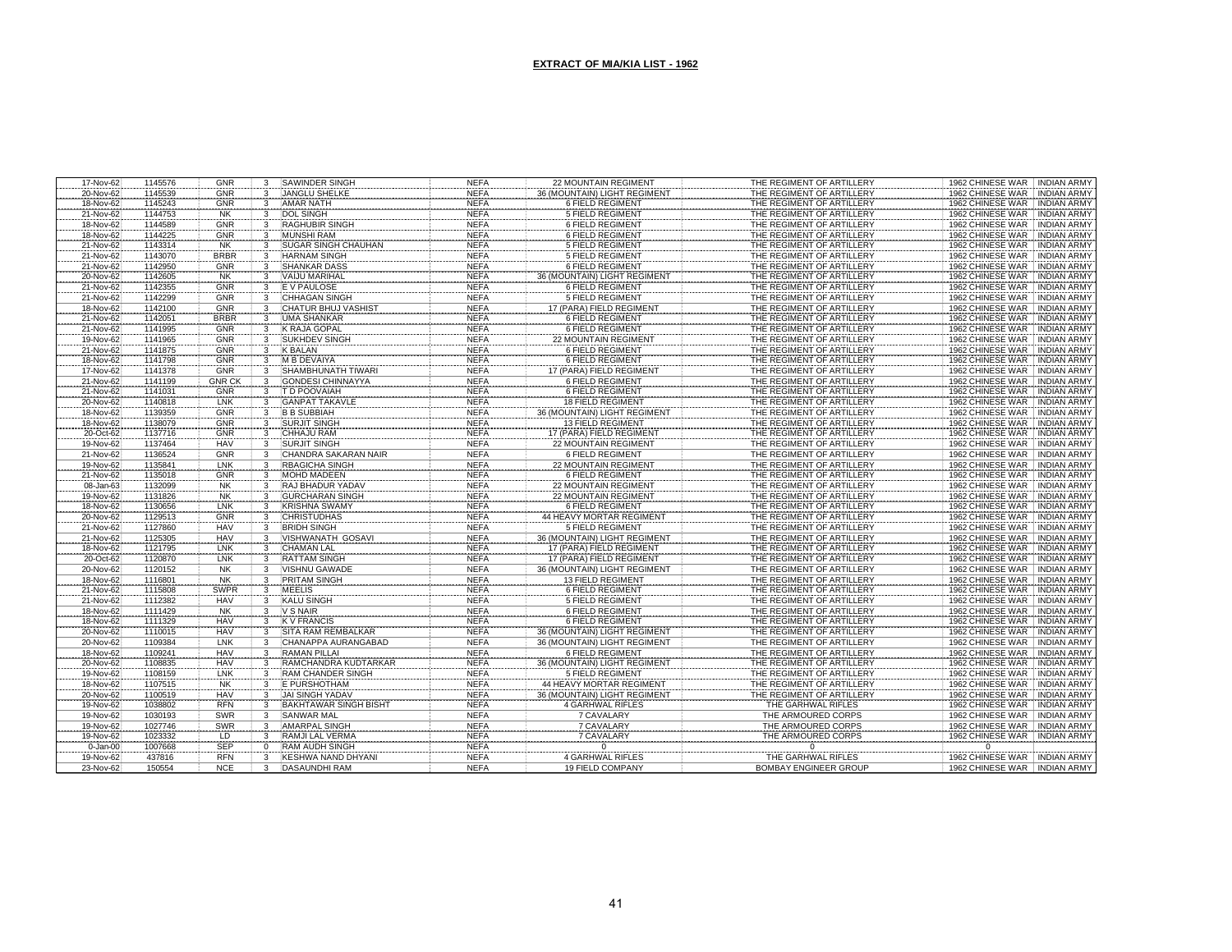**EXTRACT OF MIA/KIA LIST - 1962**

| | | | | | | | | | |
|---|---|---|---|---|---|---|---|---|---|
| 17-Nov-62 | 1145576 | GNR | 3 | SAWINDER SINGH | NEFA | 22 MOUNTAIN REGIMENT | THE REGIMENT OF ARTILLERY | 1962 CHINESE WAR | INDIAN ARMY |
| 20-Nov-62 | 1145539 | GNR | 3 | JANGLU SHELKE | NEFA | 36 (MOUNTAIN) LIGHT REGIMENT | THE REGIMENT OF ARTILLERY | 1962 CHINESE WAR | INDIAN ARMY |
| 18-Nov-62 | 1145243 | GNR | 3 | AMAR NATH | NEFA | 6 FIELD REGIMENT | THE REGIMENT OF ARTILLERY | 1962 CHINESE WAR | INDIAN ARMY |
| 21-Nov-62 | 1144753 | NK | 3 | DOL SINGH | NEFA | 5 FIELD REGIMENT | THE REGIMENT OF ARTILLERY | 1962 CHINESE WAR | INDIAN ARMY |
| 18-Nov-62 | 1144589 | GNR | 3 | RAGHUBIR SINGH | NEFA | 6 FIELD REGIMENT | THE REGIMENT OF ARTILLERY | 1962 CHINESE WAR | INDIAN ARMY |
| 18-Nov-62 | 1144225 | GNR | 3 | MUNSHI RAM | NEFA | 6 FIELD REGIMENT | THE REGIMENT OF ARTILLERY | 1962 CHINESE WAR | INDIAN ARMY |
| 21-Nov-62 | 1143314 | NK | 3 | SUGAR SINGH CHAUHAN | NEFA | 5 FIELD REGIMENT | THE REGIMENT OF ARTILLERY | 1962 CHINESE WAR | INDIAN ARMY |
| 21-Nov-62 | 1143070 | BRBR | 3 | HARNAM SINGH | NEFA | 5 FIELD REGIMENT | THE REGIMENT OF ARTILLERY | 1962 CHINESE WAR | INDIAN ARMY |
| 21-Nov-62 | 1142950 | GNR | 3 | SHANKAR DASS | NEFA | 6 FIELD REGIMENT | THE REGIMENT OF ARTILLERY | 1962 CHINESE WAR | INDIAN ARMY |
| 20-Nov-62 | 1142605 | NK | 3 | VAIJU MARIHAL | NEFA | 36 (MOUNTAIN) LIGHT REGIMENT | THE REGIMENT OF ARTILLERY | 1962 CHINESE WAR | INDIAN ARMY |
| 21-Nov-62 | 1142355 | GNR | 3 | E V PAULOSE | NEFA | 6 FIELD REGIMENT | THE REGIMENT OF ARTILLERY | 1962 CHINESE WAR | INDIAN ARMY |
| 21-Nov-62 | 1142299 | GNR | 3 | CHHAGAN SINGH | NEFA | 5 FIELD REGIMENT | THE REGIMENT OF ARTILLERY | 1962 CHINESE WAR | INDIAN ARMY |
| 18-Nov-62 | 1142100 | GNR | 3 | CHATUR BHUJ VASHIST | NEFA | 17 (PARA) FIELD REGIMENT | THE REGIMENT OF ARTILLERY | 1962 CHINESE WAR | INDIAN ARMY |
| 21-Nov-62 | 1142051 | BRBR | 3 | UMA SHANKAR | NEFA | 6 FIELD REGIMENT | THE REGIMENT OF ARTILLERY | 1962 CHINESE WAR | INDIAN ARMY |
| 21-Nov-62 | 1141995 | GNR | 3 | K RAJA GOPAL | NEFA | 6 FIELD REGIMENT | THE REGIMENT OF ARTILLERY | 1962 CHINESE WAR | INDIAN ARMY |
| 19-Nov-62 | 1141965 | GNR | 3 | SUKHDEV SINGH | NEFA | 22 MOUNTAIN REGIMENT | THE REGIMENT OF ARTILLERY | 1962 CHINESE WAR | INDIAN ARMY |
| 21-Nov-62 | 1141875 | GNR | 3 | K BALAN | NEFA | 6 FIELD REGIMENT | THE REGIMENT OF ARTILLERY | 1962 CHINESE WAR | INDIAN ARMY |
| 18-Nov-62 | 1141798 | GNR | 3 | M B DEVAIYA | NEFA | 6 FIELD REGIMENT | THE REGIMENT OF ARTILLERY | 1962 CHINESE WAR | INDIAN ARMY |
| 17-Nov-62 | 1141378 | GNR | 3 | SHAMBHUNATH TIWARI | NEFA | 17 (PARA) FIELD REGIMENT | THE REGIMENT OF ARTILLERY | 1962 CHINESE WAR | INDIAN ARMY |
| 21-Nov-62 | 1141199 | GNR CK | 3 | GONDESI CHINNAYYA | NEFA | 6 FIELD REGIMENT | THE REGIMENT OF ARTILLERY | 1962 CHINESE WAR | INDIAN ARMY |
| 21-Nov-62 | 1141031 | GNR | 3 | T D POOVAIAH | NEFA | 6 FIELD REGIMENT | THE REGIMENT OF ARTILLERY | 1962 CHINESE WAR | INDIAN ARMY |
| 20-Nov-62 | 1140818 | LNK | 3 | GANPAT TAKAVLE | NEFA | 18 FIELD REGIMENT | THE REGIMENT OF ARTILLERY | 1962 CHINESE WAR | INDIAN ARMY |
| 18-Nov-62 | 1139359 | GNR | 3 | B B SUBBIAH | NEFA | 36 (MOUNTAIN) LIGHT REGIMENT | THE REGIMENT OF ARTILLERY | 1962 CHINESE WAR | INDIAN ARMY |
| 18-Nov-62 | 1138079 | GNR | 3 | SURJIT SINGH | NEFA | 13 FIELD REGIMENT | THE REGIMENT OF ARTILLERY | 1962 CHINESE WAR | INDIAN ARMY |
| 20-Oct-62 | 1137716 | GNR | 3 | CHHAJU RAM | NEFA | 17 (PARA) FIELD REGIMENT | THE REGIMENT OF ARTILLERY | 1962 CHINESE WAR | INDIAN ARMY |
| 19-Nov-62 | 1137464 | HAV | 3 | SURJIT SINGH | NEFA | 22 MOUNTAIN REGIMENT | THE REGIMENT OF ARTILLERY | 1962 CHINESE WAR | INDIAN ARMY |
| 21-Nov-62 | 1136524 | GNR | 3 | CHANDRA SAKARAN NAIR | NEFA | 6 FIELD REGIMENT | THE REGIMENT OF ARTILLERY | 1962 CHINESE WAR | INDIAN ARMY |
| 19-Nov-62 | 1135841 | LNK | 3 | RBAGICHA SINGH | NEFA | 22 MOUNTAIN REGIMENT | THE REGIMENT OF ARTILLERY | 1962 CHINESE WAR | INDIAN ARMY |
| 21-Nov-62 | 1135018 | GNR | 3 | MOHD MADEEN | NEFA | 6 FIELD REGIMENT | THE REGIMENT OF ARTILLERY | 1962 CHINESE WAR | INDIAN ARMY |
| 08-Jan-63 | 1132099 | NK | 3 | RAJ BHADUR YADAV | NEFA | 22 MOUNTAIN REGIMENT | THE REGIMENT OF ARTILLERY | 1962 CHINESE WAR | INDIAN ARMY |
| 19-Nov-62 | 1131826 | NK | 3 | GURCHARAN SINGH | NEFA | 22 MOUNTAIN REGIMENT | THE REGIMENT OF ARTILLERY | 1962 CHINESE WAR | INDIAN ARMY |
| 18-Nov-62 | 1130656 | LNK | 3 | KRISHNA SWAMY | NEFA | 6 FIELD REGIMENT | THE REGIMENT OF ARTILLERY | 1962 CHINESE WAR | INDIAN ARMY |
| 20-Nov-62 | 1129513 | GNR | 3 | CHRISTUDHAS | NEFA | 44 HEAVY MORTAR REGIMENT | THE REGIMENT OF ARTILLERY | 1962 CHINESE WAR | INDIAN ARMY |
| 21-Nov-62 | 1127860 | HAV | 3 | BRIDH SINGH | NEFA | 5 FIELD REGIMENT | THE REGIMENT OF ARTILLERY | 1962 CHINESE WAR | INDIAN ARMY |
| 21-Nov-62 | 1125305 | HAV | 3 | VISHWANATH GOSAVI | NEFA | 36 (MOUNTAIN) LIGHT REGIMENT | THE REGIMENT OF ARTILLERY | 1962 CHINESE WAR | INDIAN ARMY |
| 18-Nov-62 | 1121795 | LNK | 3 | CHAMAN LAL | NEFA | 17 (PARA) FIELD REGIMENT | THE REGIMENT OF ARTILLERY | 1962 CHINESE WAR | INDIAN ARMY |
| 20-Oct-62 | 1120870 | LNK | 3 | RATTAM SINGH | NEFA | 17 (PARA) FIELD REGIMENT | THE REGIMENT OF ARTILLERY | 1962 CHINESE WAR | INDIAN ARMY |
| 20-Nov-62 | 1120152 | NK | 3 | VISHNU GAWADE | NEFA | 36 (MOUNTAIN) LIGHT REGIMENT | THE REGIMENT OF ARTILLERY | 1962 CHINESE WAR | INDIAN ARMY |
| 18-Nov-62 | 1116801 | NK | 3 | PRITAM SINGH | NEFA | 13 FIELD REGIMENT | THE REGIMENT OF ARTILLERY | 1962 CHINESE WAR | INDIAN ARMY |
| 21-Nov-62 | 1115808 | SWPR | 3 | MEELIS | NEFA | 6 FIELD REGIMENT | THE REGIMENT OF ARTILLERY | 1962 CHINESE WAR | INDIAN ARMY |
| 21-Nov-62 | 1112382 | HAV | 3 | KALU SINGH | NEFA | 5 FIELD REGIMENT | THE REGIMENT OF ARTILLERY | 1962 CHINESE WAR | INDIAN ARMY |
| 18-Nov-62 | 1111429 | NK | 3 | V S NAIR | NEFA | 6 FIELD REGIMENT | THE REGIMENT OF ARTILLERY | 1962 CHINESE WAR | INDIAN ARMY |
| 18-Nov-62 | 1111329 | HAV | 3 | K V FRANCIS | NEFA | 6 FIELD REGIMENT | THE REGIMENT OF ARTILLERY | 1962 CHINESE WAR | INDIAN ARMY |
| 20-Nov-62 | 1110015 | HAV | 3 | SITA RAM REMBALKAR | NEFA | 36 (MOUNTAIN) LIGHT REGIMENT | THE REGIMENT OF ARTILLERY | 1962 CHINESE WAR | INDIAN ARMY |
| 20-Nov-62 | 1109384 | LNK | 3 | CHANAPPA AURANGABAD | NEFA | 36 (MOUNTAIN) LIGHT REGIMENT | THE REGIMENT OF ARTILLERY | 1962 CHINESE WAR | INDIAN ARMY |
| 18-Nov-62 | 1109241 | HAV | 3 | RAMAN PILLAI | NEFA | 6 FIELD REGIMENT | THE REGIMENT OF ARTILLERY | 1962 CHINESE WAR | INDIAN ARMY |
| 20-Nov-62 | 1108835 | HAV | 3 | RAMCHANDRA KUDTARKAR | NEFA | 36 (MOUNTAIN) LIGHT REGIMENT | THE REGIMENT OF ARTILLERY | 1962 CHINESE WAR | INDIAN ARMY |
| 19-Nov-62 | 1108159 | LNK | 3 | RAM CHANDER SINGH | NEFA | 5 FIELD REGIMENT | THE REGIMENT OF ARTILLERY | 1962 CHINESE WAR | INDIAN ARMY |
| 18-Nov-62 | 1107515 | NK | 3 | E PURSHOTHAM | NEFA | 44 HEAVY MORTAR REGIMENT | THE REGIMENT OF ARTILLERY | 1962 CHINESE WAR | INDIAN ARMY |
| 20-Nov-62 | 1100519 | HAV | 3 | JAI SINGH YADAV | NEFA | 36 (MOUNTAIN) LIGHT REGIMENT | THE REGIMENT OF ARTILLERY | 1962 CHINESE WAR | INDIAN ARMY |
| 19-Nov-62 | 1038802 | RFN | 3 | BAKHTAWAR SINGH BISHT | NEFA | 4 GARHWAL RIFLES | THE GARHWAL RIFLES | 1962 CHINESE WAR | INDIAN ARMY |
| 19-Nov-62 | 1030193 | SWR | 3 | SANWAR MAL | NEFA | 7 CAVALARY | THE ARMOURED CORPS | 1962 CHINESE WAR | INDIAN ARMY |
| 19-Nov-62 | 1027746 | SWR | 3 | AMARPAL SINGH | NEFA | 7 CAVALARY | THE ARMOURED CORPS | 1962 CHINESE WAR | INDIAN ARMY |
| 19-Nov-62 | 1023332 | LD | 3 | RAMJI LAL VERMA | NEFA | 7 CAVALARY | THE ARMOURED CORPS | 1962 CHINESE WAR | INDIAN ARMY |
| 0-Jan-00 | 1007668 | SEP | 0 | RAM AUDH SINGH | NEFA | 0 | 0 | 0 | |
| 19-Nov-62 | 437816 | RFN | 3 | KESHWA NAND DHYANI | NEFA | 4 GARHWAL RIFLES | THE GARHWAL RIFLES | 1962 CHINESE WAR | INDIAN ARMY |
| 23-Nov-62 | 150554 | NCE | 3 | DASAUNDHI RAM | NEFA | 19 FIELD COMPANY | BOMBAY ENGINEER GROUP | 1962 CHINESE WAR | INDIAN ARMY |